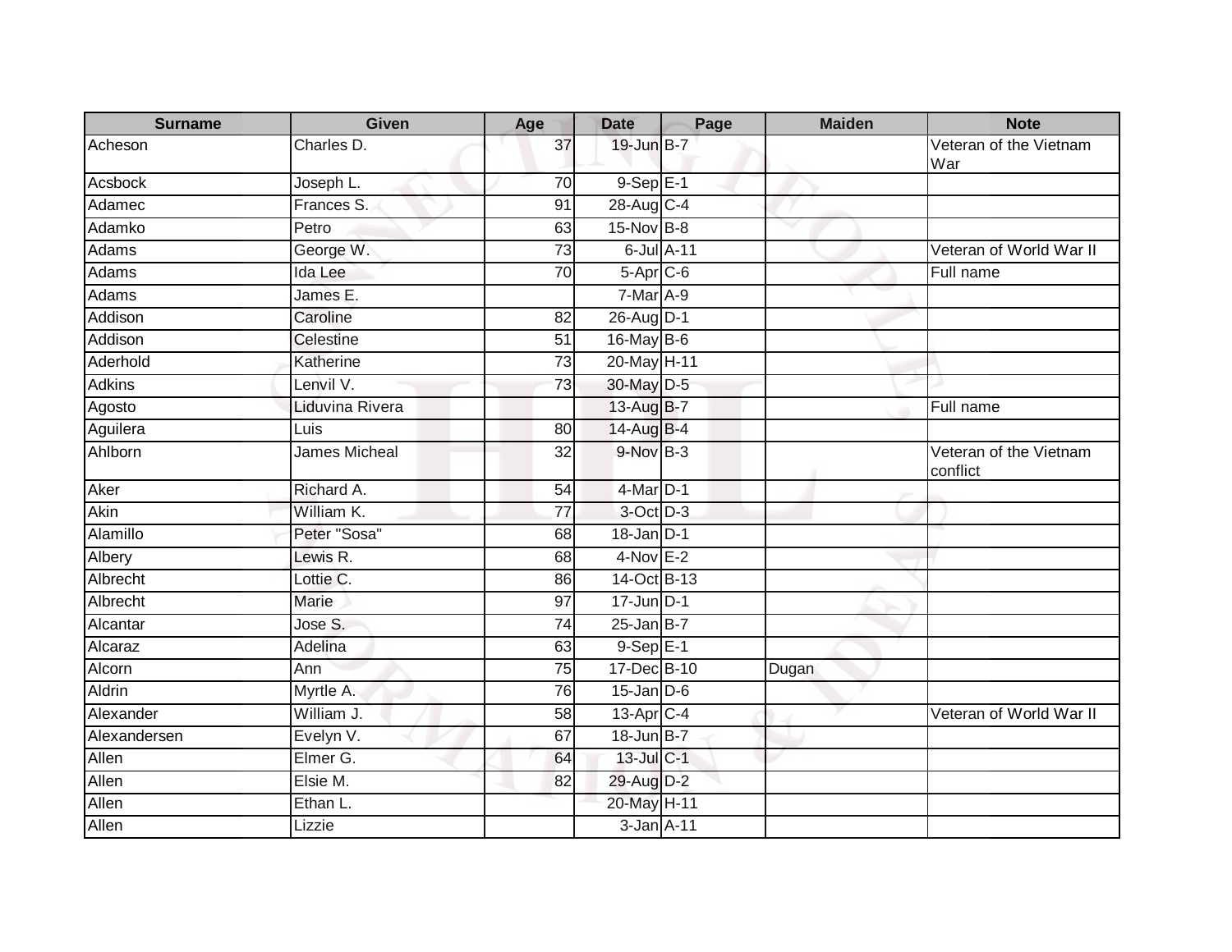| Surname | Given | Age | Date | Page | Maiden | Note |
|---|---|---|---|---|---|---|
| Acheson | Charles D. | 37 | 19-Jun | B-7 | | Veteran of the Vietnam War |
| Acsbock | Joseph L. | 70 | 9-Sep | E-1 | | |
| Adamec | Frances S. | 91 | 28-Aug | C-4 | | |
| Adamko | Petro | 63 | 15-Nov | B-8 | | |
| Adams | George W. | 73 | 6-Jul | A-11 | | Veteran of World War II |
| Adams | Ida Lee | 70 | 5-Apr | C-6 | | Full name |
| Adams | James E. | | 7-Mar | A-9 | | |
| Addison | Caroline | 82 | 26-Aug | D-1 | | |
| Addison | Celestine | 51 | 16-May | B-6 | | |
| Aderhold | Katherine | 73 | 20-May | H-11 | | |
| Adkins | Lenvil V. | 73 | 30-May | D-5 | | |
| Agosto | Liduvina Rivera | | 13-Aug | B-7 | | Full name |
| Aguilera | Luis | 80 | 14-Aug | B-4 | | |
| Ahlborn | James Micheal | 32 | 9-Nov | B-3 | | Veteran of the Vietnam conflict |
| Aker | Richard A. | 54 | 4-Mar | D-1 | | |
| Akin | William K. | 77 | 3-Oct | D-3 | | |
| Alamillo | Peter "Sosa" | 68 | 18-Jan | D-1 | | |
| Albery | Lewis R. | 68 | 4-Nov | E-2 | | |
| Albrecht | Lottie C. | 86 | 14-Oct | B-13 | | |
| Albrecht | Marie | 97 | 17-Jun | D-1 | | |
| Alcantar | Jose S. | 74 | 25-Jan | B-7 | | |
| Alcaraz | Adelina | 63 | 9-Sep | E-1 | | |
| Alcorn | Ann | 75 | 17-Dec | B-10 | Dugan | |
| Aldrin | Myrtle A. | 76 | 15-Jan | D-6 | | |
| Alexander | William J. | 58 | 13-Apr | C-4 | | Veteran of World War II |
| Alexandersen | Evelyn V. | 67 | 18-Jun | B-7 | | |
| Allen | Elmer G. | 64 | 13-Jul | C-1 | | |
| Allen | Elsie M. | 82 | 29-Aug | D-2 | | |
| Allen | Ethan L. | | 20-May | H-11 | | |
| Allen | Lizzie | | 3-Jan | A-11 | | |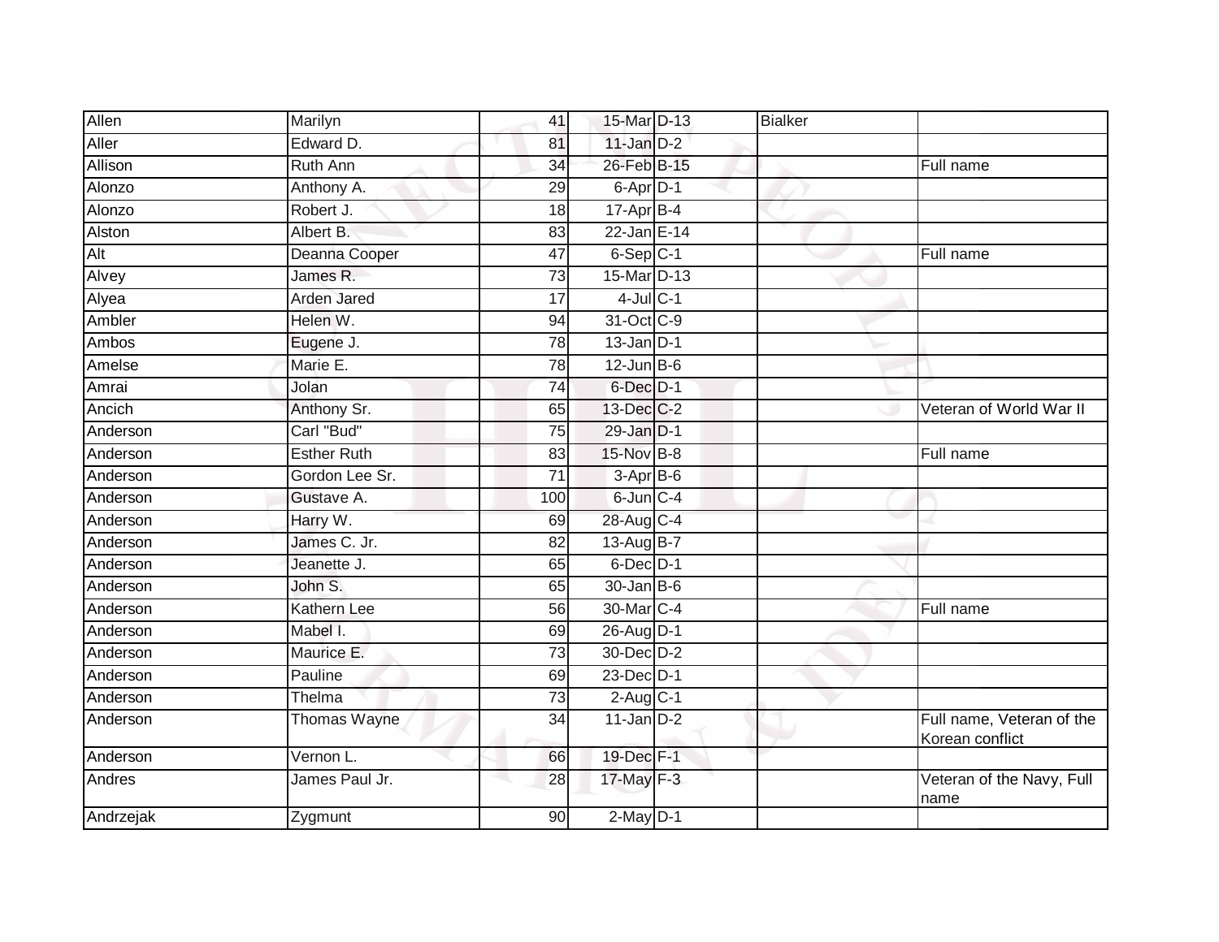| | | | | | | |
|---|---|---|---|---|---|---|
| Allen | Marilyn | 41 | 15-Mar | D-13 | Bialker | |
| Aller | Edward D. | 81 | 11-Jan | D-2 | | |
| Allison | Ruth Ann | 34 | 26-Feb | B-15 | | Full name |
| Alonzo | Anthony A. | 29 | 6-Apr | D-1 | | |
| Alonzo | Robert J. | 18 | 17-Apr | B-4 | | |
| Alston | Albert B. | 83 | 22-Jan | E-14 | | |
| Alt | Deanna Cooper | 47 | 6-Sep | C-1 | | Full name |
| Alvey | James R. | 73 | 15-Mar | D-13 | | |
| Alyea | Arden Jared | 17 | 4-Jul | C-1 | | |
| Ambler | Helen W. | 94 | 31-Oct | C-9 | | |
| Ambos | Eugene J. | 78 | 13-Jan | D-1 | | |
| Amelse | Marie E. | 78 | 12-Jun | B-6 | | |
| Amrai | Jolan | 74 | 6-Dec | D-1 | | |
| Ancich | Anthony Sr. | 65 | 13-Dec | C-2 | | Veteran of World War II |
| Anderson | Carl "Bud" | 75 | 29-Jan | D-1 | | |
| Anderson | Esther Ruth | 83 | 15-Nov | B-8 | | Full name |
| Anderson | Gordon Lee Sr. | 71 | 3-Apr | B-6 | | |
| Anderson | Gustave A. | 100 | 6-Jun | C-4 | | |
| Anderson | Harry W. | 69 | 28-Aug | C-4 | | |
| Anderson | James C. Jr. | 82 | 13-Aug | B-7 | | |
| Anderson | Jeanette J. | 65 | 6-Dec | D-1 | | |
| Anderson | John S. | 65 | 30-Jan | B-6 | | |
| Anderson | Kathern Lee | 56 | 30-Mar | C-4 | | Full name |
| Anderson | Mabel I. | 69 | 26-Aug | D-1 | | |
| Anderson | Maurice E. | 73 | 30-Dec | D-2 | | |
| Anderson | Pauline | 69 | 23-Dec | D-1 | | |
| Anderson | Thelma | 73 | 2-Aug | C-1 | | |
| Anderson | Thomas Wayne | 34 | 11-Jan | D-2 | | Full name, Veteran of the Korean conflict |
| Anderson | Vernon L. | 66 | 19-Dec | F-1 | | |
| Andres | James Paul Jr. | 28 | 17-May | F-3 | | Veteran of the Navy, Full name |
| Andrzejak | Zygmunt | 90 | 2-May | D-1 | | |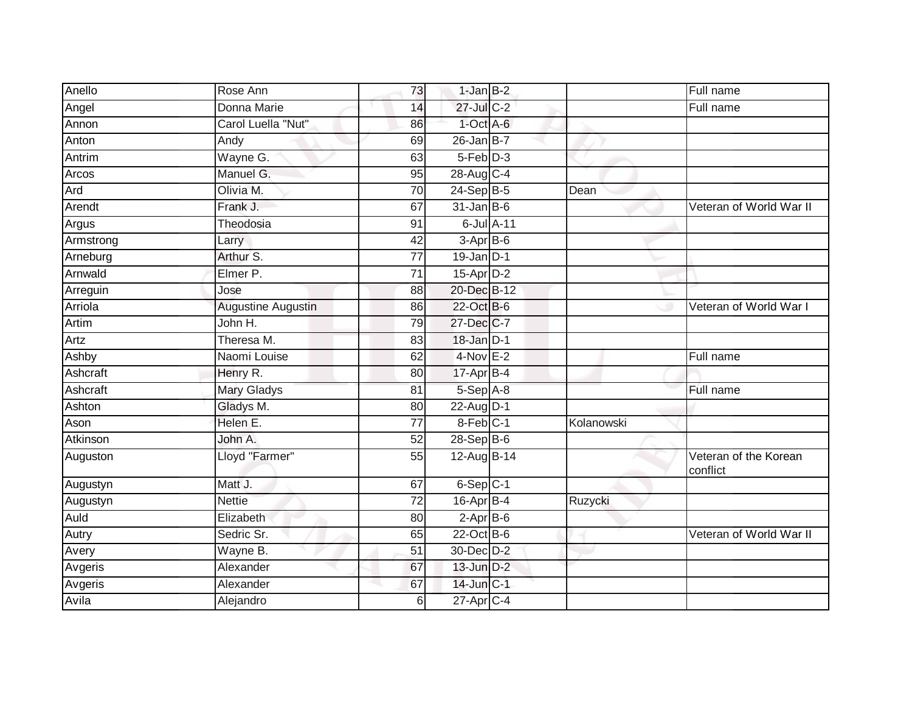| Anello | Rose Ann | 73 | 1-Jan | B-2 | | Full name |
|---|---|---|---|---|---|---|
| Angel | Donna Marie | 14 | 27-Jul | C-2 | | Full name |
| Annon | Carol Luella "Nut" | 86 | 1-Oct | A-6 | | |
| Anton | Andy | 69 | 26-Jan | B-7 | | |
| Antrim | Wayne G. | 63 | 5-Feb | D-3 | | |
| Arcos | Manuel G. | 95 | 28-Aug | C-4 | | |
| Ard | Olivia M. | 70 | 24-Sep | B-5 | Dean | |
| Arendt | Frank J. | 67 | 31-Jan | B-6 | | Veteran of World War II |
| Argus | Theodosia | 91 | 6-Jul | A-11 | | |
| Armstrong | Larry | 42 | 3-Apr | B-6 | | |
| Arneburg | Arthur S. | 77 | 19-Jan | D-1 | | |
| Arnwald | Elmer P. | 71 | 15-Apr | D-2 | | |
| Arreguin | Jose | 88 | 20-Dec | B-12 | | |
| Arriola | Augustine Augustin | 86 | 22-Oct | B-6 | | Veteran of World War I |
| Artim | John H. | 79 | 27-Dec | C-7 | | |
| Artz | Theresa M. | 83 | 18-Jan | D-1 | | |
| Ashby | Naomi Louise | 62 | 4-Nov | E-2 | | Full name |
| Ashcraft | Henry R. | 80 | 17-Apr | B-4 | | |
| Ashcraft | Mary Gladys | 81 | 5-Sep | A-8 | | Full name |
| Ashton | Gladys M. | 80 | 22-Aug | D-1 | | |
| Ason | Helen E. | 77 | 8-Feb | C-1 | Kolanowski | |
| Atkinson | John A. | 52 | 28-Sep | B-6 | | |
| Auguston | Lloyd "Farmer" | 55 | 12-Aug | B-14 | | Veteran of the Korean conflict |
| Augustyn | Matt J. | 67 | 6-Sep | C-1 | | |
| Augustyn | Nettie | 72 | 16-Apr | B-4 | Ruzycki | |
| Auld | Elizabeth | 80 | 2-Apr | B-6 | | |
| Autry | Sedric Sr. | 65 | 22-Oct | B-6 | | Veteran of World War II |
| Avery | Wayne B. | 51 | 30-Dec | D-2 | | |
| Avgeris | Alexander | 67 | 13-Jun | D-2 | | |
| Avgeris | Alexander | 67 | 14-Jun | C-1 | | |
| Avila | Alejandro | 6 | 27-Apr | C-4 | | |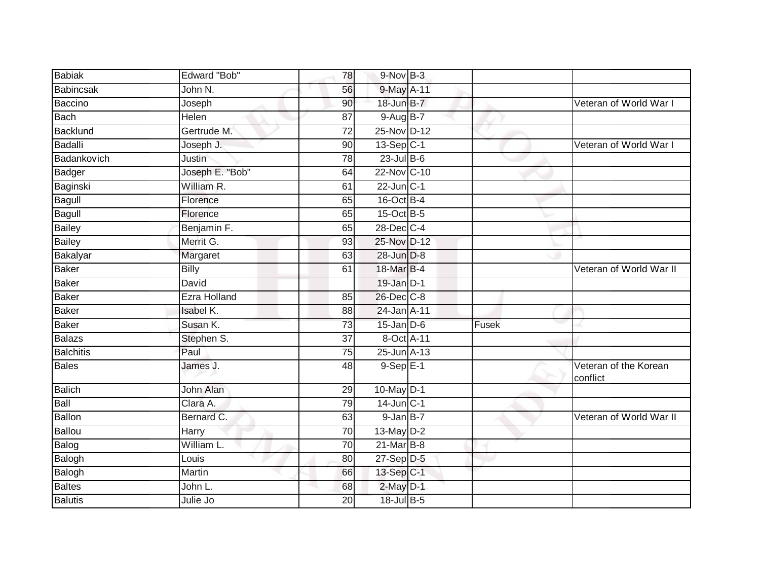| Babiak | Edward "Bob" | 78 | 9-Nov | B-3 | | |
|---|---|---|---|---|---|---|
| Babincsak | John N. | 56 | 9-May | A-11 | | |
| Baccino | Joseph | 90 | 18-Jun | B-7 | | Veteran of World War I |
| Bach | Helen | 87 | 9-Aug | B-7 | | |
| Backlund | Gertrude M. | 72 | 25-Nov | D-12 | | |
| Badalli | Joseph J. | 90 | 13-Sep | C-1 | | Veteran of World War I |
| Badankovich | Justin | 78 | 23-Jul | B-6 | | |
| Badger | Joseph E. "Bob" | 64 | 22-Nov | C-10 | | |
| Baginski | William R. | 61 | 22-Jun | C-1 | | |
| Bagull | Florence | 65 | 16-Oct | B-4 | | |
| Bagull | Florence | 65 | 15-Oct | B-5 | | |
| Bailey | Benjamin F. | 65 | 28-Dec | C-4 | | |
| Bailey | Merrit G. | 93 | 25-Nov | D-12 | | |
| Bakalyar | Margaret | 63 | 28-Jun | D-8 | | |
| Baker | Billy | 61 | 18-Mar | B-4 | | Veteran of World War II |
| Baker | David | | 19-Jan | D-1 | | |
| Baker | Ezra Holland | 85 | 26-Dec | C-8 | | |
| Baker | Isabel K. | 88 | 24-Jan | A-11 | | |
| Baker | Susan K. | 73 | 15-Jan | D-6 | Fusek | |
| Balazs | Stephen S. | 37 | 8-Oct | A-11 | | |
| Balchitis | Paul | 75 | 25-Jun | A-13 | | |
| Bales | James J. | 48 | 9-Sep | E-1 | | Veteran of the Korean conflict |
| Balich | John Alan | 29 | 10-May | D-1 | | |
| Ball | Clara A. | 79 | 14-Jun | C-1 | | |
| Ballon | Bernard C. | 63 | 9-Jan | B-7 | | Veteran of World War II |
| Ballou | Harry | 70 | 13-May | D-2 | | |
| Balog | William L. | 70 | 21-Mar | B-8 | | |
| Balogh | Louis | 80 | 27-Sep | D-5 | | |
| Balogh | Martin | 66 | 13-Sep | C-1 | | |
| Baltes | John L. | 68 | 2-May | D-1 | | |
| Balutis | Julie Jo | 20 | 18-Jul | B-5 | | |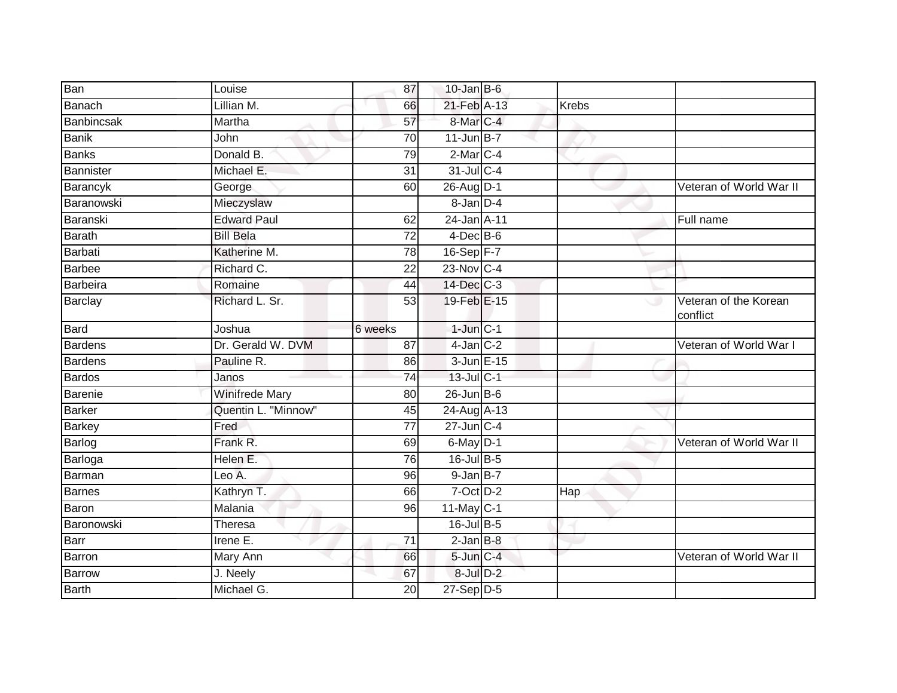| | | | | | | |
|---|---|---|---|---|---|---|
| Ban | Louise | 87 | 10-Jan | B-6 | | |
| Banach | Lillian M. | 66 | 21-Feb | A-13 | Krebs | |
| Banbincsak | Martha | 57 | 8-Mar | C-4 | | |
| Banik | John | 70 | 11-Jun | B-7 | | |
| Banks | Donald B. | 79 | 2-Mar | C-4 | | |
| Bannister | Michael E. | 31 | 31-Jul | C-4 | | |
| Barancyk | George | 60 | 26-Aug | D-1 | | Veteran of World War II |
| Baranowski | Mieczyslaw | | 8-Jan | D-4 | | |
| Baranski | Edward Paul | 62 | 24-Jan | A-11 | | Full name |
| Barath | Bill Bela | 72 | 4-Dec | B-6 | | |
| Barbati | Katherine M. | 78 | 16-Sep | F-7 | | |
| Barbee | Richard C. | 22 | 23-Nov | C-4 | | |
| Barbeira | Romaine | 44 | 14-Dec | C-3 | | |
| Barclay | Richard L. Sr. | 53 | 19-Feb | E-15 | | Veteran of the Korean conflict |
| Bard | Joshua | 6 weeks | 1-Jun | C-1 | | |
| Bardens | Dr. Gerald W. DVM | 87 | 4-Jan | C-2 | | Veteran of World War I |
| Bardens | Pauline R. | 86 | 3-Jun | E-15 | | |
| Bardos | Janos | 74 | 13-Jul | C-1 | | |
| Barenie | Winifrede Mary | 80 | 26-Jun | B-6 | | |
| Barker | Quentin L. "Minnow" | 45 | 24-Aug | A-13 | | |
| Barkey | Fred | 77 | 27-Jun | C-4 | | |
| Barlog | Frank R. | 69 | 6-May | D-1 | | Veteran of World War II |
| Barloga | Helen E. | 76 | 16-Jul | B-5 | | |
| Barman | Leo A. | 96 | 9-Jan | B-7 | | |
| Barnes | Kathryn T. | 66 | 7-Oct | D-2 | Hap | |
| Baron | Malania | 96 | 11-May | C-1 | | |
| Baronowski | Theresa | | 16-Jul | B-5 | | |
| Barr | Irene E. | 71 | 2-Jan | B-8 | | |
| Barron | Mary Ann | 66 | 5-Jun | C-4 | | Veteran of World War II |
| Barrow | J. Neely | 67 | 8-Jul | D-2 | | |
| Barth | Michael G. | 20 | 27-Sep | D-5 | | |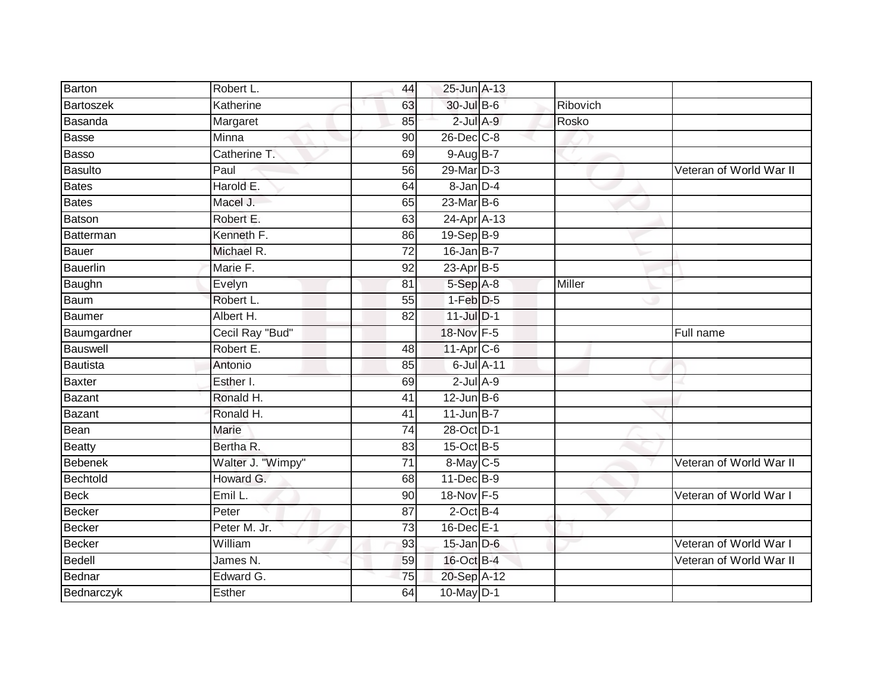| | | | | | | |
|---|---|---|---|---|---|---|
| Barton | Robert L. | 44 | 25-Jun | A-13 | | |
| Bartoszek | Katherine | 63 | 30-Jul | B-6 | Ribovich | |
| Basanda | Margaret | 85 | 2-Jul | A-9 | Rosko | |
| Basse | Minna | 90 | 26-Dec | C-8 | | |
| Basso | Catherine T. | 69 | 9-Aug | B-7 | | |
| Basulto | Paul | 56 | 29-Mar | D-3 | | Veteran of World War II |
| Bates | Harold E. | 64 | 8-Jan | D-4 | | |
| Bates | Macel J. | 65 | 23-Mar | B-6 | | |
| Batson | Robert E. | 63 | 24-Apr | A-13 | | |
| Batterman | Kenneth F. | 86 | 19-Sep | B-9 | | |
| Bauer | Michael R. | 72 | 16-Jan | B-7 | | |
| Bauerlin | Marie F. | 92 | 23-Apr | B-5 | | |
| Baughn | Evelyn | 81 | 5-Sep | A-8 | Miller | |
| Baum | Robert L. | 55 | 1-Feb | D-5 | | |
| Baumer | Albert H. | 82 | 11-Jul | D-1 | | |
| Baumgardner | Cecil Ray "Bud" | | 18-Nov | F-5 | | Full name |
| Bauswell | Robert E. | 48 | 11-Apr | C-6 | | |
| Bautista | Antonio | 85 | 6-Jul | A-11 | | |
| Baxter | Esther I. | 69 | 2-Jul | A-9 | | |
| Bazant | Ronald H. | 41 | 12-Jun | B-6 | | |
| Bazant | Ronald H. | 41 | 11-Jun | B-7 | | |
| Bean | Marie | 74 | 28-Oct | D-1 | | |
| Beatty | Bertha R. | 83 | 15-Oct | B-5 | | |
| Bebenek | Walter J. "Wimpy" | 71 | 8-May | C-5 | | Veteran of World War II |
| Bechtold | Howard G. | 68 | 11-Dec | B-9 | | |
| Beck | Emil L. | 90 | 18-Nov | F-5 | | Veteran of World War I |
| Becker | Peter | 87 | 2-Oct | B-4 | | |
| Becker | Peter M. Jr. | 73 | 16-Dec | E-1 | | |
| Becker | William | 93 | 15-Jan | D-6 | | Veteran of World War I |
| Bedell | James N. | 59 | 16-Oct | B-4 | | Veteran of World War II |
| Bednar | Edward G. | 75 | 20-Sep | A-12 | | |
| Bednarczyk | Esther | 64 | 10-May | D-1 | | |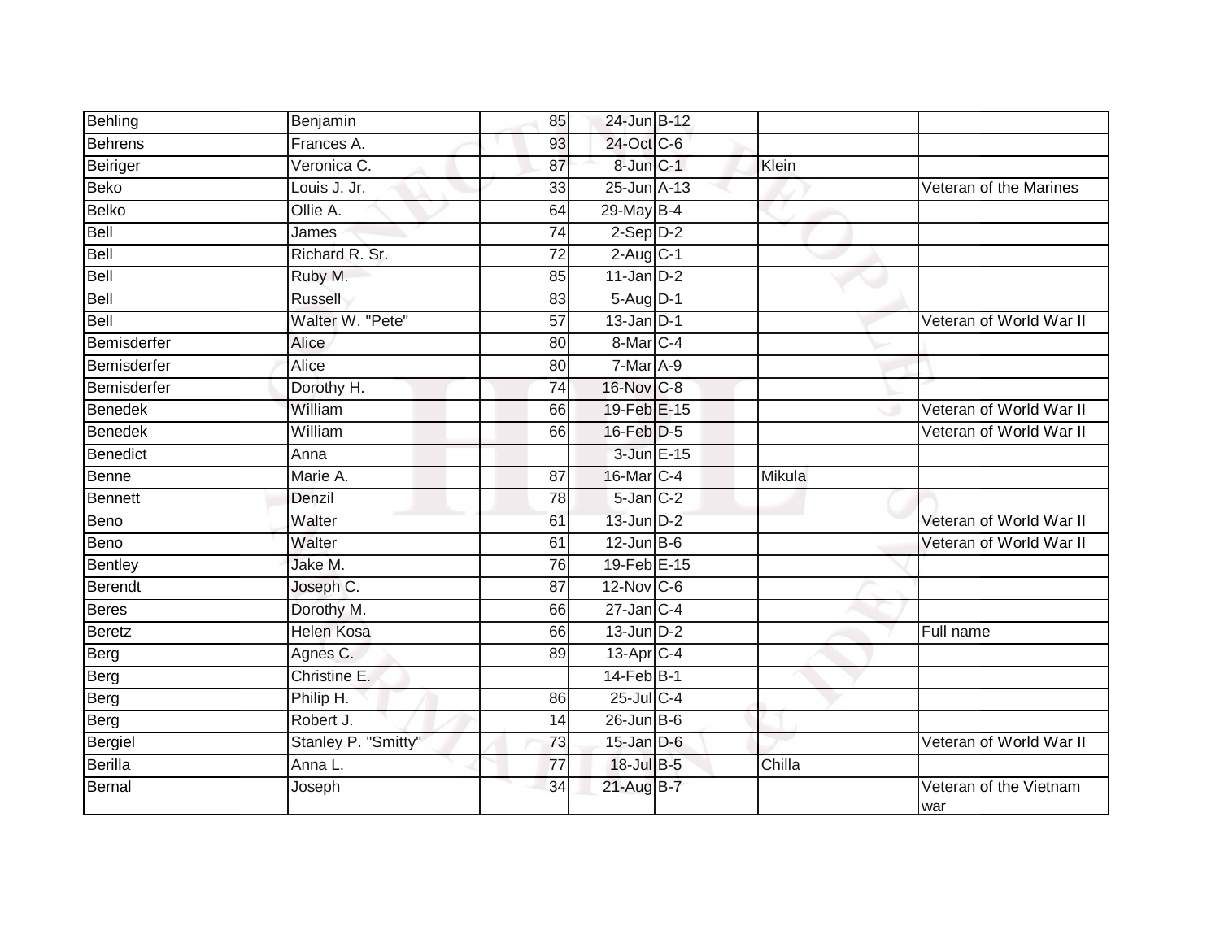| | | | | | | |
|---|---|---|---|---|---|---|
| Behling | Benjamin | 85 | 24-Jun | B-12 | | |
| Behrens | Frances A. | 93 | 24-Oct | C-6 | | |
| Beiriger | Veronica C. | 87 | 8-Jun | C-1 | Klein | |
| Beko | Louis J. Jr. | 33 | 25-Jun | A-13 | | Veteran of the Marines |
| Belko | Ollie A. | 64 | 29-May | B-4 | | |
| Bell | James | 74 | 2-Sep | D-2 | | |
| Bell | Richard R. Sr. | 72 | 2-Aug | C-1 | | |
| Bell | Ruby M. | 85 | 11-Jan | D-2 | | |
| Bell | Russell | 83 | 5-Aug | D-1 | | |
| Bell | Walter W. "Pete" | 57 | 13-Jan | D-1 | | Veteran of World War II |
| Bemisderfer | Alice | 80 | 8-Mar | C-4 | | |
| Bemisderfer | Alice | 80 | 7-Mar | A-9 | | |
| Bemisderfer | Dorothy H. | 74 | 16-Nov | C-8 | | |
| Benedek | William | 66 | 19-Feb | E-15 | | Veteran of World War II |
| Benedek | William | 66 | 16-Feb | D-5 | | Veteran of World War II |
| Benedict | Anna | | 3-Jun | E-15 | | |
| Benne | Marie A. | 87 | 16-Mar | C-4 | Mikula | |
| Bennett | Denzil | 78 | 5-Jan | C-2 | | |
| Beno | Walter | 61 | 13-Jun | D-2 | | Veteran of World War II |
| Beno | Walter | 61 | 12-Jun | B-6 | | Veteran of World War II |
| Bentley | Jake M. | 76 | 19-Feb | E-15 | | |
| Berendt | Joseph C. | 87 | 12-Nov | C-6 | | |
| Beres | Dorothy M. | 66 | 27-Jan | C-4 | | |
| Beretz | Helen Kosa | 66 | 13-Jun | D-2 | | Full name |
| Berg | Agnes C. | 89 | 13-Apr | C-4 | | |
| Berg | Christine E. | | 14-Feb | B-1 | | |
| Berg | Philip H. | 86 | 25-Jul | C-4 | | |
| Berg | Robert J. | 14 | 26-Jun | B-6 | | |
| Bergiel | Stanley P. "Smitty" | 73 | 15-Jan | D-6 | | Veteran of World War II |
| Berilla | Anna L. | 77 | 18-Jul | B-5 | Chilla | |
| Bernal | Joseph | 34 | 21-Aug | B-7 | | Veteran of the Vietnam war |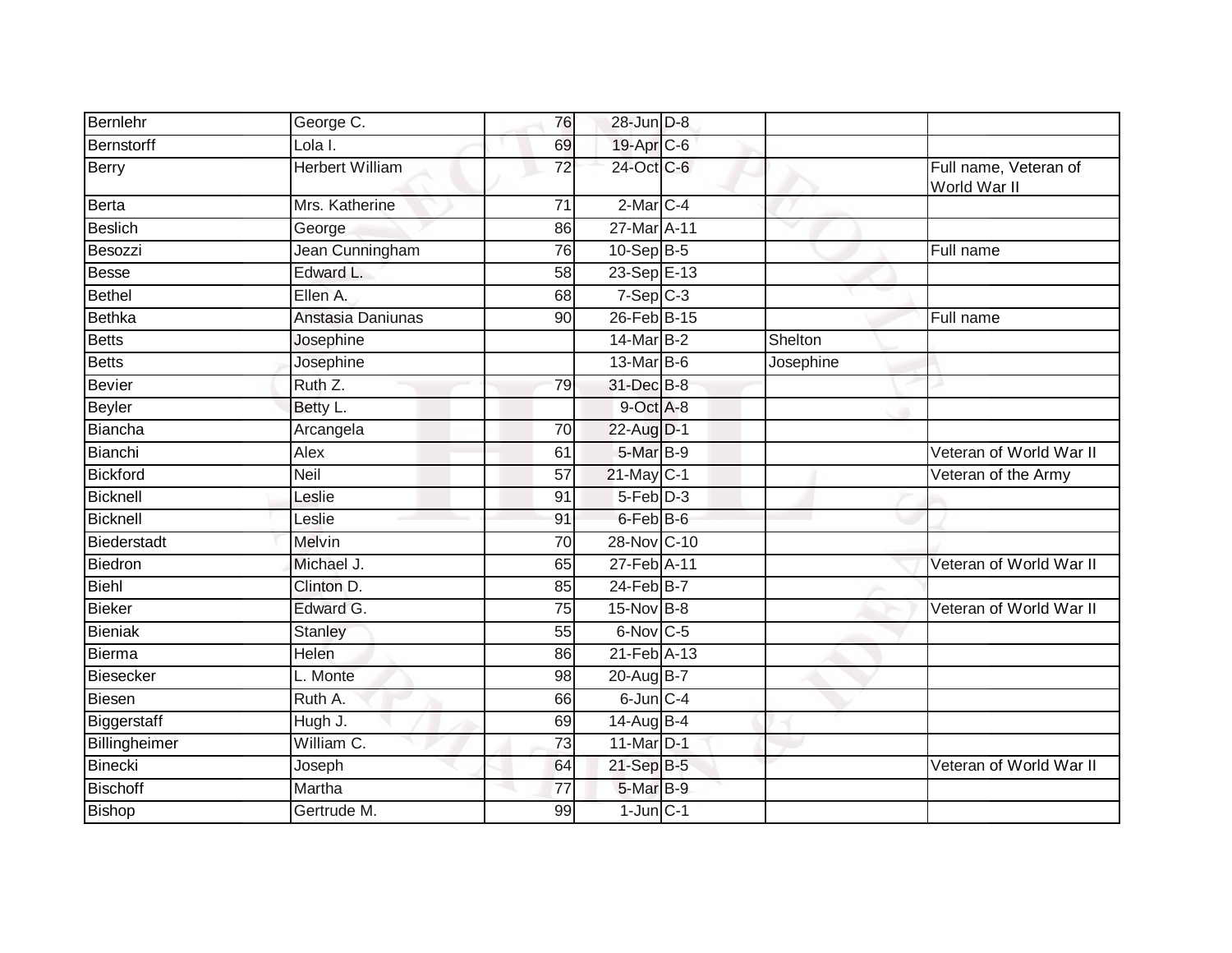| Bernlehr | George C. | 76 | 28-Jun | D-8 | | |
|---|---|---|---|---|---|---|
| Bernstorff | Lola I. | 69 | 19-Apr | C-6 | | |
| Berry | Herbert William | 72 | 24-Oct | C-6 | | Full name, Veteran of World War II |
| Berta | Mrs. Katherine | 71 | 2-Mar | C-4 | | |
| Beslich | George | 86 | 27-Mar | A-11 | | |
| Besozzi | Jean Cunningham | 76 | 10-Sep | B-5 | | Full name |
| Besse | Edward L. | 58 | 23-Sep | E-13 | | |
| Bethel | Ellen A. | 68 | 7-Sep | C-3 | | |
| Bethka | Anstasia Daniunas | 90 | 26-Feb | B-15 | | Full name |
| Betts | Josephine | | 14-Mar | B-2 | Shelton | |
| Betts | Josephine | | 13-Mar | B-6 | Josephine | |
| Bevier | Ruth Z. | 79 | 31-Dec | B-8 | | |
| Beyler | Betty L. | | 9-Oct | A-8 | | |
| Biancha | Arcangela | 70 | 22-Aug | D-1 | | |
| Bianchi | Alex | 61 | 5-Mar | B-9 | | Veteran of World War II |
| Bickford | Neil | 57 | 21-May | C-1 | | Veteran of the Army |
| Bicknell | Leslie | 91 | 5-Feb | D-3 | | |
| Bicknell | Leslie | 91 | 6-Feb | B-6 | | |
| Biederstadt | Melvin | 70 | 28-Nov | C-10 | | |
| Biedron | Michael J. | 65 | 27-Feb | A-11 | | Veteran of World War II |
| Biehl | Clinton D. | 85 | 24-Feb | B-7 | | |
| Bieker | Edward G. | 75 | 15-Nov | B-8 | | Veteran of World War II |
| Bieniak | Stanley | 55 | 6-Nov | C-5 | | |
| Bierma | Helen | 86 | 21-Feb | A-13 | | |
| Biesecker | L. Monte | 98 | 20-Aug | B-7 | | |
| Biesen | Ruth A. | 66 | 6-Jun | C-4 | | |
| Biggerstaff | Hugh J. | 69 | 14-Aug | B-4 | | |
| Billingheimer | William C. | 73 | 11-Mar | D-1 | | |
| Binecki | Joseph | 64 | 21-Sep | B-5 | | Veteran of World War II |
| Bischoff | Martha | 77 | 5-Mar | B-9 | | |
| Bishop | Gertrude M. | 99 | 1-Jun | C-1 | | |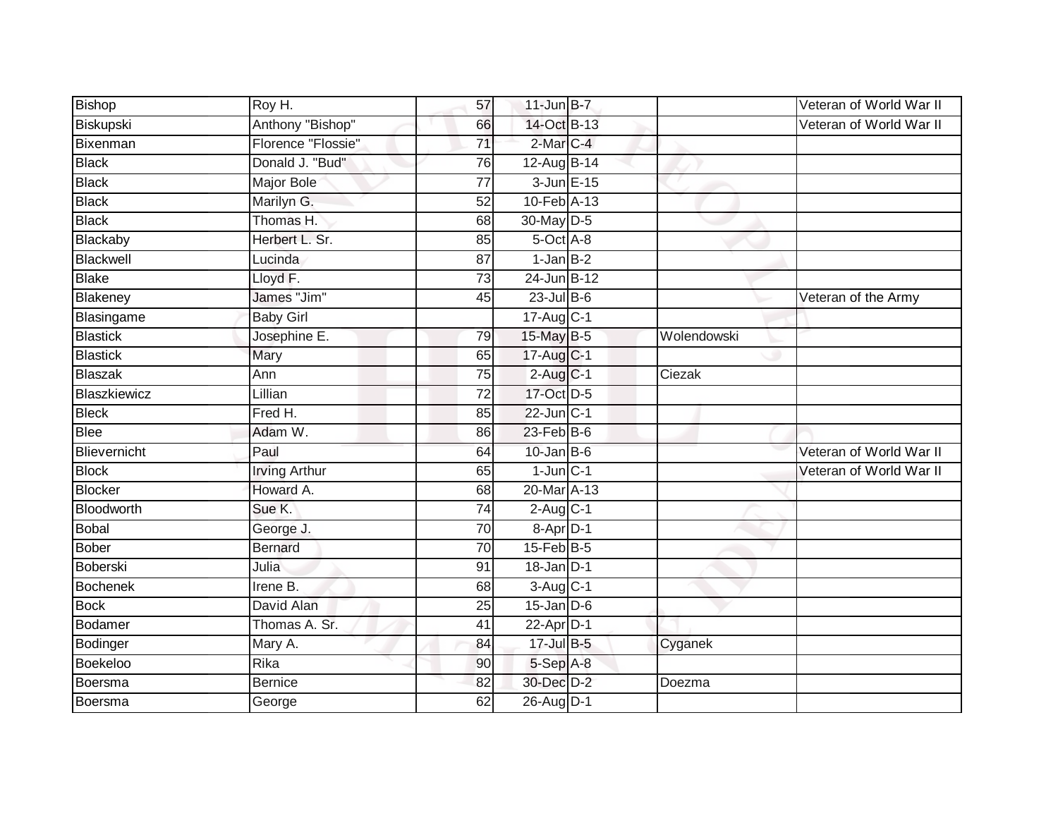| Bishop | Roy H. | 57 | 11-Jun | B-7 | | Veteran of World War II |
|---|---|---|---|---|---|---|
| Biskupski | Anthony "Bishop" | 66 | 14-Oct | B-13 | | Veteran of World War II |
| Bixenman | Florence "Flossie" | 71 | 2-Mar | C-4 | | |
| Black | Donald J. "Bud" | 76 | 12-Aug | B-14 | | |
| Black | Major Bole | 77 | 3-Jun | E-15 | | |
| Black | Marilyn G. | 52 | 10-Feb | A-13 | | |
| Black | Thomas H. | 68 | 30-May | D-5 | | |
| Blackaby | Herbert L. Sr. | 85 | 5-Oct | A-8 | | |
| Blackwell | Lucinda | 87 | 1-Jan | B-2 | | |
| Blake | Lloyd F. | 73 | 24-Jun | B-12 | | |
| Blakeney | James "Jim" | 45 | 23-Jul | B-6 | | Veteran of the Army |
| Blasingame | Baby Girl | | 17-Aug | C-1 | | |
| Blastick | Josephine E. | 79 | 15-May | B-5 | Wolendowski | |
| Blastick | Mary | 65 | 17-Aug | C-1 | | |
| Blaszak | Ann | 75 | 2-Aug | C-1 | Ciezak | |
| Blaszkiewicz | Lillian | 72 | 17-Oct | D-5 | | |
| Bleck | Fred H. | 85 | 22-Jun | C-1 | | |
| Blee | Adam W. | 86 | 23-Feb | B-6 | | |
| Blievernicht | Paul | 64 | 10-Jan | B-6 | | Veteran of World War II |
| Block | Irving Arthur | 65 | 1-Jun | C-1 | | Veteran of World War II |
| Blocker | Howard A. | 68 | 20-Mar | A-13 | | |
| Bloodworth | Sue K. | 74 | 2-Aug | C-1 | | |
| Bobal | George J. | 70 | 8-Apr | D-1 | | |
| Bober | Bernard | 70 | 15-Feb | B-5 | | |
| Boberski | Julia | 91 | 18-Jan | D-1 | | |
| Bochenek | Irene B. | 68 | 3-Aug | C-1 | | |
| Bock | David Alan | 25 | 15-Jan | D-6 | | |
| Bodamer | Thomas A. Sr. | 41 | 22-Apr | D-1 | | |
| Bodinger | Mary A. | 84 | 17-Jul | B-5 | Cyganek | |
| Boekeloo | Rika | 90 | 5-Sep | A-8 | | |
| Boersma | Bernice | 82 | 30-Dec | D-2 | Doezma | |
| Boersma | George | 62 | 26-Aug | D-1 | | |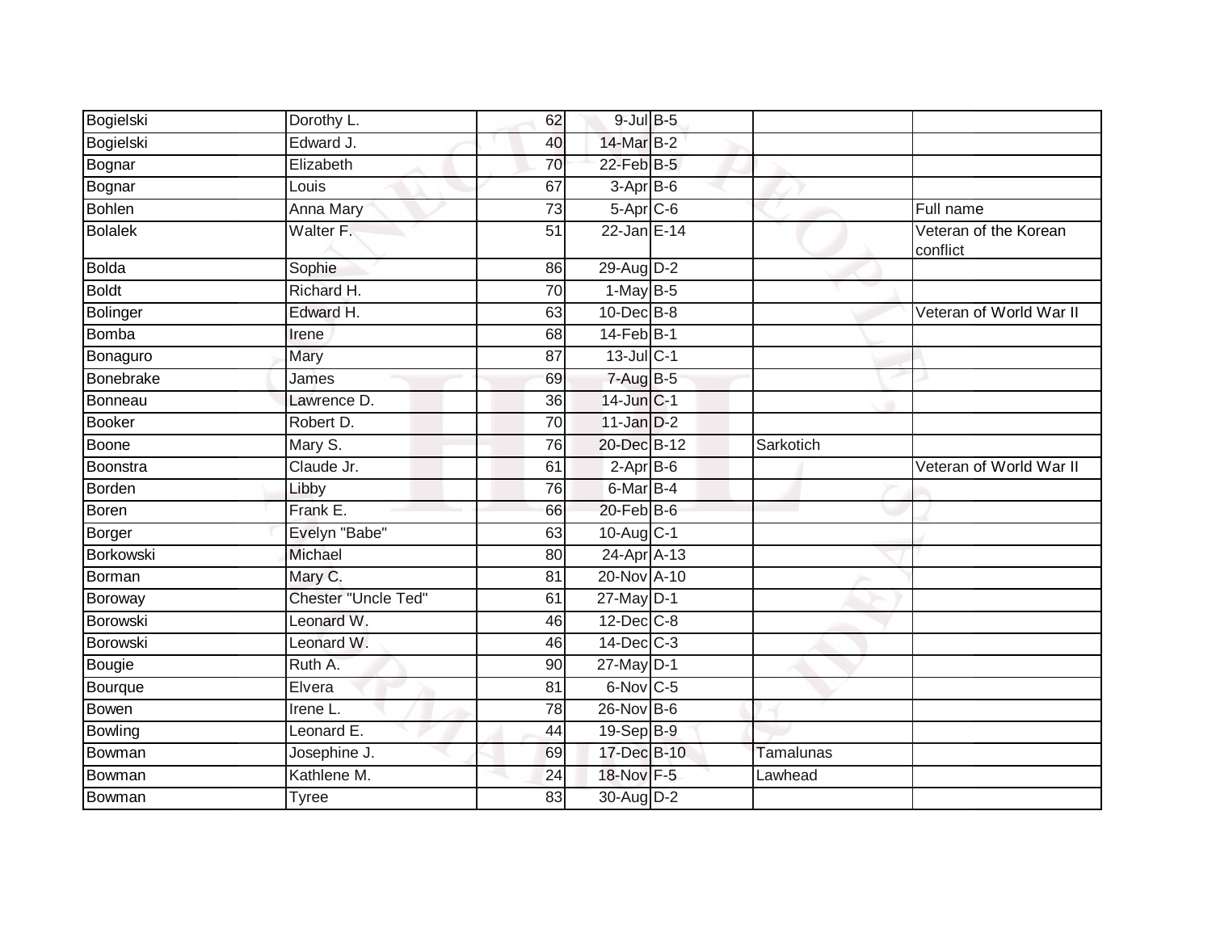| | | | | | | |
|---|---|---|---|---|---|---|
| Bogielski | Dorothy L. | 62 | 9-Jul | B-5 | | |
| Bogielski | Edward J. | 40 | 14-Mar | B-2 | | |
| Bognar | Elizabeth | 70 | 22-Feb | B-5 | | |
| Bognar | Louis | 67 | 3-Apr | B-6 | | |
| Bohlen | Anna Mary | 73 | 5-Apr | C-6 | | Full name |
| Bolalek | Walter F. | 51 | 22-Jan | E-14 | | Veteran of the Korean conflict |
| Bolda | Sophie | 86 | 29-Aug | D-2 | | |
| Boldt | Richard H. | 70 | 1-May | B-5 | | |
| Bolinger | Edward H. | 63 | 10-Dec | B-8 | | Veteran of World War II |
| Bomba | Irene | 68 | 14-Feb | B-1 | | |
| Bonaguro | Mary | 87 | 13-Jul | C-1 | | |
| Bonebrake | James | 69 | 7-Aug | B-5 | | |
| Bonneau | Lawrence D. | 36 | 14-Jun | C-1 | | |
| Booker | Robert D. | 70 | 11-Jan | D-2 | | |
| Boone | Mary S. | 76 | 20-Dec | B-12 | Sarkotich | |
| Boonstra | Claude Jr. | 61 | 2-Apr | B-6 | | Veteran of World War II |
| Borden | Libby | 76 | 6-Mar | B-4 | | |
| Boren | Frank E. | 66 | 20-Feb | B-6 | | |
| Borger | Evelyn "Babe" | 63 | 10-Aug | C-1 | | |
| Borkowski | Michael | 80 | 24-Apr | A-13 | | |
| Borman | Mary C. | 81 | 20-Nov | A-10 | | |
| Boroway | Chester "Uncle Ted" | 61 | 27-May | D-1 | | |
| Borowski | Leonard W. | 46 | 12-Dec | C-8 | | |
| Borowski | Leonard W. | 46 | 14-Dec | C-3 | | |
| Bougie | Ruth A. | 90 | 27-May | D-1 | | |
| Bourque | Elvera | 81 | 6-Nov | C-5 | | |
| Bowen | Irene L. | 78 | 26-Nov | B-6 | | |
| Bowling | Leonard E. | 44 | 19-Sep | B-9 | | |
| Bowman | Josephine J. | 69 | 17-Dec | B-10 | Tamalunas | |
| Bowman | Kathlene M. | 24 | 18-Nov | F-5 | Lawhead | |
| Bowman | Tyree | 83 | 30-Aug | D-2 | | |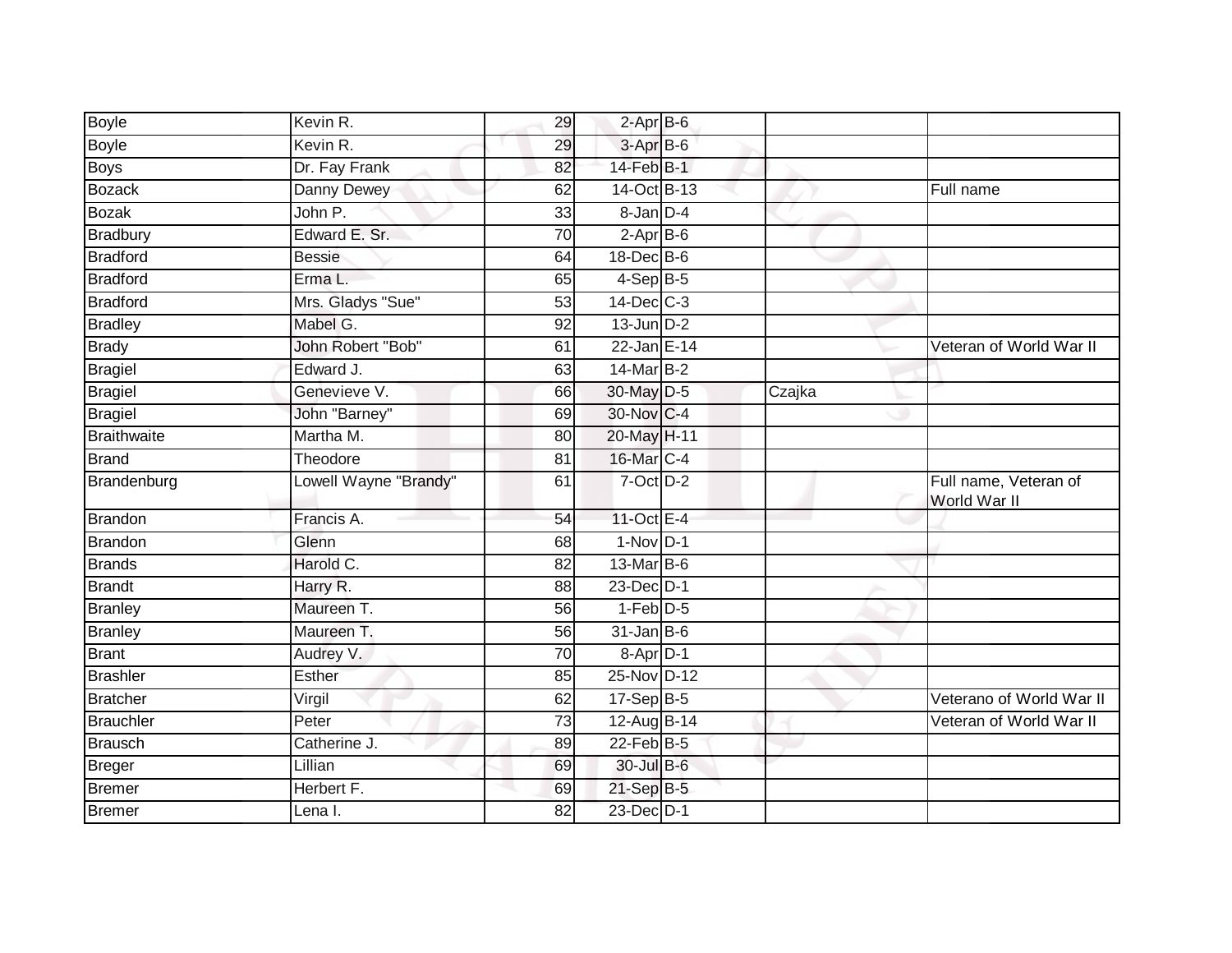| | | | | | | |
|---|---|---|---|---|---|---|
| Boyle | Kevin R. | 29 | 2-Apr | B-6 | | |
| Boyle | Kevin R. | 29 | 3-Apr | B-6 | | |
| Boys | Dr. Fay Frank | 82 | 14-Feb | B-1 | | |
| Bozack | Danny Dewey | 62 | 14-Oct | B-13 | | Full name |
| Bozak | John P. | 33 | 8-Jan | D-4 | | |
| Bradbury | Edward E. Sr. | 70 | 2-Apr | B-6 | | |
| Bradford | Bessie | 64 | 18-Dec | B-6 | | |
| Bradford | Erma L. | 65 | 4-Sep | B-5 | | |
| Bradford | Mrs. Gladys "Sue" | 53 | 14-Dec | C-3 | | |
| Bradley | Mabel G. | 92 | 13-Jun | D-2 | | |
| Brady | John Robert "Bob" | 61 | 22-Jan | E-14 | | Veteran of World War II |
| Bragiel | Edward J. | 63 | 14-Mar | B-2 | | |
| Bragiel | Genevieve V. | 66 | 30-May | D-5 | Czajka | |
| Bragiel | John "Barney" | 69 | 30-Nov | C-4 | | |
| Braithwaite | Martha M. | 80 | 20-May | H-11 | | |
| Brand | Theodore | 81 | 16-Mar | C-4 | | |
| Brandenburg | Lowell Wayne "Brandy" | 61 | 7-Oct | D-2 | | Full name, Veteran of World War II |
| Brandon | Francis A. | 54 | 11-Oct | E-4 | | |
| Brandon | Glenn | 68 | 1-Nov | D-1 | | |
| Brands | Harold C. | 82 | 13-Mar | B-6 | | |
| Brandt | Harry R. | 88 | 23-Dec | D-1 | | |
| Branley | Maureen T. | 56 | 1-Feb | D-5 | | |
| Branley | Maureen T. | 56 | 31-Jan | B-6 | | |
| Brant | Audrey V. | 70 | 8-Apr | D-1 | | |
| Brashler | Esther | 85 | 25-Nov | D-12 | | |
| Bratcher | Virgil | 62 | 17-Sep | B-5 | | Veterano of World War II |
| Brauchler | Peter | 73 | 12-Aug | B-14 | | Veteran of World War II |
| Brausch | Catherine J. | 89 | 22-Feb | B-5 | | |
| Breger | Lillian | 69 | 30-Jul | B-6 | | |
| Bremer | Herbert F. | 69 | 21-Sep | B-5 | | |
| Bremer | Lena I. | 82 | 23-Dec | D-1 | | |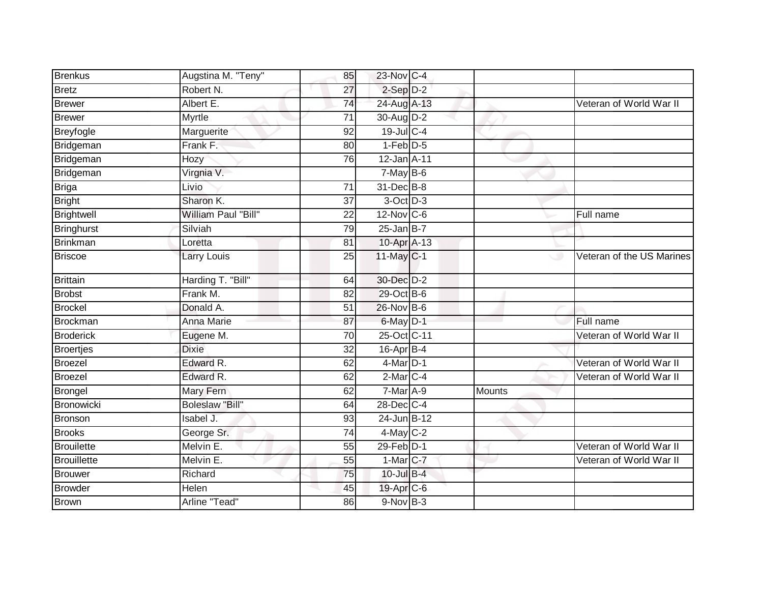| | | | | | | |
|---|---|---|---|---|---|---|
| Brenkus | Augstina M. "Teny" | 85 | 23-Nov | C-4 | | |
| Bretz | Robert N. | 27 | 2-Sep | D-2 | | |
| Brewer | Albert E. | 74 | 24-Aug | A-13 | | Veteran of World War II |
| Brewer | Myrtle | 71 | 30-Aug | D-2 | | |
| Breyfogle | Marguerite | 92 | 19-Jul | C-4 | | |
| Bridgeman | Frank F. | 80 | 1-Feb | D-5 | | |
| Bridgeman | Hozy | 76 | 12-Jan | A-11 | | |
| Bridgeman | Virgnia V. | | 7-May | B-6 | | |
| Briga | Livio | 71 | 31-Dec | B-8 | | |
| Bright | Sharon K. | 37 | 3-Oct | D-3 | | |
| Brightwell | William Paul "Bill" | 22 | 12-Nov | C-6 | | Full name |
| Bringhurst | Silviah | 79 | 25-Jan | B-7 | | |
| Brinkman | Loretta | 81 | 10-Apr | A-13 | | |
| Briscoe | Larry Louis | 25 | 11-May | C-1 | | Veteran of the US Marines |
| Brittain | Harding T. "Bill" | 64 | 30-Dec | D-2 | | |
| Brobst | Frank M. | 82 | 29-Oct | B-6 | | |
| Brockel | Donald A. | 51 | 26-Nov | B-6 | | |
| Brockman | Anna Marie | 87 | 6-May | D-1 | | Full name |
| Broderick | Eugene M. | 70 | 25-Oct | C-11 | | Veteran of World War II |
| Broertjes | Dixie | 32 | 16-Apr | B-4 | | |
| Broezel | Edward R. | 62 | 4-Mar | D-1 | | Veteran of World War II |
| Broezel | Edward R. | 62 | 2-Mar | C-4 | | Veteran of World War II |
| Brongel | Mary Fern | 62 | 7-Mar | A-9 | Mounts | |
| Bronowicki | Boleslaw "Bill" | 64 | 28-Dec | C-4 | | |
| Bronson | Isabel J. | 93 | 24-Jun | B-12 | | |
| Brooks | George Sr. | 74 | 4-May | C-2 | | |
| Brouilette | Melvin E. | 55 | 29-Feb | D-1 | | Veteran of World War II |
| Brouillette | Melvin E. | 55 | 1-Mar | C-7 | | Veteran of World War II |
| Brouwer | Richard | 75 | 10-Jul | B-4 | | |
| Browder | Helen | 45 | 19-Apr | C-6 | | |
| Brown | Arline "Tead" | 86 | 9-Nov | B-3 | | |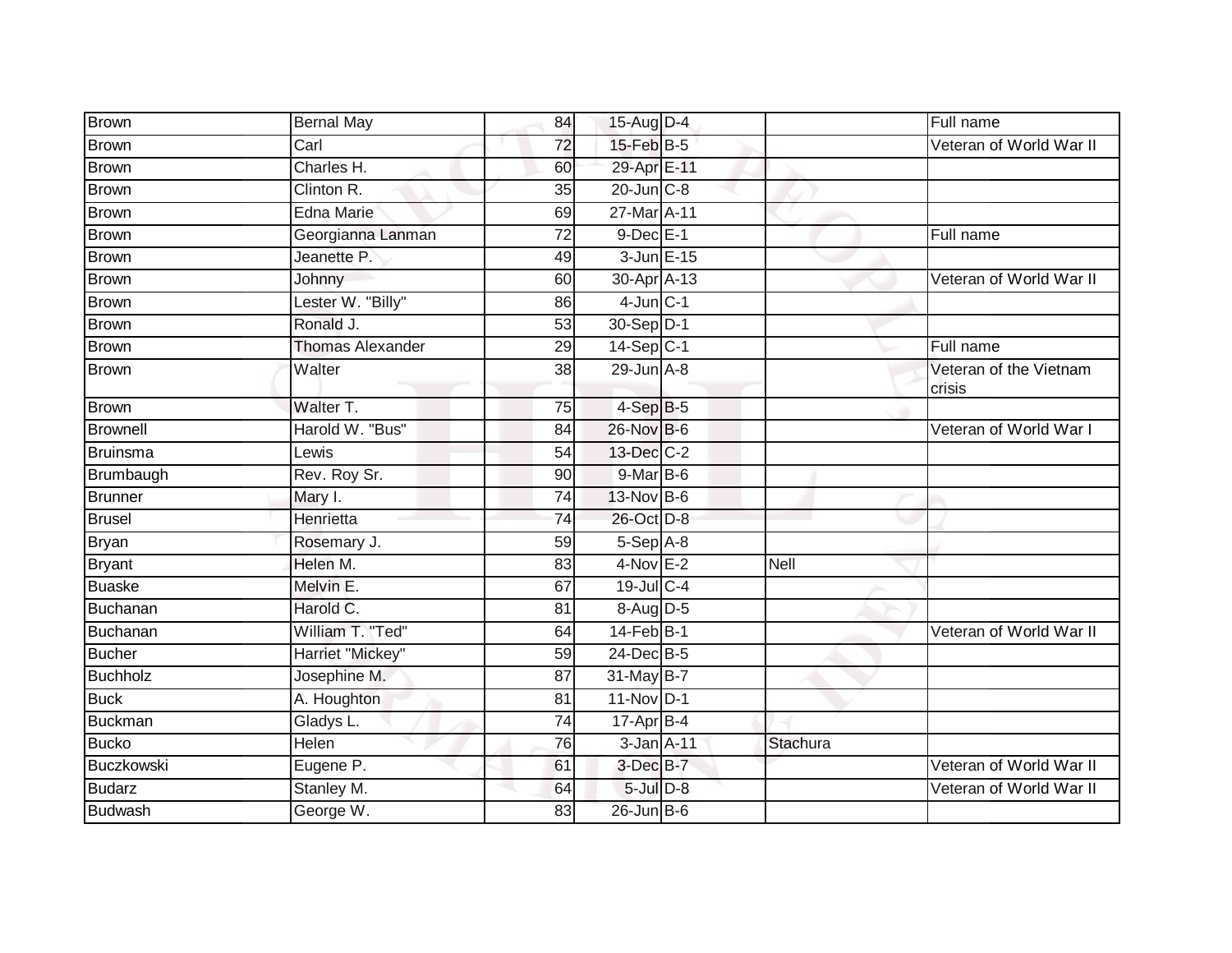| | | | | | | |
|---|---|---|---|---|---|---|
| Brown | Bernal May | 84 | 15-Aug | D-4 | | Full name |
| Brown | Carl | 72 | 15-Feb | B-5 | | Veteran of World War II |
| Brown | Charles H. | 60 | 29-Apr | E-11 | | |
| Brown | Clinton R. | 35 | 20-Jun | C-8 | | |
| Brown | Edna Marie | 69 | 27-Mar | A-11 | | |
| Brown | Georgianna Lanman | 72 | 9-Dec | E-1 | | Full name |
| Brown | Jeanette P. | 49 | 3-Jun | E-15 | | |
| Brown | Johnny | 60 | 30-Apr | A-13 | | Veteran of World War II |
| Brown | Lester W. "Billy" | 86 | 4-Jun | C-1 | | |
| Brown | Ronald J. | 53 | 30-Sep | D-1 | | |
| Brown | Thomas Alexander | 29 | 14-Sep | C-1 | | Full name |
| Brown | Walter | 38 | 29-Jun | A-8 | | Veteran of the Vietnam crisis |
| Brown | Walter T. | 75 | 4-Sep | B-5 | | |
| Brownell | Harold W. "Bus" | 84 | 26-Nov | B-6 | | Veteran of World War I |
| Bruinsma | Lewis | 54 | 13-Dec | C-2 | | |
| Brumbaugh | Rev. Roy Sr. | 90 | 9-Mar | B-6 | | |
| Brunner | Mary I. | 74 | 13-Nov | B-6 | | |
| Brusel | Henrietta | 74 | 26-Oct | D-8 | | |
| Bryan | Rosemary J. | 59 | 5-Sep | A-8 | | |
| Bryant | Helen M. | 83 | 4-Nov | E-2 | Nell | |
| Buaske | Melvin E. | 67 | 19-Jul | C-4 | | |
| Buchanan | Harold C. | 81 | 8-Aug | D-5 | | |
| Buchanan | William T. "Ted" | 64 | 14-Feb | B-1 | | Veteran of World War II |
| Bucher | Harriet "Mickey" | 59 | 24-Dec | B-5 | | |
| Buchholz | Josephine M. | 87 | 31-May | B-7 | | |
| Buck | A. Houghton | 81 | 11-Nov | D-1 | | |
| Buckman | Gladys L. | 74 | 17-Apr | B-4 | | |
| Bucko | Helen | 76 | 3-Jan | A-11 | Stachura | |
| Buczkowski | Eugene P. | 61 | 3-Dec | B-7 | | Veteran of World War II |
| Budarz | Stanley M. | 64 | 5-Jul | D-8 | | Veteran of World War II |
| Budwash | George W. | 83 | 26-Jun | B-6 | | |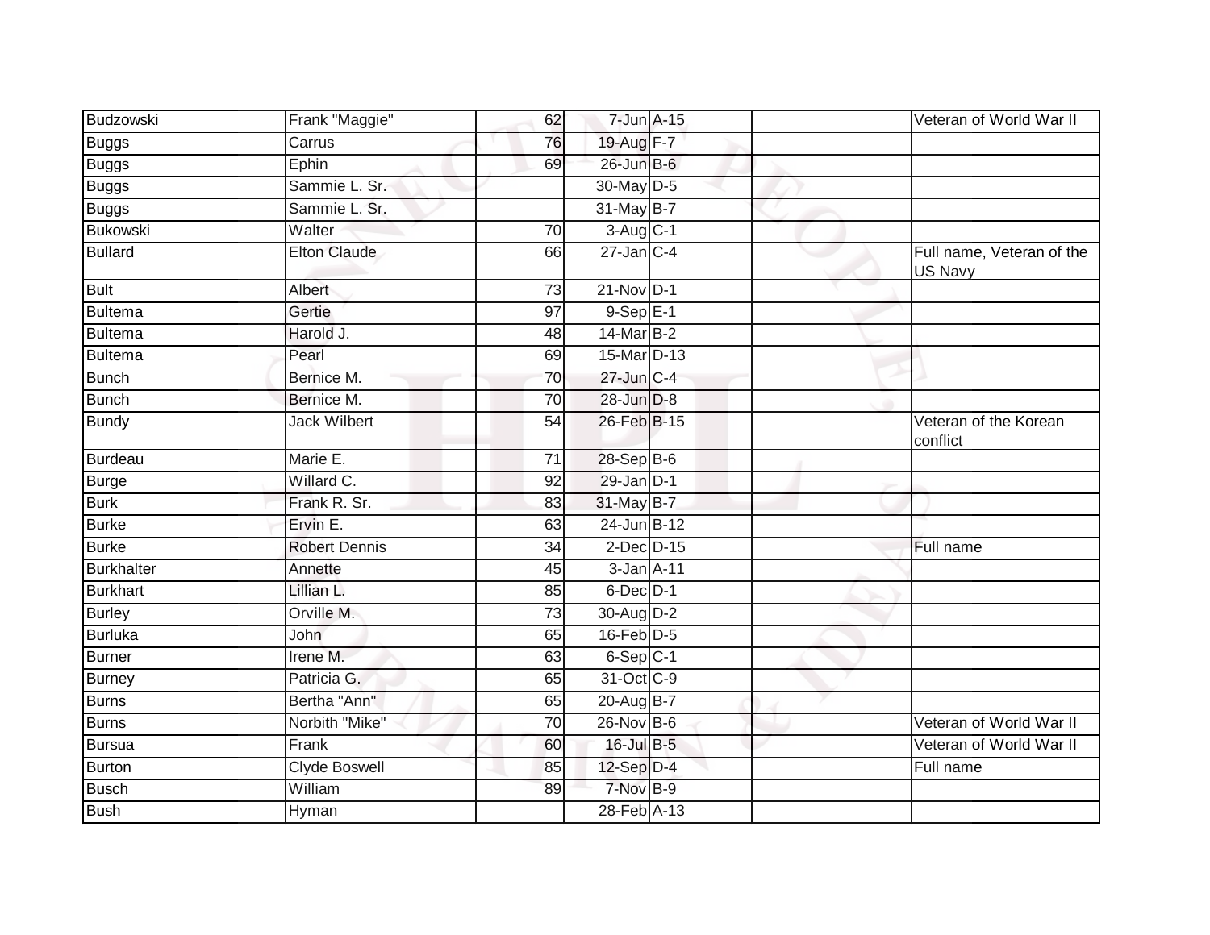| Budzowski | Frank "Maggie" | 62 | 7-Jun | A-15 | | Veteran of World War II |
|---|---|---|---|---|---|---|
| Buggs | Carrus | 76 | 19-Aug | F-7 | | |
| Buggs | Ephin | 69 | 26-Jun | B-6 | | |
| Buggs | Sammie L. Sr. | | 30-May | D-5 | | |
| Buggs | Sammie L. Sr. | | 31-May | B-7 | | |
| Bukowski | Walter | 70 | 3-Aug | C-1 | | |
| Bullard | Elton Claude | 66 | 27-Jan | C-4 | | Full name, Veteran of the US Navy |
| Bult | Albert | 73 | 21-Nov | D-1 | | |
| Bultema | Gertie | 97 | 9-Sep | E-1 | | |
| Bultema | Harold J. | 48 | 14-Mar | B-2 | | |
| Bultema | Pearl | 69 | 15-Mar | D-13 | | |
| Bunch | Bernice M. | 70 | 27-Jun | C-4 | | |
| Bunch | Bernice M. | 70 | 28-Jun | D-8 | | |
| Bundy | Jack Wilbert | 54 | 26-Feb | B-15 | | Veteran of the Korean conflict |
| Burdeau | Marie E. | 71 | 28-Sep | B-6 | | |
| Burge | Willard C. | 92 | 29-Jan | D-1 | | |
| Burk | Frank R. Sr. | 83 | 31-May | B-7 | | |
| Burke | Ervin E. | 63 | 24-Jun | B-12 | | |
| Burke | Robert Dennis | 34 | 2-Dec | D-15 | | Full name |
| Burkhalter | Annette | 45 | 3-Jan | A-11 | | |
| Burkhart | Lillian L. | 85 | 6-Dec | D-1 | | |
| Burley | Orville M. | 73 | 30-Aug | D-2 | | |
| Burluka | John | 65 | 16-Feb | D-5 | | |
| Burner | Irene M. | 63 | 6-Sep | C-1 | | |
| Burney | Patricia G. | 65 | 31-Oct | C-9 | | |
| Burns | Bertha "Ann" | 65 | 20-Aug | B-7 | | |
| Burns | Norbith "Mike" | 70 | 26-Nov | B-6 | | Veteran of World War II |
| Bursua | Frank | 60 | 16-Jul | B-5 | | Veteran of World War II |
| Burton | Clyde Boswell | 85 | 12-Sep | D-4 | | Full name |
| Busch | William | 89 | 7-Nov | B-9 | | |
| Bush | Hyman | | 28-Feb | A-13 | | |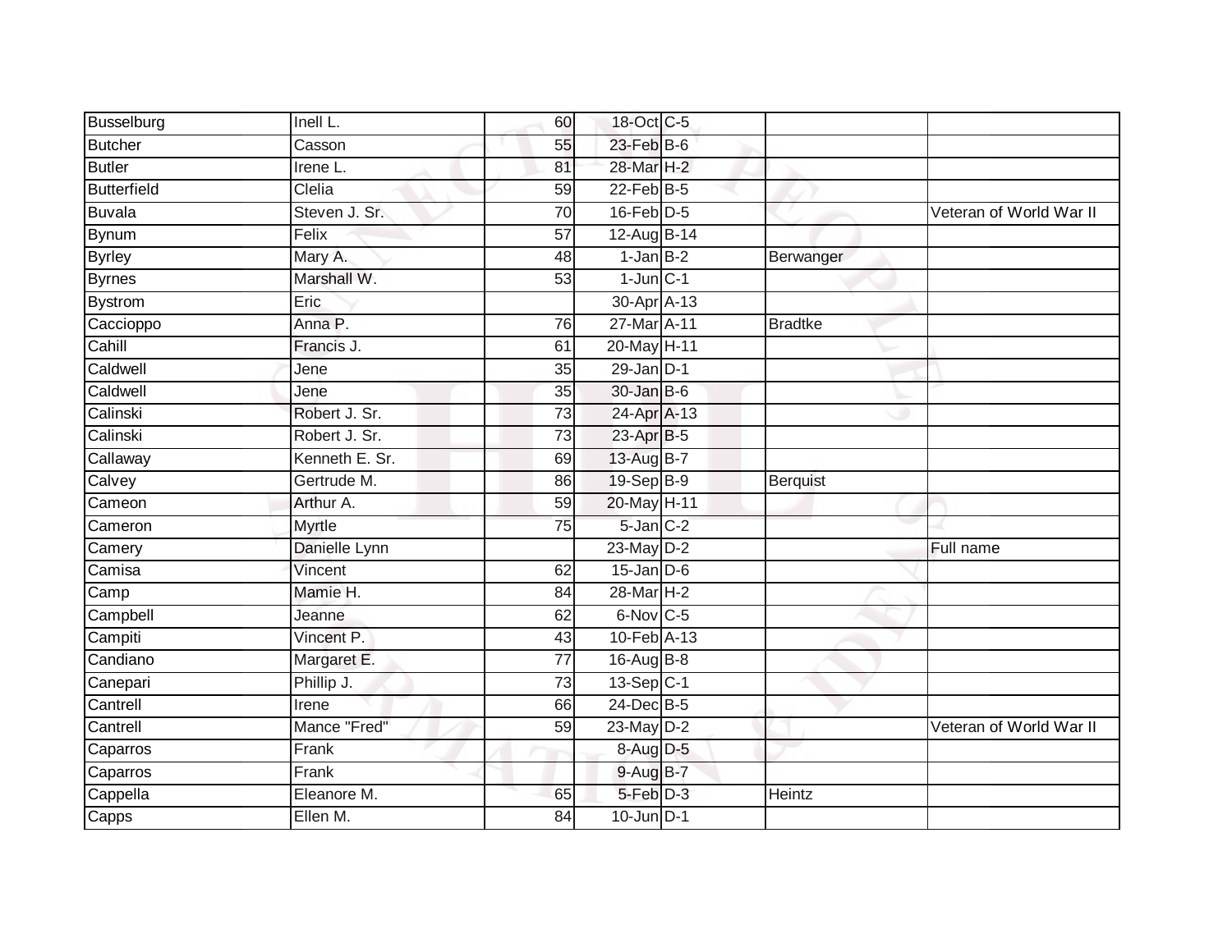| Busselburg | Inell L. | 60 | 18-Oct | C-5 | | |
|---|---|---|---|---|---|---|
| Butcher | Casson | 55 | 23-Feb | B-6 | | |
| Butler | Irene L. | 81 | 28-Mar | H-2 | | |
| Butterfield | Clelia | 59 | 22-Feb | B-5 | | |
| Buvala | Steven J. Sr. | 70 | 16-Feb | D-5 | | Veteran of World War II |
| Bynum | Felix | 57 | 12-Aug | B-14 | | |
| Byrley | Mary A. | 48 | 1-Jan | B-2 | Berwanger | |
| Byrnes | Marshall W. | 53 | 1-Jun | C-1 | | |
| Bystrom | Eric | | 30-Apr | A-13 | | |
| Caccioppo | Anna P. | 76 | 27-Mar | A-11 | Bradtke | |
| Cahill | Francis J. | 61 | 20-May | H-11 | | |
| Caldwell | Jene | 35 | 29-Jan | D-1 | | |
| Caldwell | Jene | 35 | 30-Jan | B-6 | | |
| Calinski | Robert J. Sr. | 73 | 24-Apr | A-13 | | |
| Calinski | Robert J. Sr. | 73 | 23-Apr | B-5 | | |
| Callaway | Kenneth E. Sr. | 69 | 13-Aug | B-7 | | |
| Calvey | Gertrude M. | 86 | 19-Sep | B-9 | Berquist | |
| Cameon | Arthur A. | 59 | 20-May | H-11 | | |
| Cameron | Myrtle | 75 | 5-Jan | C-2 | | |
| Camery | Danielle Lynn | | 23-May | D-2 | | Full name |
| Camisa | Vincent | 62 | 15-Jan | D-6 | | |
| Camp | Mamie H. | 84 | 28-Mar | H-2 | | |
| Campbell | Jeanne | 62 | 6-Nov | C-5 | | |
| Campiti | Vincent P. | 43 | 10-Feb | A-13 | | |
| Candiano | Margaret E. | 77 | 16-Aug | B-8 | | |
| Canepari | Phillip J. | 73 | 13-Sep | C-1 | | |
| Cantrell | Irene | 66 | 24-Dec | B-5 | | |
| Cantrell | Mance "Fred" | 59 | 23-May | D-2 | | Veteran of World War II |
| Caparros | Frank | | 8-Aug | D-5 | | |
| Caparros | Frank | | 9-Aug | B-7 | | |
| Cappella | Eleanore M. | 65 | 5-Feb | D-3 | Heintz | |
| Capps | Ellen M. | 84 | 10-Jun | D-1 | | |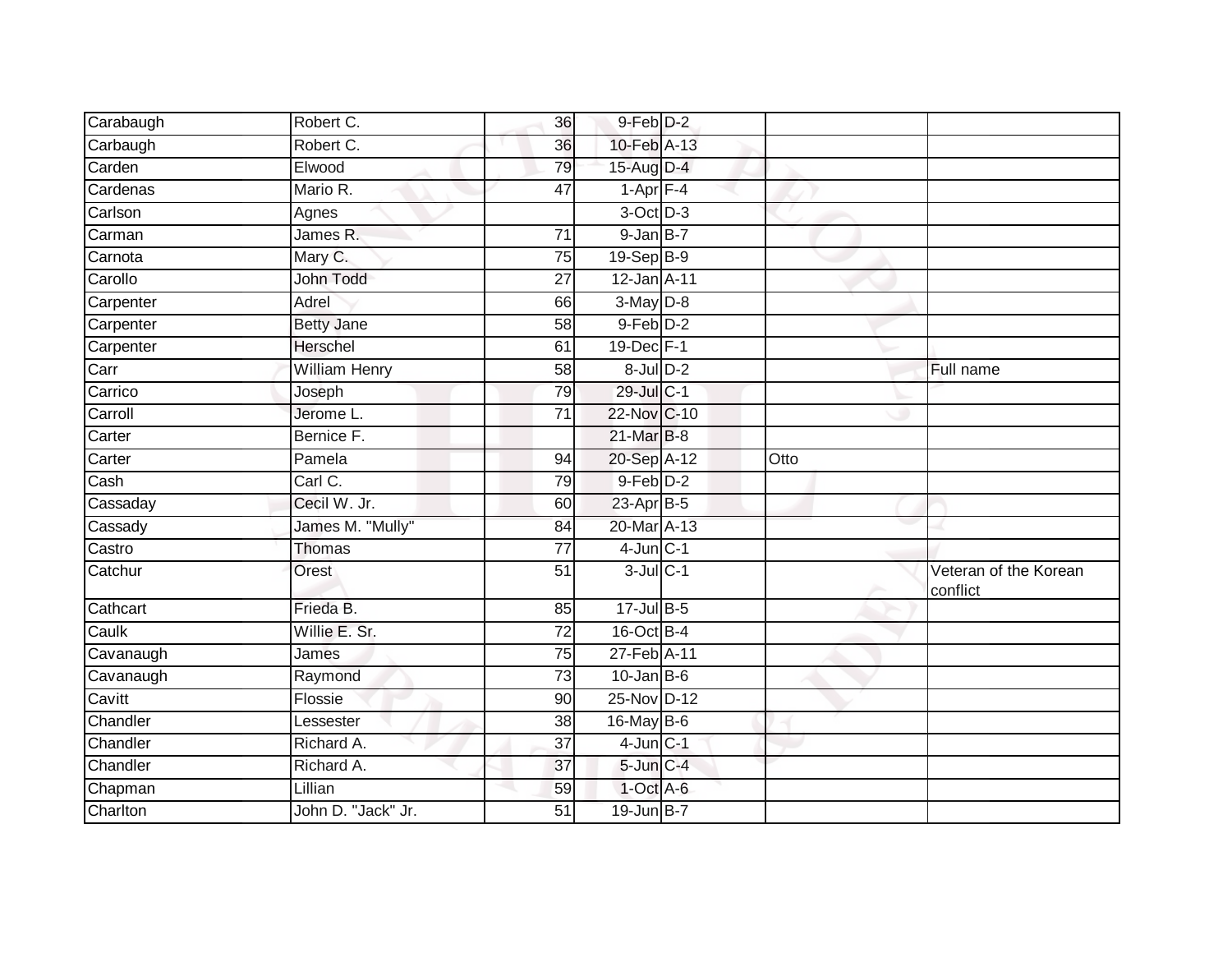| | | | | | | |
|---|---|---|---|---|---|---|
| Carabaugh | Robert C. | 36 | 9-Feb | D-2 | | |
| Carbaugh | Robert C. | 36 | 10-Feb | A-13 | | |
| Carden | Elwood | 79 | 15-Aug | D-4 | | |
| Cardenas | Mario R. | 47 | 1-Apr | F-4 | | |
| Carlson | Agnes | | 3-Oct | D-3 | | |
| Carman | James R. | 71 | 9-Jan | B-7 | | |
| Carnota | Mary C. | 75 | 19-Sep | B-9 | | |
| Carollo | John Todd | 27 | 12-Jan | A-11 | | |
| Carpenter | Adrel | 66 | 3-May | D-8 | | |
| Carpenter | Betty Jane | 58 | 9-Feb | D-2 | | |
| Carpenter | Herschel | 61 | 19-Dec | F-1 | | |
| Carr | William Henry | 58 | 8-Jul | D-2 | | Full name |
| Carrico | Joseph | 79 | 29-Jul | C-1 | | |
| Carroll | Jerome L. | 71 | 22-Nov | C-10 | | |
| Carter | Bernice F. | | 21-Mar | B-8 | | |
| Carter | Pamela | 94 | 20-Sep | A-12 | Otto | |
| Cash | Carl C. | 79 | 9-Feb | D-2 | | |
| Cassaday | Cecil W. Jr. | 60 | 23-Apr | B-5 | | |
| Cassady | James M. "Mully" | 84 | 20-Mar | A-13 | | |
| Castro | Thomas | 77 | 4-Jun | C-1 | | |
| Catchur | Orest | 51 | 3-Jul | C-1 | | Veteran of the Korean conflict |
| Cathcart | Frieda B. | 85 | 17-Jul | B-5 | | |
| Caulk | Willie E. Sr. | 72 | 16-Oct | B-4 | | |
| Cavanaugh | James | 75 | 27-Feb | A-11 | | |
| Cavanaugh | Raymond | 73 | 10-Jan | B-6 | | |
| Cavitt | Flossie | 90 | 25-Nov | D-12 | | |
| Chandler | Lessester | 38 | 16-May | B-6 | | |
| Chandler | Richard A. | 37 | 4-Jun | C-1 | | |
| Chandler | Richard A. | 37 | 5-Jun | C-4 | | |
| Chapman | Lillian | 59 | 1-Oct | A-6 | | |
| Charlton | John D. "Jack" Jr. | 51 | 19-Jun | B-7 | | |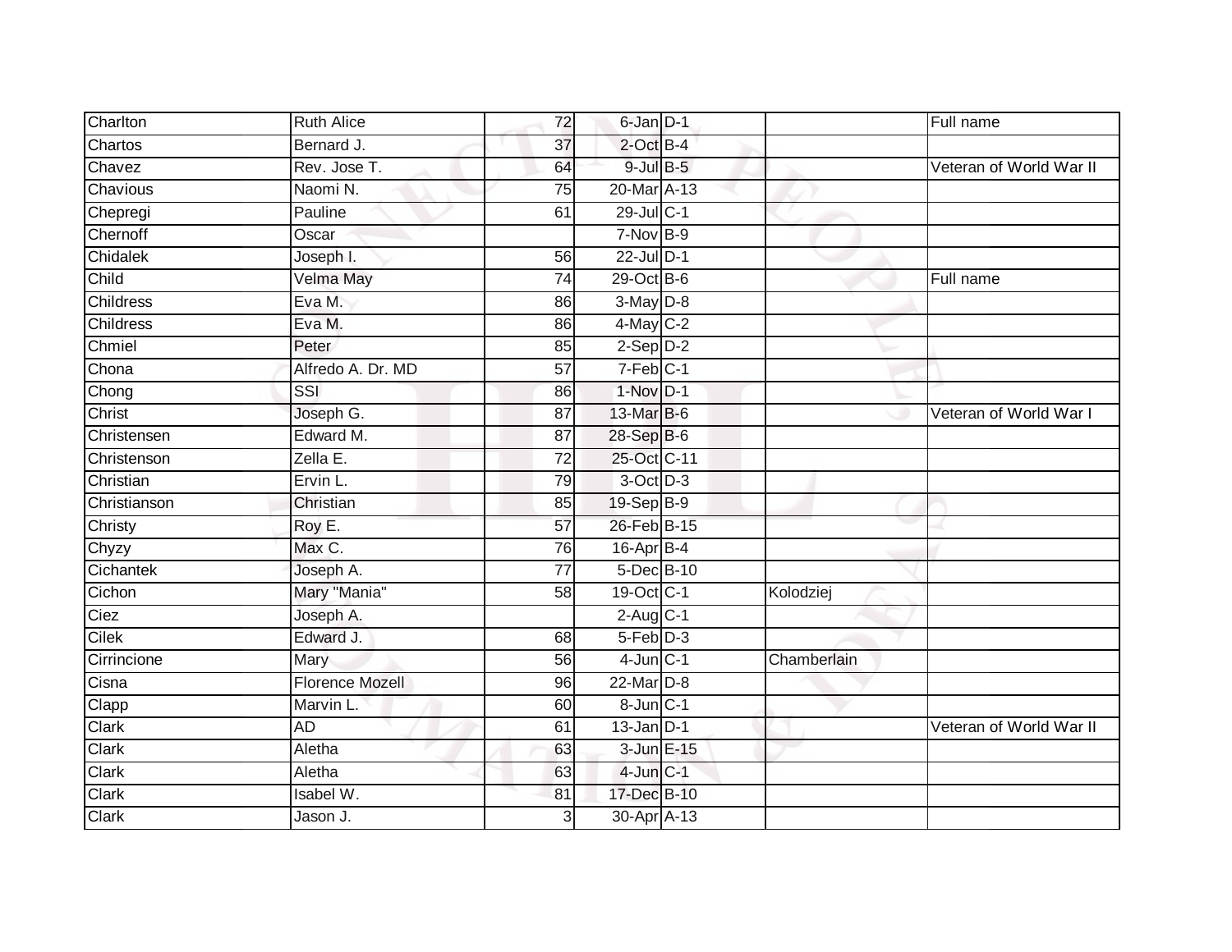| | | | | | | |
|---|---|---|---|---|---|---|
| Charlton | Ruth Alice | 72 | 6-Jan | D-1 | | Full name |
| Chartos | Bernard J. | 37 | 2-Oct | B-4 | | |
| Chavez | Rev. Jose T. | 64 | 9-Jul | B-5 | | Veteran of World War II |
| Chavious | Naomi N. | 75 | 20-Mar | A-13 | | |
| Chepregi | Pauline | 61 | 29-Jul | C-1 | | |
| Chernoff | Oscar | | 7-Nov | B-9 | | |
| Chidalek | Joseph I. | 56 | 22-Jul | D-1 | | |
| Child | Velma May | 74 | 29-Oct | B-6 | | Full name |
| Childress | Eva M. | 86 | 3-May | D-8 | | |
| Childress | Eva M. | 86 | 4-May | C-2 | | |
| Chmiel | Peter | 85 | 2-Sep | D-2 | | |
| Chona | Alfredo A. Dr. MD | 57 | 7-Feb | C-1 | | |
| Chong | SSI | 86 | 1-Nov | D-1 | | |
| Christ | Joseph G. | 87 | 13-Mar | B-6 | | Veteran of World War I |
| Christensen | Edward M. | 87 | 28-Sep | B-6 | | |
| Christenson | Zella E. | 72 | 25-Oct | C-11 | | |
| Christian | Ervin L. | 79 | 3-Oct | D-3 | | |
| Christianson | Christian | 85 | 19-Sep | B-9 | | |
| Christy | Roy E. | 57 | 26-Feb | B-15 | | |
| Chyzy | Max C. | 76 | 16-Apr | B-4 | | |
| Cichantek | Joseph A. | 77 | 5-Dec | B-10 | | |
| Cichon | Mary "Mania" | 58 | 19-Oct | C-1 | Kolodziej | |
| Ciez | Joseph A. | | 2-Aug | C-1 | | |
| Cilek | Edward J. | 68 | 5-Feb | D-3 | | |
| Cirrincione | Mary | 56 | 4-Jun | C-1 | Chamberlain | |
| Cisna | Florence Mozell | 96 | 22-Mar | D-8 | | |
| Clapp | Marvin L. | 60 | 8-Jun | C-1 | | |
| Clark | AD | 61 | 13-Jan | D-1 | | Veteran of World War II |
| Clark | Aletha | 63 | 3-Jun | E-15 | | |
| Clark | Aletha | 63 | 4-Jun | C-1 | | |
| Clark | Isabel W. | 81 | 17-Dec | B-10 | | |
| Clark | Jason J. | 3 | 30-Apr | A-13 | | |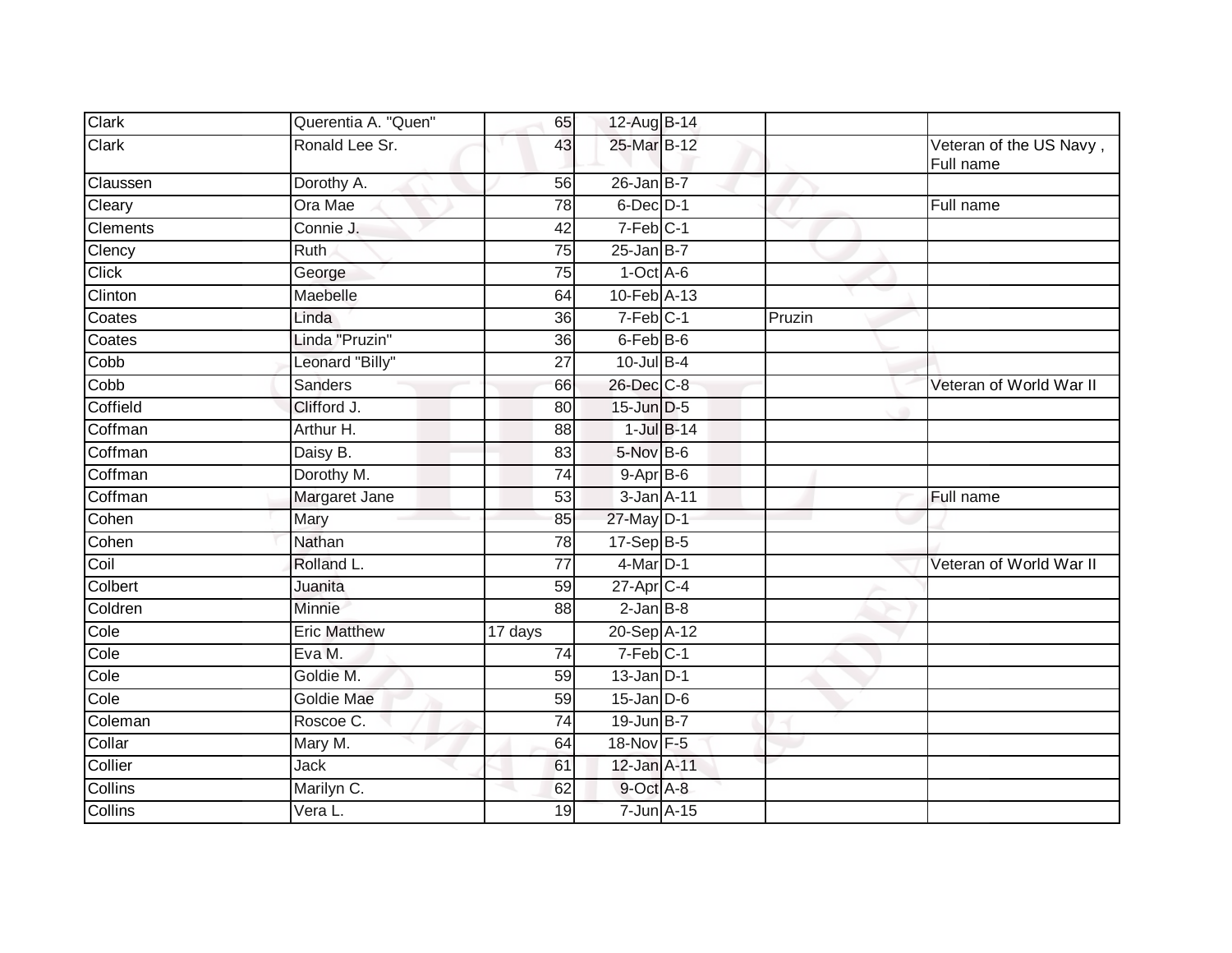| | | | | | | |
|---|---|---|---|---|---|---|
| Clark | Querentia A. "Quen" | 65 | 12-Aug | B-14 | | |
| Clark | Ronald Lee Sr. | 43 | 25-Mar | B-12 | | Veteran of the US Navy , Full name |
| Claussen | Dorothy A. | 56 | 26-Jan | B-7 | | |
| Cleary | Ora Mae | 78 | 6-Dec | D-1 | | Full name |
| Clements | Connie J. | 42 | 7-Feb | C-1 | | |
| Clency | Ruth | 75 | 25-Jan | B-7 | | |
| Click | George | 75 | 1-Oct | A-6 | | |
| Clinton | Maebelle | 64 | 10-Feb | A-13 | | |
| Coates | Linda | 36 | 7-Feb | C-1 | Pruzin | |
| Coates | Linda "Pruzin" | 36 | 6-Feb | B-6 | | |
| Cobb | Leonard "Billy" | 27 | 10-Jul | B-4 | | |
| Cobb | Sanders | 66 | 26-Dec | C-8 | | Veteran of World War II |
| Coffield | Clifford J. | 80 | 15-Jun | D-5 | | |
| Coffman | Arthur H. | 88 | 1-Jul | B-14 | | |
| Coffman | Daisy B. | 83 | 5-Nov | B-6 | | |
| Coffman | Dorothy M. | 74 | 9-Apr | B-6 | | |
| Coffman | Margaret Jane | 53 | 3-Jan | A-11 | | Full name |
| Cohen | Mary | 85 | 27-May | D-1 | | |
| Cohen | Nathan | 78 | 17-Sep | B-5 | | |
| Coil | Rolland L. | 77 | 4-Mar | D-1 | | Veteran of World War II |
| Colbert | Juanita | 59 | 27-Apr | C-4 | | |
| Coldren | Minnie | 88 | 2-Jan | B-8 | | |
| Cole | Eric Matthew | 17 days | 20-Sep | A-12 | | |
| Cole | Eva M. | 74 | 7-Feb | C-1 | | |
| Cole | Goldie M. | 59 | 13-Jan | D-1 | | |
| Cole | Goldie Mae | 59 | 15-Jan | D-6 | | |
| Coleman | Roscoe C. | 74 | 19-Jun | B-7 | | |
| Collar | Mary M. | 64 | 18-Nov | F-5 | | |
| Collier | Jack | 61 | 12-Jan | A-11 | | |
| Collins | Marilyn C. | 62 | 9-Oct | A-8 | | |
| Collins | Vera L. | 19 | 7-Jun | A-15 | | |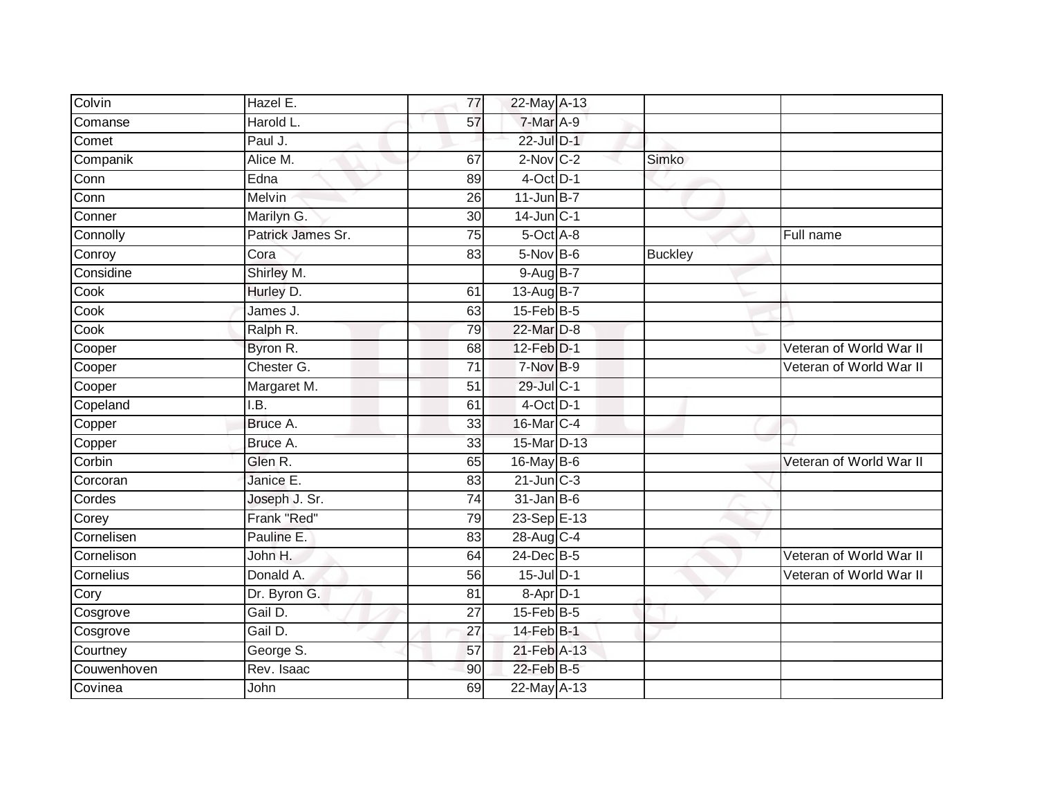| | | | | | | |
|---|---|---|---|---|---|---|
| Colvin | Hazel E. | 77 | 22-May | A-13 | | |
| Comanse | Harold L. | 57 | 7-Mar | A-9 | | |
| Comet | Paul J. | | 22-Jul | D-1 | | |
| Companik | Alice M. | 67 | 2-Nov | C-2 | Simko | |
| Conn | Edna | 89 | 4-Oct | D-1 | | |
| Conn | Melvin | 26 | 11-Jun | B-7 | | |
| Conner | Marilyn G. | 30 | 14-Jun | C-1 | | |
| Connolly | Patrick James Sr. | 75 | 5-Oct | A-8 | | Full name |
| Conroy | Cora | 83 | 5-Nov | B-6 | Buckley | |
| Considine | Shirley M. | | 9-Aug | B-7 | | |
| Cook | Hurley D. | 61 | 13-Aug | B-7 | | |
| Cook | James J. | 63 | 15-Feb | B-5 | | |
| Cook | Ralph R. | 79 | 22-Mar | D-8 | | |
| Cooper | Byron R. | 68 | 12-Feb | D-1 | | Veteran of World War II |
| Cooper | Chester G. | 71 | 7-Nov | B-9 | | Veteran of World War II |
| Cooper | Margaret M. | 51 | 29-Jul | C-1 | | |
| Copeland | I.B. | 61 | 4-Oct | D-1 | | |
| Copper | Bruce A. | 33 | 16-Mar | C-4 | | |
| Copper | Bruce A. | 33 | 15-Mar | D-13 | | |
| Corbin | Glen R. | 65 | 16-May | B-6 | | Veteran of World War II |
| Corcoran | Janice E. | 83 | 21-Jun | C-3 | | |
| Cordes | Joseph J. Sr. | 74 | 31-Jan | B-6 | | |
| Corey | Frank "Red" | 79 | 23-Sep | E-13 | | |
| Cornelisen | Pauline E. | 83 | 28-Aug | C-4 | | |
| Cornelison | John H. | 64 | 24-Dec | B-5 | | Veteran of World War II |
| Cornelius | Donald A. | 56 | 15-Jul | D-1 | | Veteran of World War II |
| Cory | Dr. Byron G. | 81 | 8-Apr | D-1 | | |
| Cosgrove | Gail D. | 27 | 15-Feb | B-5 | | |
| Cosgrove | Gail D. | 27 | 14-Feb | B-1 | | |
| Courtney | George S. | 57 | 21-Feb | A-13 | | |
| Couwenhoven | Rev. Isaac | 90 | 22-Feb | B-5 | | |
| Covinea | John | 69 | 22-May | A-13 | | |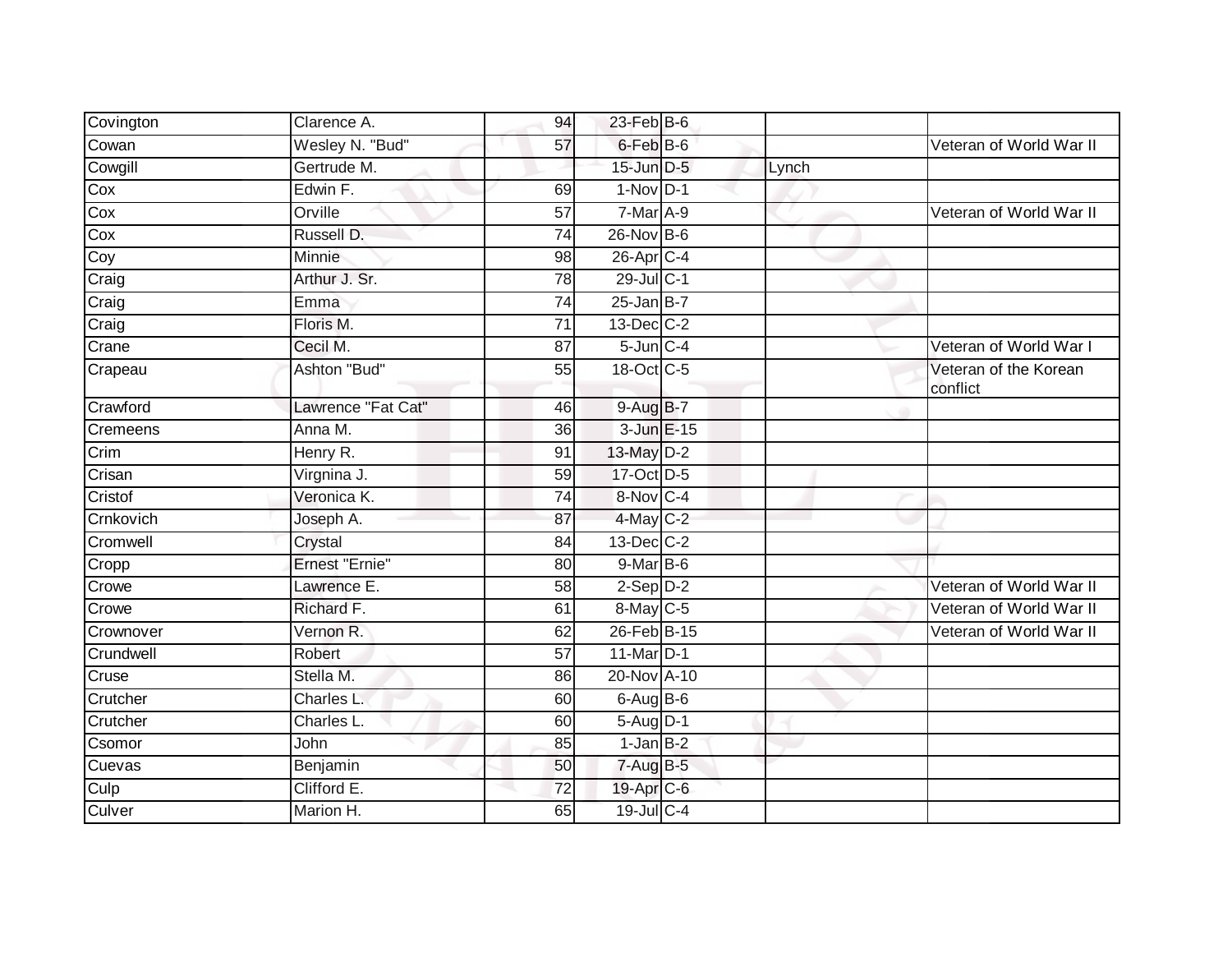| Covington | Clarence A. | 94 | 23-Feb | B-6 | | |
|---|---|---|---|---|---|---|
| Cowan | Wesley N. "Bud" | 57 | 6-Feb | B-6 | | Veteran of World War II |
| Cowgill | Gertrude M. | | 15-Jun | D-5 | Lynch | |
| Cox | Edwin F. | 69 | 1-Nov | D-1 | | |
| Cox | Orville | 57 | 7-Mar | A-9 | | Veteran of World War II |
| Cox | Russell D. | 74 | 26-Nov | B-6 | | |
| Coy | Minnie | 98 | 26-Apr | C-4 | | |
| Craig | Arthur J. Sr. | 78 | 29-Jul | C-1 | | |
| Craig | Emma | 74 | 25-Jan | B-7 | | |
| Craig | Floris M. | 71 | 13-Dec | C-2 | | |
| Crane | Cecil M. | 87 | 5-Jun | C-4 | | Veteran of World War I |
| Crapeau | Ashton "Bud" | 55 | 18-Oct | C-5 | | Veteran of the Korean conflict |
| Crawford | Lawrence "Fat Cat" | 46 | 9-Aug | B-7 | | |
| Cremeens | Anna M. | 36 | 3-Jun | E-15 | | |
| Crim | Henry R. | 91 | 13-May | D-2 | | |
| Crisan | Virgnina J. | 59 | 17-Oct | D-5 | | |
| Cristof | Veronica K. | 74 | 8-Nov | C-4 | | |
| Crnkovich | Joseph A. | 87 | 4-May | C-2 | | |
| Cromwell | Crystal | 84 | 13-Dec | C-2 | | |
| Cropp | Ernest "Ernie" | 80 | 9-Mar | B-6 | | |
| Crowe | Lawrence E. | 58 | 2-Sep | D-2 | | Veteran of World War II |
| Crowe | Richard F. | 61 | 8-May | C-5 | | Veteran of World War II |
| Crownover | Vernon R. | 62 | 26-Feb | B-15 | | Veteran of World War II |
| Crundwell | Robert | 57 | 11-Mar | D-1 | | |
| Cruse | Stella M. | 86 | 20-Nov | A-10 | | |
| Crutcher | Charles L. | 60 | 6-Aug | B-6 | | |
| Crutcher | Charles L. | 60 | 5-Aug | D-1 | | |
| Csomor | John | 85 | 1-Jan | B-2 | | |
| Cuevas | Benjamin | 50 | 7-Aug | B-5 | | |
| Culp | Clifford E. | 72 | 19-Apr | C-6 | | |
| Culver | Marion H. | 65 | 19-Jul | C-4 | | |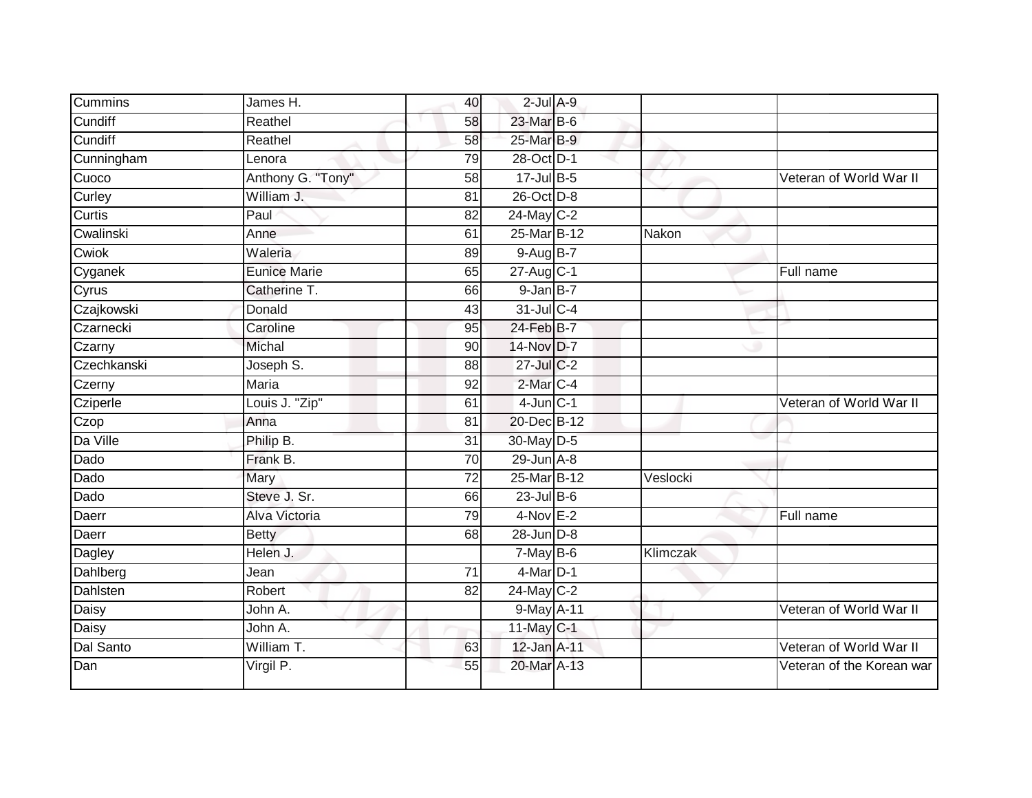| | | | | | | |
|---|---|---|---|---|---|---|
| Cummins | James H. | 40 | 2-Jul | A-9 | | |
| Cundiff | Reathel | 58 | 23-Mar | B-6 | | |
| Cundiff | Reathel | 58 | 25-Mar | B-9 | | |
| Cunningham | Lenora | 79 | 28-Oct | D-1 | | |
| Cuoco | Anthony G. "Tony" | 58 | 17-Jul | B-5 | | Veteran of World War II |
| Curley | William J. | 81 | 26-Oct | D-8 | | |
| Curtis | Paul | 82 | 24-May | C-2 | | |
| Cwalinski | Anne | 61 | 25-Mar | B-12 | Nakon | |
| Cwiok | Waleria | 89 | 9-Aug | B-7 | | |
| Cyganek | Eunice Marie | 65 | 27-Aug | C-1 | | Full name |
| Cyrus | Catherine T. | 66 | 9-Jan | B-7 | | |
| Czajkowski | Donald | 43 | 31-Jul | C-4 | | |
| Czarnecki | Caroline | 95 | 24-Feb | B-7 | | |
| Czarny | Michal | 90 | 14-Nov | D-7 | | |
| Czechkanski | Joseph S. | 88 | 27-Jul | C-2 | | |
| Czerny | Maria | 92 | 2-Mar | C-4 | | |
| Cziperle | Louis J. "Zip" | 61 | 4-Jun | C-1 | | Veteran of World War II |
| Czop | Anna | 81 | 20-Dec | B-12 | | |
| Da Ville | Philip B. | 31 | 30-May | D-5 | | |
| Dado | Frank B. | 70 | 29-Jun | A-8 | | |
| Dado | Mary | 72 | 25-Mar | B-12 | Veslocki | |
| Dado | Steve J. Sr. | 66 | 23-Jul | B-6 | | |
| Daerr | Alva Victoria | 79 | 4-Nov | E-2 | | Full name |
| Daerr | Betty | 68 | 28-Jun | D-8 | | |
| Dagley | Helen J. | | 7-May | B-6 | Klimczak | |
| Dahlberg | Jean | 71 | 4-Mar | D-1 | | |
| Dahlsten | Robert | 82 | 24-May | C-2 | | |
| Daisy | John A. | | 9-May | A-11 | | Veteran of World War II |
| Daisy | John A. | | 11-May | C-1 | | |
| Dal Santo | William T. | 63 | 12-Jan | A-11 | | Veteran of World War II |
| Dan | Virgil P. | 55 | 20-Mar | A-13 | | Veteran of the Korean war |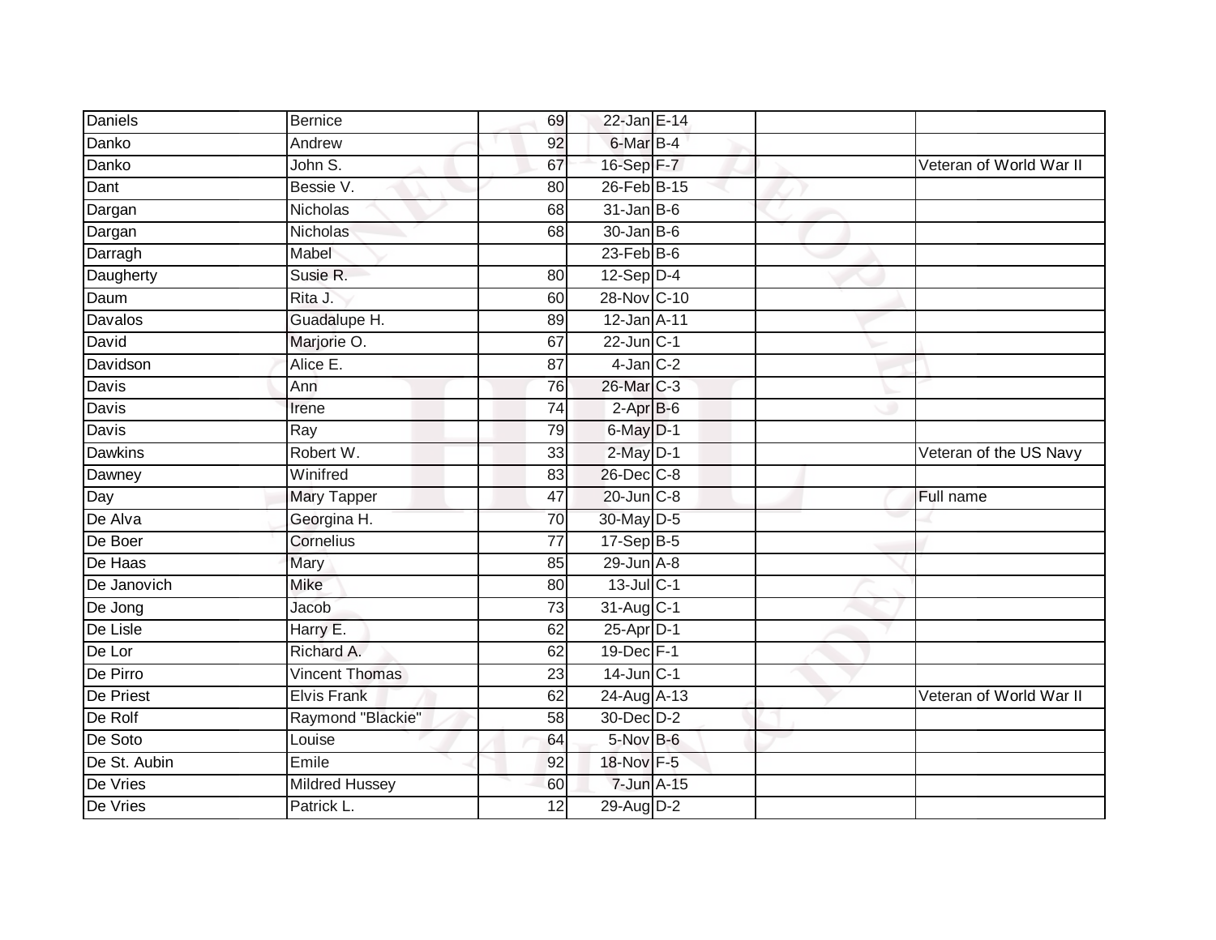| | | | | | | |
|---|---|---|---|---|---|---|
| Daniels | Bernice | 69 | 22-Jan | E-14 | | |
| Danko | Andrew | 92 | 6-Mar | B-4 | | |
| Danko | John S. | 67 | 16-Sep | F-7 | | Veteran of World War II |
| Dant | Bessie V. | 80 | 26-Feb | B-15 | | |
| Dargan | Nicholas | 68 | 31-Jan | B-6 | | |
| Dargan | Nicholas | 68 | 30-Jan | B-6 | | |
| Darragh | Mabel | | 23-Feb | B-6 | | |
| Daugherty | Susie R. | 80 | 12-Sep | D-4 | | |
| Daum | Rita J. | 60 | 28-Nov | C-10 | | |
| Davalos | Guadalupe H. | 89 | 12-Jan | A-11 | | |
| David | Marjorie O. | 67 | 22-Jun | C-1 | | |
| Davidson | Alice E. | 87 | 4-Jan | C-2 | | |
| Davis | Ann | 76 | 26-Mar | C-3 | | |
| Davis | Irene | 74 | 2-Apr | B-6 | | |
| Davis | Ray | 79 | 6-May | D-1 | | |
| Dawkins | Robert W. | 33 | 2-May | D-1 | | Veteran of the US Navy |
| Dawney | Winifred | 83 | 26-Dec | C-8 | | |
| Day | Mary Tapper | 47 | 20-Jun | C-8 | | Full name |
| De Alva | Georgina H. | 70 | 30-May | D-5 | | |
| De Boer | Cornelius | 77 | 17-Sep | B-5 | | |
| De Haas | Mary | 85 | 29-Jun | A-8 | | |
| De Janovich | Mike | 80 | 13-Jul | C-1 | | |
| De Jong | Jacob | 73 | 31-Aug | C-1 | | |
| De Lisle | Harry E. | 62 | 25-Apr | D-1 | | |
| De Lor | Richard A. | 62 | 19-Dec | F-1 | | |
| De Pirro | Vincent Thomas | 23 | 14-Jun | C-1 | | |
| De Priest | Elvis Frank | 62 | 24-Aug | A-13 | | Veteran of World War II |
| De Rolf | Raymond "Blackie" | 58 | 30-Dec | D-2 | | |
| De Soto | Louise | 64 | 5-Nov | B-6 | | |
| De St. Aubin | Emile | 92 | 18-Nov | F-5 | | |
| De Vries | Mildred Hussey | 60 | 7-Jun | A-15 | | |
| De Vries | Patrick L. | 12 | 29-Aug | D-2 | | |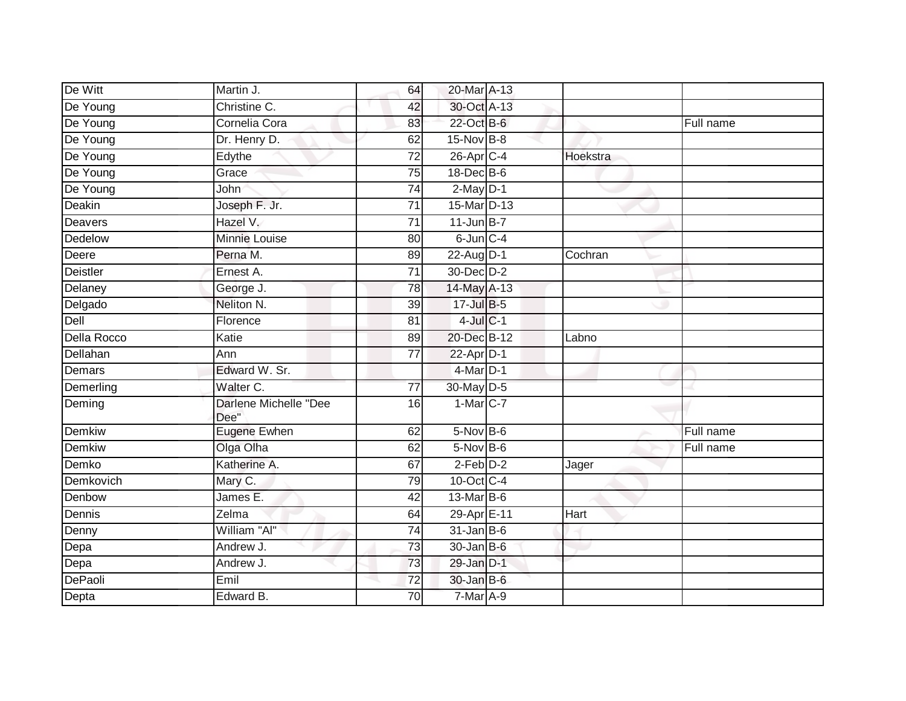| | | | | | | |
|---|---|---|---|---|---|---|
| De Witt | Martin J. | 64 | 20-Mar | A-13 | | |
| De Young | Christine C. | 42 | 30-Oct | A-13 | | |
| De Young | Cornelia Cora | 83 | 22-Oct | B-6 | | Full name |
| De Young | Dr. Henry D. | 62 | 15-Nov | B-8 | | |
| De Young | Edythe | 72 | 26-Apr | C-4 | Hoekstra | |
| De Young | Grace | 75 | 18-Dec | B-6 | | |
| De Young | John | 74 | 2-May | D-1 | | |
| Deakin | Joseph F. Jr. | 71 | 15-Mar | D-13 | | |
| Deavers | Hazel V. | 71 | 11-Jun | B-7 | | |
| Dedelow | Minnie Louise | 80 | 6-Jun | C-4 | | |
| Deere | Perna M. | 89 | 22-Aug | D-1 | Cochran | |
| Deistler | Ernest A. | 71 | 30-Dec | D-2 | | |
| Delaney | George J. | 78 | 14-May | A-13 | | |
| Delgado | Neliton N. | 39 | 17-Jul | B-5 | | |
| Dell | Florence | 81 | 4-Jul | C-1 | | |
| Della Rocco | Katie | 89 | 20-Dec | B-12 | Labno | |
| Dellahan | Ann | 77 | 22-Apr | D-1 | | |
| Demars | Edward W. Sr. | | 4-Mar | D-1 | | |
| Demerling | Walter C. | 77 | 30-May | D-5 | | |
| Deming | Darlene Michelle "Dee Dee" | 16 | 1-Mar | C-7 | | |
| Demkiw | Eugene Ewhen | 62 | 5-Nov | B-6 | | Full name |
| Demkiw | Olga Olha | 62 | 5-Nov | B-6 | | Full name |
| Demko | Katherine A. | 67 | 2-Feb | D-2 | Jager | |
| Demkovich | Mary C. | 79 | 10-Oct | C-4 | | |
| Denbow | James E. | 42 | 13-Mar | B-6 | | |
| Dennis | Zelma | 64 | 29-Apr | E-11 | Hart | |
| Denny | William "Al" | 74 | 31-Jan | B-6 | | |
| Depa | Andrew J. | 73 | 30-Jan | B-6 | | |
| Depa | Andrew J. | 73 | 29-Jan | D-1 | | |
| DePaoli | Emil | 72 | 30-Jan | B-6 | | |
| Depta | Edward B. | 70 | 7-Mar | A-9 | | |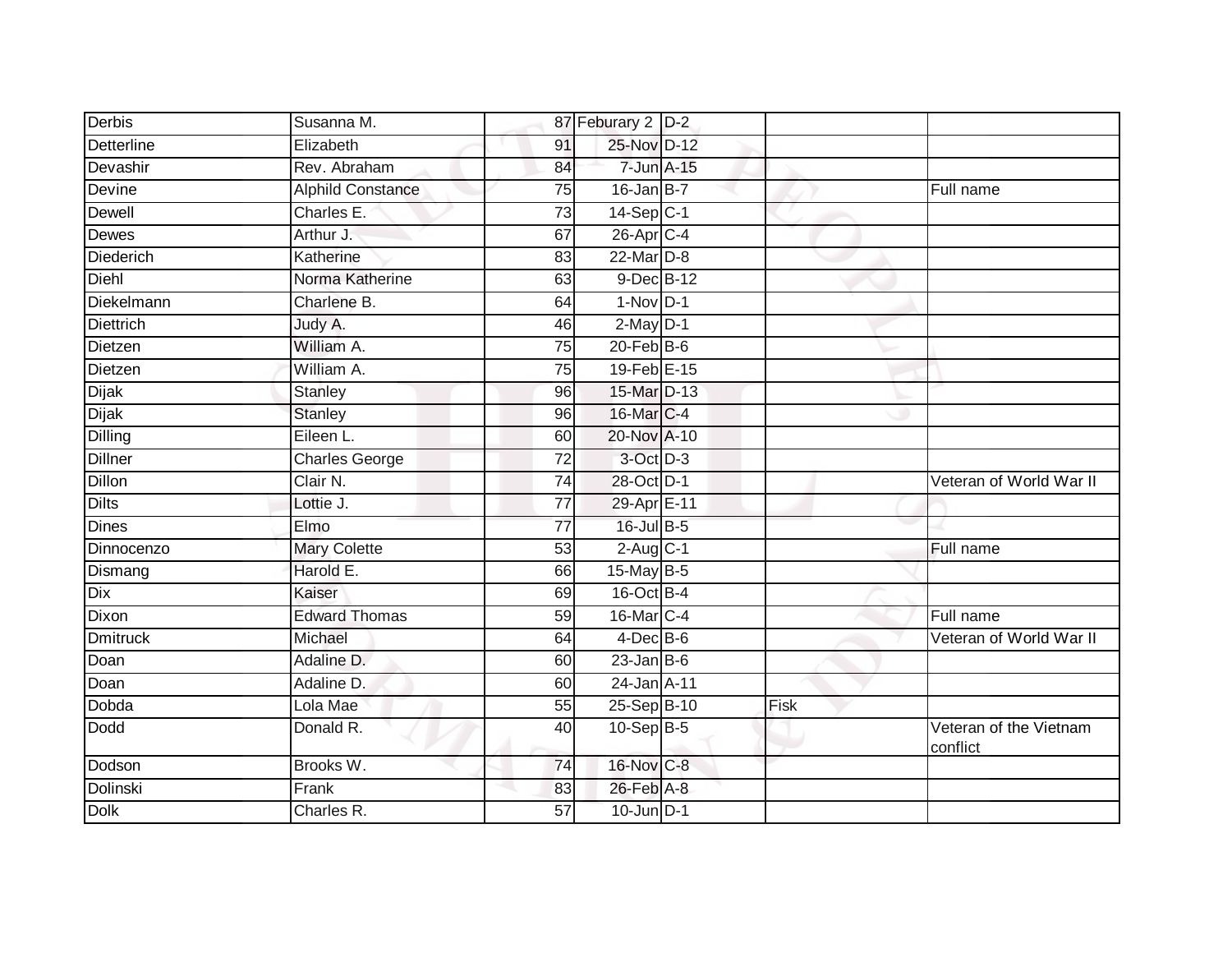| | | | | | | |
|---|---|---|---|---|---|---|
| Derbis | Susanna M. | 87 | Feburary 2 | D-2 | | |
| Detterline | Elizabeth | 91 | 25-Nov | D-12 | | |
| Devashir | Rev. Abraham | 84 | 7-Jun | A-15 | | |
| Devine | Alphild Constance | 75 | 16-Jan | B-7 | | Full name |
| Dewell | Charles E. | 73 | 14-Sep | C-1 | | |
| Dewes | Arthur J. | 67 | 26-Apr | C-4 | | |
| Diederich | Katherine | 83 | 22-Mar | D-8 | | |
| Diehl | Norma Katherine | 63 | 9-Dec | B-12 | | |
| Diekelmann | Charlene B. | 64 | 1-Nov | D-1 | | |
| Diettrich | Judy A. | 46 | 2-May | D-1 | | |
| Dietzen | William A. | 75 | 20-Feb | B-6 | | |
| Dietzen | William A. | 75 | 19-Feb | E-15 | | |
| Dijak | Stanley | 96 | 15-Mar | D-13 | | |
| Dijak | Stanley | 96 | 16-Mar | C-4 | | |
| Dilling | Eileen L. | 60 | 20-Nov | A-10 | | |
| Dillner | Charles George | 72 | 3-Oct | D-3 | | |
| Dillon | Clair N. | 74 | 28-Oct | D-1 | | Veteran of World War II |
| Dilts | Lottie J. | 77 | 29-Apr | E-11 | | |
| Dines | Elmo | 77 | 16-Jul | B-5 | | |
| Dinnocenzo | Mary Colette | 53 | 2-Aug | C-1 | | Full name |
| Dismang | Harold E. | 66 | 15-May | B-5 | | |
| Dix | Kaiser | 69 | 16-Oct | B-4 | | |
| Dixon | Edward Thomas | 59 | 16-Mar | C-4 | | Full name |
| Dmitruck | Michael | 64 | 4-Dec | B-6 | | Veteran of World War II |
| Doan | Adaline D. | 60 | 23-Jan | B-6 | | |
| Doan | Adaline D. | 60 | 24-Jan | A-11 | | |
| Dobda | Lola Mae | 55 | 25-Sep | B-10 | Fisk | |
| Dodd | Donald R. | 40 | 10-Sep | B-5 | | Veteran of the Vietnam conflict |
| Dodson | Brooks W. | 74 | 16-Nov | C-8 | | |
| Dolinski | Frank | 83 | 26-Feb | A-8 | | |
| Dolk | Charles R. | 57 | 10-Jun | D-1 | | |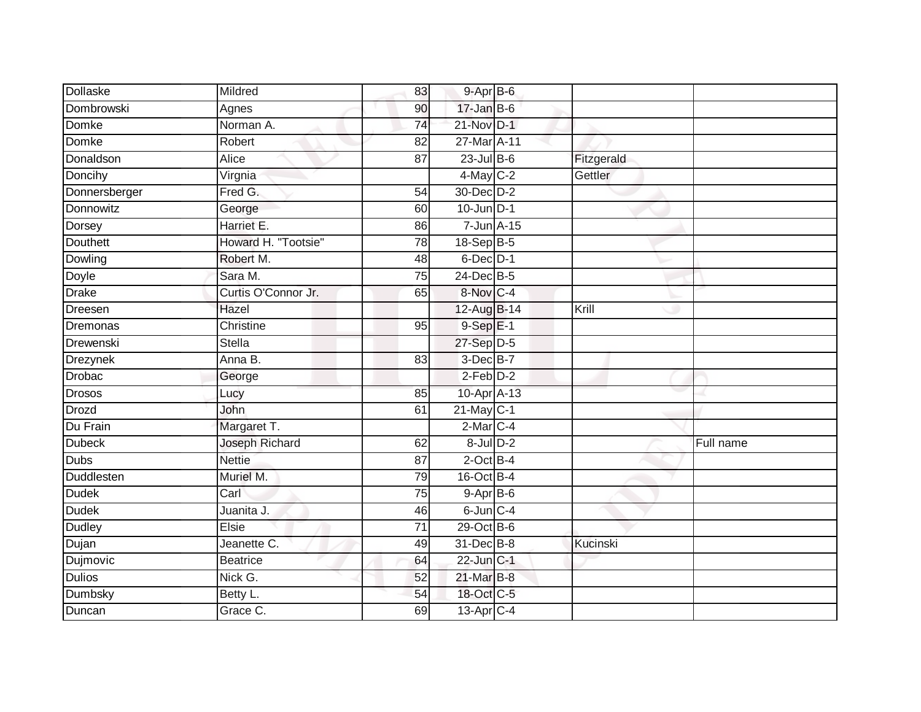| | | | | | | |
|---|---|---|---|---|---|---|
| Dollaske | Mildred | 83 | 9-Apr | B-6 | | |
| Dombrowski | Agnes | 90 | 17-Jan | B-6 | | |
| Domke | Norman A. | 74 | 21-Nov | D-1 | | |
| Domke | Robert | 82 | 27-Mar | A-11 | | |
| Donaldson | Alice | 87 | 23-Jul | B-6 | Fitzgerald | |
| Doncihy | Virgnia | | 4-May | C-2 | Gettler | |
| Donnersberger | Fred G. | 54 | 30-Dec | D-2 | | |
| Donnowitz | George | 60 | 10-Jun | D-1 | | |
| Dorsey | Harriet E. | 86 | 7-Jun | A-15 | | |
| Douthett | Howard H. "Tootsie" | 78 | 18-Sep | B-5 | | |
| Dowling | Robert M. | 48 | 6-Dec | D-1 | | |
| Doyle | Sara M. | 75 | 24-Dec | B-5 | | |
| Drake | Curtis O'Connor Jr. | 65 | 8-Nov | C-4 | | |
| Dreesen | Hazel | | 12-Aug | B-14 | Krill | |
| Dremonas | Christine | 95 | 9-Sep | E-1 | | |
| Drewenski | Stella | | 27-Sep | D-5 | | |
| Drezynek | Anna B. | 83 | 3-Dec | B-7 | | |
| Drobac | George | | 2-Feb | D-2 | | |
| Drosos | Lucy | 85 | 10-Apr | A-13 | | |
| Drozd | John | 61 | 21-May | C-1 | | |
| Du Frain | Margaret T. | | 2-Mar | C-4 | | |
| Dubeck | Joseph Richard | 62 | 8-Jul | D-2 | | Full name |
| Dubs | Nettie | 87 | 2-Oct | B-4 | | |
| Duddlesten | Muriel M. | 79 | 16-Oct | B-4 | | |
| Dudek | Carl | 75 | 9-Apr | B-6 | | |
| Dudek | Juanita J. | 46 | 6-Jun | C-4 | | |
| Dudley | Elsie | 71 | 29-Oct | B-6 | | |
| Dujan | Jeanette C. | 49 | 31-Dec | B-8 | Kucinski | |
| Dujmovic | Beatrice | 64 | 22-Jun | C-1 | | |
| Dulios | Nick G. | 52 | 21-Mar | B-8 | | |
| Dumbsky | Betty L. | 54 | 18-Oct | C-5 | | |
| Duncan | Grace C. | 69 | 13-Apr | C-4 | | |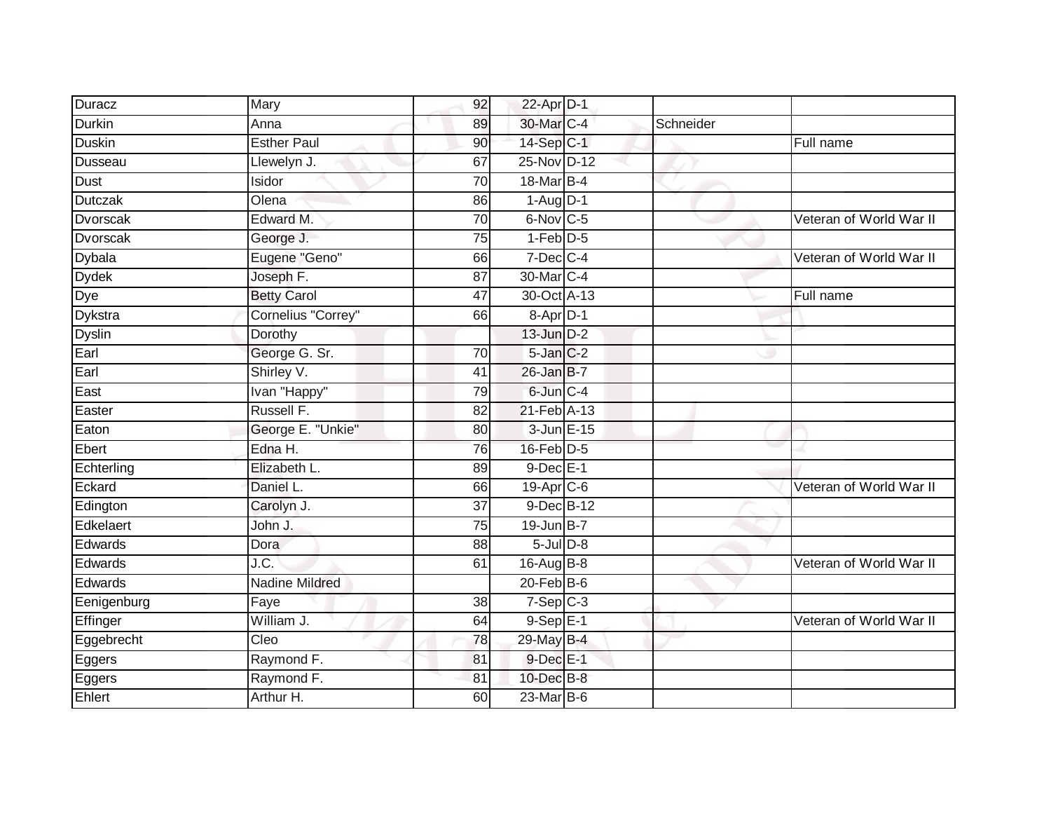| Duracz | Mary | 92 | 22-Apr | D-1 | | |
|---|---|---|---|---|---|---|
| Durkin | Anna | 89 | 30-Mar | C-4 | Schneider | |
| Duskin | Esther Paul | 90 | 14-Sep | C-1 | | Full name |
| Dusseau | Llewelyn J. | 67 | 25-Nov | D-12 | | |
| Dust | Isidor | 70 | 18-Mar | B-4 | | |
| Dutczak | Olena | 86 | 1-Aug | D-1 | | |
| Dvorscak | Edward M. | 70 | 6-Nov | C-5 | | Veteran of World War II |
| Dvorscak | George J. | 75 | 1-Feb | D-5 | | |
| Dybala | Eugene "Geno" | 66 | 7-Dec | C-4 | | Veteran of World War II |
| Dydek | Joseph F. | 87 | 30-Mar | C-4 | | |
| Dye | Betty Carol | 47 | 30-Oct | A-13 | | Full name |
| Dykstra | Cornelius "Correy" | 66 | 8-Apr | D-1 | | |
| Dyslin | Dorothy | | 13-Jun | D-2 | | |
| Earl | George G. Sr. | 70 | 5-Jan | C-2 | | |
| Earl | Shirley V. | 41 | 26-Jan | B-7 | | |
| East | Ivan "Happy" | 79 | 6-Jun | C-4 | | |
| Easter | Russell F. | 82 | 21-Feb | A-13 | | |
| Eaton | George E. "Unkie" | 80 | 3-Jun | E-15 | | |
| Ebert | Edna H. | 76 | 16-Feb | D-5 | | |
| Echterling | Elizabeth L. | 89 | 9-Dec | E-1 | | |
| Eckard | Daniel L. | 66 | 19-Apr | C-6 | | Veteran of World War II |
| Edington | Carolyn J. | 37 | 9-Dec | B-12 | | |
| Edkelaert | John J. | 75 | 19-Jun | B-7 | | |
| Edwards | Dora | 88 | 5-Jul | D-8 | | |
| Edwards | J.C. | 61 | 16-Aug | B-8 | | Veteran of World War II |
| Edwards | Nadine Mildred | | 20-Feb | B-6 | | |
| Eenigenburg | Faye | 38 | 7-Sep | C-3 | | |
| Effinger | William J. | 64 | 9-Sep | E-1 | | Veteran of World War II |
| Eggebrecht | Cleo | 78 | 29-May | B-4 | | |
| Eggers | Raymond F. | 81 | 9-Dec | E-1 | | |
| Eggers | Raymond F. | 81 | 10-Dec | B-8 | | |
| Ehlert | Arthur H. | 60 | 23-Mar | B-6 | | |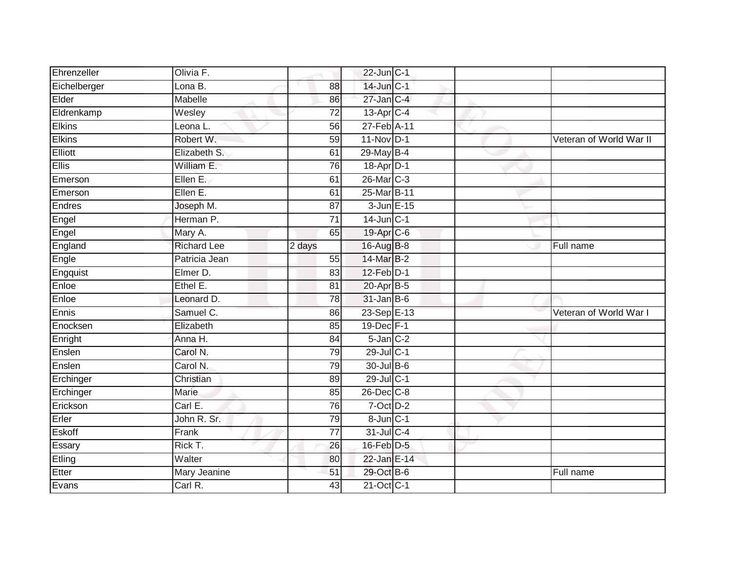| | | | | | | |
|---|---|---|---|---|---|---|
| Ehrenzeller | Olivia F. | | 22-Jun | C-1 | | |
| Eichelberger | Lona B. | 88 | 14-Jun | C-1 | | |
| Elder | Mabelle | 86 | 27-Jan | C-4 | | |
| Eldrenkamp | Wesley | 72 | 13-Apr | C-4 | | |
| Elkins | Leona L. | 56 | 27-Feb | A-11 | | |
| Elkins | Robert W. | 59 | 11-Nov | D-1 | | Veteran of World War II |
| Elliott | Elizabeth S. | 61 | 29-May | B-4 | | |
| Ellis | William E. | 76 | 18-Apr | D-1 | | |
| Emerson | Ellen E. | 61 | 26-Mar | C-3 | | |
| Emerson | Ellen E. | 61 | 25-Mar | B-11 | | |
| Endres | Joseph M. | 87 | 3-Jun | E-15 | | |
| Engel | Herman P. | 71 | 14-Jun | C-1 | | |
| Engel | Mary A. | 65 | 19-Apr | C-6 | | |
| England | Richard Lee | 2 days | 16-Aug | B-8 | | Full name |
| Engle | Patricia Jean | 55 | 14-Mar | B-2 | | |
| Engquist | Elmer D. | 83 | 12-Feb | D-1 | | |
| Enloe | Ethel E. | 81 | 20-Apr | B-5 | | |
| Enloe | Leonard D. | 78 | 31-Jan | B-6 | | |
| Ennis | Samuel C. | 86 | 23-Sep | E-13 | | Veteran of World War I |
| Enocksen | Elizabeth | 85 | 19-Dec | F-1 | | |
| Enright | Anna H. | 84 | 5-Jan | C-2 | | |
| Enslen | Carol N. | 79 | 29-Jul | C-1 | | |
| Enslen | Carol N. | 79 | 30-Jul | B-6 | | |
| Erchinger | Christian | 89 | 29-Jul | C-1 | | |
| Erchinger | Marie | 85 | 26-Dec | C-8 | | |
| Erickson | Carl E. | 76 | 7-Oct | D-2 | | |
| Erler | John R. Sr. | 79 | 8-Jun | C-1 | | |
| Eskoff | Frank | 77 | 31-Jul | C-4 | | |
| Essary | Rick T. | 26 | 16-Feb | D-5 | | |
| Etling | Walter | 80 | 22-Jan | E-14 | | |
| Etter | Mary Jeanine | 51 | 29-Oct | B-6 | | Full name |
| Evans | Carl R. | 43 | 21-Oct | C-1 | | |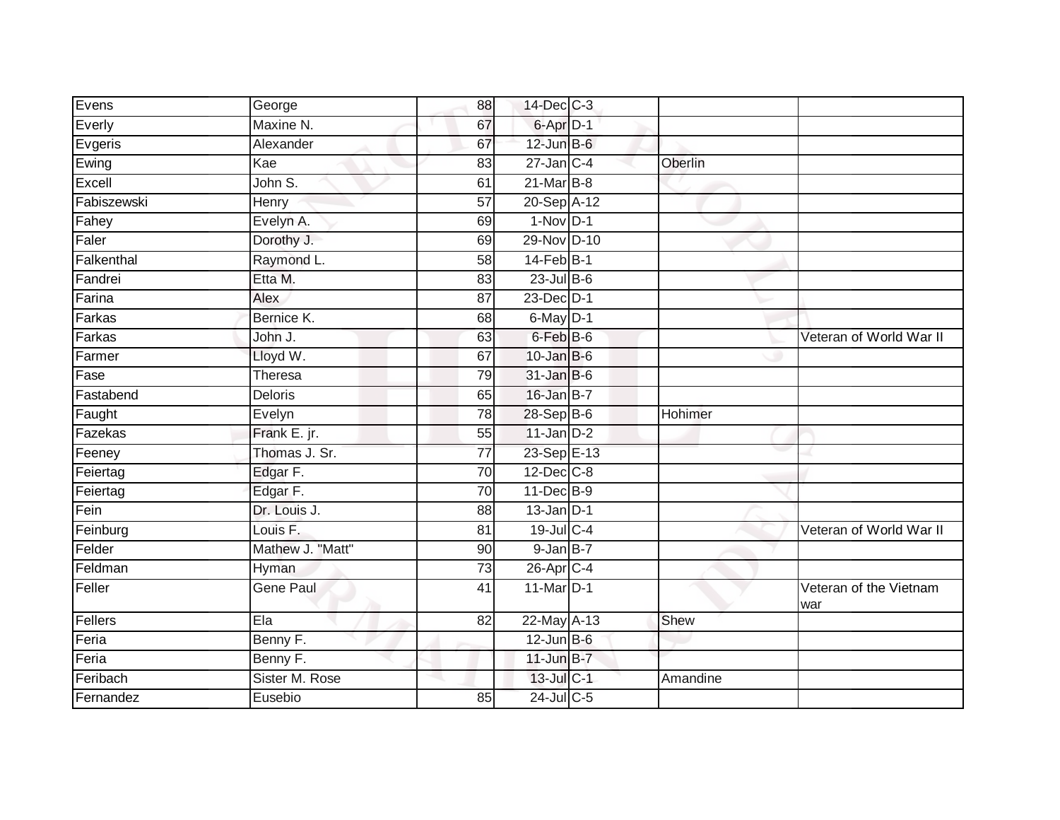| | | | | | | |
|---|---|---|---|---|---|---|
| Evens | George | 88 | 14-Dec | C-3 | | |
| Everly | Maxine N. | 67 | 6-Apr | D-1 | | |
| Evgeris | Alexander | 67 | 12-Jun | B-6 | | |
| Ewing | Kae | 83 | 27-Jan | C-4 | Oberlin | |
| Excell | John S. | 61 | 21-Mar | B-8 | | |
| Fabiszewski | Henry | 57 | 20-Sep | A-12 | | |
| Fahey | Evelyn A. | 69 | 1-Nov | D-1 | | |
| Faler | Dorothy J. | 69 | 29-Nov | D-10 | | |
| Falkenthal | Raymond L. | 58 | 14-Feb | B-1 | | |
| Fandrei | Etta M. | 83 | 23-Jul | B-6 | | |
| Farina | Alex | 87 | 23-Dec | D-1 | | |
| Farkas | Bernice K. | 68 | 6-May | D-1 | | |
| Farkas | John J. | 63 | 6-Feb | B-6 | | Veteran of World War II |
| Farmer | Lloyd W. | 67 | 10-Jan | B-6 | | |
| Fase | Theresa | 79 | 31-Jan | B-6 | | |
| Fastabend | Deloris | 65 | 16-Jan | B-7 | | |
| Faught | Evelyn | 78 | 28-Sep | B-6 | Hohimer | |
| Fazekas | Frank E. jr. | 55 | 11-Jan | D-2 | | |
| Feeney | Thomas J. Sr. | 77 | 23-Sep | E-13 | | |
| Feiertag | Edgar F. | 70 | 12-Dec | C-8 | | |
| Feiertag | Edgar F. | 70 | 11-Dec | B-9 | | |
| Fein | Dr. Louis J. | 88 | 13-Jan | D-1 | | |
| Feinburg | Louis F. | 81 | 19-Jul | C-4 | | Veteran of World War II |
| Felder | Mathew J. "Matt" | 90 | 9-Jan | B-7 | | |
| Feldman | Hyman | 73 | 26-Apr | C-4 | | |
| Feller | Gene Paul | 41 | 11-Mar | D-1 | | Veteran of the Vietnam war |
| Fellers | Ela | 82 | 22-May | A-13 | Shew | |
| Feria | Benny F. | | 12-Jun | B-6 | | |
| Feria | Benny F. | | 11-Jun | B-7 | | |
| Feribach | Sister M. Rose | | 13-Jul | C-1 | Amandine | |
| Fernandez | Eusebio | 85 | 24-Jul | C-5 | | |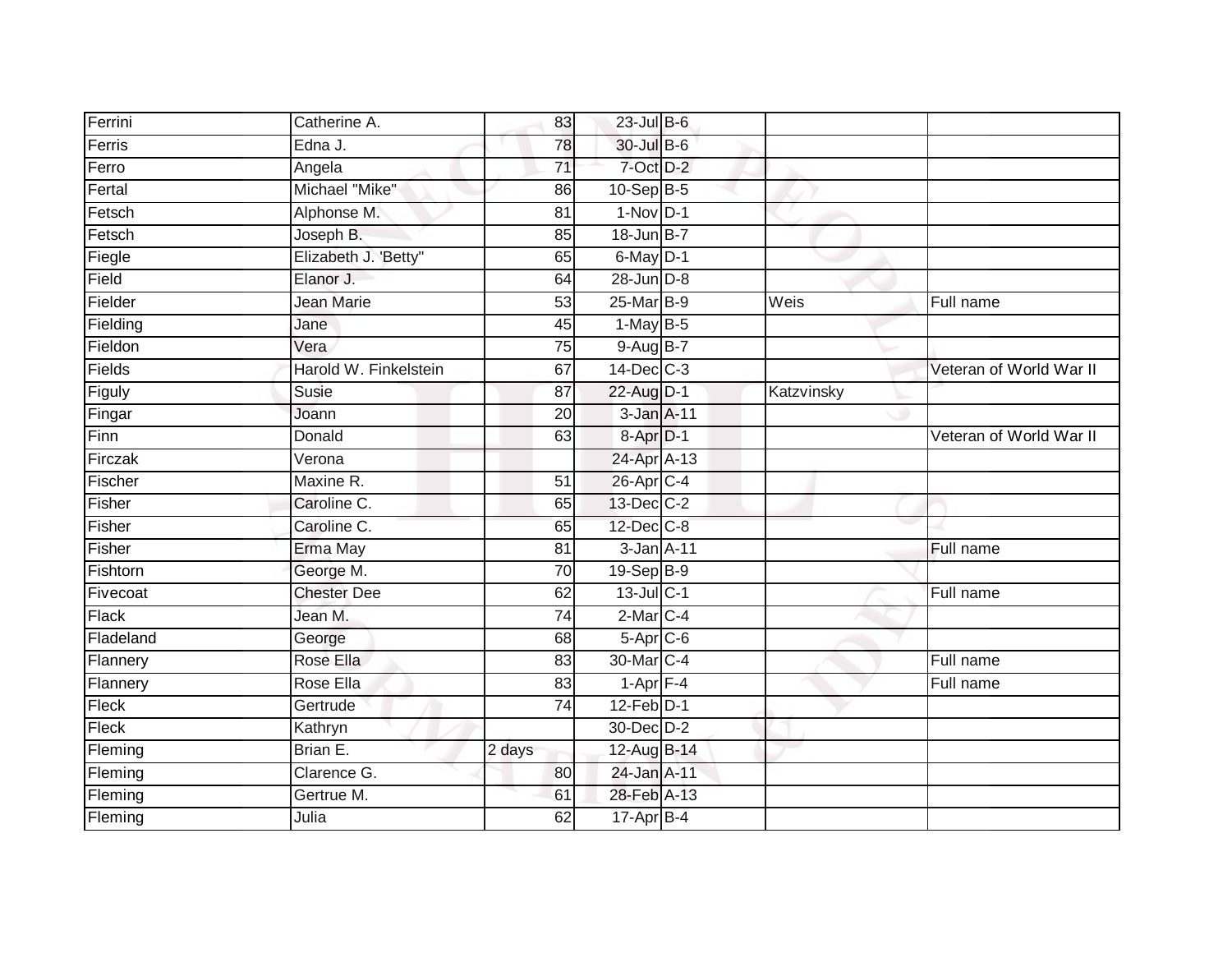| | | | | | | |
|---|---|---|---|---|---|---|
| Ferrini | Catherine A. | 83 | 23-Jul | B-6 | | |
| Ferris | Edna J. | 78 | 30-Jul | B-6 | | |
| Ferro | Angela | 71 | 7-Oct | D-2 | | |
| Fertal | Michael "Mike" | 86 | 10-Sep | B-5 | | |
| Fetsch | Alphonse M. | 81 | 1-Nov | D-1 | | |
| Fetsch | Joseph B. | 85 | 18-Jun | B-7 | | |
| Fiegle | Elizabeth J. 'Betty" | 65 | 6-May | D-1 | | |
| Field | Elanor J. | 64 | 28-Jun | D-8 | | |
| Fielder | Jean Marie | 53 | 25-Mar | B-9 | Weis | Full name |
| Fielding | Jane | 45 | 1-May | B-5 | | |
| Fieldon | Vera | 75 | 9-Aug | B-7 | | |
| Fields | Harold W. Finkelstein | 67 | 14-Dec | C-3 | | Veteran of World War II |
| Figuly | Susie | 87 | 22-Aug | D-1 | Katzvinsky | |
| Fingar | Joann | 20 | 3-Jan | A-11 | | |
| Finn | Donald | 63 | 8-Apr | D-1 | | Veteran of World War II |
| Firczak | Verona | | 24-Apr | A-13 | | |
| Fischer | Maxine R. | 51 | 26-Apr | C-4 | | |
| Fisher | Caroline C. | 65 | 13-Dec | C-2 | | |
| Fisher | Caroline C. | 65 | 12-Dec | C-8 | | |
| Fisher | Erma May | 81 | 3-Jan | A-11 | | Full name |
| Fishtorn | George M. | 70 | 19-Sep | B-9 | | |
| Fivecoat | Chester Dee | 62 | 13-Jul | C-1 | | Full name |
| Flack | Jean M. | 74 | 2-Mar | C-4 | | |
| Fladeland | George | 68 | 5-Apr | C-6 | | |
| Flannery | Rose Ella | 83 | 30-Mar | C-4 | | Full name |
| Flannery | Rose Ella | 83 | 1-Apr | F-4 | | Full name |
| Fleck | Gertrude | 74 | 12-Feb | D-1 | | |
| Fleck | Kathryn | | 30-Dec | D-2 | | |
| Fleming | Brian E. | 2 days | 12-Aug | B-14 | | |
| Fleming | Clarence G. | 80 | 24-Jan | A-11 | | |
| Fleming | Gertrue M. | 61 | 28-Feb | A-13 | | |
| Fleming | Julia | 62 | 17-Apr | B-4 | | |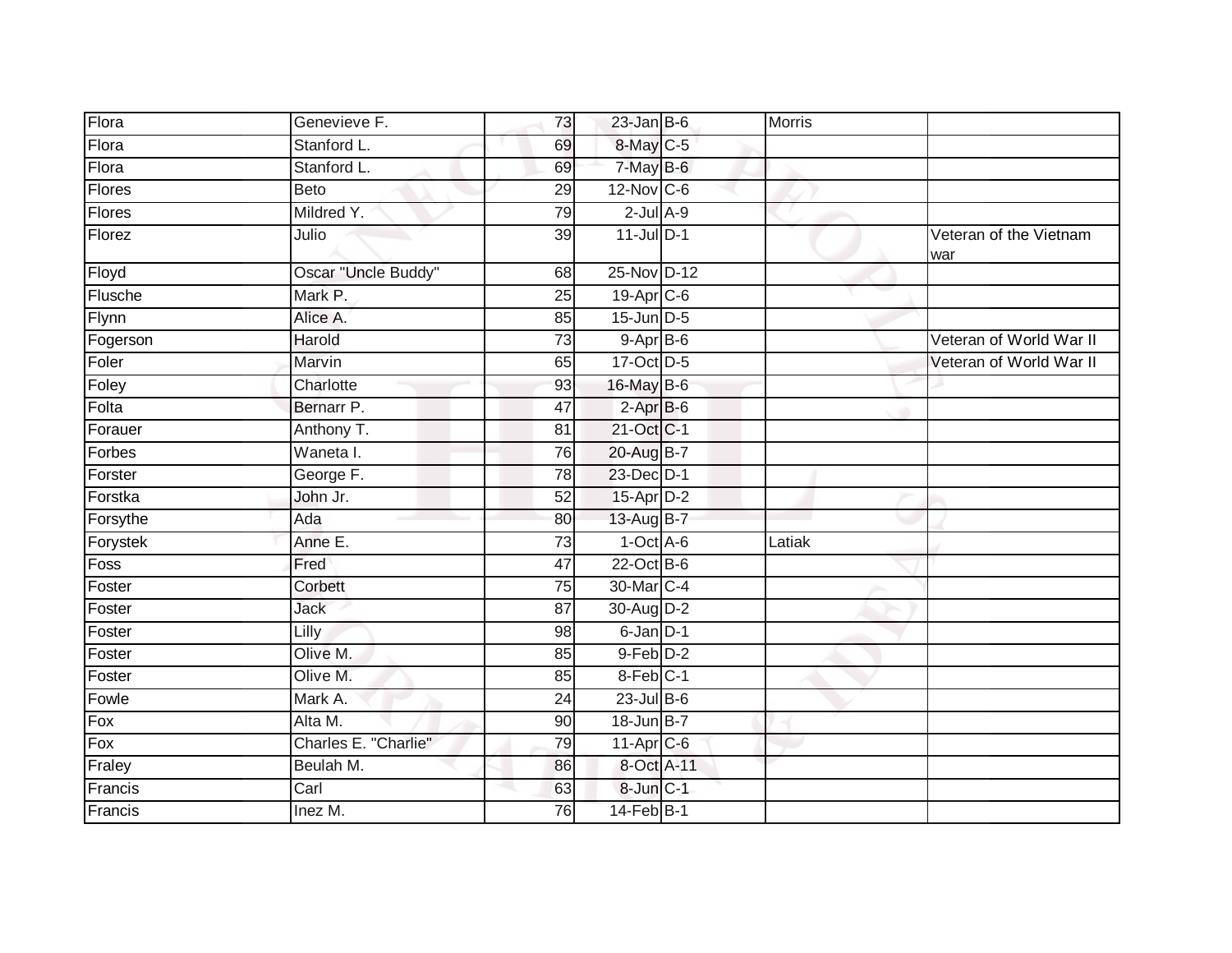| | | | | | | |
|---|---|---|---|---|---|---|
| Flora | Genevieve F. | 73 | 23-Jan | B-6 | Morris | |
| Flora | Stanford L. | 69 | 8-May | C-5 | | |
| Flora | Stanford L. | 69 | 7-May | B-6 | | |
| Flores | Beto | 29 | 12-Nov | C-6 | | |
| Flores | Mildred Y. | 79 | 2-Jul | A-9 | | |
| Florez | Julio | 39 | 11-Jul | D-1 | | Veteran of the Vietnam war |
| Floyd | Oscar "Uncle Buddy" | 68 | 25-Nov | D-12 | | |
| Flusche | Mark P. | 25 | 19-Apr | C-6 | | |
| Flynn | Alice A. | 85 | 15-Jun | D-5 | | |
| Fogerson | Harold | 73 | 9-Apr | B-6 | | Veteran of World War II |
| Foler | Marvin | 65 | 17-Oct | D-5 | | Veteran of World War II |
| Foley | Charlotte | 93 | 16-May | B-6 | | |
| Folta | Bernarr P. | 47 | 2-Apr | B-6 | | |
| Forauer | Anthony T. | 81 | 21-Oct | C-1 | | |
| Forbes | Waneta I. | 76 | 20-Aug | B-7 | | |
| Forster | George F. | 78 | 23-Dec | D-1 | | |
| Forstka | John Jr. | 52 | 15-Apr | D-2 | | |
| Forsythe | Ada | 80 | 13-Aug | B-7 | | |
| Forystek | Anne E. | 73 | 1-Oct | A-6 | Latiak | |
| Foss | Fred | 47 | 22-Oct | B-6 | | |
| Foster | Corbett | 75 | 30-Mar | C-4 | | |
| Foster | Jack | 87 | 30-Aug | D-2 | | |
| Foster | Lilly | 98 | 6-Jan | D-1 | | |
| Foster | Olive M. | 85 | 9-Feb | D-2 | | |
| Foster | Olive M. | 85 | 8-Feb | C-1 | | |
| Fowle | Mark A. | 24 | 23-Jul | B-6 | | |
| Fox | Alta M. | 90 | 18-Jun | B-7 | | |
| Fox | Charles E. "Charlie" | 79 | 11-Apr | C-6 | | |
| Fraley | Beulah M. | 86 | 8-Oct | A-11 | | |
| Francis | Carl | 63 | 8-Jun | C-1 | | |
| Francis | Inez M. | 76 | 14-Feb | B-1 | | |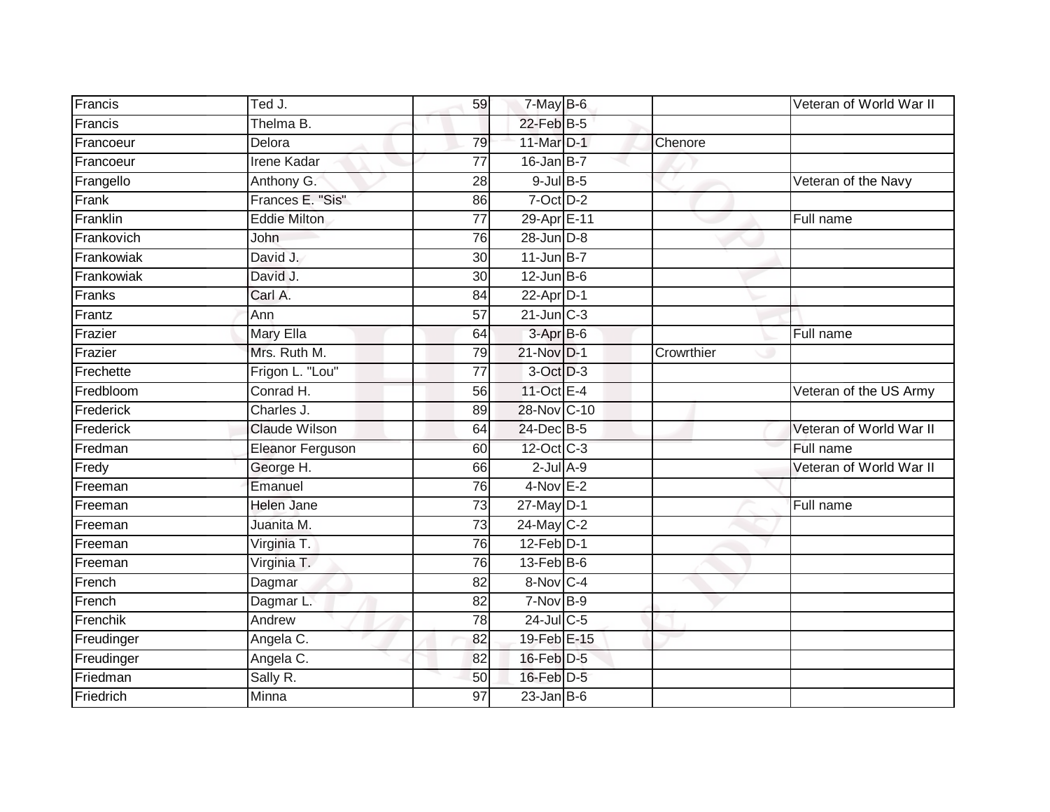| Francis | Ted J. | 59 | 7-May | B-6 | | Veteran of World War II |
|---|---|---|---|---|---|---|
| Francis | Thelma B. | | 22-Feb | B-5 | | |
| Francoeur | Delora | 79 | 11-Mar | D-1 | Chenore | |
| Francoeur | Irene Kadar | 77 | 16-Jan | B-7 | | |
| Frangello | Anthony G. | 28 | 9-Jul | B-5 | | Veteran of the Navy |
| Frank | Frances E. "Sis" | 86 | 7-Oct | D-2 | | |
| Franklin | Eddie Milton | 77 | 29-Apr | E-11 | | Full name |
| Frankovich | John | 76 | 28-Jun | D-8 | | |
| Frankowiak | David J. | 30 | 11-Jun | B-7 | | |
| Frankowiak | David J. | 30 | 12-Jun | B-6 | | |
| Franks | Carl A. | 84 | 22-Apr | D-1 | | |
| Frantz | Ann | 57 | 21-Jun | C-3 | | |
| Frazier | Mary Ella | 64 | 3-Apr | B-6 | | Full name |
| Frazier | Mrs. Ruth M. | 79 | 21-Nov | D-1 | Crowrthier | |
| Frechette | Frigon L. "Lou" | 77 | 3-Oct | D-3 | | |
| Fredbloom | Conrad H. | 56 | 11-Oct | E-4 | | Veteran of the US Army |
| Frederick | Charles J. | 89 | 28-Nov | C-10 | | |
| Frederick | Claude Wilson | 64 | 24-Dec | B-5 | | Veteran of World War II |
| Fredman | Eleanor Ferguson | 60 | 12-Oct | C-3 | | Full name |
| Fredy | George H. | 66 | 2-Jul | A-9 | | Veteran of World War II |
| Freeman | Emanuel | 76 | 4-Nov | E-2 | | |
| Freeman | Helen Jane | 73 | 27-May | D-1 | | Full name |
| Freeman | Juanita M. | 73 | 24-May | C-2 | | |
| Freeman | Virginia T. | 76 | 12-Feb | D-1 | | |
| Freeman | Virginia T. | 76 | 13-Feb | B-6 | | |
| French | Dagmar | 82 | 8-Nov | C-4 | | |
| French | Dagmar L. | 82 | 7-Nov | B-9 | | |
| Frenchik | Andrew | 78 | 24-Jul | C-5 | | |
| Freudinger | Angela C. | 82 | 19-Feb | E-15 | | |
| Freudinger | Angela C. | 82 | 16-Feb | D-5 | | |
| Friedman | Sally R. | 50 | 16-Feb | D-5 | | |
| Friedrich | Minna | 97 | 23-Jan | B-6 | | |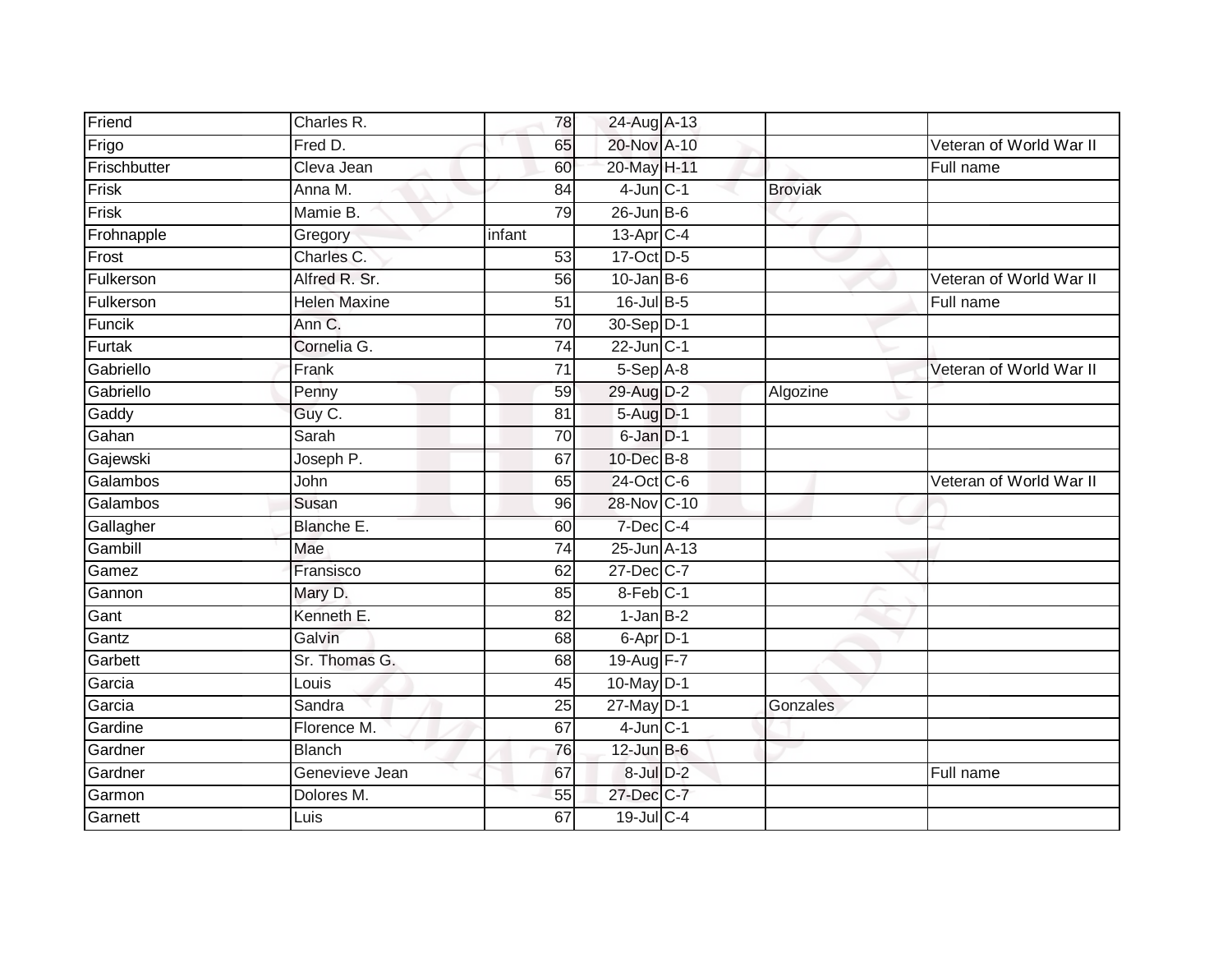| | | | | | | |
|---|---|---|---|---|---|---|
| Friend | Charles R. | 78 | 24-Aug | A-13 | | |
| Frigo | Fred D. | 65 | 20-Nov | A-10 | | Veteran of World War II |
| Frischbutter | Cleva Jean | 60 | 20-May | H-11 | | Full name |
| Frisk | Anna M. | 84 | 4-Jun | C-1 | Broviak | |
| Frisk | Mamie B. | 79 | 26-Jun | B-6 | | |
| Frohnapple | Gregory | infant | 13-Apr | C-4 | | |
| Frost | Charles C. | 53 | 17-Oct | D-5 | | |
| Fulkerson | Alfred R. Sr. | 56 | 10-Jan | B-6 | | Veteran of World War II |
| Fulkerson | Helen Maxine | 51 | 16-Jul | B-5 | | Full name |
| Funcik | Ann C. | 70 | 30-Sep | D-1 | | |
| Furtak | Cornelia G. | 74 | 22-Jun | C-1 | | |
| Gabriello | Frank | 71 | 5-Sep | A-8 | | Veteran of World War II |
| Gabriello | Penny | 59 | 29-Aug | D-2 | Algozine | |
| Gaddy | Guy C. | 81 | 5-Aug | D-1 | | |
| Gahan | Sarah | 70 | 6-Jan | D-1 | | |
| Gajewski | Joseph P. | 67 | 10-Dec | B-8 | | |
| Galambos | John | 65 | 24-Oct | C-6 | | Veteran of World War II |
| Galambos | Susan | 96 | 28-Nov | C-10 | | |
| Gallagher | Blanche E. | 60 | 7-Dec | C-4 | | |
| Gambill | Mae | 74 | 25-Jun | A-13 | | |
| Gamez | Fransisco | 62 | 27-Dec | C-7 | | |
| Gannon | Mary D. | 85 | 8-Feb | C-1 | | |
| Gant | Kenneth E. | 82 | 1-Jan | B-2 | | |
| Gantz | Galvin | 68 | 6-Apr | D-1 | | |
| Garbett | Sr. Thomas G. | 68 | 19-Aug | F-7 | | |
| Garcia | Louis | 45 | 10-May | D-1 | | |
| Garcia | Sandra | 25 | 27-May | D-1 | Gonzales | |
| Gardine | Florence M. | 67 | 4-Jun | C-1 | | |
| Gardner | Blanch | 76 | 12-Jun | B-6 | | |
| Gardner | Genevieve Jean | 67 | 8-Jul | D-2 | | Full name |
| Garmon | Dolores M. | 55 | 27-Dec | C-7 | | |
| Garnett | Luis | 67 | 19-Jul | C-4 | | |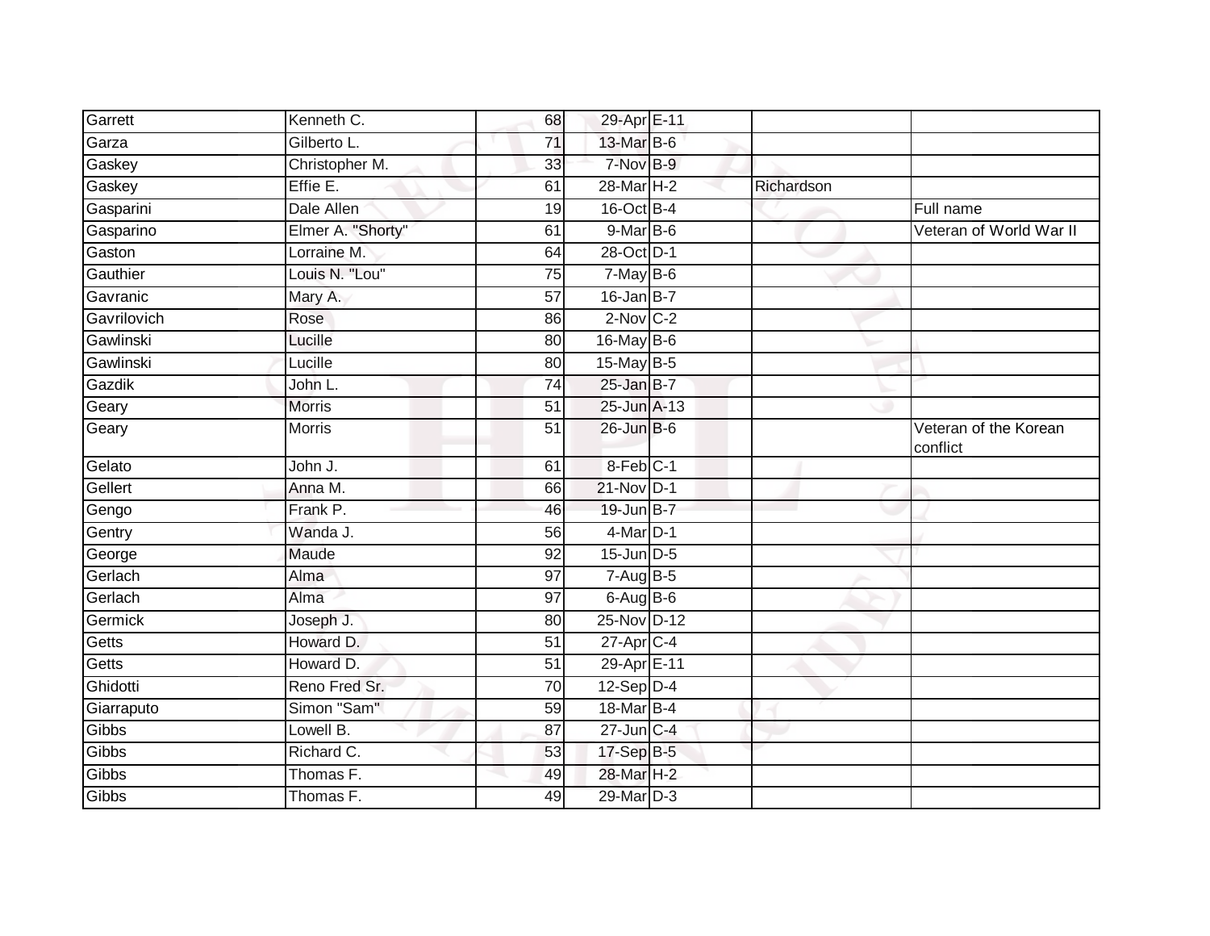| | | | | | | |
|---|---|---|---|---|---|---|
| Garrett | Kenneth C. | 68 | 29-Apr | E-11 | | |
| Garza | Gilberto L. | 71 | 13-Mar | B-6 | | |
| Gaskey | Christopher M. | 33 | 7-Nov | B-9 | | |
| Gaskey | Effie E. | 61 | 28-Mar | H-2 | Richardson | |
| Gasparini | Dale Allen | 19 | 16-Oct | B-4 | | Full name |
| Gasparino | Elmer A. "Shorty" | 61 | 9-Mar | B-6 | | Veteran of World War II |
| Gaston | Lorraine M. | 64 | 28-Oct | D-1 | | |
| Gauthier | Louis N. "Lou" | 75 | 7-May | B-6 | | |
| Gavranic | Mary A. | 57 | 16-Jan | B-7 | | |
| Gavrilovich | Rose | 86 | 2-Nov | C-2 | | |
| Gawlinski | Lucille | 80 | 16-May | B-6 | | |
| Gawlinski | Lucille | 80 | 15-May | B-5 | | |
| Gazdik | John L. | 74 | 25-Jan | B-7 | | |
| Geary | Morris | 51 | 25-Jun | A-13 | | |
| Geary | Morris | 51 | 26-Jun | B-6 | | Veteran of the Korean conflict |
| Gelato | John J. | 61 | 8-Feb | C-1 | | |
| Gellert | Anna M. | 66 | 21-Nov | D-1 | | |
| Gengo | Frank P. | 46 | 19-Jun | B-7 | | |
| Gentry | Wanda J. | 56 | 4-Mar | D-1 | | |
| George | Maude | 92 | 15-Jun | D-5 | | |
| Gerlach | Alma | 97 | 7-Aug | B-5 | | |
| Gerlach | Alma | 97 | 6-Aug | B-6 | | |
| Germick | Joseph J. | 80 | 25-Nov | D-12 | | |
| Getts | Howard D. | 51 | 27-Apr | C-4 | | |
| Getts | Howard D. | 51 | 29-Apr | E-11 | | |
| Ghidotti | Reno Fred Sr. | 70 | 12-Sep | D-4 | | |
| Giarraputo | Simon "Sam" | 59 | 18-Mar | B-4 | | |
| Gibbs | Lowell B. | 87 | 27-Jun | C-4 | | |
| Gibbs | Richard C. | 53 | 17-Sep | B-5 | | |
| Gibbs | Thomas F. | 49 | 28-Mar | H-2 | | |
| Gibbs | Thomas F. | 49 | 29-Mar | D-3 | | |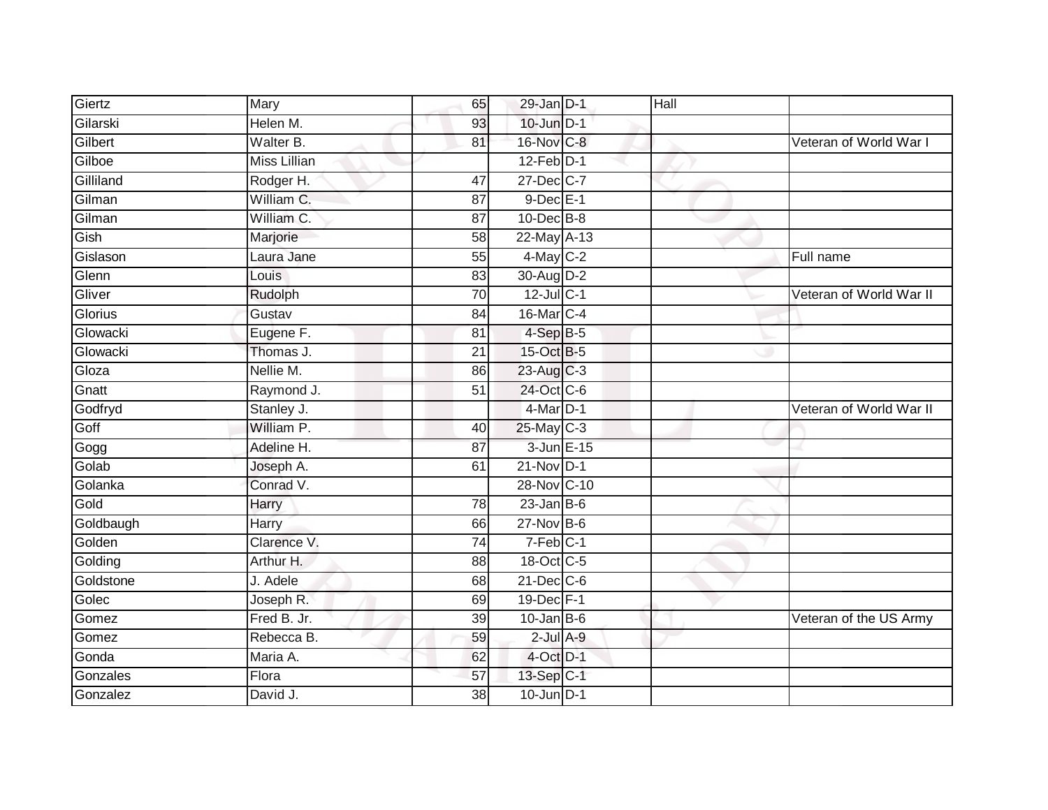| | | | | | | |
|---|---|---|---|---|---|---|
| Giertz | Mary | 65 | 29-Jan | D-1 | Hall | |
| Gilarski | Helen M. | 93 | 10-Jun | D-1 | | |
| Gilbert | Walter B. | 81 | 16-Nov | C-8 | | Veteran of World War I |
| Gilboe | Miss Lillian | | 12-Feb | D-1 | | |
| Gilliland | Rodger H. | 47 | 27-Dec | C-7 | | |
| Gilman | William C. | 87 | 9-Dec | E-1 | | |
| Gilman | William C. | 87 | 10-Dec | B-8 | | |
| Gish | Marjorie | 58 | 22-May | A-13 | | |
| Gislason | Laura Jane | 55 | 4-May | C-2 | | Full name |
| Glenn | Louis | 83 | 30-Aug | D-2 | | |
| Gliver | Rudolph | 70 | 12-Jul | C-1 | | Veteran of World War II |
| Glorius | Gustav | 84 | 16-Mar | C-4 | | |
| Glowacki | Eugene F. | 81 | 4-Sep | B-5 | | |
| Glowacki | Thomas J. | 21 | 15-Oct | B-5 | | |
| Gloza | Nellie M. | 86 | 23-Aug | C-3 | | |
| Gnatt | Raymond J. | 51 | 24-Oct | C-6 | | |
| Godfryd | Stanley J. | | 4-Mar | D-1 | | Veteran of World War II |
| Goff | William P. | 40 | 25-May | C-3 | | |
| Gogg | Adeline H. | 87 | 3-Jun | E-15 | | |
| Golab | Joseph A. | 61 | 21-Nov | D-1 | | |
| Golanka | Conrad V. | | 28-Nov | C-10 | | |
| Gold | Harry | 78 | 23-Jan | B-6 | | |
| Goldbaugh | Harry | 66 | 27-Nov | B-6 | | |
| Golden | Clarence V. | 74 | 7-Feb | C-1 | | |
| Golding | Arthur H. | 88 | 18-Oct | C-5 | | |
| Goldstone | J. Adele | 68 | 21-Dec | C-6 | | |
| Golec | Joseph R. | 69 | 19-Dec | F-1 | | |
| Gomez | Fred B. Jr. | 39 | 10-Jan | B-6 | | Veteran of the US Army |
| Gomez | Rebecca B. | 59 | 2-Jul | A-9 | | |
| Gonda | Maria A. | 62 | 4-Oct | D-1 | | |
| Gonzales | Flora | 57 | 13-Sep | C-1 | | |
| Gonzalez | David J. | 38 | 10-Jun | D-1 | | |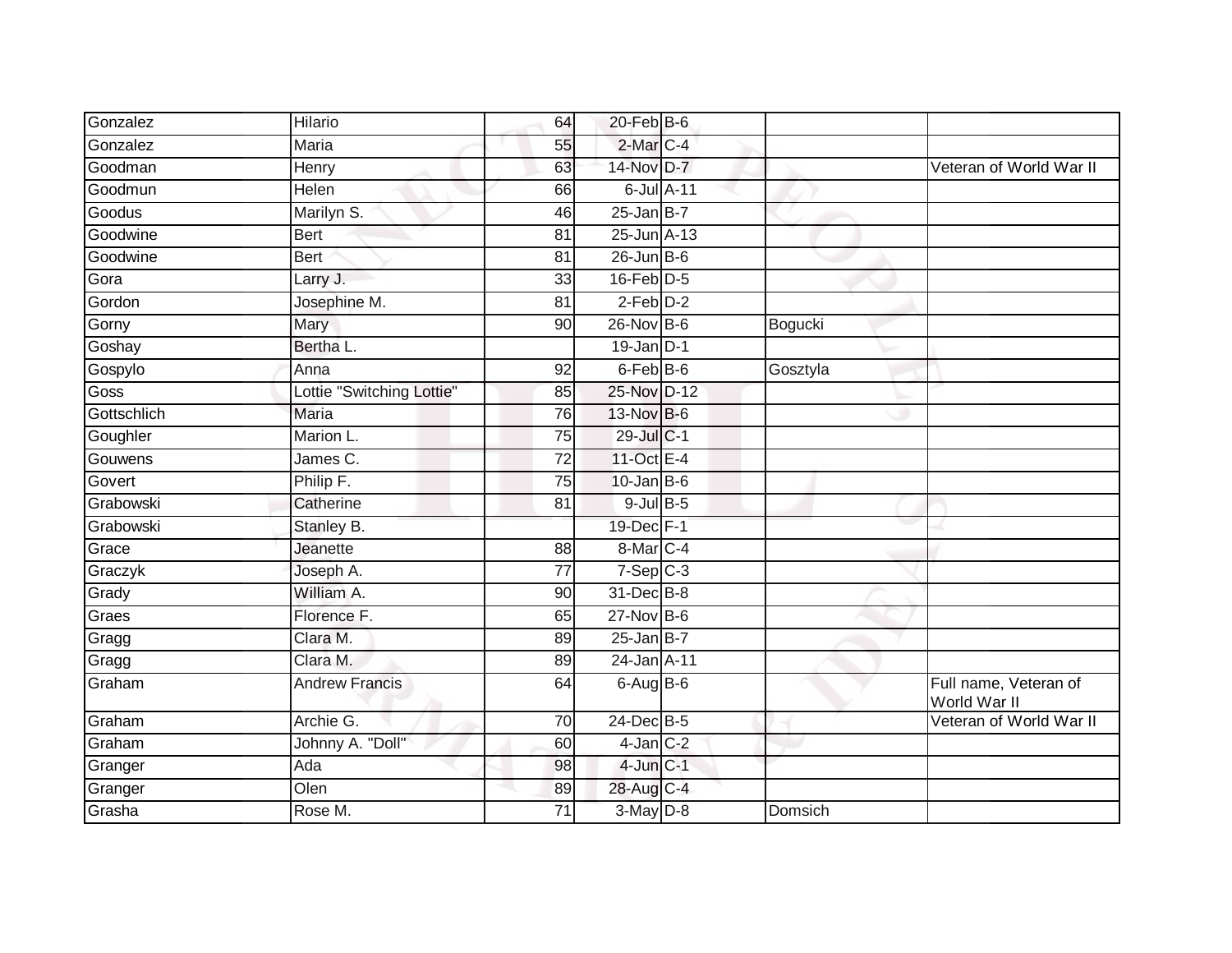| | | | | | | |
|---|---|---|---|---|---|---|
| Gonzalez | Hilario | 64 | 20-Feb | B-6 | | |
| Gonzalez | Maria | 55 | 2-Mar | C-4 | | |
| Goodman | Henry | 63 | 14-Nov | D-7 | | Veteran of World War II |
| Goodmun | Helen | 66 | 6-Jul | A-11 | | |
| Goodus | Marilyn S. | 46 | 25-Jan | B-7 | | |
| Goodwine | Bert | 81 | 25-Jun | A-13 | | |
| Goodwine | Bert | 81 | 26-Jun | B-6 | | |
| Gora | Larry J. | 33 | 16-Feb | D-5 | | |
| Gordon | Josephine M. | 81 | 2-Feb | D-2 | | |
| Gorny | Mary | 90 | 26-Nov | B-6 | Bogucki | |
| Goshay | Bertha L. | | 19-Jan | D-1 | | |
| Gospylo | Anna | 92 | 6-Feb | B-6 | Gosztyla | |
| Goss | Lottie "Switching Lottie" | 85 | 25-Nov | D-12 | | |
| Gottschlich | Maria | 76 | 13-Nov | B-6 | | |
| Goughler | Marion L. | 75 | 29-Jul | C-1 | | |
| Gouwens | James C. | 72 | 11-Oct | E-4 | | |
| Govert | Philip F. | 75 | 10-Jan | B-6 | | |
| Grabowski | Catherine | 81 | 9-Jul | B-5 | | |
| Grabowski | Stanley B. | | 19-Dec | F-1 | | |
| Grace | Jeanette | 88 | 8-Mar | C-4 | | |
| Graczyk | Joseph A. | 77 | 7-Sep | C-3 | | |
| Grady | William A. | 90 | 31-Dec | B-8 | | |
| Graes | Florence F. | 65 | 27-Nov | B-6 | | |
| Gragg | Clara M. | 89 | 25-Jan | B-7 | | |
| Gragg | Clara M. | 89 | 24-Jan | A-11 | | |
| Graham | Andrew Francis | 64 | 6-Aug | B-6 | | Full name, Veteran of World War II |
| Graham | Archie G. | 70 | 24-Dec | B-5 | | Veteran of World War II |
| Graham | Johnny A. "Doll" | 60 | 4-Jan | C-2 | | |
| Granger | Ada | 98 | 4-Jun | C-1 | | |
| Granger | Olen | 89 | 28-Aug | C-4 | | |
| Grasha | Rose M. | 71 | 3-May | D-8 | Domsich | |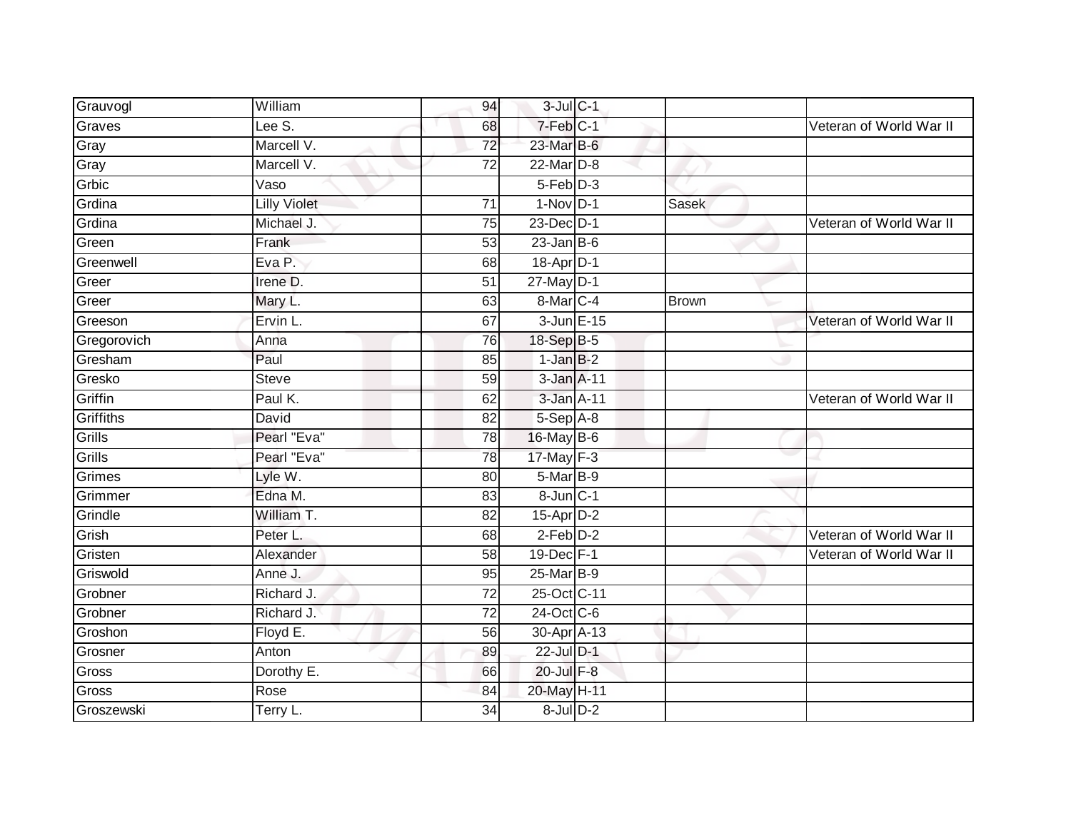| | | | | | | |
|---|---|---|---|---|---|---|
| Grauvogl | William | 94 | 3-Jul | C-1 | | |
| Graves | Lee S. | 68 | 7-Feb | C-1 | | Veteran of World War II |
| Gray | Marcell V. | 72 | 23-Mar | B-6 | | |
| Gray | Marcell V. | 72 | 22-Mar | D-8 | | |
| Grbic | Vaso | | 5-Feb | D-3 | | |
| Grdina | Lilly Violet | 71 | 1-Nov | D-1 | Sasek | |
| Grdina | Michael J. | 75 | 23-Dec | D-1 | | Veteran of World War II |
| Green | Frank | 53 | 23-Jan | B-6 | | |
| Greenwell | Eva P. | 68 | 18-Apr | D-1 | | |
| Greer | Irene D. | 51 | 27-May | D-1 | | |
| Greer | Mary L. | 63 | 8-Mar | C-4 | Brown | |
| Greeson | Ervin L. | 67 | 3-Jun | E-15 | | Veteran of World War II |
| Gregorovich | Anna | 76 | 18-Sep | B-5 | | |
| Gresham | Paul | 85 | 1-Jan | B-2 | | |
| Gresko | Steve | 59 | 3-Jan | A-11 | | |
| Griffin | Paul K. | 62 | 3-Jan | A-11 | | Veteran of World War II |
| Griffiths | David | 82 | 5-Sep | A-8 | | |
| Grills | Pearl "Eva" | 78 | 16-May | B-6 | | |
| Grills | Pearl "Eva" | 78 | 17-May | F-3 | | |
| Grimes | Lyle W. | 80 | 5-Mar | B-9 | | |
| Grimmer | Edna M. | 83 | 8-Jun | C-1 | | |
| Grindle | William T. | 82 | 15-Apr | D-2 | | |
| Grish | Peter L. | 68 | 2-Feb | D-2 | | Veteran of World War II |
| Gristen | Alexander | 58 | 19-Dec | F-1 | | Veteran of World War II |
| Griswold | Anne J. | 95 | 25-Mar | B-9 | | |
| Grobner | Richard J. | 72 | 25-Oct | C-11 | | |
| Grobner | Richard J. | 72 | 24-Oct | C-6 | | |
| Groshon | Floyd E. | 56 | 30-Apr | A-13 | | |
| Grosner | Anton | 89 | 22-Jul | D-1 | | |
| Gross | Dorothy E. | 66 | 20-Jul | F-8 | | |
| Gross | Rose | 84 | 20-May | H-11 | | |
| Groszewski | Terry L. | 34 | 8-Jul | D-2 | | |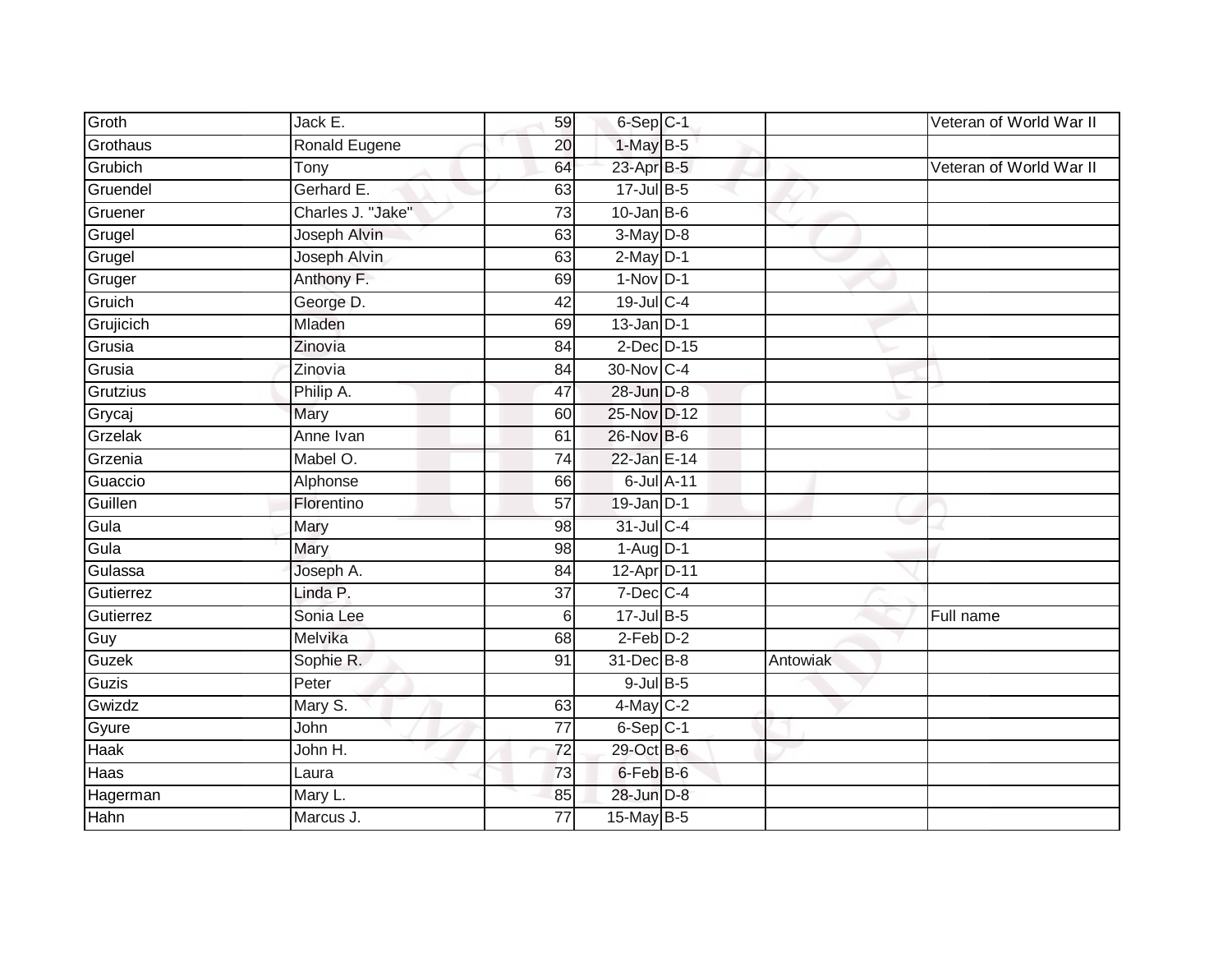| | | | | | | |
|---|---|---|---|---|---|---|
| Groth | Jack E. | 59 | 6-Sep | C-1 | | Veteran of World War II |
| Grothaus | Ronald Eugene | 20 | 1-May | B-5 | | |
| Grubich | Tony | 64 | 23-Apr | B-5 | | Veteran of World War II |
| Gruendel | Gerhard E. | 63 | 17-Jul | B-5 | | |
| Gruener | Charles J. "Jake" | 73 | 10-Jan | B-6 | | |
| Grugel | Joseph Alvin | 63 | 3-May | D-8 | | |
| Grugel | Joseph Alvin | 63 | 2-May | D-1 | | |
| Gruger | Anthony F. | 69 | 1-Nov | D-1 | | |
| Gruich | George D. | 42 | 19-Jul | C-4 | | |
| Grujicich | Mladen | 69 | 13-Jan | D-1 | | |
| Grusia | Zinovia | 84 | 2-Dec | D-15 | | |
| Grusia | Zinovia | 84 | 30-Nov | C-4 | | |
| Grutzius | Philip A. | 47 | 28-Jun | D-8 | | |
| Grycaj | Mary | 60 | 25-Nov | D-12 | | |
| Grzelak | Anne Ivan | 61 | 26-Nov | B-6 | | |
| Grzenia | Mabel O. | 74 | 22-Jan | E-14 | | |
| Guaccio | Alphonse | 66 | 6-Jul | A-11 | | |
| Guillen | Florentino | 57 | 19-Jan | D-1 | | |
| Gula | Mary | 98 | 31-Jul | C-4 | | |
| Gula | Mary | 98 | 1-Aug | D-1 | | |
| Gulassa | Joseph A. | 84 | 12-Apr | D-11 | | |
| Gutierrez | Linda P. | 37 | 7-Dec | C-4 | | |
| Gutierrez | Sonia Lee | 6 | 17-Jul | B-5 | | Full name |
| Guy | Melvika | 68 | 2-Feb | D-2 | | |
| Guzek | Sophie R. | 91 | 31-Dec | B-8 | Antowiak | |
| Guzis | Peter | | 9-Jul | B-5 | | |
| Gwizdz | Mary S. | 63 | 4-May | C-2 | | |
| Gyure | John | 77 | 6-Sep | C-1 | | |
| Haak | John H. | 72 | 29-Oct | B-6 | | |
| Haas | Laura | 73 | 6-Feb | B-6 | | |
| Hagerman | Mary L. | 85 | 28-Jun | D-8 | | |
| Hahn | Marcus J. | 77 | 15-May | B-5 | | |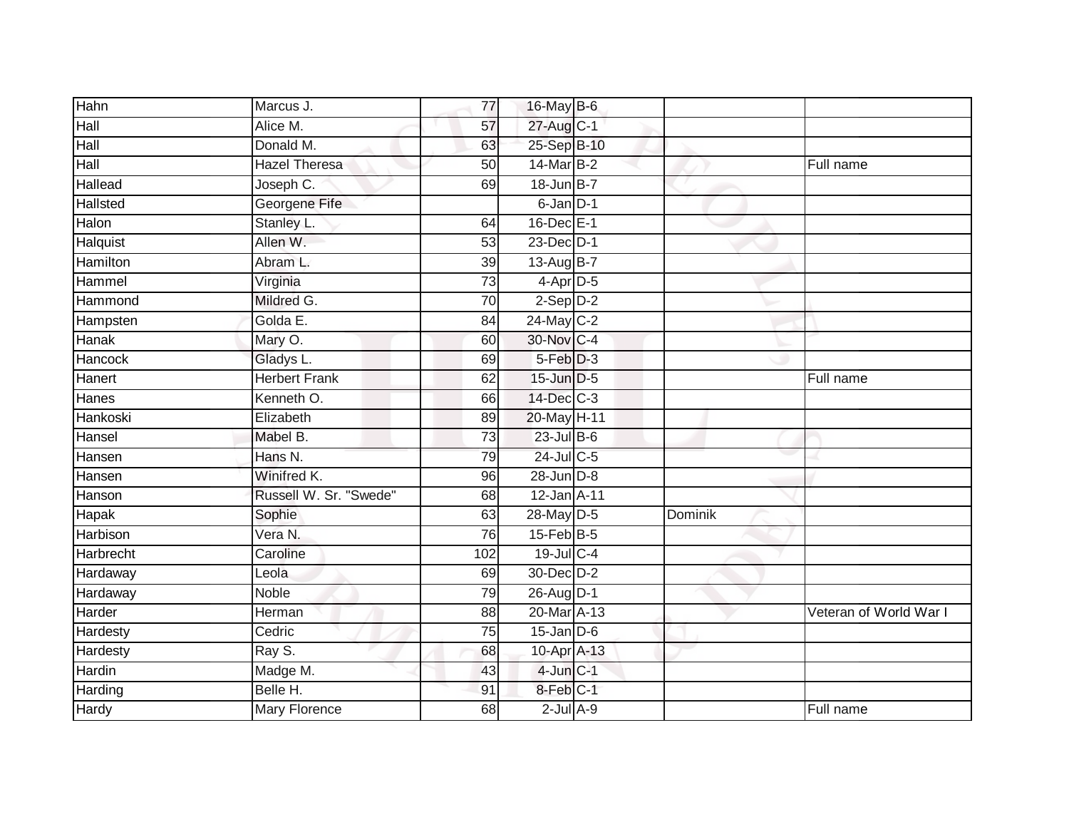| Hahn | Marcus J. | 77 | 16-May | B-6 | | |
|---|---|---|---|---|---|---|
| Hall | Alice M. | 57 | 27-Aug | C-1 | | |
| Hall | Donald M. | 63 | 25-Sep | B-10 | | |
| Hall | Hazel Theresa | 50 | 14-Mar | B-2 | | Full name |
| Hallead | Joseph C. | 69 | 18-Jun | B-7 | | |
| Hallsted | Georgene Fife | | 6-Jan | D-1 | | |
| Halon | Stanley L. | 64 | 16-Dec | E-1 | | |
| Halquist | Allen W. | 53 | 23-Dec | D-1 | | |
| Hamilton | Abram L. | 39 | 13-Aug | B-7 | | |
| Hammel | Virginia | 73 | 4-Apr | D-5 | | |
| Hammond | Mildred G. | 70 | 2-Sep | D-2 | | |
| Hampsten | Golda E. | 84 | 24-May | C-2 | | |
| Hanak | Mary O. | 60 | 30-Nov | C-4 | | |
| Hancock | Gladys L. | 69 | 5-Feb | D-3 | | |
| Hanert | Herbert Frank | 62 | 15-Jun | D-5 | | Full name |
| Hanes | Kenneth O. | 66 | 14-Dec | C-3 | | |
| Hankoski | Elizabeth | 89 | 20-May | H-11 | | |
| Hansel | Mabel B. | 73 | 23-Jul | B-6 | | |
| Hansen | Hans N. | 79 | 24-Jul | C-5 | | |
| Hansen | Winifred K. | 96 | 28-Jun | D-8 | | |
| Hanson | Russell W. Sr. "Swede" | 68 | 12-Jan | A-11 | | |
| Hapak | Sophie | 63 | 28-May | D-5 | Dominik | |
| Harbison | Vera N. | 76 | 15-Feb | B-5 | | |
| Harbrecht | Caroline | 102 | 19-Jul | C-4 | | |
| Hardaway | Leola | 69 | 30-Dec | D-2 | | |
| Hardaway | Noble | 79 | 26-Aug | D-1 | | |
| Harder | Herman | 88 | 20-Mar | A-13 | | Veteran of World War I |
| Hardesty | Cedric | 75 | 15-Jan | D-6 | | |
| Hardesty | Ray S. | 68 | 10-Apr | A-13 | | |
| Hardin | Madge M. | 43 | 4-Jun | C-1 | | |
| Harding | Belle H. | 91 | 8-Feb | C-1 | | |
| Hardy | Mary Florence | 68 | 2-Jul | A-9 | | Full name |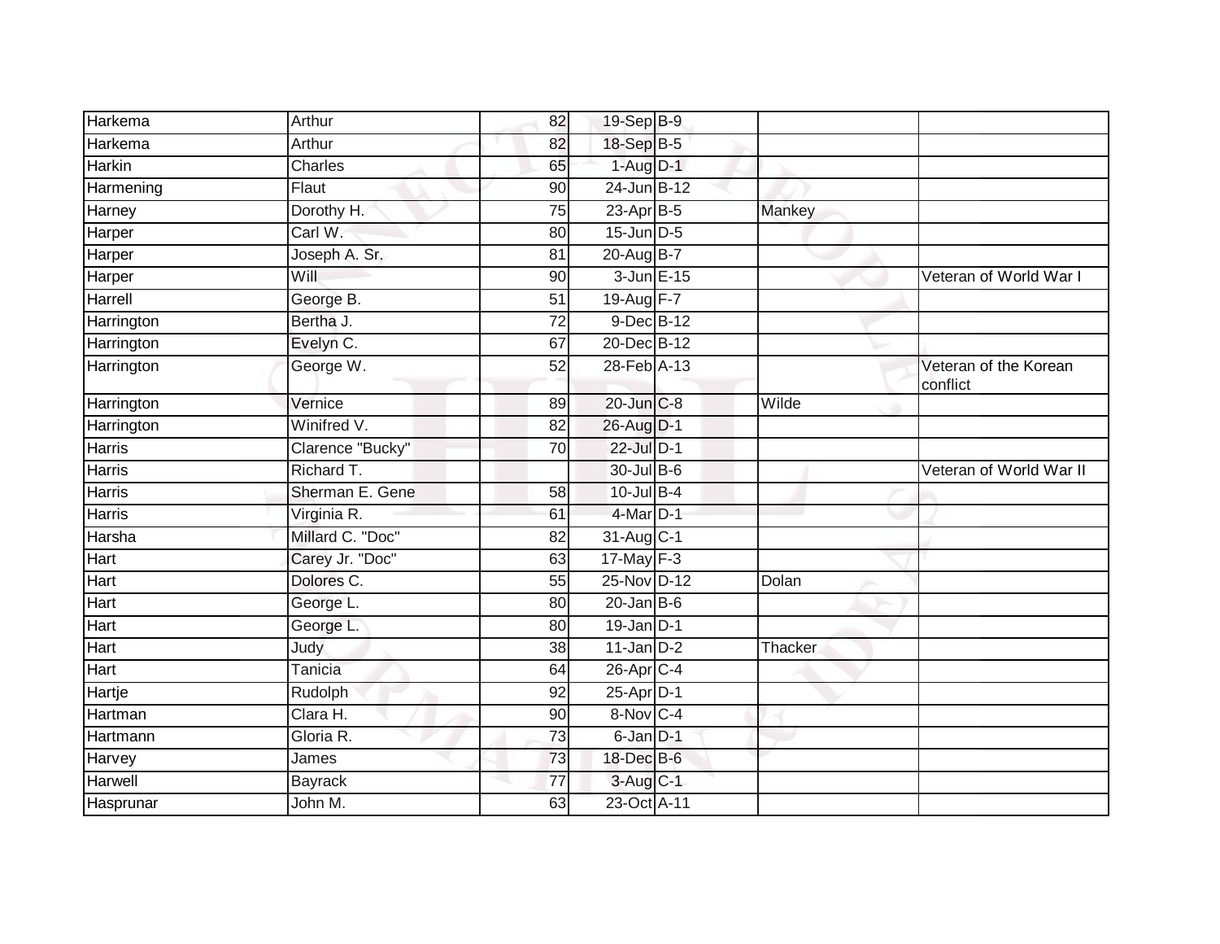| | | | | | | |
|---|---|---|---|---|---|---|
| Harkema | Arthur | 82 | 19-Sep | B-9 | | |
| Harkema | Arthur | 82 | 18-Sep | B-5 | | |
| Harkin | Charles | 65 | 1-Aug | D-1 | | |
| Harmening | Flaut | 90 | 24-Jun | B-12 | | |
| Harney | Dorothy H. | 75 | 23-Apr | B-5 | Mankey | |
| Harper | Carl W. | 80 | 15-Jun | D-5 | | |
| Harper | Joseph A. Sr. | 81 | 20-Aug | B-7 | | |
| Harper | Will | 90 | 3-Jun | E-15 | | Veteran of World War I |
| Harrell | George B. | 51 | 19-Aug | F-7 | | |
| Harrington | Bertha J. | 72 | 9-Dec | B-12 | | |
| Harrington | Evelyn C. | 67 | 20-Dec | B-12 | | |
| Harrington | George W. | 52 | 28-Feb | A-13 | | Veteran of the Korean conflict |
| Harrington | Vernice | 89 | 20-Jun | C-8 | Wilde | |
| Harrington | Winifred V. | 82 | 26-Aug | D-1 | | |
| Harris | Clarence "Bucky" | 70 | 22-Jul | D-1 | | |
| Harris | Richard T. | | 30-Jul | B-6 | | Veteran of World War II |
| Harris | Sherman E. Gene | 58 | 10-Jul | B-4 | | |
| Harris | Virginia R. | 61 | 4-Mar | D-1 | | |
| Harsha | Millard C. "Doc" | 82 | 31-Aug | C-1 | | |
| Hart | Carey Jr. "Doc" | 63 | 17-May | F-3 | | |
| Hart | Dolores C. | 55 | 25-Nov | D-12 | Dolan | |
| Hart | George L. | 80 | 20-Jan | B-6 | | |
| Hart | George L. | 80 | 19-Jan | D-1 | | |
| Hart | Judy | 38 | 11-Jan | D-2 | Thacker | |
| Hart | Tanicia | 64 | 26-Apr | C-4 | | |
| Hartje | Rudolph | 92 | 25-Apr | D-1 | | |
| Hartman | Clara H. | 90 | 8-Nov | C-4 | | |
| Hartmann | Gloria R. | 73 | 6-Jan | D-1 | | |
| Harvey | James | 73 | 18-Dec | B-6 | | |
| Harwell | Bayrack | 77 | 3-Aug | C-1 | | |
| Hasprunar | John M. | 63 | 23-Oct | A-11 | | |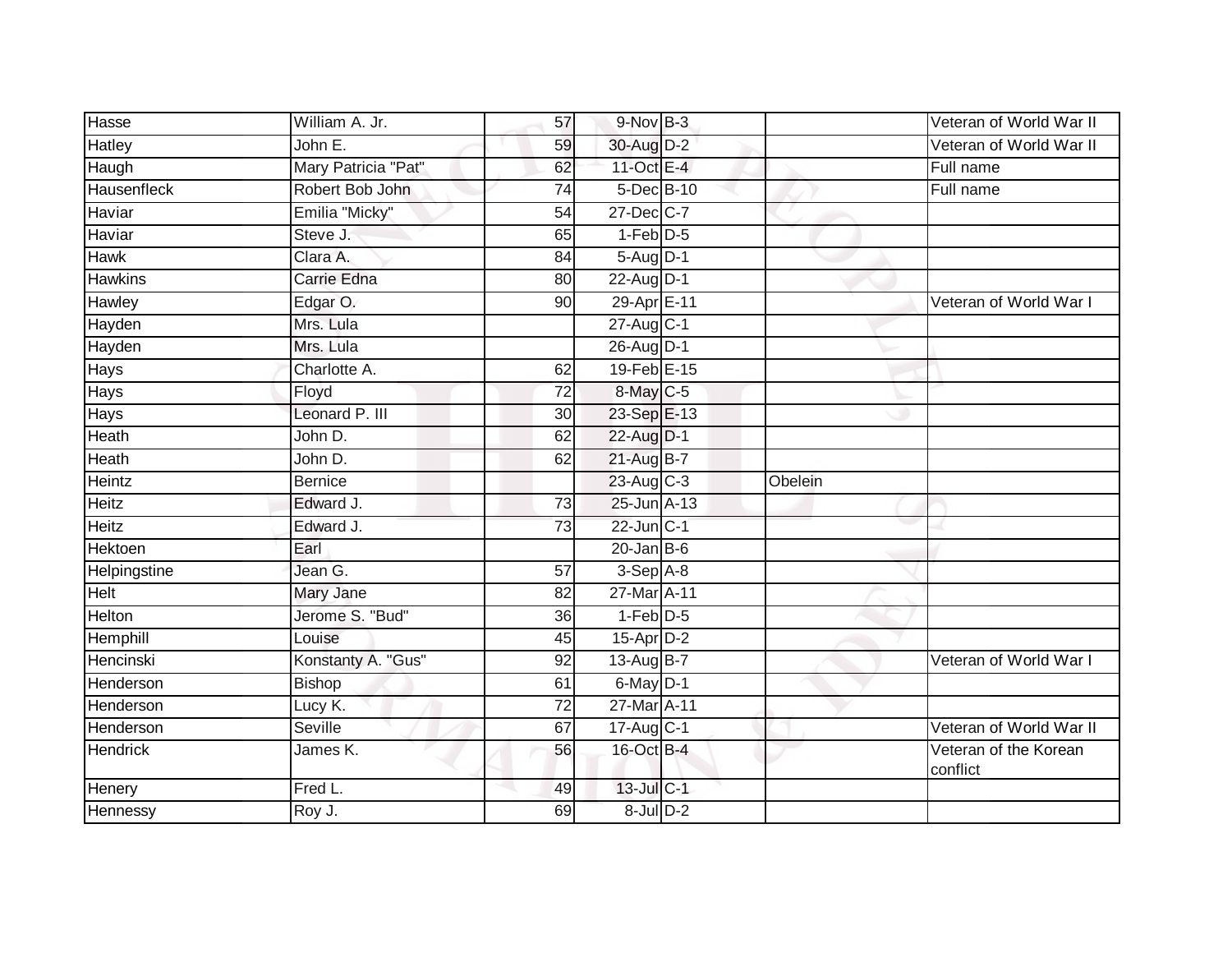| | | | | | | |
|---|---|---|---|---|---|---|
| Hasse | William A. Jr. | 57 | 9-Nov | B-3 | | Veteran of World War II |
| Hatley | John E. | 59 | 30-Aug | D-2 | | Veteran of World War II |
| Haugh | Mary Patricia "Pat" | 62 | 11-Oct | E-4 | | Full name |
| Hausenfleck | Robert Bob John | 74 | 5-Dec | B-10 | | Full name |
| Haviar | Emilia "Micky" | 54 | 27-Dec | C-7 | | |
| Haviar | Steve J. | 65 | 1-Feb | D-5 | | |
| Hawk | Clara A. | 84 | 5-Aug | D-1 | | |
| Hawkins | Carrie Edna | 80 | 22-Aug | D-1 | | |
| Hawley | Edgar O. | 90 | 29-Apr | E-11 | | Veteran of World War I |
| Hayden | Mrs. Lula | | 27-Aug | C-1 | | |
| Hayden | Mrs. Lula | | 26-Aug | D-1 | | |
| Hays | Charlotte A. | 62 | 19-Feb | E-15 | | |
| Hays | Floyd | 72 | 8-May | C-5 | | |
| Hays | Leonard P. III | 30 | 23-Sep | E-13 | | |
| Heath | John D. | 62 | 22-Aug | D-1 | | |
| Heath | John D. | 62 | 21-Aug | B-7 | | |
| Heintz | Bernice | | 23-Aug | C-3 | Obelein | |
| Heitz | Edward J. | 73 | 25-Jun | A-13 | | |
| Heitz | Edward J. | 73 | 22-Jun | C-1 | | |
| Hektoen | Earl | | 20-Jan | B-6 | | |
| Helpingstine | Jean G. | 57 | 3-Sep | A-8 | | |
| Helt | Mary Jane | 82 | 27-Mar | A-11 | | |
| Helton | Jerome S. "Bud" | 36 | 1-Feb | D-5 | | |
| Hemphill | Louise | 45 | 15-Apr | D-2 | | |
| Hencinski | Konstanty A. "Gus" | 92 | 13-Aug | B-7 | | Veteran of World War I |
| Henderson | Bishop | 61 | 6-May | D-1 | | |
| Henderson | Lucy K. | 72 | 27-Mar | A-11 | | |
| Henderson | Seville | 67 | 17-Aug | C-1 | | Veteran of World War II |
| Hendrick | James K. | 56 | 16-Oct | B-4 | | Veteran of the Korean conflict |
| Henery | Fred L. | 49 | 13-Jul | C-1 | | |
| Hennessy | Roy J. | 69 | 8-Jul | D-2 | | |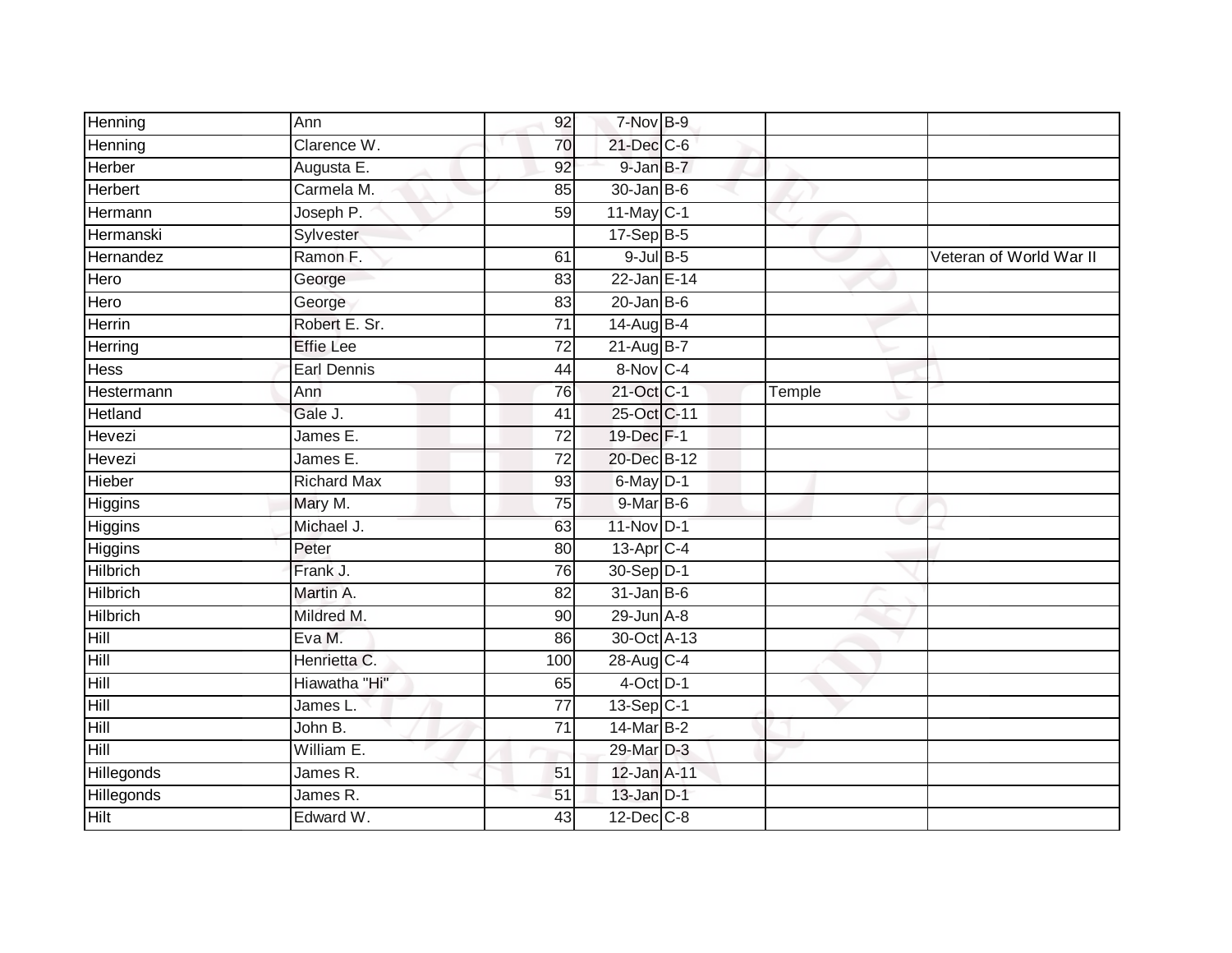| | | | | | | |
|---|---|---|---|---|---|---|
| Henning | Ann | 92 | 7-Nov | B-9 | | |
| Henning | Clarence W. | 70 | 21-Dec | C-6 | | |
| Herber | Augusta E. | 92 | 9-Jan | B-7 | | |
| Herbert | Carmela M. | 85 | 30-Jan | B-6 | | |
| Hermann | Joseph P. | 59 | 11-May | C-1 | | |
| Hermanski | Sylvester | | 17-Sep | B-5 | | |
| Hernandez | Ramon F. | 61 | 9-Jul | B-5 | | Veteran of World War II |
| Hero | George | 83 | 22-Jan | E-14 | | |
| Hero | George | 83 | 20-Jan | B-6 | | |
| Herrin | Robert E. Sr. | 71 | 14-Aug | B-4 | | |
| Herring | Effie Lee | 72 | 21-Aug | B-7 | | |
| Hess | Earl Dennis | 44 | 8-Nov | C-4 | | |
| Hestermann | Ann | 76 | 21-Oct | C-1 | Temple | |
| Hetland | Gale J. | 41 | 25-Oct | C-11 | | |
| Hevezi | James E. | 72 | 19-Dec | F-1 | | |
| Hevezi | James E. | 72 | 20-Dec | B-12 | | |
| Hieber | Richard Max | 93 | 6-May | D-1 | | |
| Higgins | Mary M. | 75 | 9-Mar | B-6 | | |
| Higgins | Michael J. | 63 | 11-Nov | D-1 | | |
| Higgins | Peter | 80 | 13-Apr | C-4 | | |
| Hilbrich | Frank J. | 76 | 30-Sep | D-1 | | |
| Hilbrich | Martin A. | 82 | 31-Jan | B-6 | | |
| Hilbrich | Mildred M. | 90 | 29-Jun | A-8 | | |
| Hill | Eva M. | 86 | 30-Oct | A-13 | | |
| Hill | Henrietta C. | 100 | 28-Aug | C-4 | | |
| Hill | Hiawatha "Hi" | 65 | 4-Oct | D-1 | | |
| Hill | James L. | 77 | 13-Sep | C-1 | | |
| Hill | John B. | 71 | 14-Mar | B-2 | | |
| Hill | William E. | | 29-Mar | D-3 | | |
| Hillegonds | James R. | 51 | 12-Jan | A-11 | | |
| Hillegonds | James R. | 51 | 13-Jan | D-1 | | |
| Hilt | Edward W. | 43 | 12-Dec | C-8 | | |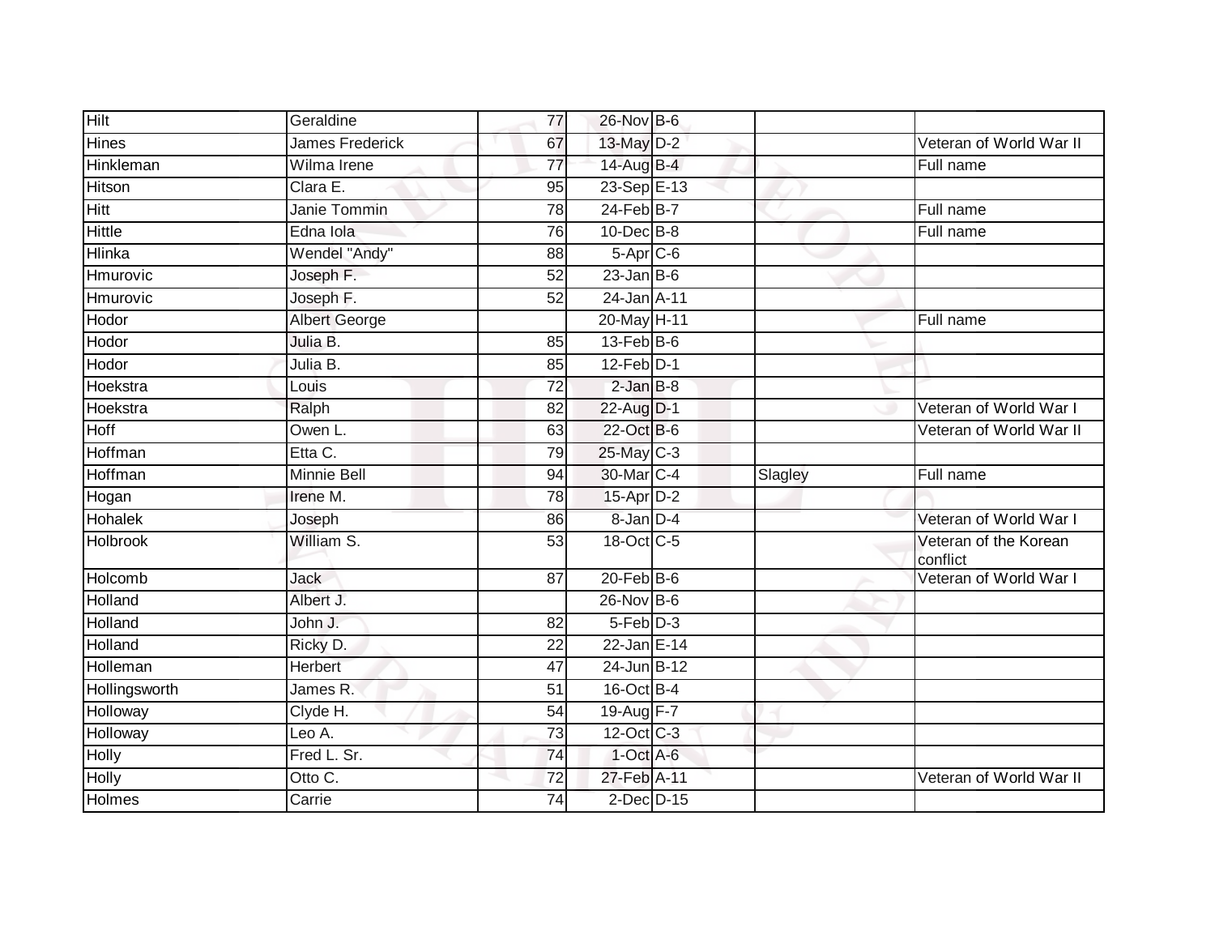| | | | | | | |
|---|---|---|---|---|---|---|
| Hilt | Geraldine | 77 | 26-Nov | B-6 | | |
| Hines | James Frederick | 67 | 13-May | D-2 | | Veteran of World War II |
| Hinkleman | Wilma Irene | 77 | 14-Aug | B-4 | | Full name |
| Hitson | Clara E. | 95 | 23-Sep | E-13 | | |
| Hitt | Janie Tommin | 78 | 24-Feb | B-7 | | Full name |
| Hittle | Edna Iola | 76 | 10-Dec | B-8 | | Full name |
| Hlinka | Wendel "Andy" | 88 | 5-Apr | C-6 | | |
| Hmurovic | Joseph F. | 52 | 23-Jan | B-6 | | |
| Hmurovic | Joseph F. | 52 | 24-Jan | A-11 | | |
| Hodor | Albert George | | 20-May | H-11 | | Full name |
| Hodor | Julia B. | 85 | 13-Feb | B-6 | | |
| Hodor | Julia B. | 85 | 12-Feb | D-1 | | |
| Hoekstra | Louis | 72 | 2-Jan | B-8 | | |
| Hoekstra | Ralph | 82 | 22-Aug | D-1 | | Veteran of World War I |
| Hoff | Owen L. | 63 | 22-Oct | B-6 | | Veteran of World War II |
| Hoffman | Etta C. | 79 | 25-May | C-3 | | |
| Hoffman | Minnie Bell | 94 | 30-Mar | C-4 | Slagley | Full name |
| Hogan | Irene M. | 78 | 15-Apr | D-2 | | |
| Hohalek | Joseph | 86 | 8-Jan | D-4 | | Veteran of World War I |
| Holbrook | William S. | 53 | 18-Oct | C-5 | | Veteran of the Korean conflict |
| Holcomb | Jack | 87 | 20-Feb | B-6 | | Veteran of World War I |
| Holland | Albert J. | | 26-Nov | B-6 | | |
| Holland | John J. | 82 | 5-Feb | D-3 | | |
| Holland | Ricky D. | 22 | 22-Jan | E-14 | | |
| Holleman | Herbert | 47 | 24-Jun | B-12 | | |
| Hollingsworth | James R. | 51 | 16-Oct | B-4 | | |
| Holloway | Clyde H. | 54 | 19-Aug | F-7 | | |
| Holloway | Leo A. | 73 | 12-Oct | C-3 | | |
| Holly | Fred L. Sr. | 74 | 1-Oct | A-6 | | |
| Holly | Otto C. | 72 | 27-Feb | A-11 | | Veteran of World War II |
| Holmes | Carrie | 74 | 2-Dec | D-15 | | |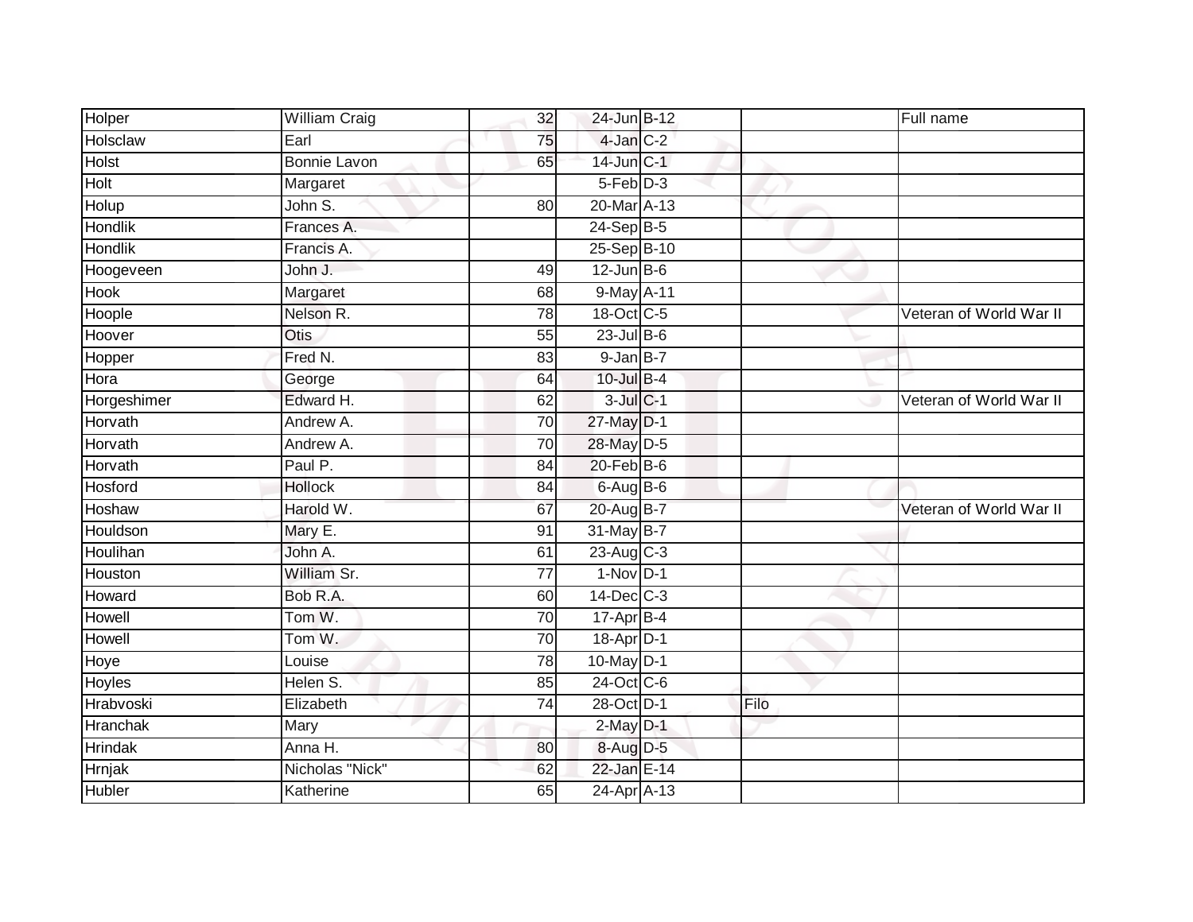| | | | | | | |
|---|---|---|---|---|---|---|
| Holper | William Craig | 32 | 24-Jun | B-12 | | Full name |
| Holsclaw | Earl | 75 | 4-Jan | C-2 | | |
| Holst | Bonnie Lavon | 65 | 14-Jun | C-1 | | |
| Holt | Margaret | | 5-Feb | D-3 | | |
| Holup | John S. | 80 | 20-Mar | A-13 | | |
| Hondlik | Frances A. | | 24-Sep | B-5 | | |
| Hondlik | Francis A. | | 25-Sep | B-10 | | |
| Hoogeveen | John J. | 49 | 12-Jun | B-6 | | |
| Hook | Margaret | 68 | 9-May | A-11 | | |
| Hoople | Nelson R. | 78 | 18-Oct | C-5 | | Veteran of World War II |
| Hoover | Otis | 55 | 23-Jul | B-6 | | |
| Hopper | Fred N. | 83 | 9-Jan | B-7 | | |
| Hora | George | 64 | 10-Jul | B-4 | | |
| Horgeshimer | Edward H. | 62 | 3-Jul | C-1 | | Veteran of World War II |
| Horvath | Andrew A. | 70 | 27-May | D-1 | | |
| Horvath | Andrew A. | 70 | 28-May | D-5 | | |
| Horvath | Paul P. | 84 | 20-Feb | B-6 | | |
| Hosford | Hollock | 84 | 6-Aug | B-6 | | |
| Hoshaw | Harold W. | 67 | 20-Aug | B-7 | | Veteran of World War II |
| Houldson | Mary E. | 91 | 31-May | B-7 | | |
| Houlihan | John A. | 61 | 23-Aug | C-3 | | |
| Houston | William Sr. | 77 | 1-Nov | D-1 | | |
| Howard | Bob R.A. | 60 | 14-Dec | C-3 | | |
| Howell | Tom W. | 70 | 17-Apr | B-4 | | |
| Howell | Tom W. | 70 | 18-Apr | D-1 | | |
| Hoye | Louise | 78 | 10-May | D-1 | | |
| Hoyles | Helen S. | 85 | 24-Oct | C-6 | | |
| Hrabvoski | Elizabeth | 74 | 28-Oct | D-1 | Filo | |
| Hranchak | Mary | | 2-May | D-1 | | |
| Hrindak | Anna H. | 80 | 8-Aug | D-5 | | |
| Hrnjak | Nicholas "Nick" | 62 | 22-Jan | E-14 | | |
| Hubler | Katherine | 65 | 24-Apr | A-13 | | |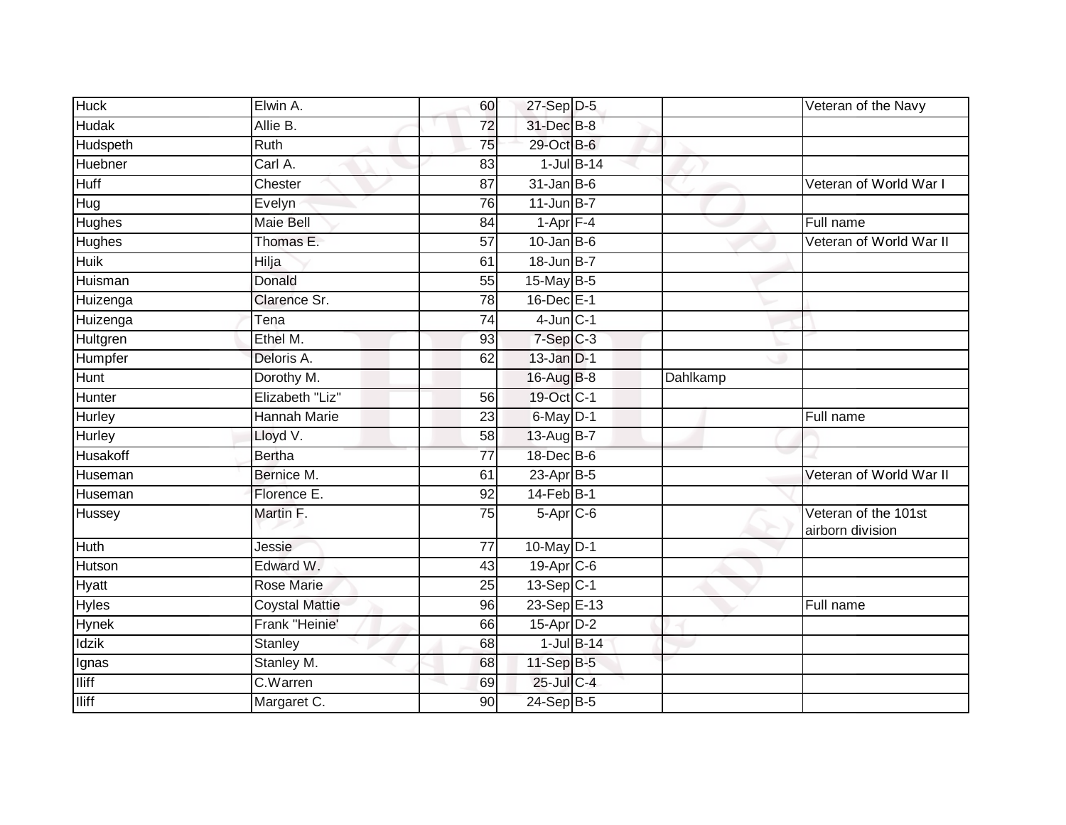| Huck | Elwin A. | 60 | 27-Sep | D-5 | | Veteran of the Navy |
|---|---|---|---|---|---|---|
| Hudak | Allie B. | 72 | 31-Dec | B-8 | | |
| Hudspeth | Ruth | 75 | 29-Oct | B-6 | | |
| Huebner | Carl A. | 83 | 1-Jul | B-14 | | |
| Huff | Chester | 87 | 31-Jan | B-6 | | Veteran of World War I |
| Hug | Evelyn | 76 | 11-Jun | B-7 | | |
| Hughes | Maie Bell | 84 | 1-Apr | F-4 | | Full name |
| Hughes | Thomas E. | 57 | 10-Jan | B-6 | | Veteran of World War II |
| Huik | Hilja | 61 | 18-Jun | B-7 | | |
| Huisman | Donald | 55 | 15-May | B-5 | | |
| Huizenga | Clarence Sr. | 78 | 16-Dec | E-1 | | |
| Huizenga | Tena | 74 | 4-Jun | C-1 | | |
| Hultgren | Ethel M. | 93 | 7-Sep | C-3 | | |
| Humpfer | Deloris A. | 62 | 13-Jan | D-1 | | |
| Hunt | Dorothy M. | | 16-Aug | B-8 | Dahlkamp | |
| Hunter | Elizabeth "Liz" | 56 | 19-Oct | C-1 | | |
| Hurley | Hannah Marie | 23 | 6-May | D-1 | | Full name |
| Hurley | Lloyd V. | 58 | 13-Aug | B-7 | | |
| Husakoff | Bertha | 77 | 18-Dec | B-6 | | |
| Huseman | Bernice M. | 61 | 23-Apr | B-5 | | Veteran of World War II |
| Huseman | Florence E. | 92 | 14-Feb | B-1 | | |
| Hussey | Martin F. | 75 | 5-Apr | C-6 | | Veteran of the 101st airborn division |
| Huth | Jessie | 77 | 10-May | D-1 | | |
| Hutson | Edward W. | 43 | 19-Apr | C-6 | | |
| Hyatt | Rose Marie | 25 | 13-Sep | C-1 | | |
| Hyles | Coystal Mattie | 96 | 23-Sep | E-13 | | Full name |
| Hynek | Frank "Heinie' | 66 | 15-Apr | D-2 | | |
| Idzik | Stanley | 68 | 1-Jul | B-14 | | |
| Ignas | Stanley M. | 68 | 11-Sep | B-5 | | |
| Iliff | C.Warren | 69 | 25-Jul | C-4 | | |
| Iliff | Margaret C. | 90 | 24-Sep | B-5 | | |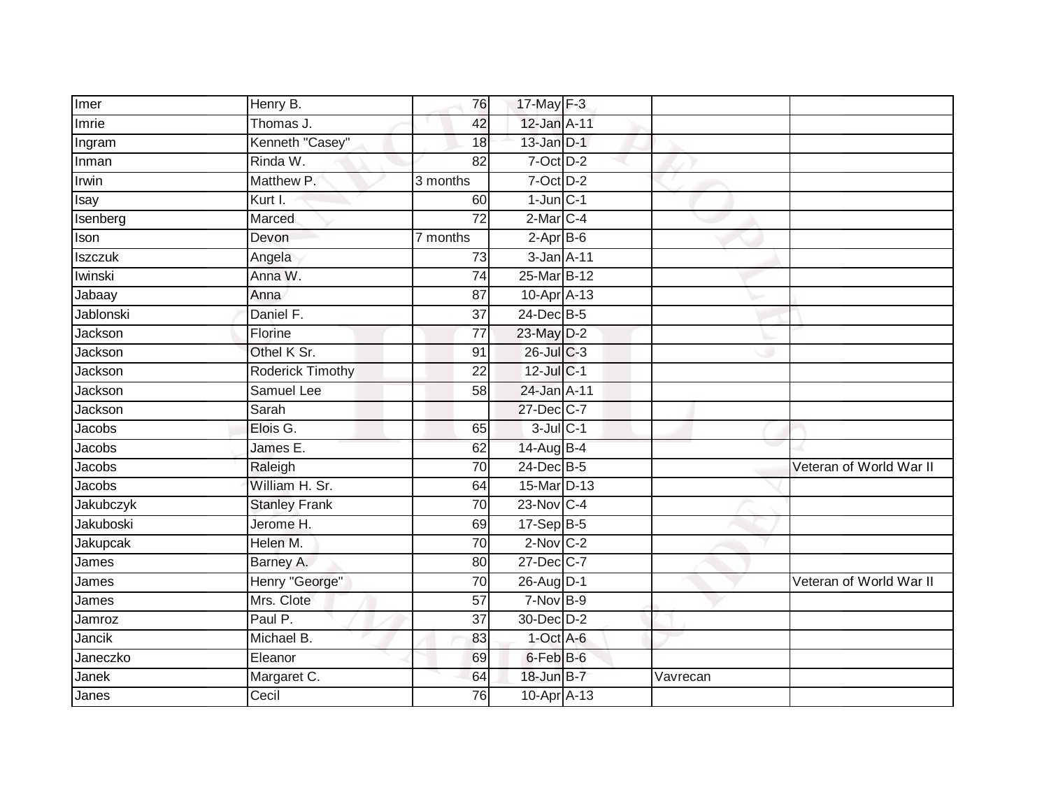| | | | | | | |
|---|---|---|---|---|---|---|
| Imer | Henry B. | 76 | 17-May | F-3 | | |
| Imrie | Thomas J. | 42 | 12-Jan | A-11 | | |
| Ingram | Kenneth "Casey" | 18 | 13-Jan | D-1 | | |
| Inman | Rinda W. | 82 | 7-Oct | D-2 | | |
| Irwin | Matthew P. | 3 months | 7-Oct | D-2 | | |
| Isay | Kurt I. | 60 | 1-Jun | C-1 | | |
| Isenberg | Marced | 72 | 2-Mar | C-4 | | |
| Ison | Devon | 7 months | 2-Apr | B-6 | | |
| Iszczuk | Angela | 73 | 3-Jan | A-11 | | |
| Iwinski | Anna W. | 74 | 25-Mar | B-12 | | |
| Jabaay | Anna | 87 | 10-Apr | A-13 | | |
| Jablonski | Daniel F. | 37 | 24-Dec | B-5 | | |
| Jackson | Florine | 77 | 23-May | D-2 | | |
| Jackson | Othel K Sr. | 91 | 26-Jul | C-3 | | |
| Jackson | Roderick Timothy | 22 | 12-Jul | C-1 | | |
| Jackson | Samuel Lee | 58 | 24-Jan | A-11 | | |
| Jackson | Sarah | | 27-Dec | C-7 | | |
| Jacobs | Elois G. | 65 | 3-Jul | C-1 | | |
| Jacobs | James E. | 62 | 14-Aug | B-4 | | |
| Jacobs | Raleigh | 70 | 24-Dec | B-5 | | Veteran of World War II |
| Jacobs | William H. Sr. | 64 | 15-Mar | D-13 | | |
| Jakubczyk | Stanley Frank | 70 | 23-Nov | C-4 | | |
| Jakuboski | Jerome H. | 69 | 17-Sep | B-5 | | |
| Jakupcak | Helen M. | 70 | 2-Nov | C-2 | | |
| James | Barney A. | 80 | 27-Dec | C-7 | | |
| James | Henry "George" | 70 | 26-Aug | D-1 | | Veteran of World War II |
| James | Mrs. Clote | 57 | 7-Nov | B-9 | | |
| Jamroz | Paul P. | 37 | 30-Dec | D-2 | | |
| Jancik | Michael B. | 83 | 1-Oct | A-6 | | |
| Janeczko | Eleanor | 69 | 6-Feb | B-6 | | |
| Janek | Margaret C. | 64 | 18-Jun | B-7 | Vavrecan | |
| Janes | Cecil | 76 | 10-Apr | A-13 | | |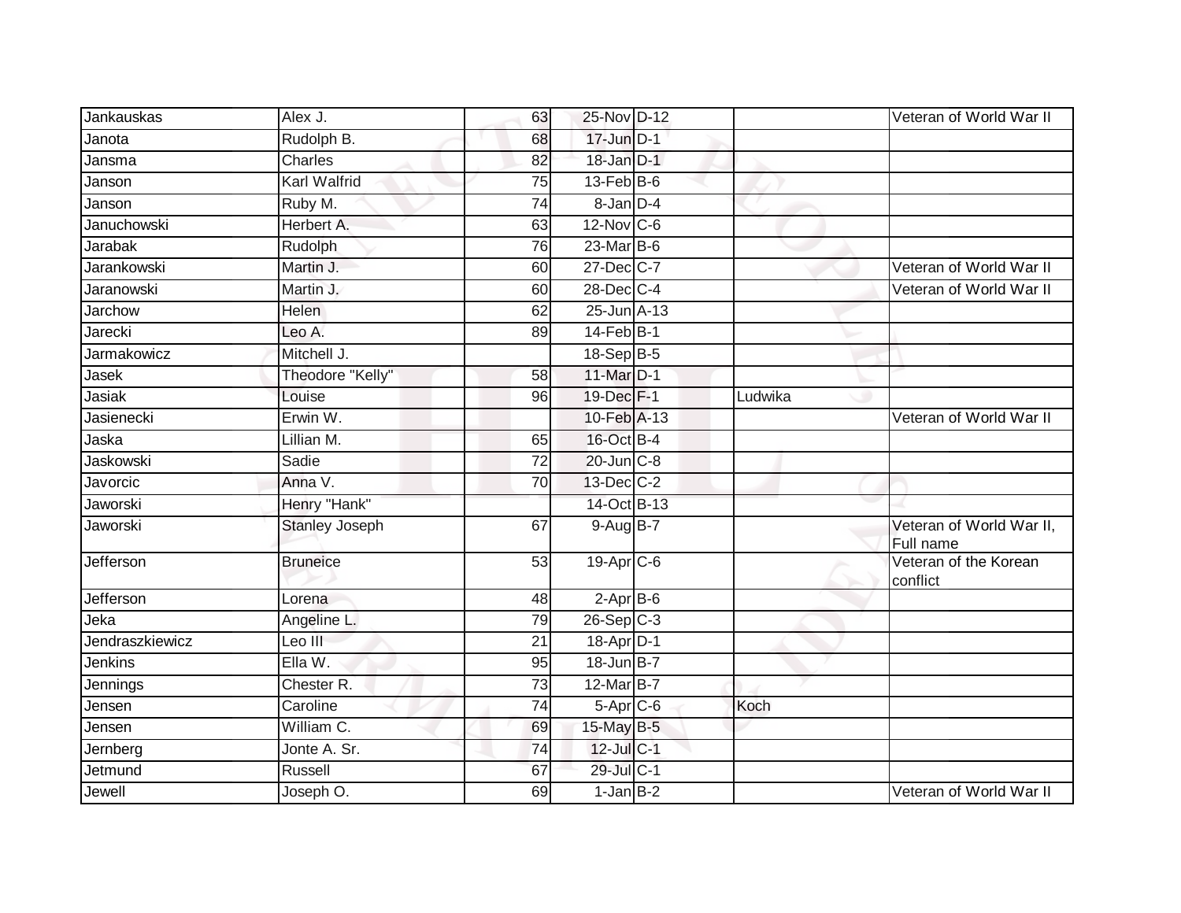| Jankauskas | Alex J. | 63 | 25-Nov | D-12 | | Veteran of World War II |
|---|---|---|---|---|---|---|
| Janota | Rudolph B. | 68 | 17-Jun | D-1 | | |
| Jansma | Charles | 82 | 18-Jan | D-1 | | |
| Janson | Karl Walfrid | 75 | 13-Feb | B-6 | | |
| Janson | Ruby M. | 74 | 8-Jan | D-4 | | |
| Januchowski | Herbert A. | 63 | 12-Nov | C-6 | | |
| Jarabak | Rudolph | 76 | 23-Mar | B-6 | | |
| Jarankowski | Martin J. | 60 | 27-Dec | C-7 | | Veteran of World War II |
| Jaranowski | Martin J. | 60 | 28-Dec | C-4 | | Veteran of World War II |
| Jarchow | Helen | 62 | 25-Jun | A-13 | | |
| Jarecki | Leo A. | 89 | 14-Feb | B-1 | | |
| Jarmakowicz | Mitchell J. | | 18-Sep | B-5 | | |
| Jasek | Theodore "Kelly" | 58 | 11-Mar | D-1 | | |
| Jasiak | Louise | 96 | 19-Dec | F-1 | Ludwika | |
| Jasienecki | Erwin W. | | 10-Feb | A-13 | | Veteran of World War II |
| Jaska | Lillian M. | 65 | 16-Oct | B-4 | | |
| Jaskowski | Sadie | 72 | 20-Jun | C-8 | | |
| Javorcic | Anna V. | 70 | 13-Dec | C-2 | | |
| Jaworski | Henry "Hank" | | 14-Oct | B-13 | | |
| Jaworski | Stanley Joseph | 67 | 9-Aug | B-7 | | Veteran of World War II, Full name |
| Jefferson | Bruneice | 53 | 19-Apr | C-6 | | Veteran of the Korean conflict |
| Jefferson | Lorena | 48 | 2-Apr | B-6 | | |
| Jeka | Angeline L. | 79 | 26-Sep | C-3 | | |
| Jendraszkiewicz | Leo III | 21 | 18-Apr | D-1 | | |
| Jenkins | Ella W. | 95 | 18-Jun | B-7 | | |
| Jennings | Chester R. | 73 | 12-Mar | B-7 | | |
| Jensen | Caroline | 74 | 5-Apr | C-6 | Koch | |
| Jensen | William C. | 69 | 15-May | B-5 | | |
| Jernberg | Jonte A. Sr. | 74 | 12-Jul | C-1 | | |
| Jetmund | Russell | 67 | 29-Jul | C-1 | | |
| Jewell | Joseph O. | 69 | 1-Jan | B-2 | | Veteran of World War II |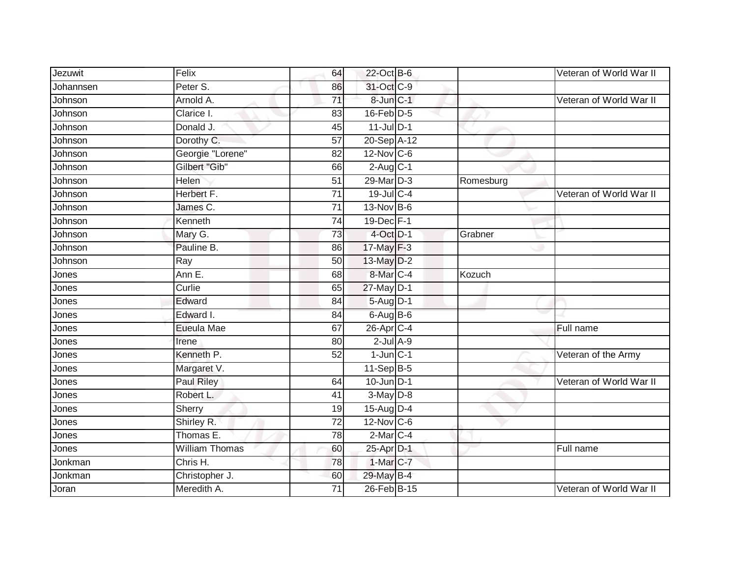| | | | | | | |
|---|---|---|---|---|---|---|
| Jezuwit | Felix | 64 | 22-Oct | B-6 | | Veteran of World War II |
| Johannsen | Peter S. | 86 | 31-Oct | C-9 | | |
| Johnson | Arnold A. | 71 | 8-Jun | C-1 | | Veteran of World War II |
| Johnson | Clarice I. | 83 | 16-Feb | D-5 | | |
| Johnson | Donald J. | 45 | 11-Jul | D-1 | | |
| Johnson | Dorothy C. | 57 | 20-Sep | A-12 | | |
| Johnson | Georgie "Lorene" | 82 | 12-Nov | C-6 | | |
| Johnson | Gilbert "Gib" | 66 | 2-Aug | C-1 | | |
| Johnson | Helen | 51 | 29-Mar | D-3 | Romesburg | |
| Johnson | Herbert F. | 71 | 19-Jul | C-4 | | Veteran of World War II |
| Johnson | James C. | 71 | 13-Nov | B-6 | | |
| Johnson | Kenneth | 74 | 19-Dec | F-1 | | |
| Johnson | Mary G. | 73 | 4-Oct | D-1 | Grabner | |
| Johnson | Pauline B. | 86 | 17-May | F-3 | | |
| Johnson | Ray | 50 | 13-May | D-2 | | |
| Jones | Ann E. | 68 | 8-Mar | C-4 | Kozuch | |
| Jones | Curlie | 65 | 27-May | D-1 | | |
| Jones | Edward | 84 | 5-Aug | D-1 | | |
| Jones | Edward I. | 84 | 6-Aug | B-6 | | |
| Jones | Eueula Mae | 67 | 26-Apr | C-4 | | Full name |
| Jones | Irene | 80 | 2-Jul | A-9 | | |
| Jones | Kenneth P. | 52 | 1-Jun | C-1 | | Veteran of the Army |
| Jones | Margaret V. | | 11-Sep | B-5 | | |
| Jones | Paul Riley | 64 | 10-Jun | D-1 | | Veteran of World War II |
| Jones | Robert L. | 41 | 3-May | D-8 | | |
| Jones | Sherry | 19 | 15-Aug | D-4 | | |
| Jones | Shirley R. | 72 | 12-Nov | C-6 | | |
| Jones | Thomas E. | 78 | 2-Mar | C-4 | | |
| Jones | William Thomas | 60 | 25-Apr | D-1 | | Full name |
| Jonkman | Chris H. | 78 | 1-Mar | C-7 | | |
| Jonkman | Christopher J. | 60 | 29-May | B-4 | | |
| Joran | Meredith A. | 71 | 26-Feb | B-15 | | Veteran of World War II |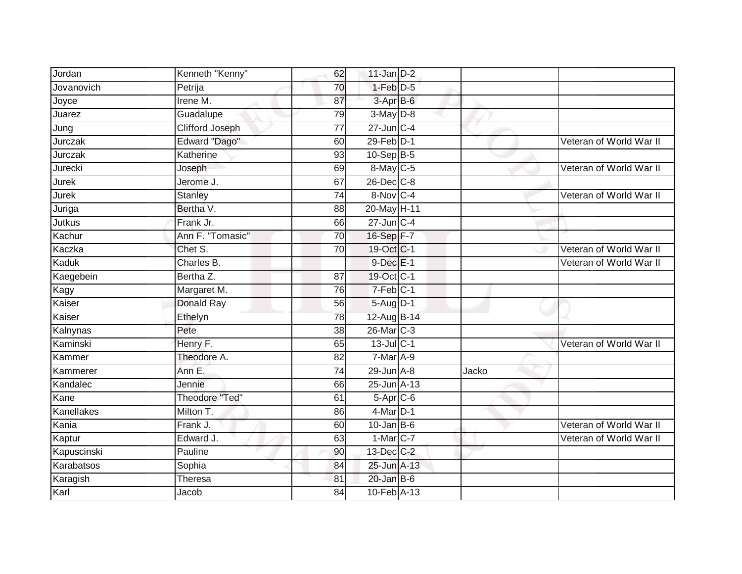| | | | | | | |
|---|---|---|---|---|---|---|
| Jordan | Kenneth "Kenny" | 62 | 11-Jan | D-2 | | |
| Jovanovich | Petrija | 70 | 1-Feb | D-5 | | |
| Joyce | Irene M. | 87 | 3-Apr | B-6 | | |
| Juarez | Guadalupe | 79 | 3-May | D-8 | | |
| Jung | Clifford Joseph | 77 | 27-Jun | C-4 | | |
| Jurczak | Edward "Dago" | 60 | 29-Feb | D-1 | | Veteran of World War II |
| Jurczak | Katherine | 93 | 10-Sep | B-5 | | |
| Jurecki | Joseph | 69 | 8-May | C-5 | | Veteran of World War II |
| Jurek | Jerome J. | 67 | 26-Dec | C-8 | | |
| Jurek | Stanley | 74 | 8-Nov | C-4 | | Veteran of World War II |
| Juriga | Bertha V. | 88 | 20-May | H-11 | | |
| Jutkus | Frank Jr. | 66 | 27-Jun | C-4 | | |
| Kachur | Ann F. "Tomasic" | 70 | 16-Sep | F-7 | | |
| Kaczka | Chet S. | 70 | 19-Oct | C-1 | | Veteran of World War II |
| Kaduk | Charles B. | | 9-Dec | E-1 | | Veteran of World War II |
| Kaegebein | Bertha Z. | 87 | 19-Oct | C-1 | | |
| Kagy | Margaret M. | 76 | 7-Feb | C-1 | | |
| Kaiser | Donald Ray | 56 | 5-Aug | D-1 | | |
| Kaiser | Ethelyn | 78 | 12-Aug | B-14 | | |
| Kalnynas | Pete | 38 | 26-Mar | C-3 | | |
| Kaminski | Henry F. | 65 | 13-Jul | C-1 | | Veteran of World War II |
| Kammer | Theodore A. | 82 | 7-Mar | A-9 | | |
| Kammerer | Ann E. | 74 | 29-Jun | A-8 | Jacko | |
| Kandalec | Jennie | 66 | 25-Jun | A-13 | | |
| Kane | Theodore "Ted" | 61 | 5-Apr | C-6 | | |
| Kanellakes | Milton T. | 86 | 4-Mar | D-1 | | |
| Kania | Frank J. | 60 | 10-Jan | B-6 | | Veteran of World War II |
| Kaptur | Edward J. | 63 | 1-Mar | C-7 | | Veteran of World War II |
| Kapuscinski | Pauline | 90 | 13-Dec | C-2 | | |
| Karabatsos | Sophia | 84 | 25-Jun | A-13 | | |
| Karagish | Theresa | 81 | 20-Jan | B-6 | | |
| Karl | Jacob | 84 | 10-Feb | A-13 | | |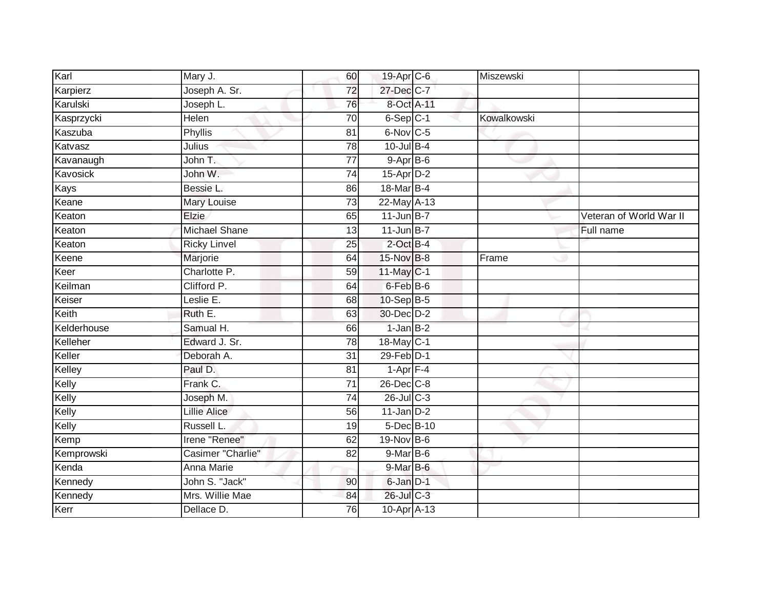| | | | | | | |
|---|---|---|---|---|---|---|
| Karl | Mary J. | 60 | 19-Apr | C-6 | Miszewski | |
| Karpierz | Joseph A. Sr. | 72 | 27-Dec | C-7 | | |
| Karulski | Joseph L. | 76 | 8-Oct | A-11 | | |
| Kasprzycki | Helen | 70 | 6-Sep | C-1 | Kowalkowski | |
| Kaszuba | Phyllis | 81 | 6-Nov | C-5 | | |
| Katvasz | Julius | 78 | 10-Jul | B-4 | | |
| Kavanaugh | John T. | 77 | 9-Apr | B-6 | | |
| Kavosick | John W. | 74 | 15-Apr | D-2 | | |
| Kays | Bessie L. | 86 | 18-Mar | B-4 | | |
| Keane | Mary Louise | 73 | 22-May | A-13 | | |
| Keaton | Elzie | 65 | 11-Jun | B-7 | | Veteran of World War II |
| Keaton | Michael Shane | 13 | 11-Jun | B-7 | | Full name |
| Keaton | Ricky Linvel | 25 | 2-Oct | B-4 | | |
| Keene | Marjorie | 64 | 15-Nov | B-8 | Frame | |
| Keer | Charlotte P. | 59 | 11-May | C-1 | | |
| Keilman | Clifford P. | 64 | 6-Feb | B-6 | | |
| Keiser | Leslie E. | 68 | 10-Sep | B-5 | | |
| Keith | Ruth E. | 63 | 30-Dec | D-2 | | |
| Kelderhouse | Samual H. | 66 | 1-Jan | B-2 | | |
| Kelleher | Edward J. Sr. | 78 | 18-May | C-1 | | |
| Keller | Deborah A. | 31 | 29-Feb | D-1 | | |
| Kelley | Paul D. | 81 | 1-Apr | F-4 | | |
| Kelly | Frank C. | 71 | 26-Dec | C-8 | | |
| Kelly | Joseph M. | 74 | 26-Jul | C-3 | | |
| Kelly | Lillie Alice | 56 | 11-Jan | D-2 | | |
| Kelly | Russell L. | 19 | 5-Dec | B-10 | | |
| Kemp | Irene "Renee" | 62 | 19-Nov | B-6 | | |
| Kemprowski | Casimer "Charlie" | 82 | 9-Mar | B-6 | | |
| Kenda | Anna Marie | | 9-Mar | B-6 | | |
| Kennedy | John S. "Jack" | 90 | 6-Jan | D-1 | | |
| Kennedy | Mrs. Willie Mae | 84 | 26-Jul | C-3 | | |
| Kerr | Dellace D. | 76 | 10-Apr | A-13 | | |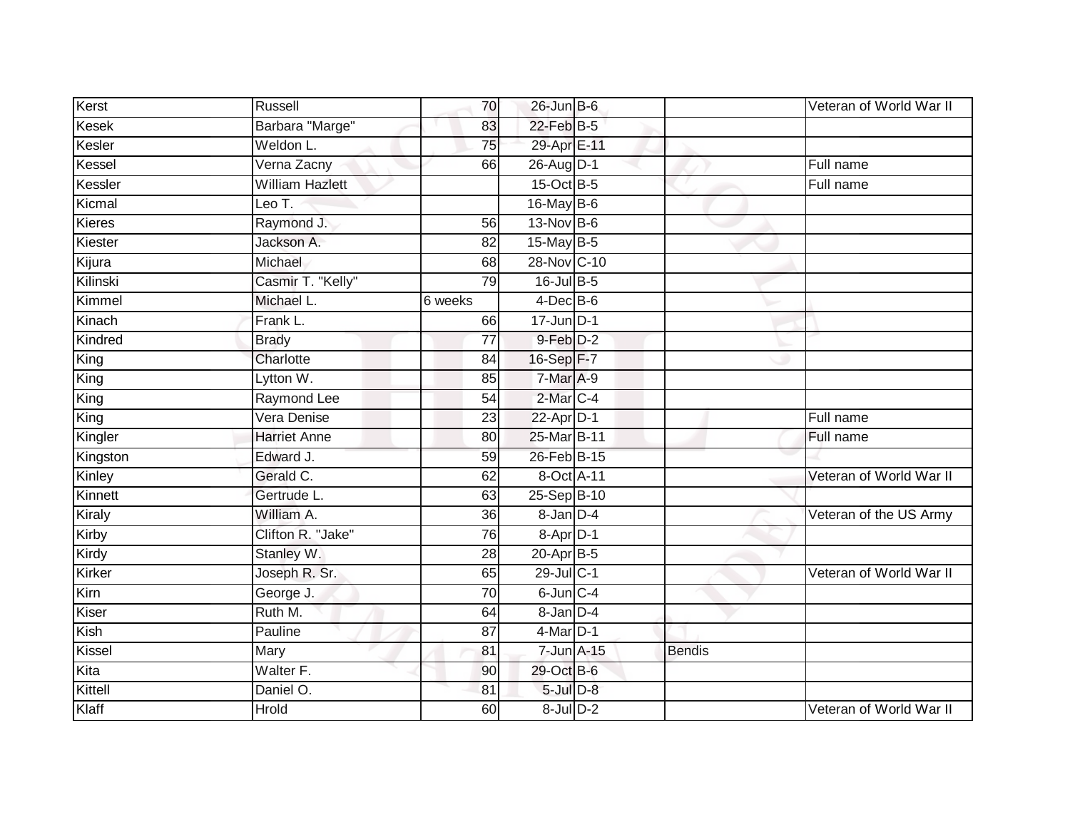| | | | | | | |
|---|---|---|---|---|---|---|
| Kerst | Russell | 70 | 26-Jun | B-6 | | Veteran of World War II |
| Kesek | Barbara "Marge" | 83 | 22-Feb | B-5 | | |
| Kesler | Weldon L. | 75 | 29-Apr | E-11 | | |
| Kessel | Verna Zacny | 66 | 26-Aug | D-1 | | Full name |
| Kessler | William Hazlett | | 15-Oct | B-5 | | Full name |
| Kicmal | Leo T. | | 16-May | B-6 | | |
| Kieres | Raymond J. | 56 | 13-Nov | B-6 | | |
| Kiester | Jackson A. | 82 | 15-May | B-5 | | |
| Kijura | Michael | 68 | 28-Nov | C-10 | | |
| Kilinski | Casmir T. "Kelly" | 79 | 16-Jul | B-5 | | |
| Kimmel | Michael L. | 6 weeks | 4-Dec | B-6 | | |
| Kinach | Frank L. | 66 | 17-Jun | D-1 | | |
| Kindred | Brady | 77 | 9-Feb | D-2 | | |
| King | Charlotte | 84 | 16-Sep | F-7 | | |
| King | Lytton W. | 85 | 7-Mar | A-9 | | |
| King | Raymond Lee | 54 | 2-Mar | C-4 | | |
| King | Vera Denise | 23 | 22-Apr | D-1 | | Full name |
| Kingler | Harriet Anne | 80 | 25-Mar | B-11 | | Full name |
| Kingston | Edward J. | 59 | 26-Feb | B-15 | | |
| Kinley | Gerald C. | 62 | 8-Oct | A-11 | | Veteran of World War II |
| Kinnett | Gertrude L. | 63 | 25-Sep | B-10 | | |
| Kiraly | William A. | 36 | 8-Jan | D-4 | | Veteran of the US Army |
| Kirby | Clifton R. "Jake" | 76 | 8-Apr | D-1 | | |
| Kirdy | Stanley W. | 28 | 20-Apr | B-5 | | |
| Kirker | Joseph R. Sr. | 65 | 29-Jul | C-1 | | Veteran of World War II |
| Kirn | George J. | 70 | 6-Jun | C-4 | | |
| Kiser | Ruth M. | 64 | 8-Jan | D-4 | | |
| Kish | Pauline | 87 | 4-Mar | D-1 | | |
| Kissel | Mary | 81 | 7-Jun | A-15 | Bendis | |
| Kita | Walter F. | 90 | 29-Oct | B-6 | | |
| Kittell | Daniel O. | 81 | 5-Jul | D-8 | | |
| Klaff | Hrold | 60 | 8-Jul | D-2 | | Veteran of World War II |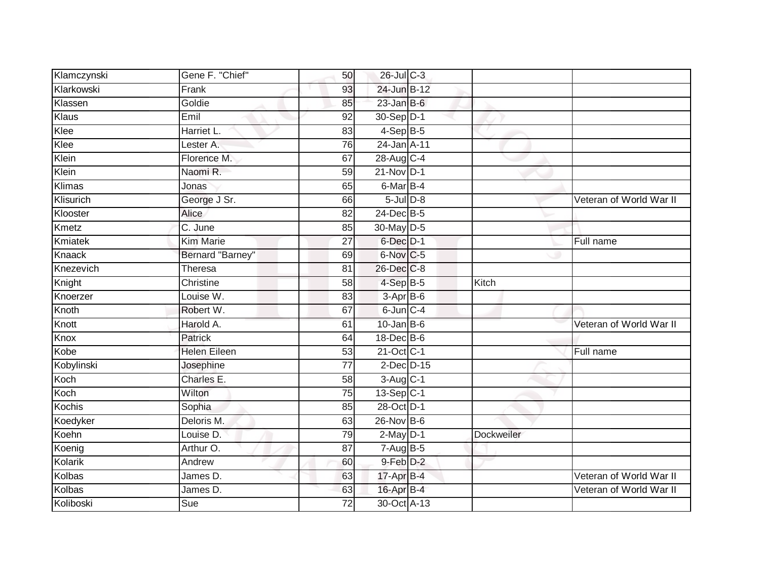| | | | | | | |
|---|---|---|---|---|---|---|
| Klamczynski | Gene F. "Chief" | 50 | 26-Jul | C-3 | | |
| Klarkowski | Frank | 93 | 24-Jun | B-12 | | |
| Klassen | Goldie | 85 | 23-Jan | B-6 | | |
| Klaus | Emil | 92 | 30-Sep | D-1 | | |
| Klee | Harriet L. | 83 | 4-Sep | B-5 | | |
| Klee | Lester A. | 76 | 24-Jan | A-11 | | |
| Klein | Florence M. | 67 | 28-Aug | C-4 | | |
| Klein | Naomi R. | 59 | 21-Nov | D-1 | | |
| Klimas | Jonas | 65 | 6-Mar | B-4 | | |
| Klisurich | George J Sr. | 66 | 5-Jul | D-8 | | Veteran of World War II |
| Klooster | Alice | 82 | 24-Dec | B-5 | | |
| Kmetz | C. June | 85 | 30-May | D-5 | | |
| Kmiatek | Kim Marie | 27 | 6-Dec | D-1 | | Full name |
| Knaack | Bernard "Barney" | 69 | 6-Nov | C-5 | | |
| Knezevich | Theresa | 81 | 26-Dec | C-8 | | |
| Knight | Christine | 58 | 4-Sep | B-5 | Kitch | |
| Knoerzer | Louise W. | 83 | 3-Apr | B-6 | | |
| Knoth | Robert W. | 67 | 6-Jun | C-4 | | |
| Knott | Harold A. | 61 | 10-Jan | B-6 | | Veteran of World War II |
| Knox | Patrick | 64 | 18-Dec | B-6 | | |
| Kobe | Helen Eileen | 53 | 21-Oct | C-1 | | Full name |
| Kobylinski | Josephine | 77 | 2-Dec | D-15 | | |
| Koch | Charles E. | 58 | 3-Aug | C-1 | | |
| Koch | Wilton | 75 | 13-Sep | C-1 | | |
| Kochis | Sophia | 85 | 28-Oct | D-1 | | |
| Koedyker | Deloris M. | 63 | 26-Nov | B-6 | | |
| Koehn | Louise D. | 79 | 2-May | D-1 | Dockweiler | |
| Koenig | Arthur O. | 87 | 7-Aug | B-5 | | |
| Kolarik | Andrew | 60 | 9-Feb | D-2 | | |
| Kolbas | James D. | 63 | 17-Apr | B-4 | | Veteran of World War II |
| Kolbas | James D. | 63 | 16-Apr | B-4 | | Veteran of World War II |
| Koliboski | Sue | 72 | 30-Oct | A-13 | | |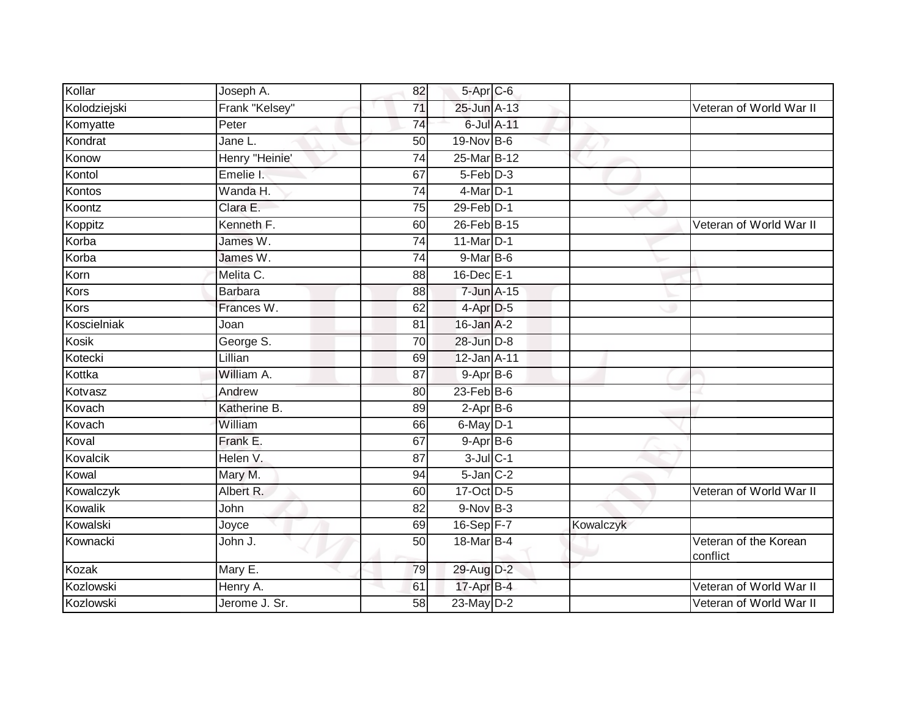| | | | | | | |
|---|---|---|---|---|---|---|
| Kollar | Joseph A. | 82 | 5-Apr | C-6 | | |
| Kolodziejski | Frank "Kelsey" | 71 | 25-Jun | A-13 | | Veteran of World War II |
| Komyatte | Peter | 74 | 6-Jul | A-11 | | |
| Kondrat | Jane L. | 50 | 19-Nov | B-6 | | |
| Konow | Henry "Heinie' | 74 | 25-Mar | B-12 | | |
| Kontol | Emelie I. | 67 | 5-Feb | D-3 | | |
| Kontos | Wanda H. | 74 | 4-Mar | D-1 | | |
| Koontz | Clara E. | 75 | 29-Feb | D-1 | | |
| Koppitz | Kenneth F. | 60 | 26-Feb | B-15 | | Veteran of World War II |
| Korba | James W. | 74 | 11-Mar | D-1 | | |
| Korba | James W. | 74 | 9-Mar | B-6 | | |
| Korn | Melita C. | 88 | 16-Dec | E-1 | | |
| Kors | Barbara | 88 | 7-Jun | A-15 | | |
| Kors | Frances W. | 62 | 4-Apr | D-5 | | |
| Koscielniak | Joan | 81 | 16-Jan | A-2 | | |
| Kosik | George S. | 70 | 28-Jun | D-8 | | |
| Kotecki | Lillian | 69 | 12-Jan | A-11 | | |
| Kottka | William A. | 87 | 9-Apr | B-6 | | |
| Kotvasz | Andrew | 80 | 23-Feb | B-6 | | |
| Kovach | Katherine B. | 89 | 2-Apr | B-6 | | |
| Kovach | William | 66 | 6-May | D-1 | | |
| Koval | Frank E. | 67 | 9-Apr | B-6 | | |
| Kovalcik | Helen V. | 87 | 3-Jul | C-1 | | |
| Kowal | Mary M. | 94 | 5-Jan | C-2 | | |
| Kowalczyk | Albert R. | 60 | 17-Oct | D-5 | | Veteran of World War II |
| Kowalik | John | 82 | 9-Nov | B-3 | | |
| Kowalski | Joyce | 69 | 16-Sep | F-7 | Kowalczyk | |
| Kownacki | John J. | 50 | 18-Mar | B-4 | | Veteran of the Korean conflict |
| Kozak | Mary E. | 79 | 29-Aug | D-2 | | |
| Kozlowski | Henry A. | 61 | 17-Apr | B-4 | | Veteran of World War II |
| Kozlowski | Jerome J. Sr. | 58 | 23-May | D-2 | | Veteran of World War II |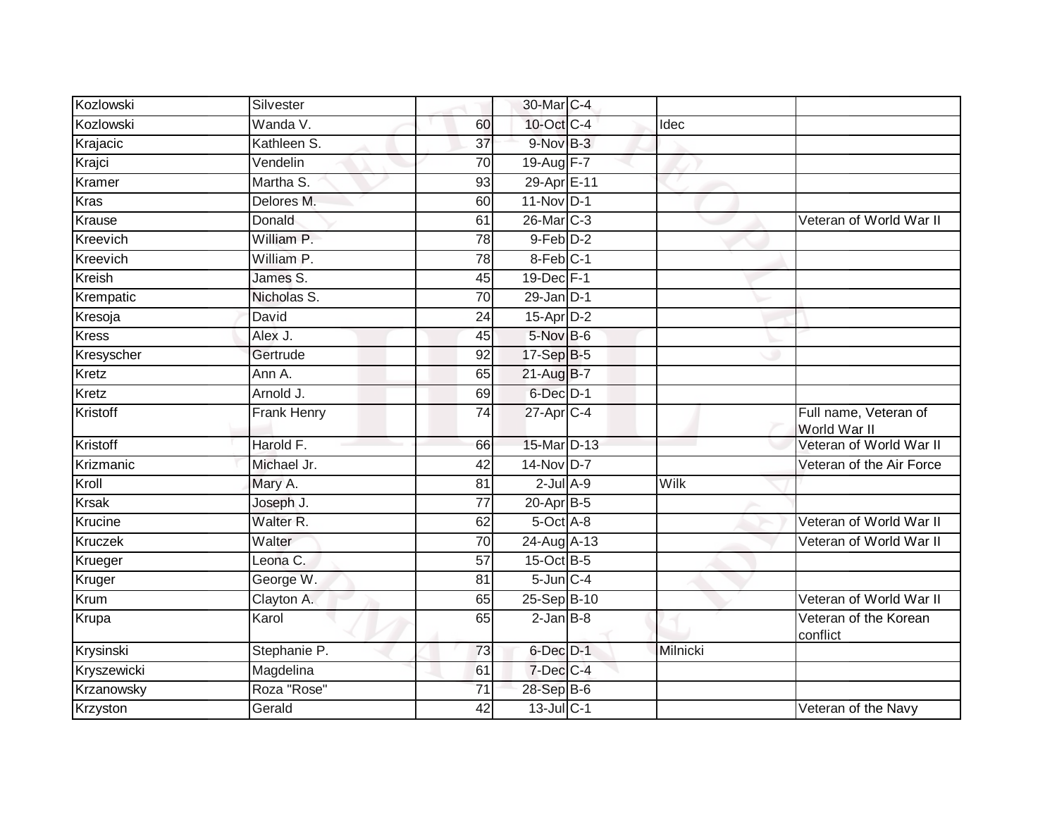| | | | | | | |
|---|---|---|---|---|---|---|
| Kozlowski | Silvester | | 30-Mar | C-4 | | |
| Kozlowski | Wanda V. | 60 | 10-Oct | C-4 | Idec | |
| Krajacic | Kathleen S. | 37 | 9-Nov | B-3 | | |
| Krajci | Vendelin | 70 | 19-Aug | F-7 | | |
| Kramer | Martha S. | 93 | 29-Apr | E-11 | | |
| Kras | Delores M. | 60 | 11-Nov | D-1 | | |
| Krause | Donald | 61 | 26-Mar | C-3 | | Veteran of World War II |
| Kreevich | William P. | 78 | 9-Feb | D-2 | | |
| Kreevich | William P. | 78 | 8-Feb | C-1 | | |
| Kreish | James S. | 45 | 19-Dec | F-1 | | |
| Krempatic | Nicholas S. | 70 | 29-Jan | D-1 | | |
| Kresoja | David | 24 | 15-Apr | D-2 | | |
| Kress | Alex J. | 45 | 5-Nov | B-6 | | |
| Kresyscher | Gertrude | 92 | 17-Sep | B-5 | | |
| Kretz | Ann A. | 65 | 21-Aug | B-7 | | |
| Kretz | Arnold J. | 69 | 6-Dec | D-1 | | |
| Kristoff | Frank Henry | 74 | 27-Apr | C-4 | | Full name, Veteran of World War II |
| Kristoff | Harold F. | 66 | 15-Mar | D-13 | | Veteran of World War II |
| Krizmanic | Michael Jr. | 42 | 14-Nov | D-7 | | Veteran of the Air Force |
| Kroll | Mary A. | 81 | 2-Jul | A-9 | Wilk | |
| Krsak | Joseph J. | 77 | 20-Apr | B-5 | | |
| Krucine | Walter R. | 62 | 5-Oct | A-8 | | Veteran of World War II |
| Kruczek | Walter | 70 | 24-Aug | A-13 | | Veteran of World War II |
| Krueger | Leona C. | 57 | 15-Oct | B-5 | | |
| Kruger | George W. | 81 | 5-Jun | C-4 | | |
| Krum | Clayton A. | 65 | 25-Sep | B-10 | | Veteran of World War II |
| Krupa | Karol | 65 | 2-Jan | B-8 | | Veteran of the Korean conflict |
| Krysinski | Stephanie P. | 73 | 6-Dec | D-1 | Milnicki | |
| Kryszewicki | Magdelina | 61 | 7-Dec | C-4 | | |
| Krzanowsky | Roza "Rose" | 71 | 28-Sep | B-6 | | |
| Krzyston | Gerald | 42 | 13-Jul | C-1 | | Veteran of the Navy |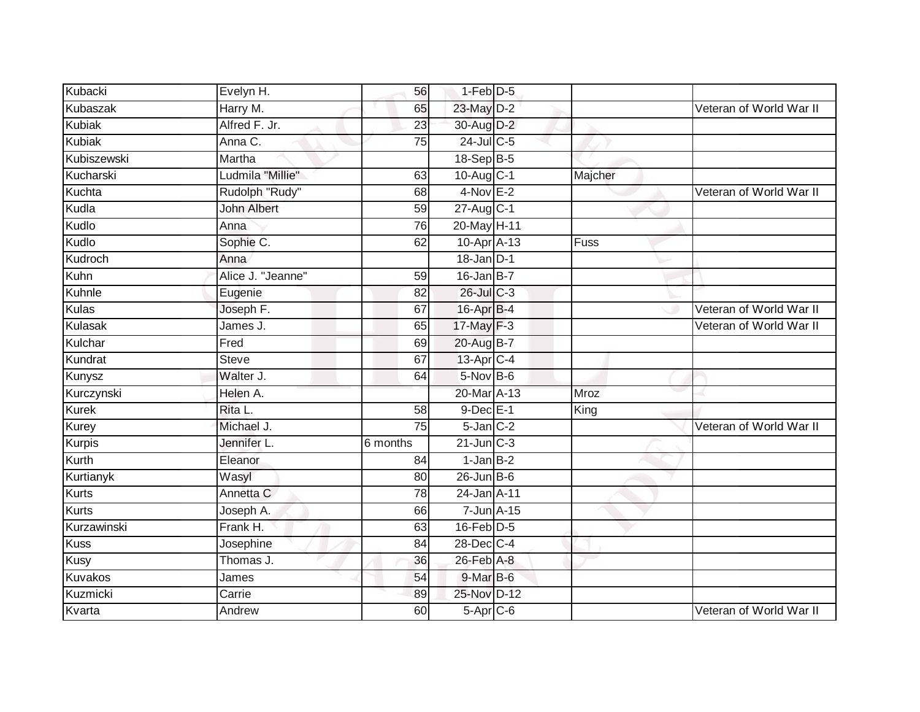| | | | | | | |
|---|---|---|---|---|---|---|
| Kubacki | Evelyn H. | 56 | 1-Feb | D-5 | | |
| Kubaszak | Harry M. | 65 | 23-May | D-2 | | Veteran of World War II |
| Kubiak | Alfred F. Jr. | 23 | 30-Aug | D-2 | | |
| Kubiak | Anna C. | 75 | 24-Jul | C-5 | | |
| Kubiszewski | Martha | | 18-Sep | B-5 | | |
| Kucharski | Ludmila "Millie" | 63 | 10-Aug | C-1 | Majcher | |
| Kuchta | Rudolph "Rudy" | 68 | 4-Nov | E-2 | | Veteran of World War II |
| Kudla | John Albert | 59 | 27-Aug | C-1 | | |
| Kudlo | Anna | 76 | 20-May | H-11 | | |
| Kudlo | Sophie C. | 62 | 10-Apr | A-13 | Fuss | |
| Kudroch | Anna | | 18-Jan | D-1 | | |
| Kuhn | Alice J. "Jeanne" | 59 | 16-Jan | B-7 | | |
| Kuhnle | Eugenie | 82 | 26-Jul | C-3 | | |
| Kulas | Joseph F. | 67 | 16-Apr | B-4 | | Veteran of World War II |
| Kulasak | James J. | 65 | 17-May | F-3 | | Veteran of World War II |
| Kulchar | Fred | 69 | 20-Aug | B-7 | | |
| Kundrat | Steve | 67 | 13-Apr | C-4 | | |
| Kunysz | Walter J. | 64 | 5-Nov | B-6 | | |
| Kurczynski | Helen A. | | 20-Mar | A-13 | Mroz | |
| Kurek | Rita L. | 58 | 9-Dec | E-1 | King | |
| Kurey | Michael J. | 75 | 5-Jan | C-2 | | Veteran of World War II |
| Kurpis | Jennifer L. | 6 months | 21-Jun | C-3 | | |
| Kurth | Eleanor | 84 | 1-Jan | B-2 | | |
| Kurtianyk | Wasyl | 80 | 26-Jun | B-6 | | |
| Kurts | Annetta C | 78 | 24-Jan | A-11 | | |
| Kurts | Joseph A. | 66 | 7-Jun | A-15 | | |
| Kurzawinski | Frank H. | 63 | 16-Feb | D-5 | | |
| Kuss | Josephine | 84 | 28-Dec | C-4 | | |
| Kusy | Thomas J. | 36 | 26-Feb | A-8 | | |
| Kuvakos | James | 54 | 9-Mar | B-6 | | |
| Kuzmicki | Carrie | 89 | 25-Nov | D-12 | | |
| Kvarta | Andrew | 60 | 5-Apr | C-6 | | Veteran of World War II |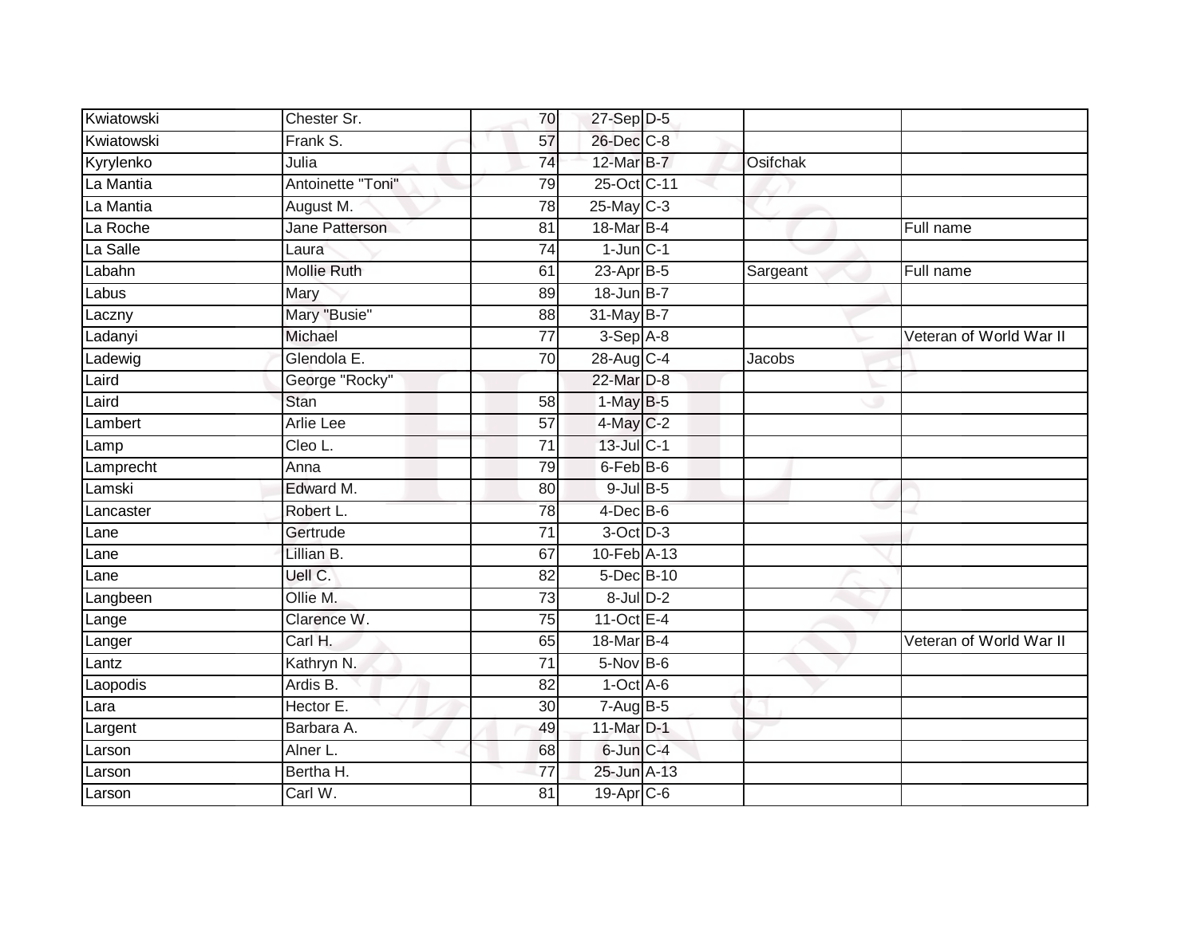| | | | | | | |
|---|---|---|---|---|---|---|
| Kwiatowski | Chester Sr. | 70 | 27-Sep | D-5 | | |
| Kwiatowski | Frank S. | 57 | 26-Dec | C-8 | | |
| Kyrylenko | Julia | 74 | 12-Mar | B-7 | Osifchak | |
| La Mantia | Antoinette "Toni" | 79 | 25-Oct | C-11 | | |
| La Mantia | August M. | 78 | 25-May | C-3 | | |
| La Roche | Jane Patterson | 81 | 18-Mar | B-4 | | Full name |
| La Salle | Laura | 74 | 1-Jun | C-1 | | |
| Labahn | Mollie Ruth | 61 | 23-Apr | B-5 | Sargeant | Full name |
| Labus | Mary | 89 | 18-Jun | B-7 | | |
| Laczny | Mary "Busie" | 88 | 31-May | B-7 | | |
| Ladanyi | Michael | 77 | 3-Sep | A-8 | | Veteran of World War II |
| Ladewig | Glendola E. | 70 | 28-Aug | C-4 | Jacobs | |
| Laird | George "Rocky" | | 22-Mar | D-8 | | |
| Laird | Stan | 58 | 1-May | B-5 | | |
| Lambert | Arlie Lee | 57 | 4-May | C-2 | | |
| Lamp | Cleo L. | 71 | 13-Jul | C-1 | | |
| Lamprecht | Anna | 79 | 6-Feb | B-6 | | |
| Lamski | Edward M. | 80 | 9-Jul | B-5 | | |
| Lancaster | Robert L. | 78 | 4-Dec | B-6 | | |
| Lane | Gertrude | 71 | 3-Oct | D-3 | | |
| Lane | Lillian B. | 67 | 10-Feb | A-13 | | |
| Lane | Uell C. | 82 | 5-Dec | B-10 | | |
| Langbeen | Ollie M. | 73 | 8-Jul | D-2 | | |
| Lange | Clarence W. | 75 | 11-Oct | E-4 | | |
| Langer | Carl H. | 65 | 18-Mar | B-4 | | Veteran of World War II |
| Lantz | Kathryn N. | 71 | 5-Nov | B-6 | | |
| Laopodis | Ardis B. | 82 | 1-Oct | A-6 | | |
| Lara | Hector E. | 30 | 7-Aug | B-5 | | |
| Largent | Barbara A. | 49 | 11-Mar | D-1 | | |
| Larson | Alner L. | 68 | 6-Jun | C-4 | | |
| Larson | Bertha H. | 77 | 25-Jun | A-13 | | |
| Larson | Carl W. | 81 | 19-Apr | C-6 | | |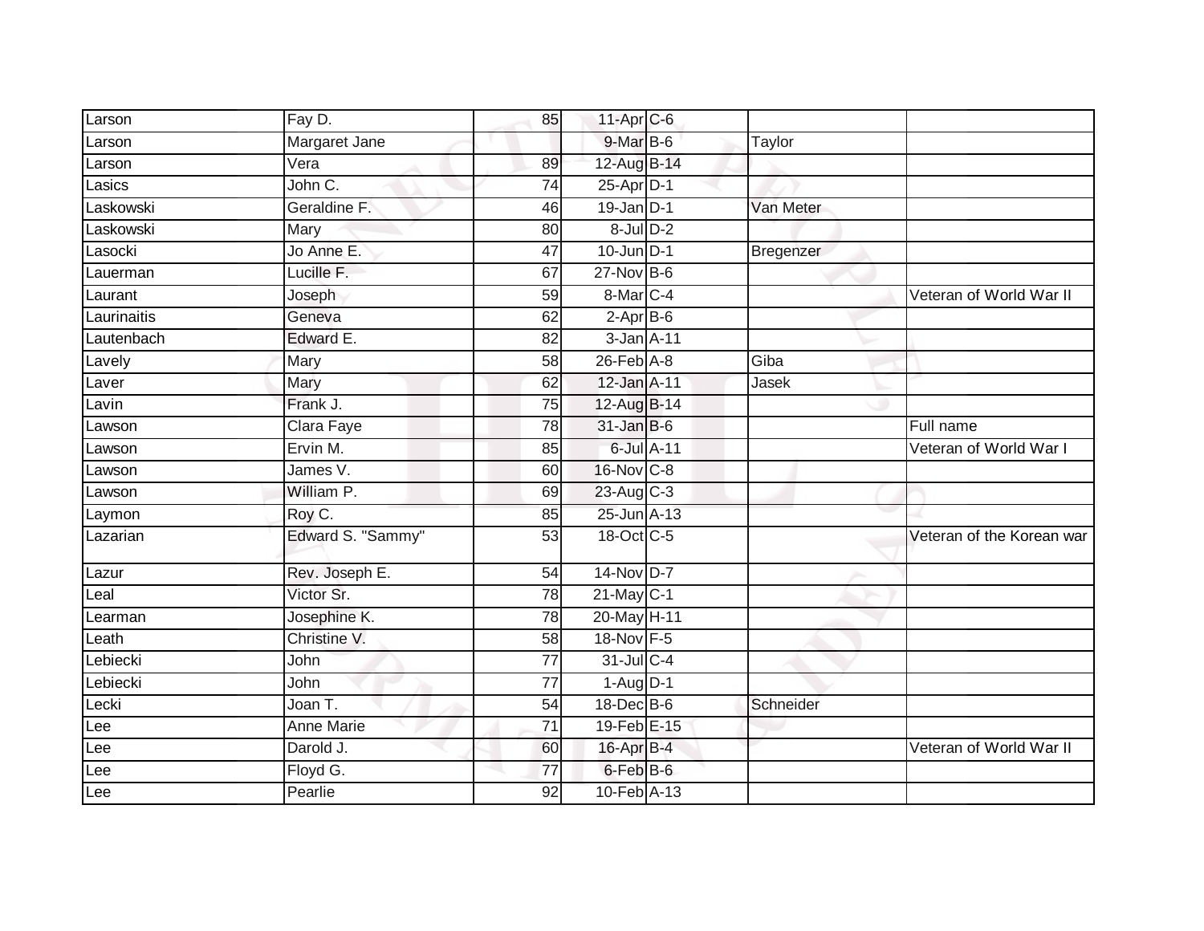| | | | | | | |
|---|---|---|---|---|---|---|
| Larson | Fay D. | 85 | 11-Apr | C-6 | | |
| Larson | Margaret Jane | | 9-Mar | B-6 | Taylor | |
| Larson | Vera | 89 | 12-Aug | B-14 | | |
| Lasics | John C. | 74 | 25-Apr | D-1 | | |
| Laskowski | Geraldine F. | 46 | 19-Jan | D-1 | Van Meter | |
| Laskowski | Mary | 80 | 8-Jul | D-2 | | |
| Lasocki | Jo Anne E. | 47 | 10-Jun | D-1 | Bregenzer | |
| Lauerman | Lucille F. | 67 | 27-Nov | B-6 | | |
| Laurant | Joseph | 59 | 8-Mar | C-4 | | Veteran of World War II |
| Laurinaitis | Geneva | 62 | 2-Apr | B-6 | | |
| Lautenbach | Edward E. | 82 | 3-Jan | A-11 | | |
| Lavely | Mary | 58 | 26-Feb | A-8 | Giba | |
| Laver | Mary | 62 | 12-Jan | A-11 | Jasek | |
| Lavin | Frank J. | 75 | 12-Aug | B-14 | | |
| Lawson | Clara Faye | 78 | 31-Jan | B-6 | | Full name |
| Lawson | Ervin M. | 85 | 6-Jul | A-11 | | Veteran of World War I |
| Lawson | James V. | 60 | 16-Nov | C-8 | | |
| Lawson | William P. | 69 | 23-Aug | C-3 | | |
| Laymon | Roy C. | 85 | 25-Jun | A-13 | | |
| Lazarian | Edward S. "Sammy" | 53 | 18-Oct | C-5 | | Veteran of the Korean war |
| Lazur | Rev. Joseph E. | 54 | 14-Nov | D-7 | | |
| Leal | Victor Sr. | 78 | 21-May | C-1 | | |
| Learman | Josephine K. | 78 | 20-May | H-11 | | |
| Leath | Christine V. | 58 | 18-Nov | F-5 | | |
| Lebiecki | John | 77 | 31-Jul | C-4 | | |
| Lebiecki | John | 77 | 1-Aug | D-1 | | |
| Lecki | Joan T. | 54 | 18-Dec | B-6 | Schneider | |
| Lee | Anne Marie | 71 | 19-Feb | E-15 | | |
| Lee | Darold J. | 60 | 16-Apr | B-4 | | Veteran of World War II |
| Lee | Floyd G. | 77 | 6-Feb | B-6 | | |
| Lee | Pearlie | 92 | 10-Feb | A-13 | | |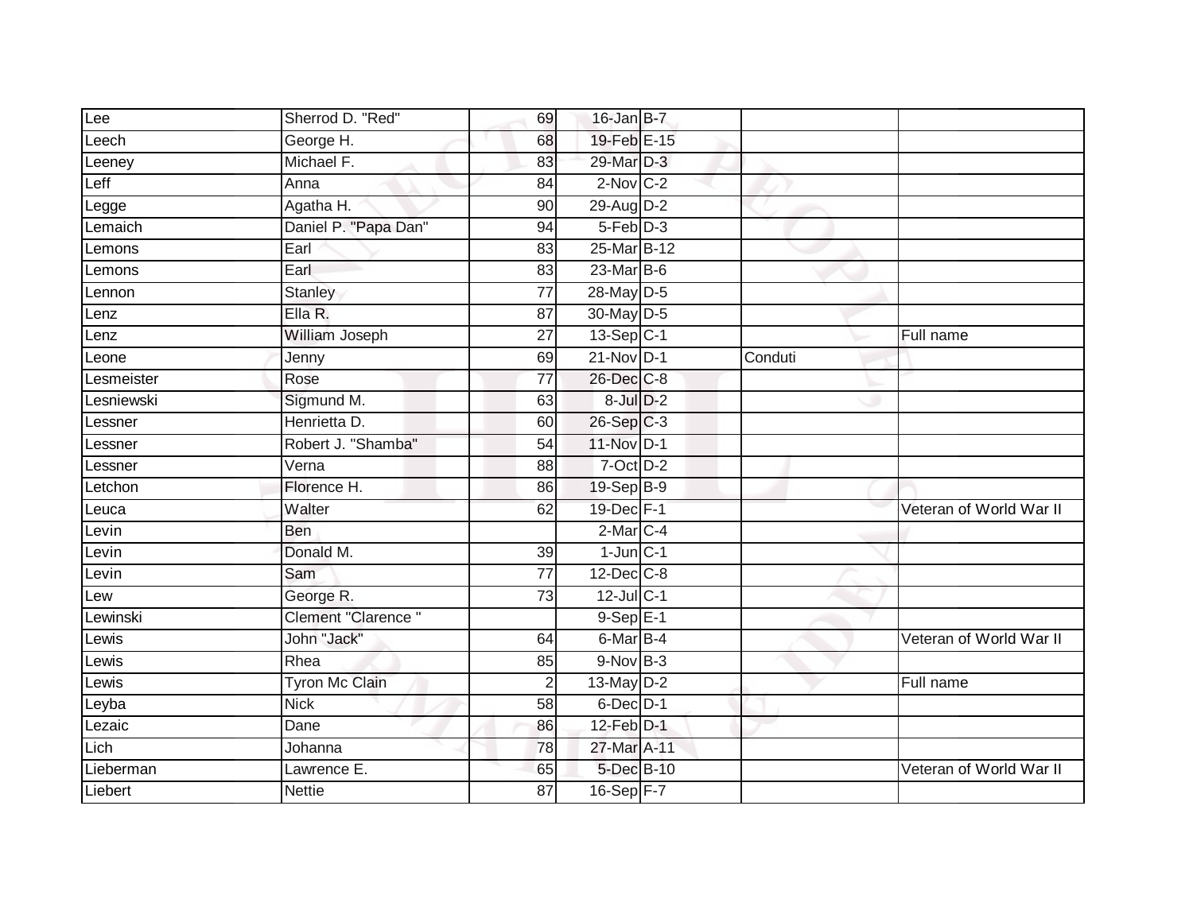| Lee | Sherrod D. "Red" | 69 | 16-Jan | B-7 | | |
|---|---|---|---|---|---|---|
| Leech | George H. | 68 | 19-Feb | E-15 | | |
| Leeney | Michael F. | 83 | 29-Mar | D-3 | | |
| Leff | Anna | 84 | 2-Nov | C-2 | | |
| Legge | Agatha H. | 90 | 29-Aug | D-2 | | |
| Lemaich | Daniel P. "Papa Dan" | 94 | 5-Feb | D-3 | | |
| Lemons | Earl | 83 | 25-Mar | B-12 | | |
| Lemons | Earl | 83 | 23-Mar | B-6 | | |
| Lennon | Stanley | 77 | 28-May | D-5 | | |
| Lenz | Ella R. | 87 | 30-May | D-5 | | |
| Lenz | William Joseph | 27 | 13-Sep | C-1 | | Full name |
| Leone | Jenny | 69 | 21-Nov | D-1 | Conduti | |
| Lesmeister | Rose | 77 | 26-Dec | C-8 | | |
| Lesniewski | Sigmund M. | 63 | 8-Jul | D-2 | | |
| Lessner | Henrietta D. | 60 | 26-Sep | C-3 | | |
| Lessner | Robert J. "Shamba" | 54 | 11-Nov | D-1 | | |
| Lessner | Verna | 88 | 7-Oct | D-2 | | |
| Letchon | Florence H. | 86 | 19-Sep | B-9 | | |
| Leuca | Walter | 62 | 19-Dec | F-1 | | Veteran of World War II |
| Levin | Ben | | 2-Mar | C-4 | | |
| Levin | Donald M. | 39 | 1-Jun | C-1 | | |
| Levin | Sam | 77 | 12-Dec | C-8 | | |
| Lew | George R. | 73 | 12-Jul | C-1 | | |
| Lewinski | Clement "Clarence " | | 9-Sep | E-1 | | |
| Lewis | John "Jack" | 64 | 6-Mar | B-4 | | Veteran of World War II |
| Lewis | Rhea | 85 | 9-Nov | B-3 | | |
| Lewis | Tyron Mc Clain | 2 | 13-May | D-2 | | Full name |
| Leyba | Nick | 58 | 6-Dec | D-1 | | |
| Lezaic | Dane | 86 | 12-Feb | D-1 | | |
| Lich | Johanna | 78 | 27-Mar | A-11 | | |
| Lieberman | Lawrence E. | 65 | 5-Dec | B-10 | | Veteran of World War II |
| Liebert | Nettie | 87 | 16-Sep | F-7 | | |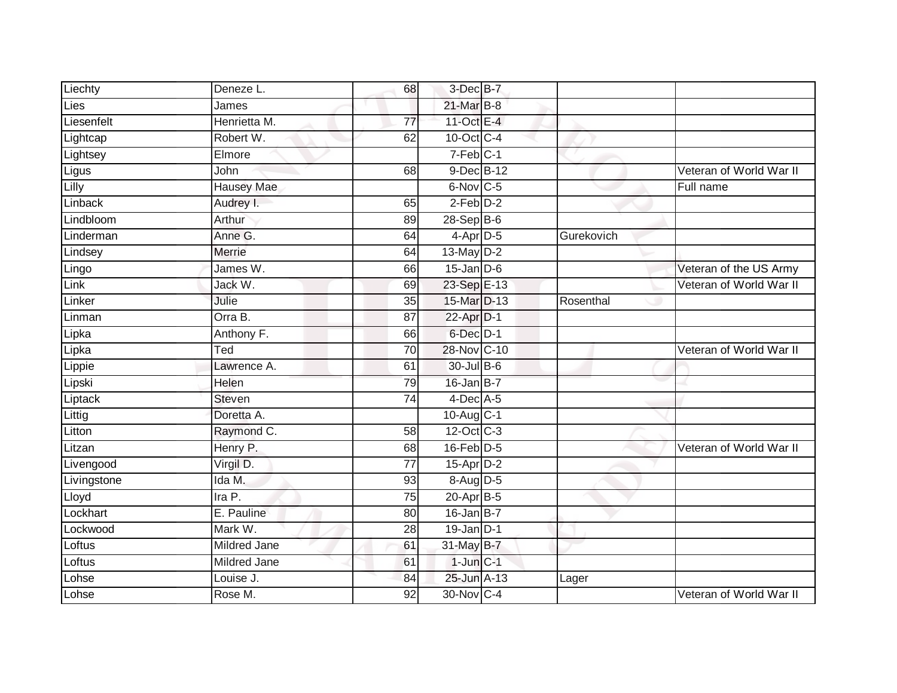| | | | | | | |
|---|---|---|---|---|---|---|
| Liechty | Deneze L. | 68 | 3-Dec | B-7 | | |
| Lies | James | | 21-Mar | B-8 | | |
| Liesenfelt | Henrietta M. | 77 | 11-Oct | E-4 | | |
| Lightcap | Robert W. | 62 | 10-Oct | C-4 | | |
| Lightsey | Elmore | | 7-Feb | C-1 | | |
| Ligus | John | 68 | 9-Dec | B-12 | | Veteran of World War II |
| Lilly | Hausey Mae | | 6-Nov | C-5 | | Full name |
| Linback | Audrey I. | 65 | 2-Feb | D-2 | | |
| Lindbloom | Arthur | 89 | 28-Sep | B-6 | | |
| Linderman | Anne G. | 64 | 4-Apr | D-5 | Gurekovich | |
| Lindsey | Merrie | 64 | 13-May | D-2 | | |
| Lingo | James W. | 66 | 15-Jan | D-6 | | Veteran of the US Army |
| Link | Jack W. | 69 | 23-Sep | E-13 | | Veteran of World War II |
| Linker | Julie | 35 | 15-Mar | D-13 | Rosenthal | |
| Linman | Orra B. | 87 | 22-Apr | D-1 | | |
| Lipka | Anthony F. | 66 | 6-Dec | D-1 | | |
| Lipka | Ted | 70 | 28-Nov | C-10 | | Veteran of World War II |
| Lippie | Lawrence A. | 61 | 30-Jul | B-6 | | |
| Lipski | Helen | 79 | 16-Jan | B-7 | | |
| Liptack | Steven | 74 | 4-Dec | A-5 | | |
| Littig | Doretta A. | | 10-Aug | C-1 | | |
| Litton | Raymond C. | 58 | 12-Oct | C-3 | | |
| Litzan | Henry P. | 68 | 16-Feb | D-5 | | Veteran of World War II |
| Livengood | Virgil D. | 77 | 15-Apr | D-2 | | |
| Livingstone | Ida M. | 93 | 8-Aug | D-5 | | |
| Lloyd | Ira P. | 75 | 20-Apr | B-5 | | |
| Lockhart | E. Pauline | 80 | 16-Jan | B-7 | | |
| Lockwood | Mark W. | 28 | 19-Jan | D-1 | | |
| Loftus | Mildred Jane | 61 | 31-May | B-7 | | |
| Loftus | Mildred Jane | 61 | 1-Jun | C-1 | | |
| Lohse | Louise J. | 84 | 25-Jun | A-13 | Lager | |
| Lohse | Rose M. | 92 | 30-Nov | C-4 | | Veteran of World War II |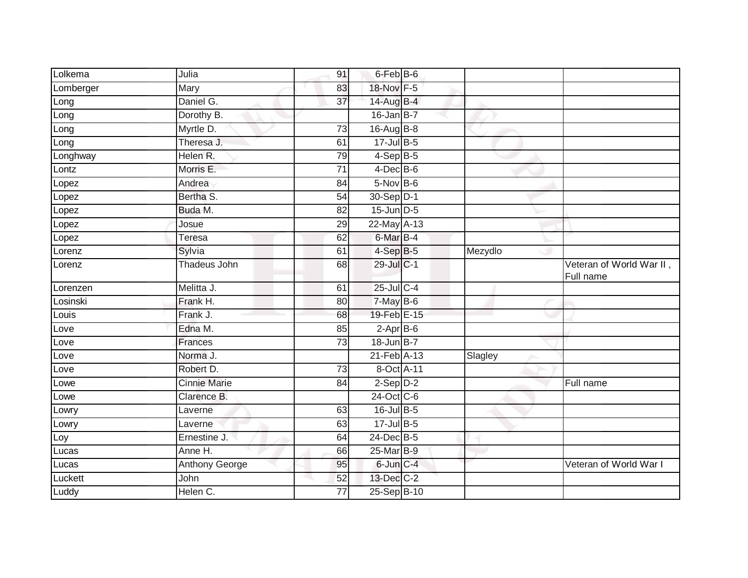| | | | | | | |
|---|---|---|---|---|---|---|
| Lolkema | Julia | 91 | 6-Feb | B-6 | | |
| Lomberger | Mary | 83 | 18-Nov | F-5 | | |
| Long | Daniel G. | 37 | 14-Aug | B-4 | | |
| Long | Dorothy B. | | 16-Jan | B-7 | | |
| Long | Myrtle D. | 73 | 16-Aug | B-8 | | |
| Long | Theresa J. | 61 | 17-Jul | B-5 | | |
| Longhway | Helen R. | 79 | 4-Sep | B-5 | | |
| Lontz | Morris E. | 71 | 4-Dec | B-6 | | |
| Lopez | Andrea | 84 | 5-Nov | B-6 | | |
| Lopez | Bertha S. | 54 | 30-Sep | D-1 | | |
| Lopez | Buda M. | 82 | 15-Jun | D-5 | | |
| Lopez | Josue | 29 | 22-May | A-13 | | |
| Lopez | Teresa | 62 | 6-Mar | B-4 | | |
| Lorenz | Sylvia | 61 | 4-Sep | B-5 | Mezydlo | |
| Lorenz | Thadeus John | 68 | 29-Jul | C-1 | | Veteran of World War II , Full name |
| Lorenzen | Melitta J. | 61 | 25-Jul | C-4 | | |
| Losinski | Frank H. | 80 | 7-May | B-6 | | |
| Louis | Frank J. | 68 | 19-Feb | E-15 | | |
| Love | Edna M. | 85 | 2-Apr | B-6 | | |
| Love | Frances | 73 | 18-Jun | B-7 | | |
| Love | Norma J. | | 21-Feb | A-13 | Slagley | |
| Love | Robert D. | 73 | 8-Oct | A-11 | | |
| Lowe | Cinnie Marie | 84 | 2-Sep | D-2 | | Full name |
| Lowe | Clarence B. | | 24-Oct | C-6 | | |
| Lowry | Laverne | 63 | 16-Jul | B-5 | | |
| Lowry | Laverne | 63 | 17-Jul | B-5 | | |
| Loy | Ernestine J. | 64 | 24-Dec | B-5 | | |
| Lucas | Anne H. | 66 | 25-Mar | B-9 | | |
| Lucas | Anthony George | 95 | 6-Jun | C-4 | | Veteran of World War I |
| Luckett | John | 52 | 13-Dec | C-2 | | |
| Luddy | Helen C. | 77 | 25-Sep | B-10 | | |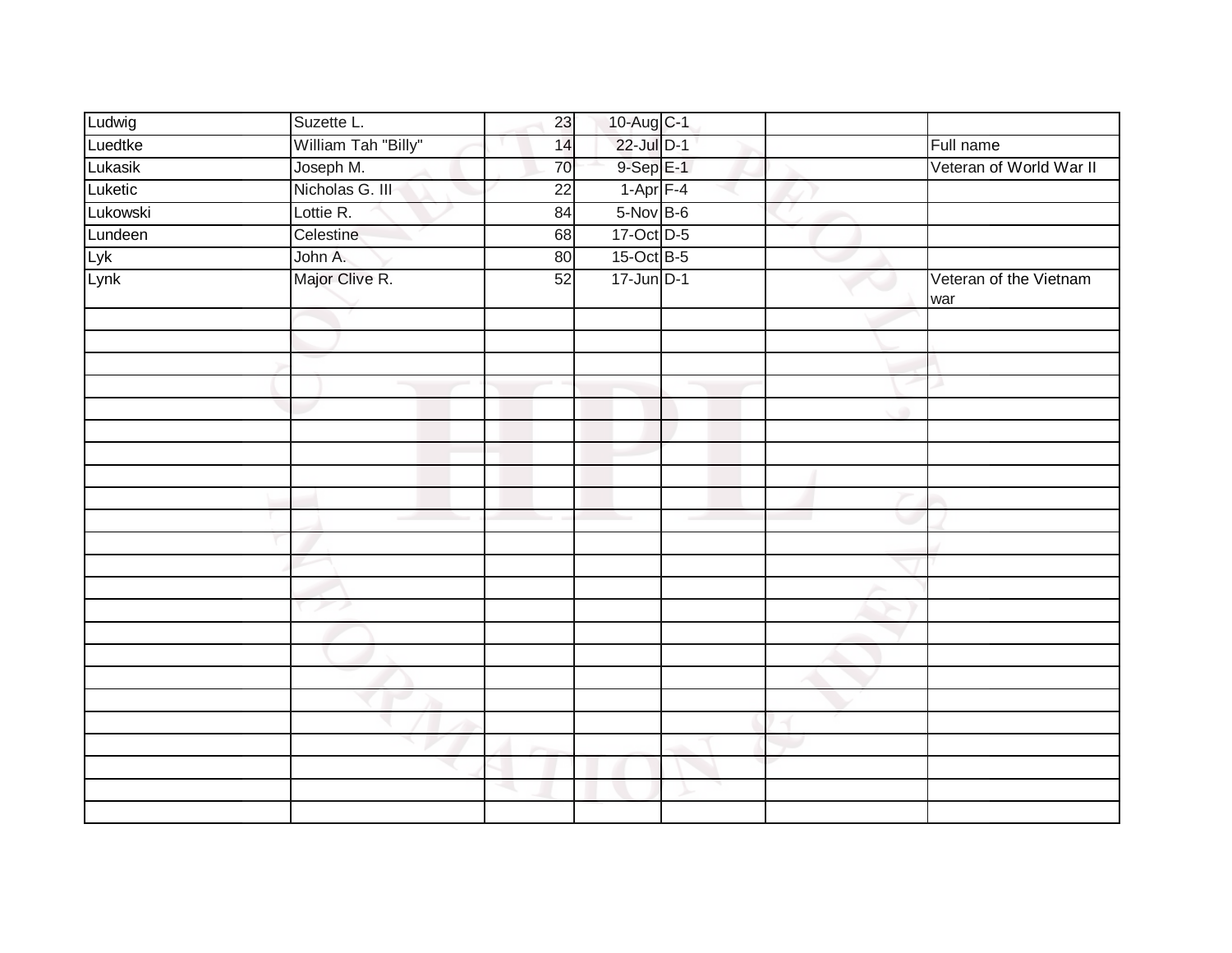| | | | | | | |
|---|---|---|---|---|---|---|
| Ludwig | Suzette L. | 23 | 10-Aug | C-1 | | |
| Luedtke | William Tah "Billy" | 14 | 22-Jul | D-1 | | Full name |
| Lukasik | Joseph M. | 70 | 9-Sep | E-1 | | Veteran of World War II |
| Luketic | Nicholas G. III | 22 | 1-Apr | F-4 | | |
| Lukowski | Lottie R. | 84 | 5-Nov | B-6 | | |
| Lundeen | Celestine | 68 | 17-Oct | D-5 | | |
| Lyk | John A. | 80 | 15-Oct | B-5 | | |
| Lynk | Major Clive R. | 52 | 17-Jun | D-1 | | Veteran of the Vietnam war |
| | | | | | | |
| | | | | | | |
| | | | | | | |
| | | | | | | |
| | | | | | | |
| | | | | | | |
| | | | | | | |
| | | | | | | |
| | | | | | | |
| | | | | | | |
| | | | | | | |
| | | | | | | |
| | | | | | | |
| | | | | | | |
| | | | | | | |
| | | | | | | |
| | | | | | | |
| | | | | | | |
| | | | | | | |
| | | | | | | |
| | | | | | | |
| | | | | | | |
| | | | | | | |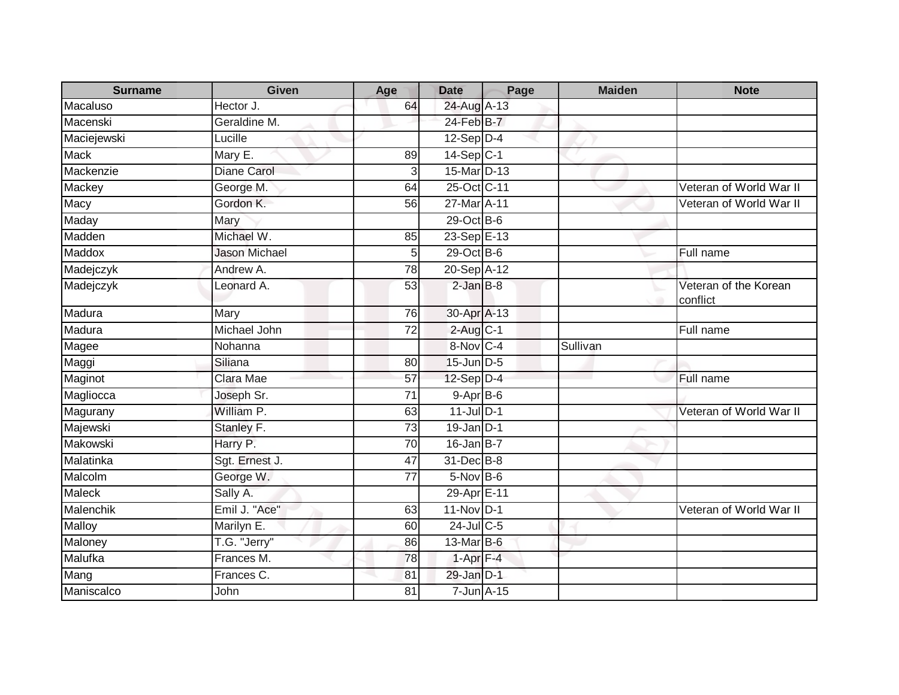| Surname | Given | Age | Date | Page | Maiden | Note |
| --- | --- | --- | --- | --- | --- | --- |
| Macaluso | Hector J. | 64 | 24-Aug | A-13 | | |
| Macenski | Geraldine M. | | 24-Feb | B-7 | | |
| Maciejewski | Lucille | | 12-Sep | D-4 | | |
| Mack | Mary E. | 89 | 14-Sep | C-1 | | |
| Mackenzie | Diane Carol | 3 | 15-Mar | D-13 | | |
| Mackey | George M. | 64 | 25-Oct | C-11 | | Veteran of World War II |
| Macy | Gordon K. | 56 | 27-Mar | A-11 | | Veteran of World War II |
| Maday | Mary | | 29-Oct | B-6 | | |
| Madden | Michael W. | 85 | 23-Sep | E-13 | | |
| Maddox | Jason Michael | 5 | 29-Oct | B-6 | | Full name |
| Madejczyk | Andrew A. | 78 | 20-Sep | A-12 | | |
| Madejczyk | Leonard A. | 53 | 2-Jan | B-8 | | Veteran of the Korean conflict |
| Madura | Mary | 76 | 30-Apr | A-13 | | |
| Madura | Michael John | 72 | 2-Aug | C-1 | | Full name |
| Magee | Nohanna | | 8-Nov | C-4 | Sullivan | |
| Maggi | Siliana | 80 | 15-Jun | D-5 | | |
| Maginot | Clara Mae | 57 | 12-Sep | D-4 | | Full name |
| Magliocca | Joseph Sr. | 71 | 9-Apr | B-6 | | |
| Magurany | William P. | 63 | 11-Jul | D-1 | | Veteran of World War II |
| Majewski | Stanley F. | 73 | 19-Jan | D-1 | | |
| Makowski | Harry P. | 70 | 16-Jan | B-7 | | |
| Malatinka | Sgt. Ernest J. | 47 | 31-Dec | B-8 | | |
| Malcolm | George W. | 77 | 5-Nov | B-6 | | |
| Maleck | Sally A. | | 29-Apr | E-11 | | |
| Malenchik | Emil J. "Ace" | 63 | 11-Nov | D-1 | | Veteran of World War II |
| Malloy | Marilyn E. | 60 | 24-Jul | C-5 | | |
| Maloney | T.G. "Jerry" | 86 | 13-Mar | B-6 | | |
| Malufka | Frances M. | 78 | 1-Apr | F-4 | | |
| Mang | Frances C. | 81 | 29-Jan | D-1 | | |
| Maniscalco | John | 81 | 7-Jun | A-15 | | |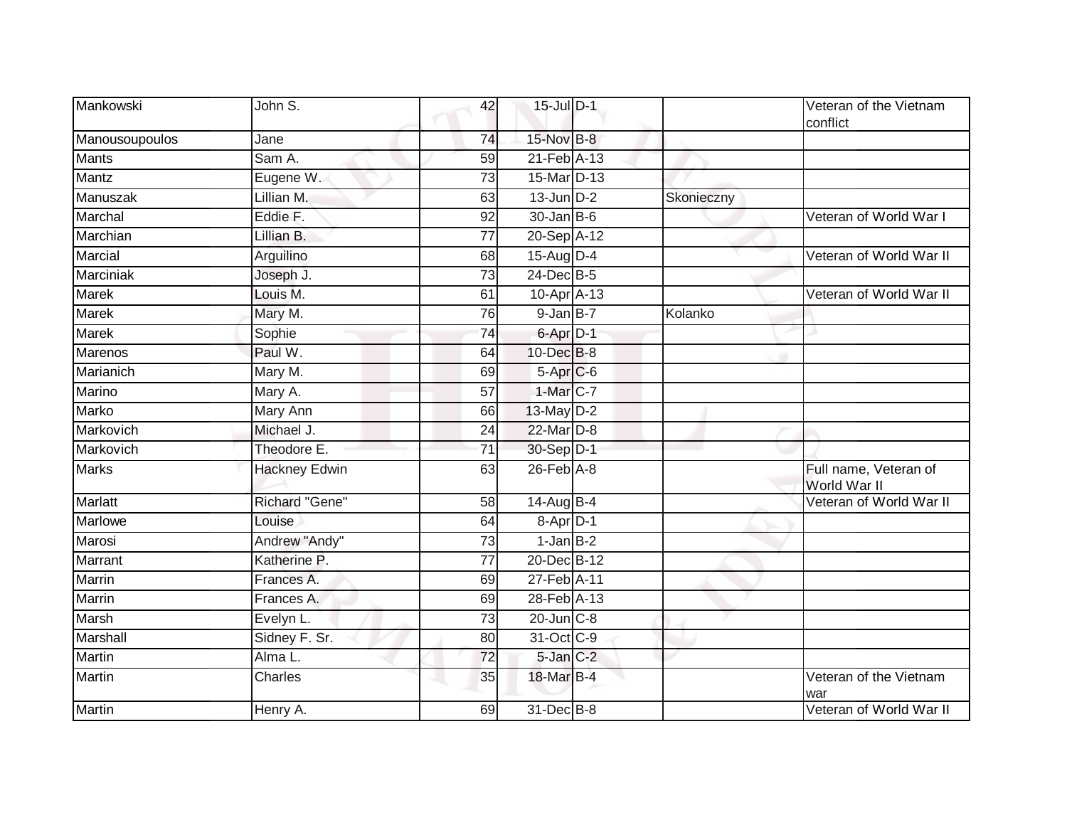| Mankowski | John S. | 42 | 15-Jul | D-1 | | Veteran of the Vietnam conflict |
|---|---|---|---|---|---|---|
| Manousoupoulos | Jane | 74 | 15-Nov | B-8 | | |
| Mants | Sam A. | 59 | 21-Feb | A-13 | | |
| Mantz | Eugene W. | 73 | 15-Mar | D-13 | | |
| Manuszak | Lillian M. | 63 | 13-Jun | D-2 | Skonieczny | |
| Marchal | Eddie F. | 92 | 30-Jan | B-6 | | Veteran of World War I |
| Marchian | Lillian B. | 77 | 20-Sep | A-12 | | |
| Marcial | Arguilino | 68 | 15-Aug | D-4 | | Veteran of World War II |
| Marciniak | Joseph J. | 73 | 24-Dec | B-5 | | |
| Marek | Louis M. | 61 | 10-Apr | A-13 | | Veteran of World War II |
| Marek | Mary M. | 76 | 9-Jan | B-7 | Kolanko | |
| Marek | Sophie | 74 | 6-Apr | D-1 | | |
| Marenos | Paul W. | 64 | 10-Dec | B-8 | | |
| Marianich | Mary M. | 69 | 5-Apr | C-6 | | |
| Marino | Mary A. | 57 | 1-Mar | C-7 | | |
| Marko | Mary Ann | 66 | 13-May | D-2 | | |
| Markovich | Michael J. | 24 | 22-Mar | D-8 | | |
| Markovich | Theodore E. | 71 | 30-Sep | D-1 | | |
| Marks | Hackney Edwin | 63 | 26-Feb | A-8 | | Full name, Veteran of World War II |
| Marlatt | Richard "Gene" | 58 | 14-Aug | B-4 | | Veteran of World War II |
| Marlowe | Louise | 64 | 8-Apr | D-1 | | |
| Marosi | Andrew "Andy" | 73 | 1-Jan | B-2 | | |
| Marrant | Katherine P. | 77 | 20-Dec | B-12 | | |
| Marrin | Frances A. | 69 | 27-Feb | A-11 | | |
| Marrin | Frances A. | 69 | 28-Feb | A-13 | | |
| Marsh | Evelyn L. | 73 | 20-Jun | C-8 | | |
| Marshall | Sidney F. Sr. | 80 | 31-Oct | C-9 | | |
| Martin | Alma L. | 72 | 5-Jan | C-2 | | |
| Martin | Charles | 35 | 18-Mar | B-4 | | Veteran of the Vietnam war |
| Martin | Henry A. | 69 | 31-Dec | B-8 | | Veteran of World War II |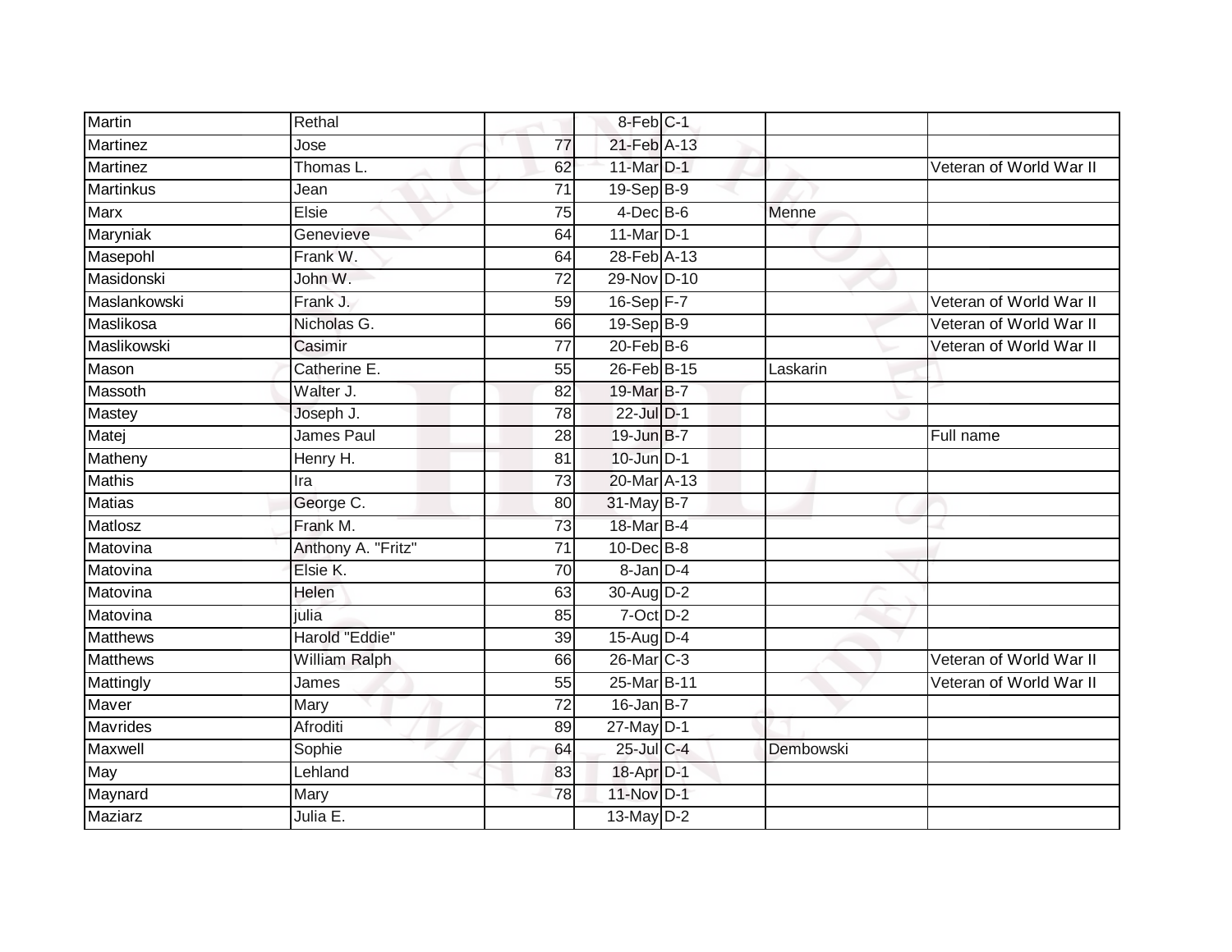| | | | | | | |
|---|---|---|---|---|---|---|
| Martin | Rethal | | 8-Feb | C-1 | | |
| Martinez | Jose | 77 | 21-Feb | A-13 | | |
| Martinez | Thomas L. | 62 | 11-Mar | D-1 | | Veteran of World War II |
| Martinkus | Jean | 71 | 19-Sep | B-9 | | |
| Marx | Elsie | 75 | 4-Dec | B-6 | Menne | |
| Maryniak | Genevieve | 64 | 11-Mar | D-1 | | |
| Masepohl | Frank W. | 64 | 28-Feb | A-13 | | |
| Masidonski | John W. | 72 | 29-Nov | D-10 | | |
| Maslankowski | Frank J. | 59 | 16-Sep | F-7 | | Veteran of World War II |
| Maslikosa | Nicholas G. | 66 | 19-Sep | B-9 | | Veteran of World War II |
| Maslikowski | Casimir | 77 | 20-Feb | B-6 | | Veteran of World War II |
| Mason | Catherine E. | 55 | 26-Feb | B-15 | Laskarin | |
| Massoth | Walter J. | 82 | 19-Mar | B-7 | | |
| Mastey | Joseph J. | 78 | 22-Jul | D-1 | | |
| Matej | James Paul | 28 | 19-Jun | B-7 | | Full name |
| Matheny | Henry H. | 81 | 10-Jun | D-1 | | |
| Mathis | Ira | 73 | 20-Mar | A-13 | | |
| Matias | George C. | 80 | 31-May | B-7 | | |
| Matlosz | Frank M. | 73 | 18-Mar | B-4 | | |
| Matovina | Anthony A. "Fritz" | 71 | 10-Dec | B-8 | | |
| Matovina | Elsie K. | 70 | 8-Jan | D-4 | | |
| Matovina | Helen | 63 | 30-Aug | D-2 | | |
| Matovina | julia | 85 | 7-Oct | D-2 | | |
| Matthews | Harold "Eddie" | 39 | 15-Aug | D-4 | | |
| Matthews | William Ralph | 66 | 26-Mar | C-3 | | Veteran of World War II |
| Mattingly | James | 55 | 25-Mar | B-11 | | Veteran of World War II |
| Maver | Mary | 72 | 16-Jan | B-7 | | |
| Mavrides | Afroditi | 89 | 27-May | D-1 | | |
| Maxwell | Sophie | 64 | 25-Jul | C-4 | Dembowski | |
| May | Lehland | 83 | 18-Apr | D-1 | | |
| Maynard | Mary | 78 | 11-Nov | D-1 | | |
| Maziarz | Julia E. | | 13-May | D-2 | | |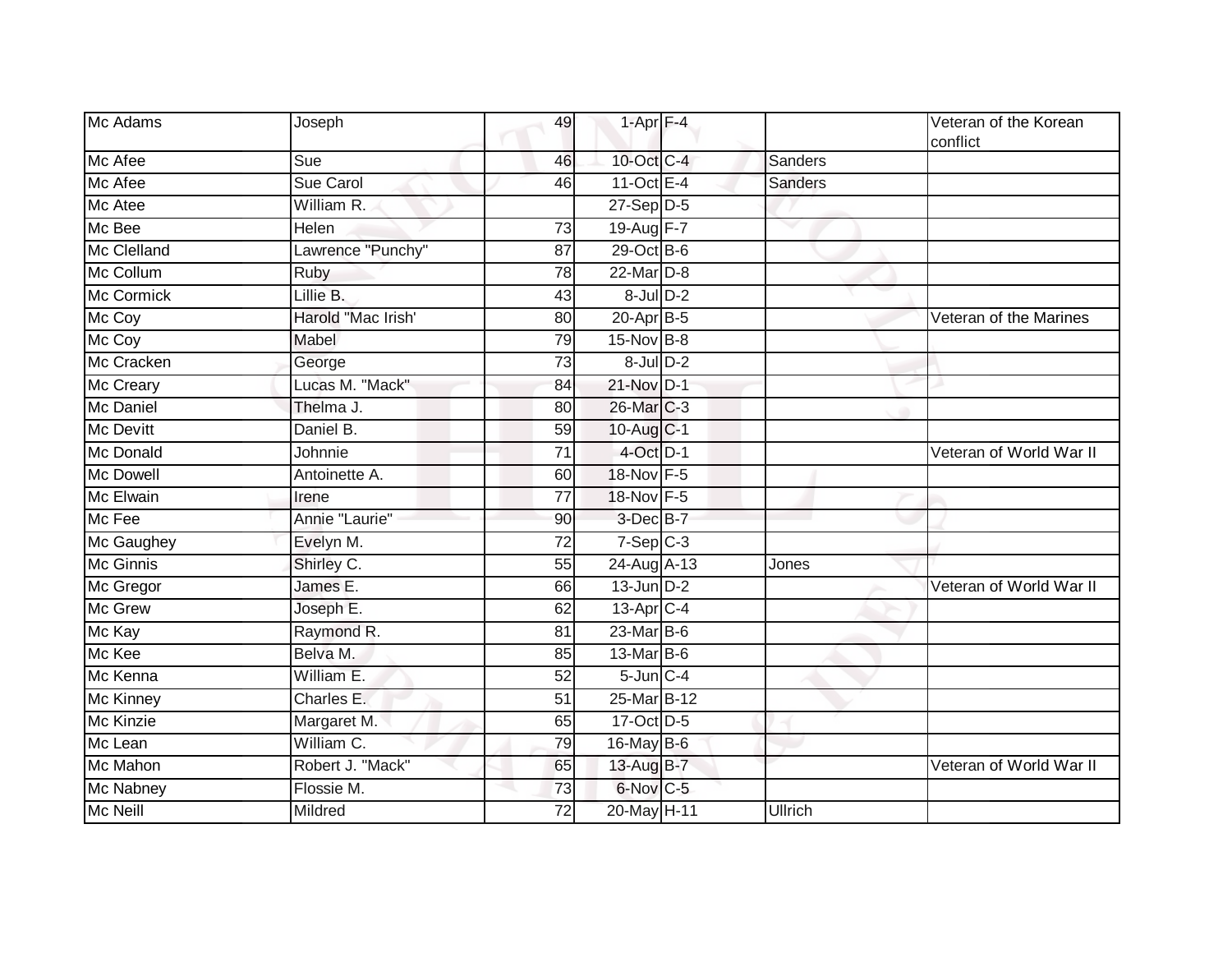| Mc Adams | Joseph | 49 | 1-Apr | F-4 | | Veteran of the Korean conflict |
|---|---|---|---|---|---|---|
| Mc Afee | Sue | 46 | 10-Oct | C-4 | Sanders | |
| Mc Afee | Sue Carol | 46 | 11-Oct | E-4 | Sanders | |
| Mc Atee | William R. | | 27-Sep | D-5 | | |
| Mc Bee | Helen | 73 | 19-Aug | F-7 | | |
| Mc Clelland | Lawrence "Punchy" | 87 | 29-Oct | B-6 | | |
| Mc Collum | Ruby | 78 | 22-Mar | D-8 | | |
| Mc Cormick | Lillie B. | 43 | 8-Jul | D-2 | | |
| Mc Coy | Harold "Mac Irish' | 80 | 20-Apr | B-5 | | Veteran of the Marines |
| Mc Coy | Mabel | 79 | 15-Nov | B-8 | | |
| Mc Cracken | George | 73 | 8-Jul | D-2 | | |
| Mc Creary | Lucas M. "Mack" | 84 | 21-Nov | D-1 | | |
| Mc Daniel | Thelma J. | 80 | 26-Mar | C-3 | | |
| Mc Devitt | Daniel B. | 59 | 10-Aug | C-1 | | |
| Mc Donald | Johnnie | 71 | 4-Oct | D-1 | | Veteran of World War II |
| Mc Dowell | Antoinette A. | 60 | 18-Nov | F-5 | | |
| Mc Elwain | Irene | 77 | 18-Nov | F-5 | | |
| Mc Fee | Annie "Laurie" | 90 | 3-Dec | B-7 | | |
| Mc Gaughey | Evelyn M. | 72 | 7-Sep | C-3 | | |
| Mc Ginnis | Shirley C. | 55 | 24-Aug | A-13 | Jones | |
| Mc Gregor | James E. | 66 | 13-Jun | D-2 | | Veteran of World War II |
| Mc Grew | Joseph E. | 62 | 13-Apr | C-4 | | |
| Mc Kay | Raymond R. | 81 | 23-Mar | B-6 | | |
| Mc Kee | Belva M. | 85 | 13-Mar | B-6 | | |
| Mc Kenna | William E. | 52 | 5-Jun | C-4 | | |
| Mc Kinney | Charles E. | 51 | 25-Mar | B-12 | | |
| Mc Kinzie | Margaret M. | 65 | 17-Oct | D-5 | | |
| Mc Lean | William C. | 79 | 16-May | B-6 | | |
| Mc Mahon | Robert J. "Mack" | 65 | 13-Aug | B-7 | | Veteran of World War II |
| Mc Nabney | Flossie M. | 73 | 6-Nov | C-5 | | |
| Mc Neill | Mildred | 72 | 20-May | H-11 | Ullrich | |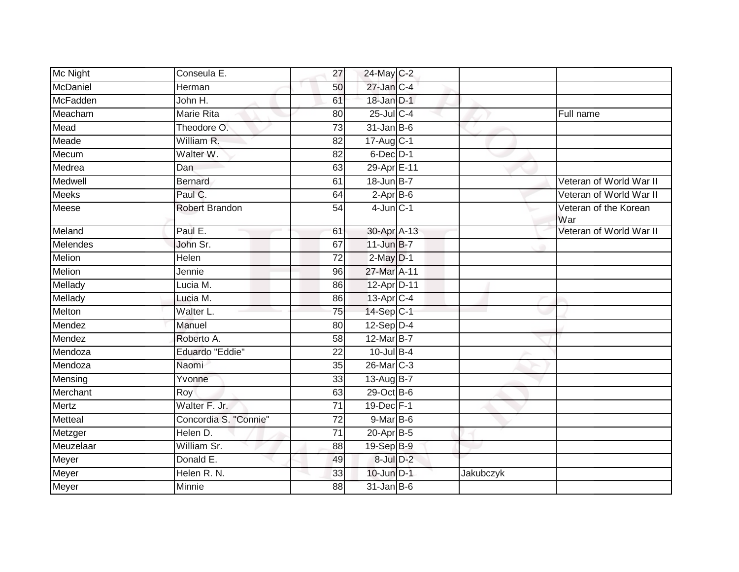| | | | | | | |
|---|---|---|---|---|---|---|
| Mc Night | Conseula E. | 27 | 24-May | C-2 | | |
| McDaniel | Herman | 50 | 27-Jan | C-4 | | |
| McFadden | John H. | 61 | 18-Jan | D-1 | | |
| Meacham | Marie Rita | 80 | 25-Jul | C-4 | | Full name |
| Mead | Theodore O. | 73 | 31-Jan | B-6 | | |
| Meade | William R. | 82 | 17-Aug | C-1 | | |
| Mecum | Walter W. | 82 | 6-Dec | D-1 | | |
| Medrea | Dan | 63 | 29-Apr | E-11 | | |
| Medwell | Bernard | 61 | 18-Jun | B-7 | | Veteran of World War II |
| Meeks | Paul C. | 64 | 2-Apr | B-6 | | Veteran of World War II |
| Meese | Robert Brandon | 54 | 4-Jun | C-1 | | Veteran of the Korean War |
| Meland | Paul E. | 61 | 30-Apr | A-13 | | Veteran of World War II |
| Melendes | John Sr. | 67 | 11-Jun | B-7 | | |
| Melion | Helen | 72 | 2-May | D-1 | | |
| Melion | Jennie | 96 | 27-Mar | A-11 | | |
| Mellady | Lucia M. | 86 | 12-Apr | D-11 | | |
| Mellady | Lucia M. | 86 | 13-Apr | C-4 | | |
| Melton | Walter L. | 75 | 14-Sep | C-1 | | |
| Mendez | Manuel | 80 | 12-Sep | D-4 | | |
| Mendez | Roberto A. | 58 | 12-Mar | B-7 | | |
| Mendoza | Eduardo "Eddie" | 22 | 10-Jul | B-4 | | |
| Mendoza | Naomi | 35 | 26-Mar | C-3 | | |
| Mensing | Yvonne | 33 | 13-Aug | B-7 | | |
| Merchant | Roy | 63 | 29-Oct | B-6 | | |
| Mertz | Walter F. Jr. | 71 | 19-Dec | F-1 | | |
| Metteal | Concordia S. "Connie" | 72 | 9-Mar | B-6 | | |
| Metzger | Helen D. | 71 | 20-Apr | B-5 | | |
| Meuzelaar | William Sr. | 88 | 19-Sep | B-9 | | |
| Meyer | Donald E. | 49 | 8-Jul | D-2 | | |
| Meyer | Helen R. N. | 33 | 10-Jun | D-1 | Jakubczyk | |
| Meyer | Minnie | 88 | 31-Jan | B-6 | | |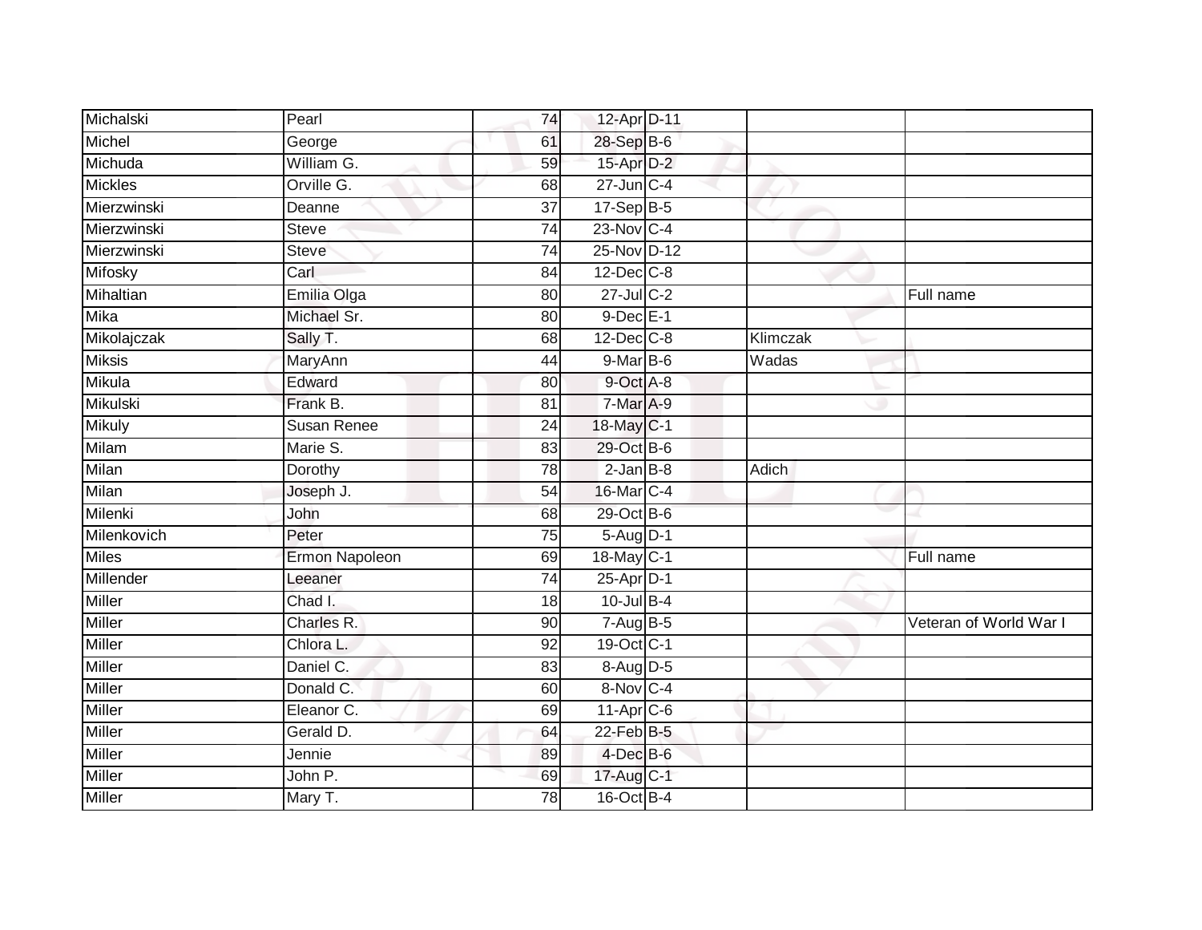| | | | | | | |
|---|---|---|---|---|---|---|
| Michalski | Pearl | 74 | 12-Apr | D-11 | | |
| Michel | George | 61 | 28-Sep | B-6 | | |
| Michuda | William G. | 59 | 15-Apr | D-2 | | |
| Mickles | Orville G. | 68 | 27-Jun | C-4 | | |
| Mierzwinski | Deanne | 37 | 17-Sep | B-5 | | |
| Mierzwinski | Steve | 74 | 23-Nov | C-4 | | |
| Mierzwinski | Steve | 74 | 25-Nov | D-12 | | |
| Mifosky | Carl | 84 | 12-Dec | C-8 | | |
| Mihaltian | Emilia Olga | 80 | 27-Jul | C-2 | | Full name |
| Mika | Michael Sr. | 80 | 9-Dec | E-1 | | |
| Mikolajczak | Sally T. | 68 | 12-Dec | C-8 | Klimczak | |
| Miksis | MaryAnn | 44 | 9-Mar | B-6 | Wadas | |
| Mikula | Edward | 80 | 9-Oct | A-8 | | |
| Mikulski | Frank B. | 81 | 7-Mar | A-9 | | |
| Mikuly | Susan Renee | 24 | 18-May | C-1 | | |
| Milam | Marie S. | 83 | 29-Oct | B-6 | | |
| Milan | Dorothy | 78 | 2-Jan | B-8 | Adich | |
| Milan | Joseph J. | 54 | 16-Mar | C-4 | | |
| Milenki | John | 68 | 29-Oct | B-6 | | |
| Milenkovich | Peter | 75 | 5-Aug | D-1 | | |
| Miles | Ermon Napoleon | 69 | 18-May | C-1 | | Full name |
| Millender | Leeaner | 74 | 25-Apr | D-1 | | |
| Miller | Chad I. | 18 | 10-Jul | B-4 | | |
| Miller | Charles R. | 90 | 7-Aug | B-5 | | Veteran of World War I |
| Miller | Chlora L. | 92 | 19-Oct | C-1 | | |
| Miller | Daniel C. | 83 | 8-Aug | D-5 | | |
| Miller | Donald C. | 60 | 8-Nov | C-4 | | |
| Miller | Eleanor C. | 69 | 11-Apr | C-6 | | |
| Miller | Gerald D. | 64 | 22-Feb | B-5 | | |
| Miller | Jennie | 89 | 4-Dec | B-6 | | |
| Miller | John P. | 69 | 17-Aug | C-1 | | |
| Miller | Mary T. | 78 | 16-Oct | B-4 | | |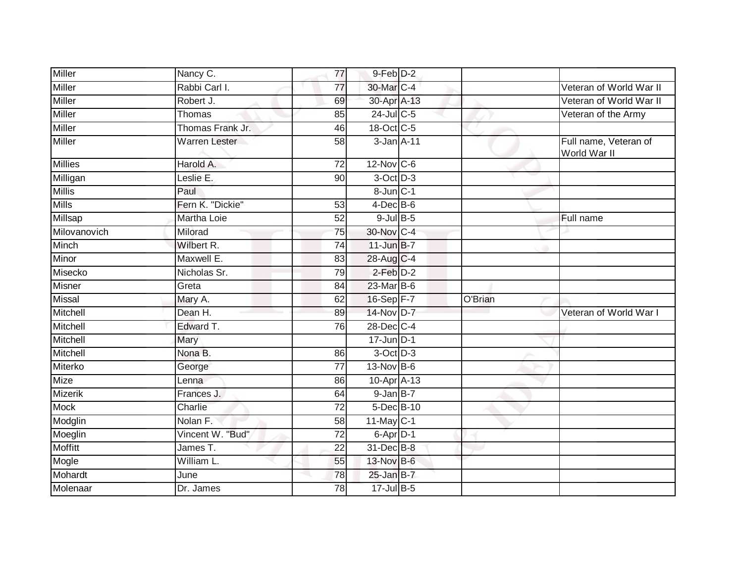| | | | | | | |
|---|---|---|---|---|---|---|
| Miller | Nancy C. | 77 | 9-Feb | D-2 | | |
| Miller | Rabbi Carl I. | 77 | 30-Mar | C-4 | | Veteran of World War II |
| Miller | Robert J. | 69 | 30-Apr | A-13 | | Veteran of World War II |
| Miller | Thomas | 85 | 24-Jul | C-5 | | Veteran of the Army |
| Miller | Thomas Frank Jr. | 46 | 18-Oct | C-5 | | |
| Miller | Warren Lester | 58 | 3-Jan | A-11 | | Full name, Veteran of World War II |
| Millies | Harold A. | 72 | 12-Nov | C-6 | | |
| Milligan | Leslie E. | 90 | 3-Oct | D-3 | | |
| Millis | Paul | | 8-Jun | C-1 | | |
| Mills | Fern K. "Dickie" | 53 | 4-Dec | B-6 | | |
| Millsap | Martha Loie | 52 | 9-Jul | B-5 | | Full name |
| Milovanovich | Milorad | 75 | 30-Nov | C-4 | | |
| Minch | Wilbert R. | 74 | 11-Jun | B-7 | | |
| Minor | Maxwell E. | 83 | 28-Aug | C-4 | | |
| Misecko | Nicholas Sr. | 79 | 2-Feb | D-2 | | |
| Misner | Greta | 84 | 23-Mar | B-6 | | |
| Missal | Mary A. | 62 | 16-Sep | F-7 | O'Brian | |
| Mitchell | Dean H. | 89 | 14-Nov | D-7 | | Veteran of World War I |
| Mitchell | Edward T. | 76 | 28-Dec | C-4 | | |
| Mitchell | Mary | | 17-Jun | D-1 | | |
| Mitchell | Nona B. | 86 | 3-Oct | D-3 | | |
| Miterko | George | 77 | 13-Nov | B-6 | | |
| Mize | Lenna | 86 | 10-Apr | A-13 | | |
| Mizerik | Frances J. | 64 | 9-Jan | B-7 | | |
| Mock | Charlie | 72 | 5-Dec | B-10 | | |
| Modglin | Nolan F. | 58 | 11-May | C-1 | | |
| Moeglin | Vincent W. "Bud" | 72 | 6-Apr | D-1 | | |
| Moffitt | James T. | 22 | 31-Dec | B-8 | | |
| Mogle | William L. | 55 | 13-Nov | B-6 | | |
| Mohardt | June | 78 | 25-Jan | B-7 | | |
| Molenaar | Dr. James | 78 | 17-Jul | B-5 | | |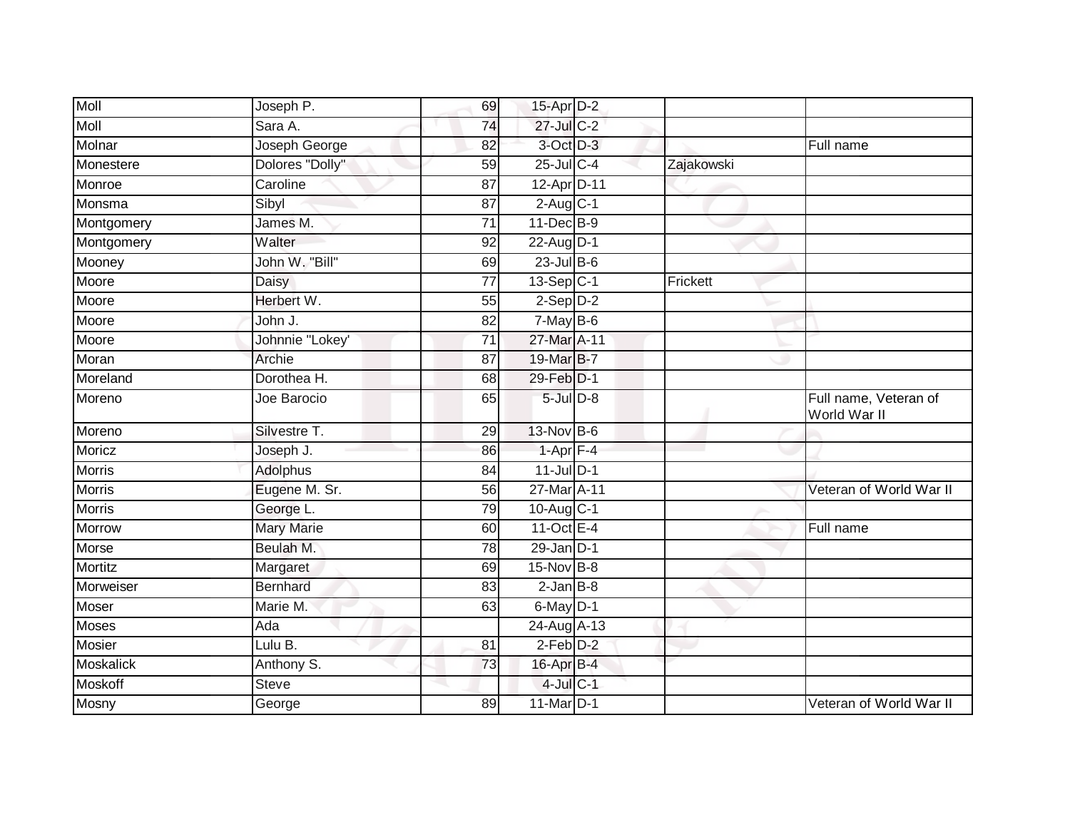| | | | | | | |
|---|---|---|---|---|---|---|
| Moll | Joseph P. | 69 | 15-Apr | D-2 | | |
| Moll | Sara A. | 74 | 27-Jul | C-2 | | |
| Molnar | Joseph George | 82 | 3-Oct | D-3 | | Full name |
| Monestere | Dolores "Dolly" | 59 | 25-Jul | C-4 | Zajakowski | |
| Monroe | Caroline | 87 | 12-Apr | D-11 | | |
| Monsma | Sibyl | 87 | 2-Aug | C-1 | | |
| Montgomery | James M. | 71 | 11-Dec | B-9 | | |
| Montgomery | Walter | 92 | 22-Aug | D-1 | | |
| Mooney | John W. "Bill" | 69 | 23-Jul | B-6 | | |
| Moore | Daisy | 77 | 13-Sep | C-1 | Frickett | |
| Moore | Herbert W. | 55 | 2-Sep | D-2 | | |
| Moore | John J. | 82 | 7-May | B-6 | | |
| Moore | Johnnie "Lokey' | 71 | 27-Mar | A-11 | | |
| Moran | Archie | 87 | 19-Mar | B-7 | | |
| Moreland | Dorothea H. | 68 | 29-Feb | D-1 | | |
| Moreno | Joe Barocio | 65 | 5-Jul | D-8 | | Full name, Veteran of World War II |
| Moreno | Silvestre T. | 29 | 13-Nov | B-6 | | |
| Moricz | Joseph J. | 86 | 1-Apr | F-4 | | |
| Morris | Adolphus | 84 | 11-Jul | D-1 | | |
| Morris | Eugene M. Sr. | 56 | 27-Mar | A-11 | | Veteran of World War II |
| Morris | George L. | 79 | 10-Aug | C-1 | | |
| Morrow | Mary Marie | 60 | 11-Oct | E-4 | | Full name |
| Morse | Beulah M. | 78 | 29-Jan | D-1 | | |
| Mortitz | Margaret | 69 | 15-Nov | B-8 | | |
| Morweiser | Bernhard | 83 | 2-Jan | B-8 | | |
| Moser | Marie M. | 63 | 6-May | D-1 | | |
| Moses | Ada | | 24-Aug | A-13 | | |
| Mosier | Lulu B. | 81 | 2-Feb | D-2 | | |
| Moskalick | Anthony S. | 73 | 16-Apr | B-4 | | |
| Moskoff | Steve | | 4-Jul | C-1 | | |
| Mosny | George | 89 | 11-Mar | D-1 | | Veteran of World War II |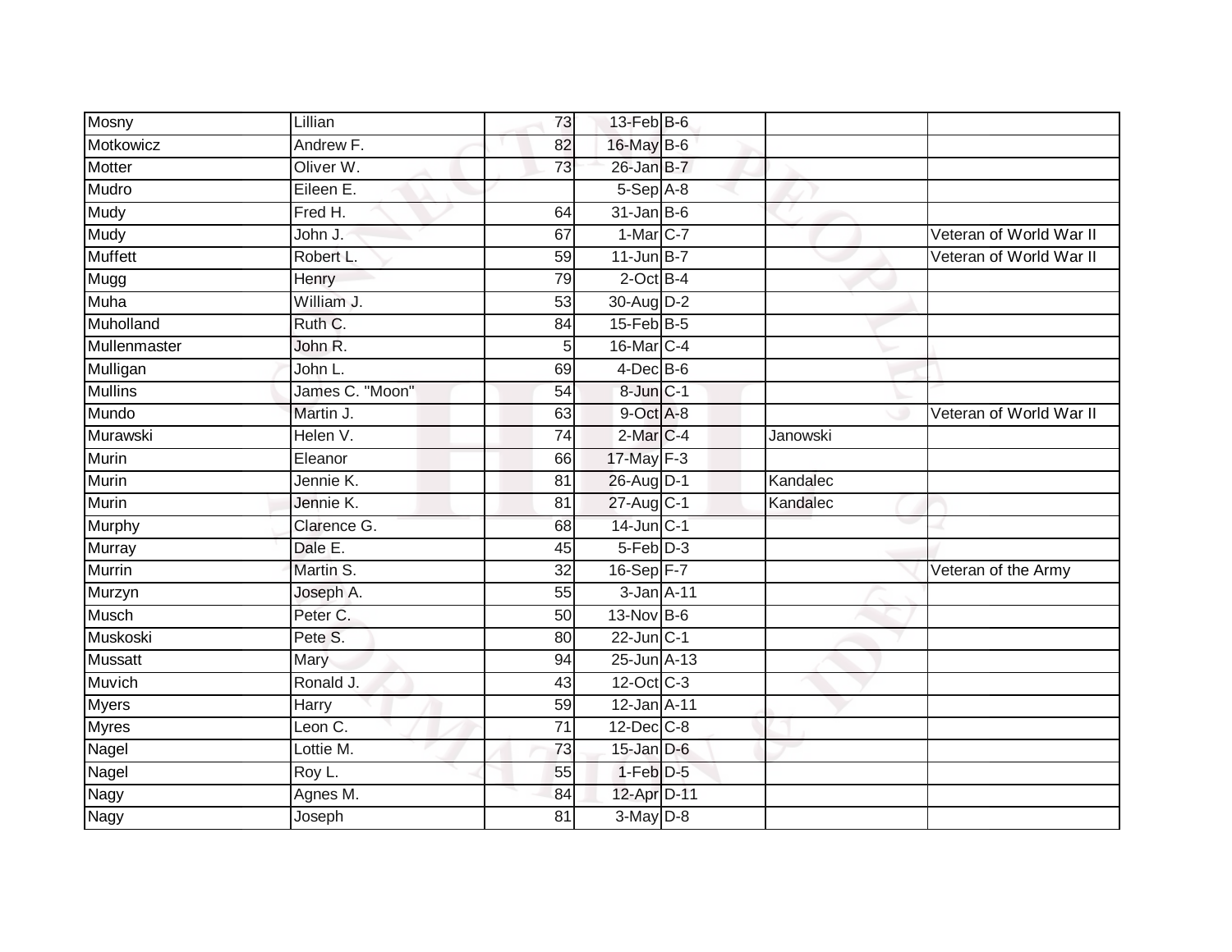| Mosny | Lillian | 73 | 13-Feb | B-6 | | |
|---|---|---|---|---|---|---|
| Motkowicz | Andrew F. | 82 | 16-May | B-6 | | |
| Motter | Oliver W. | 73 | 26-Jan | B-7 | | |
| Mudro | Eileen E. | | 5-Sep | A-8 | | |
| Mudy | Fred H. | 64 | 31-Jan | B-6 | | |
| Mudy | John J. | 67 | 1-Mar | C-7 | | Veteran of World War II |
| Muffett | Robert L. | 59 | 11-Jun | B-7 | | Veteran of World War II |
| Mugg | Henry | 79 | 2-Oct | B-4 | | |
| Muha | William J. | 53 | 30-Aug | D-2 | | |
| Muholland | Ruth C. | 84 | 15-Feb | B-5 | | |
| Mullenmaster | John R. | 5 | 16-Mar | C-4 | | |
| Mulligan | John L. | 69 | 4-Dec | B-6 | | |
| Mullins | James C. "Moon" | 54 | 8-Jun | C-1 | | |
| Mundo | Martin J. | 63 | 9-Oct | A-8 | | Veteran of World War II |
| Murawski | Helen V. | 74 | 2-Mar | C-4 | Janowski | |
| Murin | Eleanor | 66 | 17-May | F-3 | | |
| Murin | Jennie K. | 81 | 26-Aug | D-1 | Kandalec | |
| Murin | Jennie K. | 81 | 27-Aug | C-1 | Kandalec | |
| Murphy | Clarence G. | 68 | 14-Jun | C-1 | | |
| Murray | Dale E. | 45 | 5-Feb | D-3 | | |
| Murrin | Martin S. | 32 | 16-Sep | F-7 | | Veteran of the Army |
| Murzyn | Joseph A. | 55 | 3-Jan | A-11 | | |
| Musch | Peter C. | 50 | 13-Nov | B-6 | | |
| Muskoski | Pete S. | 80 | 22-Jun | C-1 | | |
| Mussatt | Mary | 94 | 25-Jun | A-13 | | |
| Muvich | Ronald J. | 43 | 12-Oct | C-3 | | |
| Myers | Harry | 59 | 12-Jan | A-11 | | |
| Myres | Leon C. | 71 | 12-Dec | C-8 | | |
| Nagel | Lottie M. | 73 | 15-Jan | D-6 | | |
| Nagel | Roy L. | 55 | 1-Feb | D-5 | | |
| Nagy | Agnes M. | 84 | 12-Apr | D-11 | | |
| Nagy | Joseph | 81 | 3-May | D-8 | | |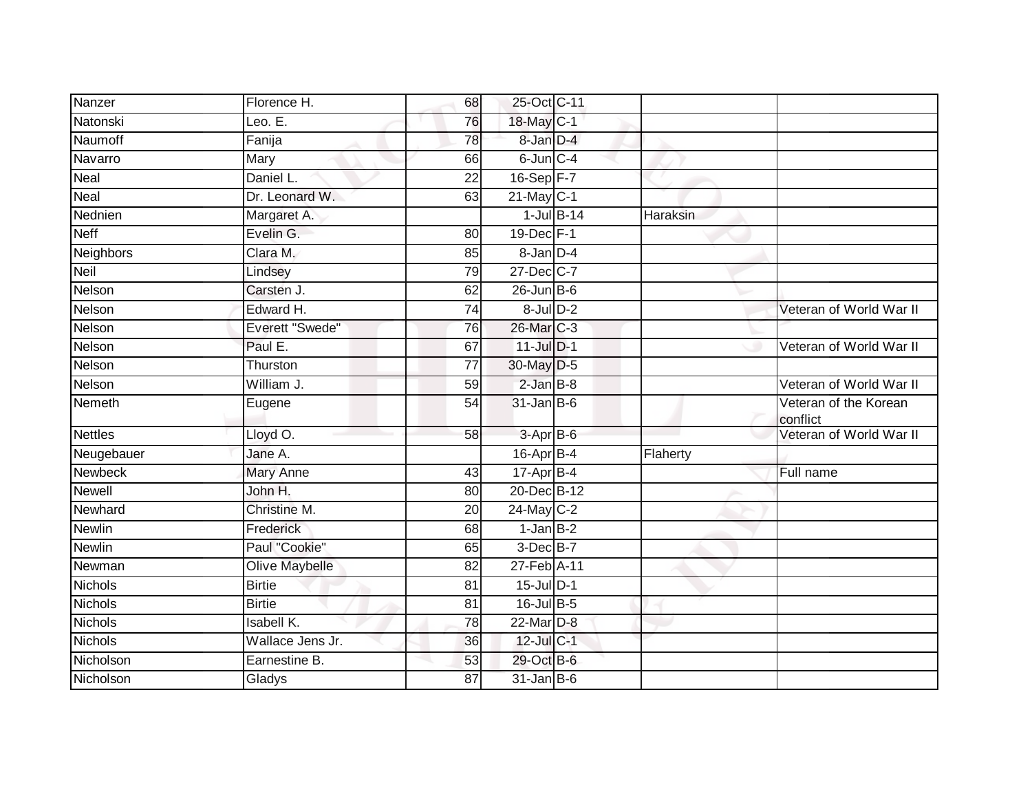| | | | | | | |
|---|---|---|---|---|---|---|
| Nanzer | Florence H. | 68 | 25-Oct | C-11 | | |
| Natonski | Leo. E. | 76 | 18-May | C-1 | | |
| Naumoff | Fanija | 78 | 8-Jan | D-4 | | |
| Navarro | Mary | 66 | 6-Jun | C-4 | | |
| Neal | Daniel L. | 22 | 16-Sep | F-7 | | |
| Neal | Dr. Leonard W. | 63 | 21-May | C-1 | | |
| Nednien | Margaret A. | | 1-Jul | B-14 | Haraksin | |
| Neff | Evelin G. | 80 | 19-Dec | F-1 | | |
| Neighbors | Clara M. | 85 | 8-Jan | D-4 | | |
| Neil | Lindsey | 79 | 27-Dec | C-7 | | |
| Nelson | Carsten J. | 62 | 26-Jun | B-6 | | |
| Nelson | Edward H. | 74 | 8-Jul | D-2 | | Veteran of World War II |
| Nelson | Everett "Swede" | 76 | 26-Mar | C-3 | | |
| Nelson | Paul E. | 67 | 11-Jul | D-1 | | Veteran of World War II |
| Nelson | Thurston | 77 | 30-May | D-5 | | |
| Nelson | William J. | 59 | 2-Jan | B-8 | | Veteran of World War II |
| Nemeth | Eugene | 54 | 31-Jan | B-6 | | Veteran of the Korean conflict |
| Nettles | Lloyd O. | 58 | 3-Apr | B-6 | | Veteran of World War II |
| Neugebauer | Jane A. | | 16-Apr | B-4 | Flaherty | |
| Newbeck | Mary Anne | 43 | 17-Apr | B-4 | | Full name |
| Newell | John H. | 80 | 20-Dec | B-12 | | |
| Newhard | Christine M. | 20 | 24-May | C-2 | | |
| Newlin | Frederick | 68 | 1-Jan | B-2 | | |
| Newlin | Paul "Cookie" | 65 | 3-Dec | B-7 | | |
| Newman | Olive Maybelle | 82 | 27-Feb | A-11 | | |
| Nichols | Birtie | 81 | 15-Jul | D-1 | | |
| Nichols | Birtie | 81 | 16-Jul | B-5 | | |
| Nichols | Isabell K. | 78 | 22-Mar | D-8 | | |
| Nichols | Wallace Jens Jr. | 36 | 12-Jul | C-1 | | |
| Nicholson | Earnestine B. | 53 | 29-Oct | B-6 | | |
| Nicholson | Gladys | 87 | 31-Jan | B-6 | | |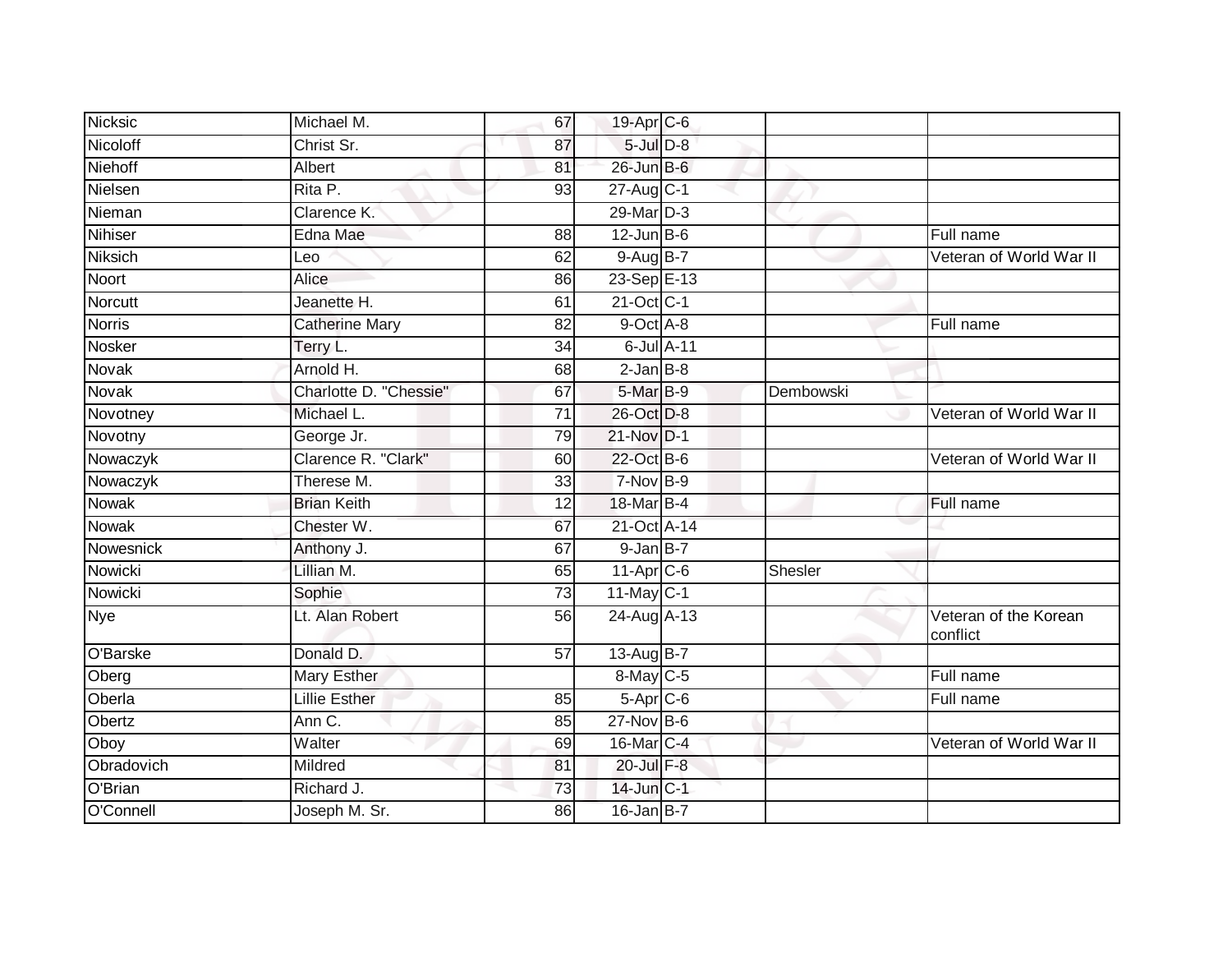| | | | | | | |
|---|---|---|---|---|---|---|
| Nicksic | Michael M. | 67 | 19-Apr | C-6 | | |
| Nicoloff | Christ Sr. | 87 | 5-Jul | D-8 | | |
| Niehoff | Albert | 81 | 26-Jun | B-6 | | |
| Nielsen | Rita P. | 93 | 27-Aug | C-1 | | |
| Nieman | Clarence K. | | 29-Mar | D-3 | | |
| Nihiser | Edna Mae | 88 | 12-Jun | B-6 | | Full name |
| Niksich | Leo | 62 | 9-Aug | B-7 | | Veteran of World War II |
| Noort | Alice | 86 | 23-Sep | E-13 | | |
| Norcutt | Jeanette H. | 61 | 21-Oct | C-1 | | |
| Norris | Catherine Mary | 82 | 9-Oct | A-8 | | Full name |
| Nosker | Terry L. | 34 | 6-Jul | A-11 | | |
| Novak | Arnold H. | 68 | 2-Jan | B-8 | | |
| Novak | Charlotte D. "Chessie" | 67 | 5-Mar | B-9 | Dembowski | |
| Novotney | Michael L. | 71 | 26-Oct | D-8 | | Veteran of World War II |
| Novotny | George Jr. | 79 | 21-Nov | D-1 | | |
| Nowaczyk | Clarence R. "Clark" | 60 | 22-Oct | B-6 | | Veteran of World War II |
| Nowaczyk | Therese M. | 33 | 7-Nov | B-9 | | |
| Nowak | Brian Keith | 12 | 18-Mar | B-4 | | Full name |
| Nowak | Chester W. | 67 | 21-Oct | A-14 | | |
| Nowesnick | Anthony J. | 67 | 9-Jan | B-7 | | |
| Nowicki | Lillian M. | 65 | 11-Apr | C-6 | Shesler | |
| Nowicki | Sophie | 73 | 11-May | C-1 | | |
| Nye | Lt. Alan Robert | 56 | 24-Aug | A-13 | | Veteran of the Korean conflict |
| O'Barske | Donald D. | 57 | 13-Aug | B-7 | | |
| Oberg | Mary Esther | | 8-May | C-5 | | Full name |
| Oberla | Lillie Esther | 85 | 5-Apr | C-6 | | Full name |
| Obertz | Ann C. | 85 | 27-Nov | B-6 | | |
| Oboy | Walter | 69 | 16-Mar | C-4 | | Veteran of World War II |
| Obradovich | Mildred | 81 | 20-Jul | F-8 | | |
| O'Brian | Richard J. | 73 | 14-Jun | C-1 | | |
| O'Connell | Joseph M. Sr. | 86 | 16-Jan | B-7 | | |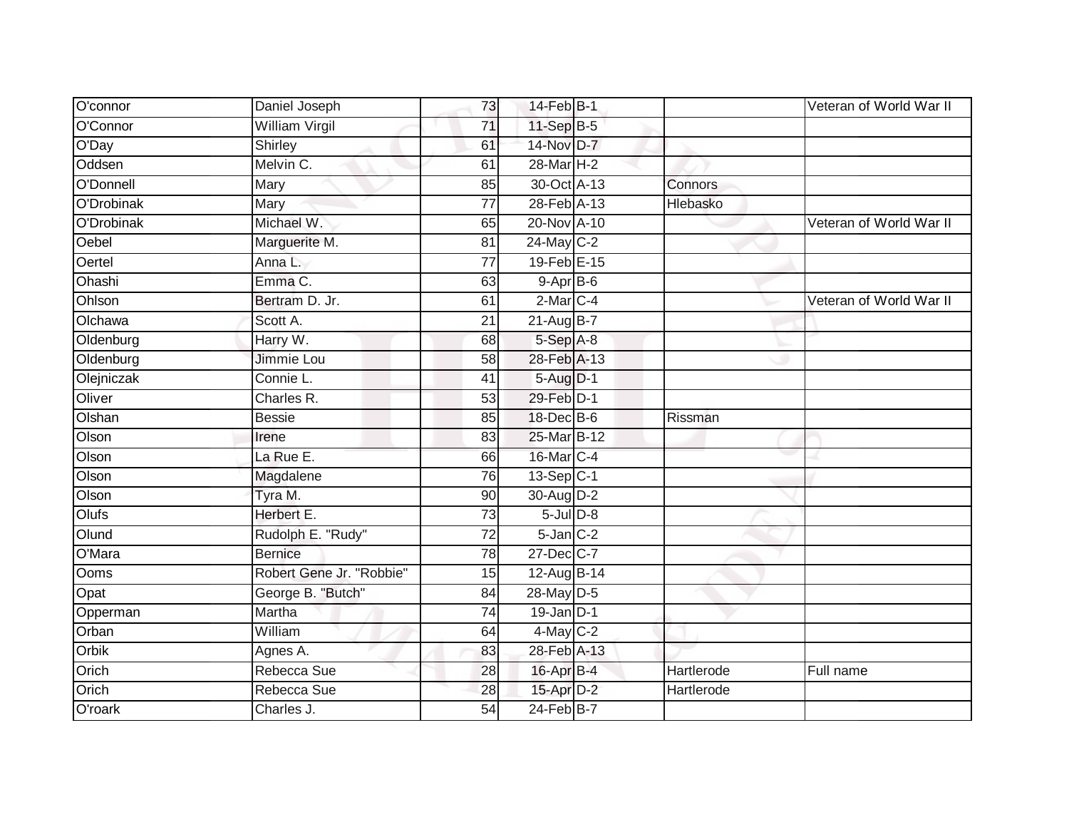| O'connor | Daniel Joseph | 73 | 14-Feb | B-1 | | Veteran of World War II |
|---|---|---|---|---|---|---|
| O'Connor | William Virgil | 71 | 11-Sep | B-5 | | |
| O'Day | Shirley | 61 | 14-Nov | D-7 | | |
| Oddsen | Melvin C. | 61 | 28-Mar | H-2 | | |
| O'Donnell | Mary | 85 | 30-Oct | A-13 | Connors | |
| O'Drobinak | Mary | 77 | 28-Feb | A-13 | Hlebasko | |
| O'Drobinak | Michael W. | 65 | 20-Nov | A-10 | | Veteran of World War II |
| Oebel | Marguerite M. | 81 | 24-May | C-2 | | |
| Oertel | Anna L. | 77 | 19-Feb | E-15 | | |
| Ohashi | Emma C. | 63 | 9-Apr | B-6 | | |
| Ohlson | Bertram D. Jr. | 61 | 2-Mar | C-4 | | Veteran of World War II |
| Olchawa | Scott A. | 21 | 21-Aug | B-7 | | |
| Oldenburg | Harry W. | 68 | 5-Sep | A-8 | | |
| Oldenburg | Jimmie Lou | 58 | 28-Feb | A-13 | | |
| Olejniczak | Connie L. | 41 | 5-Aug | D-1 | | |
| Oliver | Charles R. | 53 | 29-Feb | D-1 | | |
| Olshan | Bessie | 85 | 18-Dec | B-6 | Rissman | |
| Olson | Irene | 83 | 25-Mar | B-12 | | |
| Olson | La Rue E. | 66 | 16-Mar | C-4 | | |
| Olson | Magdalene | 76 | 13-Sep | C-1 | | |
| Olson | Tyra M. | 90 | 30-Aug | D-2 | | |
| Olufs | Herbert E. | 73 | 5-Jul | D-8 | | |
| Olund | Rudolph E. "Rudy" | 72 | 5-Jan | C-2 | | |
| O'Mara | Bernice | 78 | 27-Dec | C-7 | | |
| Ooms | Robert Gene Jr. "Robbie" | 15 | 12-Aug | B-14 | | |
| Opat | George B. "Butch" | 84 | 28-May | D-5 | | |
| Opperman | Martha | 74 | 19-Jan | D-1 | | |
| Orban | William | 64 | 4-May | C-2 | | |
| Orbik | Agnes A. | 83 | 28-Feb | A-13 | | |
| Orich | Rebecca Sue | 28 | 16-Apr | B-4 | Hartlerode | Full name |
| Orich | Rebecca Sue | 28 | 15-Apr | D-2 | Hartlerode | |
| O'roark | Charles J. | 54 | 24-Feb | B-7 | | |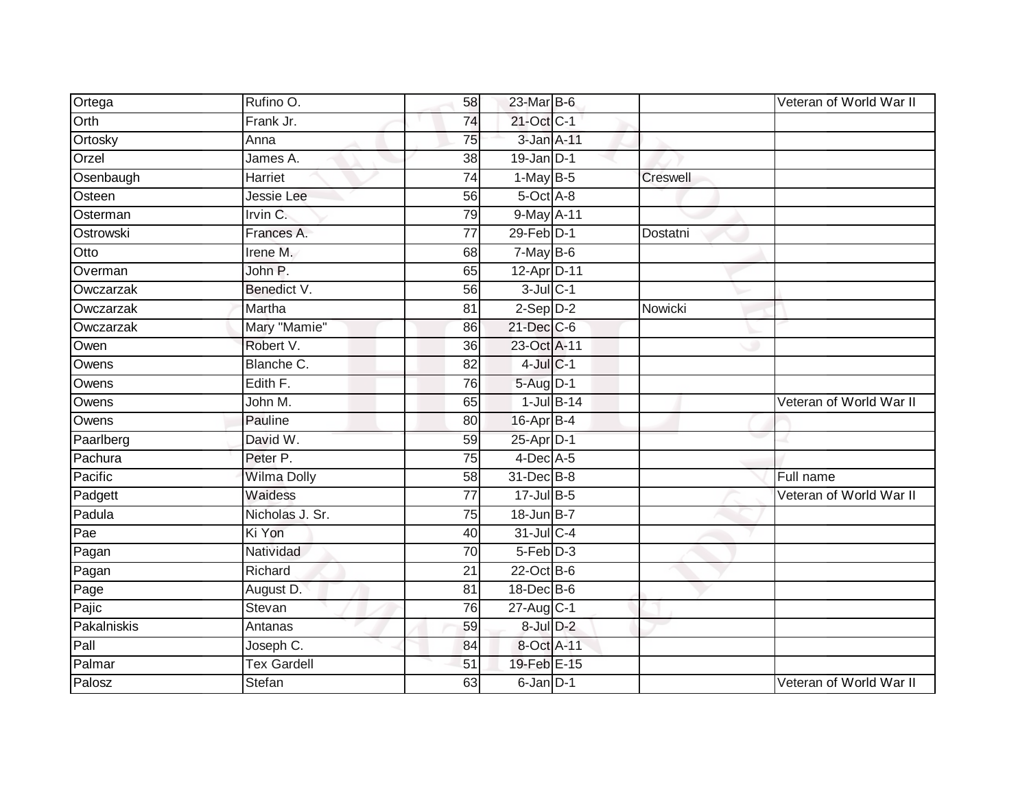| Ortega | Rufino O. | 58 | 23-Mar | B-6 | | Veteran of World War II |
|---|---|---|---|---|---|---|
| Orth | Frank Jr. | 74 | 21-Oct | C-1 | | |
| Ortosky | Anna | 75 | 3-Jan | A-11 | | |
| Orzel | James A. | 38 | 19-Jan | D-1 | | |
| Osenbaugh | Harriet | 74 | 1-May | B-5 | Creswell | |
| Osteen | Jessie Lee | 56 | 5-Oct | A-8 | | |
| Osterman | Irvin C. | 79 | 9-May | A-11 | | |
| Ostrowski | Frances A. | 77 | 29-Feb | D-1 | Dostatni | |
| Otto | Irene M. | 68 | 7-May | B-6 | | |
| Overman | John P. | 65 | 12-Apr | D-11 | | |
| Owczarzak | Benedict V. | 56 | 3-Jul | C-1 | | |
| Owczarzak | Martha | 81 | 2-Sep | D-2 | Nowicki | |
| Owczarzak | Mary "Mamie" | 86 | 21-Dec | C-6 | | |
| Owen | Robert V. | 36 | 23-Oct | A-11 | | |
| Owens | Blanche C. | 82 | 4-Jul | C-1 | | |
| Owens | Edith F. | 76 | 5-Aug | D-1 | | |
| Owens | John M. | 65 | 1-Jul | B-14 | | Veteran of World War II |
| Owens | Pauline | 80 | 16-Apr | B-4 | | |
| Paarlberg | David W. | 59 | 25-Apr | D-1 | | |
| Pachura | Peter P. | 75 | 4-Dec | A-5 | | |
| Pacific | Wilma Dolly | 58 | 31-Dec | B-8 | | Full name |
| Padgett | Waidess | 77 | 17-Jul | B-5 | | Veteran of World War II |
| Padula | Nicholas J. Sr. | 75 | 18-Jun | B-7 | | |
| Pae | Ki Yon | 40 | 31-Jul | C-4 | | |
| Pagan | Natividad | 70 | 5-Feb | D-3 | | |
| Pagan | Richard | 21 | 22-Oct | B-6 | | |
| Page | August D. | 81 | 18-Dec | B-6 | | |
| Pajic | Stevan | 76 | 27-Aug | C-1 | | |
| Pakalniskis | Antanas | 59 | 8-Jul | D-2 | | |
| Pall | Joseph C. | 84 | 8-Oct | A-11 | | |
| Palmar | Tex Gardell | 51 | 19-Feb | E-15 | | |
| Palosz | Stefan | 63 | 6-Jan | D-1 | | Veteran of World War II |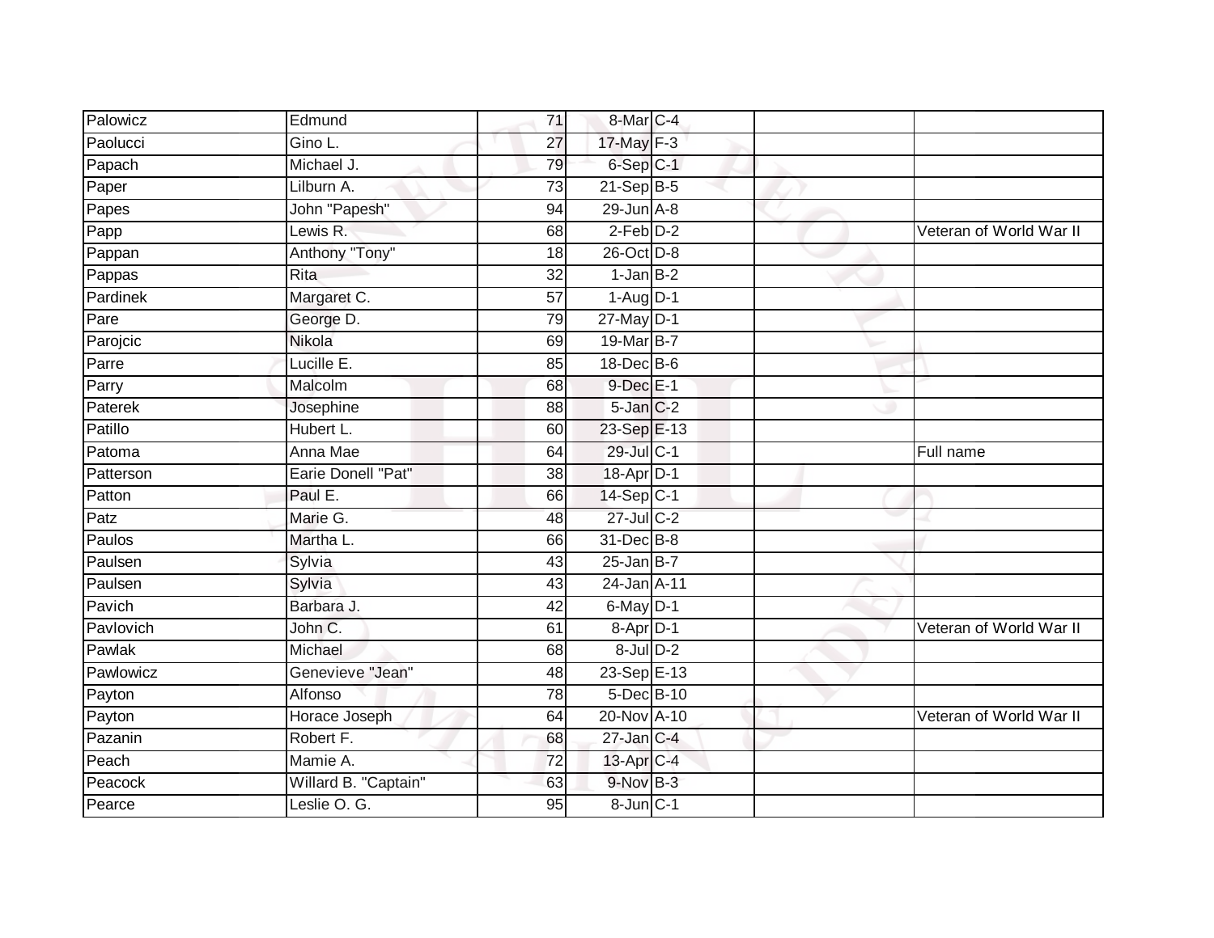| Palowicz | Edmund | 71 | 8-Mar | C-4 | | |
|---|---|---|---|---|---|---|
| Paolucci | Gino L. | 27 | 17-May | F-3 | | |
| Papach | Michael J. | 79 | 6-Sep | C-1 | | |
| Paper | Lilburn A. | 73 | 21-Sep | B-5 | | |
| Papes | John "Papesh" | 94 | 29-Jun | A-8 | | |
| Papp | Lewis R. | 68 | 2-Feb | D-2 | | Veteran of World War II |
| Pappan | Anthony "Tony" | 18 | 26-Oct | D-8 | | |
| Pappas | Rita | 32 | 1-Jan | B-2 | | |
| Pardinek | Margaret C. | 57 | 1-Aug | D-1 | | |
| Pare | George D. | 79 | 27-May | D-1 | | |
| Parojcic | Nikola | 69 | 19-Mar | B-7 | | |
| Parre | Lucille E. | 85 | 18-Dec | B-6 | | |
| Parry | Malcolm | 68 | 9-Dec | E-1 | | |
| Paterek | Josephine | 88 | 5-Jan | C-2 | | |
| Patillo | Hubert L. | 60 | 23-Sep | E-13 | | |
| Patoma | Anna Mae | 64 | 29-Jul | C-1 | | Full name |
| Patterson | Earie Donell "Pat" | 38 | 18-Apr | D-1 | | |
| Patton | Paul E. | 66 | 14-Sep | C-1 | | |
| Patz | Marie G. | 48 | 27-Jul | C-2 | | |
| Paulos | Martha L. | 66 | 31-Dec | B-8 | | |
| Paulsen | Sylvia | 43 | 25-Jan | B-7 | | |
| Paulsen | Sylvia | 43 | 24-Jan | A-11 | | |
| Pavich | Barbara J. | 42 | 6-May | D-1 | | |
| Pavlovich | John C. | 61 | 8-Apr | D-1 | | Veteran of World War II |
| Pawlak | Michael | 68 | 8-Jul | D-2 | | |
| Pawlowicz | Genevieve "Jean" | 48 | 23-Sep | E-13 | | |
| Payton | Alfonso | 78 | 5-Dec | B-10 | | |
| Payton | Horace Joseph | 64 | 20-Nov | A-10 | | Veteran of World War II |
| Pazanin | Robert F. | 68 | 27-Jan | C-4 | | |
| Peach | Mamie A. | 72 | 13-Apr | C-4 | | |
| Peacock | Willard B. "Captain" | 63 | 9-Nov | B-3 | | |
| Pearce | Leslie O. G. | 95 | 8-Jun | C-1 | | |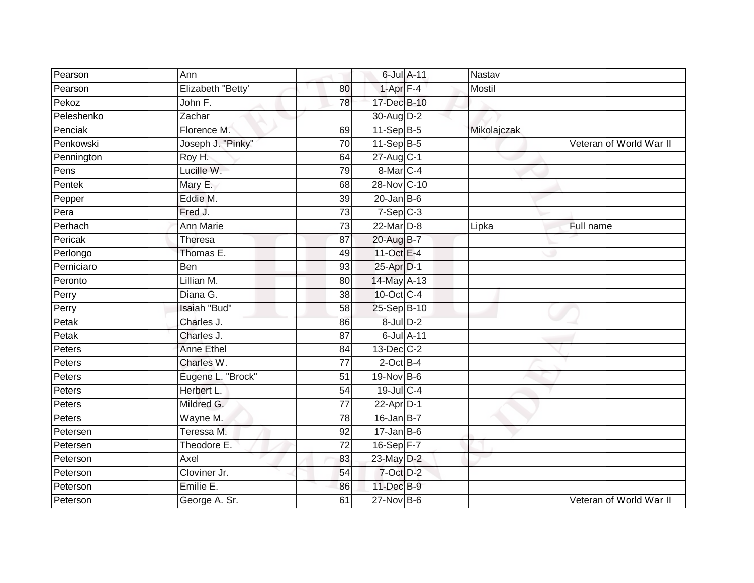| | | | | | | |
|---|---|---|---|---|---|---|
| Pearson | Ann | | 6-Jul | A-11 | Nastav | |
| Pearson | Elizabeth "Betty' | 80 | 1-Apr | F-4 | Mostil | |
| Pekoz | John F. | 78 | 17-Dec | B-10 | | |
| Peleshenko | Zachar | | 30-Aug | D-2 | | |
| Penciak | Florence M. | 69 | 11-Sep | B-5 | Mikolajczak | |
| Penkowski | Joseph J. "Pinky" | 70 | 11-Sep | B-5 | | Veteran of World War II |
| Pennington | Roy H. | 64 | 27-Aug | C-1 | | |
| Pens | Lucille W. | 79 | 8-Mar | C-4 | | |
| Pentek | Mary E. | 68 | 28-Nov | C-10 | | |
| Pepper | Eddie M. | 39 | 20-Jan | B-6 | | |
| Pera | Fred J. | 73 | 7-Sep | C-3 | | |
| Perhach | Ann Marie | 73 | 22-Mar | D-8 | Lipka | Full name |
| Pericak | Theresa | 87 | 20-Aug | B-7 | | |
| Perlongo | Thomas E. | 49 | 11-Oct | E-4 | | |
| Perniciaro | Ben | 93 | 25-Apr | D-1 | | |
| Peronto | Lillian M. | 80 | 14-May | A-13 | | |
| Perry | Diana G. | 38 | 10-Oct | C-4 | | |
| Perry | Isaiah "Bud" | 58 | 25-Sep | B-10 | | |
| Petak | Charles J. | 86 | 8-Jul | D-2 | | |
| Petak | Charles J. | 87 | 6-Jul | A-11 | | |
| Peters | Anne Ethel | 84 | 13-Dec | C-2 | | |
| Peters | Charles W. | 77 | 2-Oct | B-4 | | |
| Peters | Eugene L. "Brock" | 51 | 19-Nov | B-6 | | |
| Peters | Herbert L. | 54 | 19-Jul | C-4 | | |
| Peters | Mildred G. | 77 | 22-Apr | D-1 | | |
| Peters | Wayne M. | 78 | 16-Jan | B-7 | | |
| Petersen | Teressa M. | 92 | 17-Jan | B-6 | | |
| Petersen | Theodore E. | 72 | 16-Sep | F-7 | | |
| Peterson | Axel | 83 | 23-May | D-2 | | |
| Peterson | Cloviner Jr. | 54 | 7-Oct | D-2 | | |
| Peterson | Emilie E. | 86 | 11-Dec | B-9 | | |
| Peterson | George A. Sr. | 61 | 27-Nov | B-6 | | Veteran of World War II |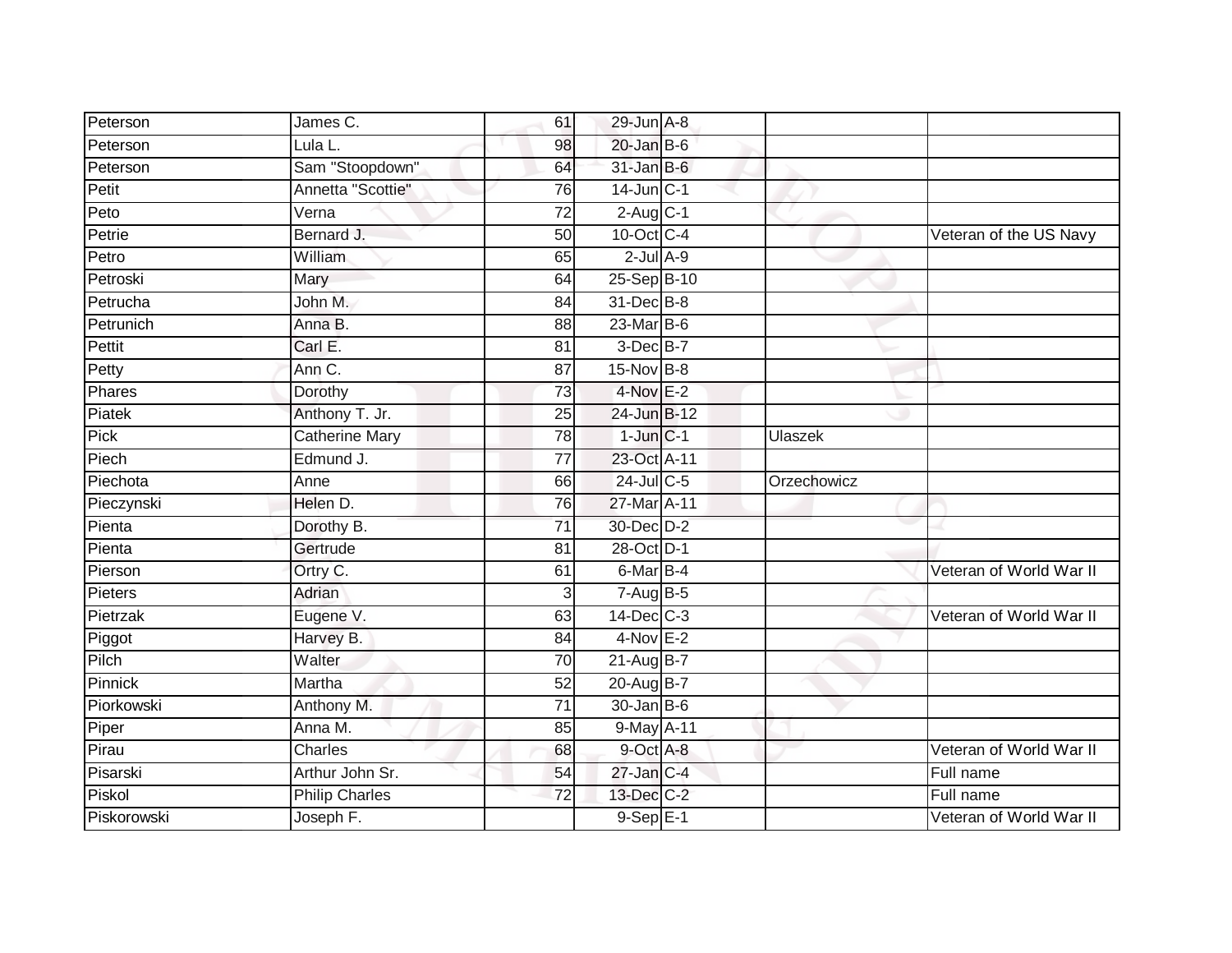| Peterson | James C. | 61 | 29-Jun | A-8 | | |
|---|---|---|---|---|---|---|
| Peterson | Lula L. | 98 | 20-Jan | B-6 | | |
| Peterson | Sam "Stoopdown" | 64 | 31-Jan | B-6 | | |
| Petit | Annetta "Scottie" | 76 | 14-Jun | C-1 | | |
| Peto | Verna | 72 | 2-Aug | C-1 | | |
| Petrie | Bernard J. | 50 | 10-Oct | C-4 | | Veteran of the US Navy |
| Petro | William | 65 | 2-Jul | A-9 | | |
| Petroski | Mary | 64 | 25-Sep | B-10 | | |
| Petrucha | John M. | 84 | 31-Dec | B-8 | | |
| Petrunich | Anna B. | 88 | 23-Mar | B-6 | | |
| Pettit | Carl E. | 81 | 3-Dec | B-7 | | |
| Petty | Ann C. | 87 | 15-Nov | B-8 | | |
| Phares | Dorothy | 73 | 4-Nov | E-2 | | |
| Piatek | Anthony T. Jr. | 25 | 24-Jun | B-12 | | |
| Pick | Catherine Mary | 78 | 1-Jun | C-1 | Ulaszek | |
| Piech | Edmund J. | 77 | 23-Oct | A-11 | | |
| Piechota | Anne | 66 | 24-Jul | C-5 | Orzechowicz | |
| Pieczynski | Helen D. | 76 | 27-Mar | A-11 | | |
| Pienta | Dorothy B. | 71 | 30-Dec | D-2 | | |
| Pienta | Gertrude | 81 | 28-Oct | D-1 | | |
| Pierson | Ortry C. | 61 | 6-Mar | B-4 | | Veteran of World War II |
| Pieters | Adrian | 3 | 7-Aug | B-5 | | |
| Pietrzak | Eugene V. | 63 | 14-Dec | C-3 | | Veteran of World War II |
| Piggot | Harvey B. | 84 | 4-Nov | E-2 | | |
| Pilch | Walter | 70 | 21-Aug | B-7 | | |
| Pinnick | Martha | 52 | 20-Aug | B-7 | | |
| Piorkowski | Anthony M. | 71 | 30-Jan | B-6 | | |
| Piper | Anna M. | 85 | 9-May | A-11 | | |
| Pirau | Charles | 68 | 9-Oct | A-8 | | Veteran of World War II |
| Pisarski | Arthur John Sr. | 54 | 27-Jan | C-4 | | Full name |
| Piskol | Philip Charles | 72 | 13-Dec | C-2 | | Full name |
| Piskorowski | Joseph F. | | 9-Sep | E-1 | | Veteran of World War II |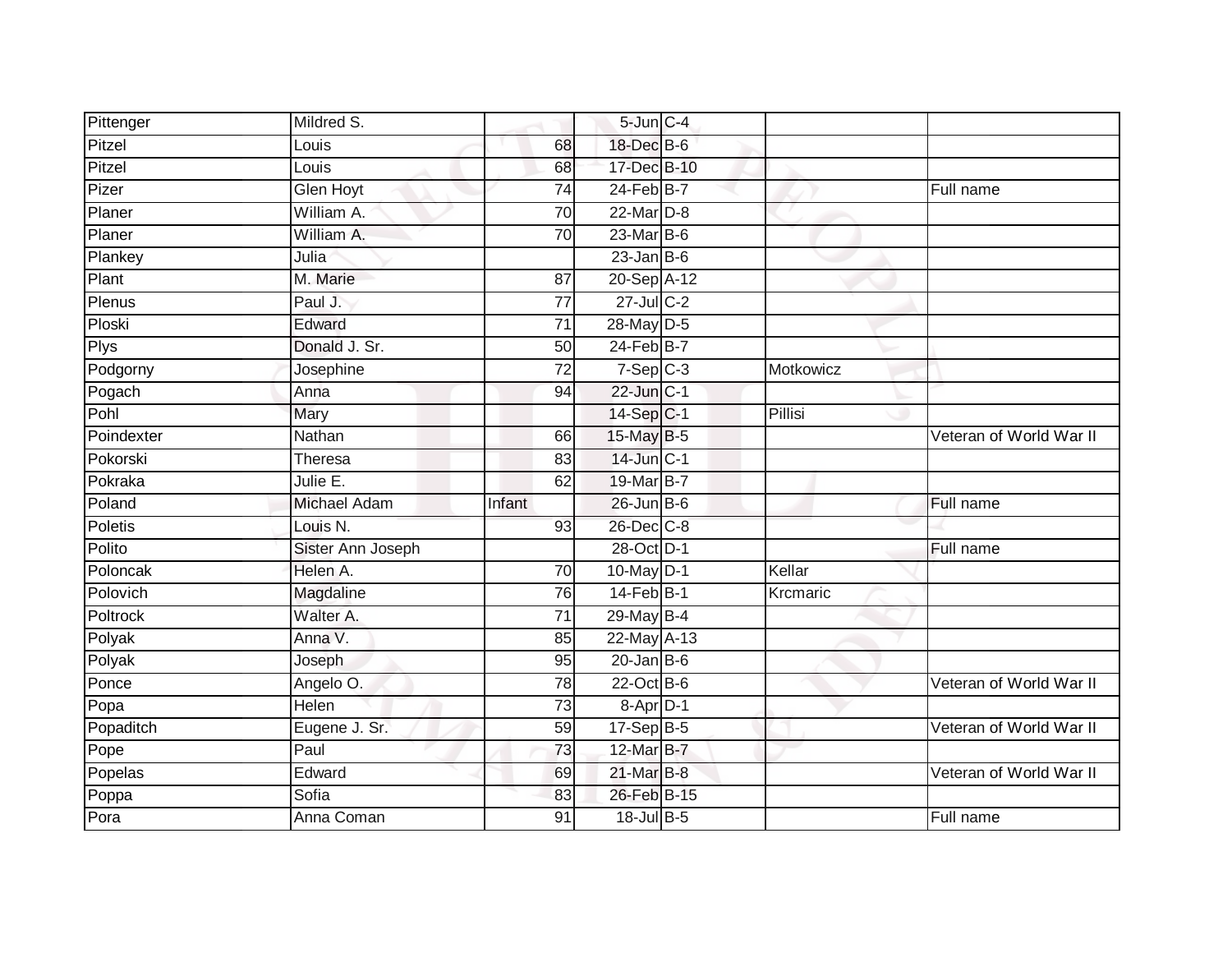| | | | | | | |
|---|---|---|---|---|---|---|
| Pittenger | Mildred S. | | 5-Jun | C-4 | | |
| Pitzel | Louis | 68 | 18-Dec | B-6 | | |
| Pitzel | Louis | 68 | 17-Dec | B-10 | | |
| Pizer | Glen Hoyt | 74 | 24-Feb | B-7 | | Full name |
| Planer | William A. | 70 | 22-Mar | D-8 | | |
| Planer | William A. | 70 | 23-Mar | B-6 | | |
| Plankey | Julia | | 23-Jan | B-6 | | |
| Plant | M. Marie | 87 | 20-Sep | A-12 | | |
| Plenus | Paul J. | 77 | 27-Jul | C-2 | | |
| Ploski | Edward | 71 | 28-May | D-5 | | |
| Plys | Donald J. Sr. | 50 | 24-Feb | B-7 | | |
| Podgorny | Josephine | 72 | 7-Sep | C-3 | Motkowicz | |
| Pogach | Anna | 94 | 22-Jun | C-1 | | |
| Pohl | Mary | | 14-Sep | C-1 | Pillisi | |
| Poindexter | Nathan | 66 | 15-May | B-5 | | Veteran of World War II |
| Pokorski | Theresa | 83 | 14-Jun | C-1 | | |
| Pokraka | Julie E. | 62 | 19-Mar | B-7 | | |
| Poland | Michael Adam | Infant | 26-Jun | B-6 | | Full name |
| Poletis | Louis N. | 93 | 26-Dec | C-8 | | |
| Polito | Sister Ann Joseph | | 28-Oct | D-1 | | Full name |
| Poloncak | Helen A. | 70 | 10-May | D-1 | Kellar | |
| Polovich | Magdaline | 76 | 14-Feb | B-1 | Krcmaric | |
| Poltrock | Walter A. | 71 | 29-May | B-4 | | |
| Polyak | Anna V. | 85 | 22-May | A-13 | | |
| Polyak | Joseph | 95 | 20-Jan | B-6 | | |
| Ponce | Angelo O. | 78 | 22-Oct | B-6 | | Veteran of World War II |
| Popa | Helen | 73 | 8-Apr | D-1 | | |
| Popaditch | Eugene J. Sr. | 59 | 17-Sep | B-5 | | Veteran of World War II |
| Pope | Paul | 73 | 12-Mar | B-7 | | |
| Popelas | Edward | 69 | 21-Mar | B-8 | | Veteran of World War II |
| Poppa | Sofia | 83 | 26-Feb | B-15 | | |
| Pora | Anna Coman | 91 | 18-Jul | B-5 | | Full name |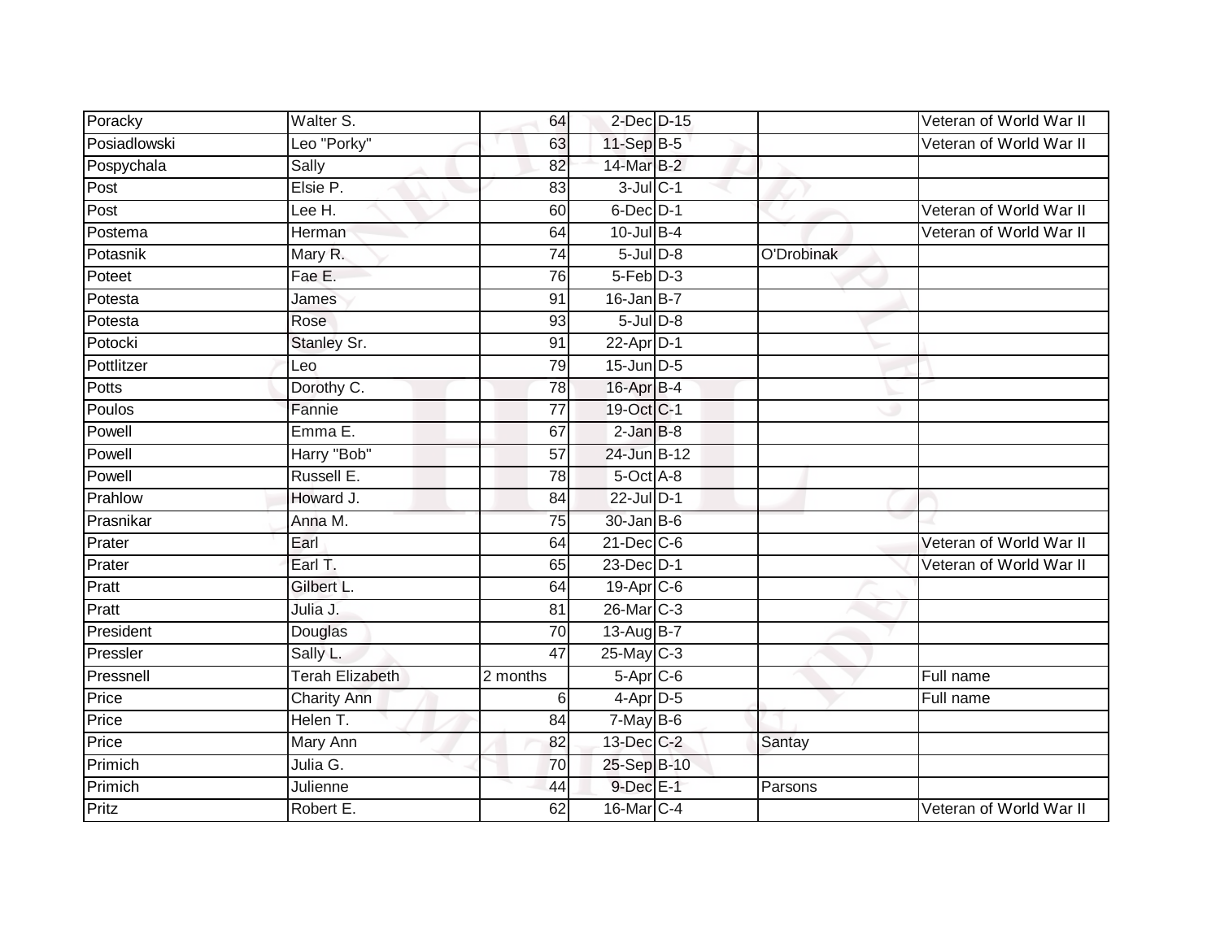| Poracky | Walter S. | 64 | 2-Dec | D-15 | | Veteran of World War II |
|---|---|---|---|---|---|---|
| Posiadlowski | Leo "Porky" | 63 | 11-Sep | B-5 | | Veteran of World War II |
| Pospychala | Sally | 82 | 14-Mar | B-2 | | |
| Post | Elsie P. | 83 | 3-Jul | C-1 | | |
| Post | Lee H. | 60 | 6-Dec | D-1 | | Veteran of World War II |
| Postema | Herman | 64 | 10-Jul | B-4 | | Veteran of World War II |
| Potasnik | Mary R. | 74 | 5-Jul | D-8 | O'Drobinak | |
| Poteet | Fae E. | 76 | 5-Feb | D-3 | | |
| Potesta | James | 91 | 16-Jan | B-7 | | |
| Potesta | Rose | 93 | 5-Jul | D-8 | | |
| Potocki | Stanley Sr. | 91 | 22-Apr | D-1 | | |
| Pottlitzer | Leo | 79 | 15-Jun | D-5 | | |
| Potts | Dorothy C. | 78 | 16-Apr | B-4 | | |
| Poulos | Fannie | 77 | 19-Oct | C-1 | | |
| Powell | Emma E. | 67 | 2-Jan | B-8 | | |
| Powell | Harry "Bob" | 57 | 24-Jun | B-12 | | |
| Powell | Russell E. | 78 | 5-Oct | A-8 | | |
| Prahlow | Howard J. | 84 | 22-Jul | D-1 | | |
| Prasnikar | Anna M. | 75 | 30-Jan | B-6 | | |
| Prater | Earl | 64 | 21-Dec | C-6 | | Veteran of World War II |
| Prater | Earl T. | 65 | 23-Dec | D-1 | | Veteran of World War II |
| Pratt | Gilbert L. | 64 | 19-Apr | C-6 | | |
| Pratt | Julia J. | 81 | 26-Mar | C-3 | | |
| President | Douglas | 70 | 13-Aug | B-7 | | |
| Pressler | Sally L. | 47 | 25-May | C-3 | | |
| Pressnell | Terah Elizabeth | 2 months | 5-Apr | C-6 | | Full name |
| Price | Charity Ann | 6 | 4-Apr | D-5 | | Full name |
| Price | Helen T. | 84 | 7-May | B-6 | | |
| Price | Mary Ann | 82 | 13-Dec | C-2 | Santay | |
| Primich | Julia G. | 70 | 25-Sep | B-10 | | |
| Primich | Julienne | 44 | 9-Dec | E-1 | Parsons | |
| Pritz | Robert E. | 62 | 16-Mar | C-4 | | Veteran of World War II |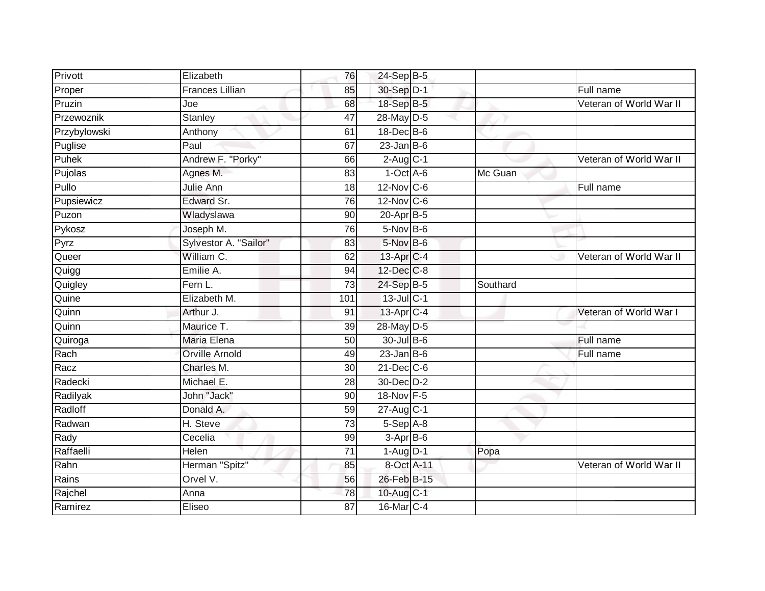| Privott | Elizabeth | 76 | 24-Sep | B-5 | | |
|---|---|---|---|---|---|---|
| Proper | Frances Lillian | 85 | 30-Sep | D-1 | | Full name |
| Pruzin | Joe | 68 | 18-Sep | B-5 | | Veteran of World War II |
| Przewoznik | Stanley | 47 | 28-May | D-5 | | |
| Przybylowski | Anthony | 61 | 18-Dec | B-6 | | |
| Puglise | Paul | 67 | 23-Jan | B-6 | | |
| Puhek | Andrew F. "Porky" | 66 | 2-Aug | C-1 | | Veteran of World War II |
| Pujolas | Agnes M. | 83 | 1-Oct | A-6 | Mc Guan | |
| Pullo | Julie Ann | 18 | 12-Nov | C-6 | | Full name |
| Pupsiewicz | Edward Sr. | 76 | 12-Nov | C-6 | | |
| Puzon | Wladyslawa | 90 | 20-Apr | B-5 | | |
| Pykosz | Joseph M. | 76 | 5-Nov | B-6 | | |
| Pyrz | Sylvestor A. "Sailor" | 83 | 5-Nov | B-6 | | |
| Queer | William C. | 62 | 13-Apr | C-4 | | Veteran of World War II |
| Quigg | Emilie A. | 94 | 12-Dec | C-8 | | |
| Quigley | Fern L. | 73 | 24-Sep | B-5 | Southard | |
| Quine | Elizabeth M. | 101 | 13-Jul | C-1 | | |
| Quinn | Arthur J. | 91 | 13-Apr | C-4 | | Veteran of World War I |
| Quinn | Maurice T. | 39 | 28-May | D-5 | | |
| Quiroga | Maria Elena | 50 | 30-Jul | B-6 | | Full name |
| Rach | Orville Arnold | 49 | 23-Jan | B-6 | | Full name |
| Racz | Charles M. | 30 | 21-Dec | C-6 | | |
| Radecki | Michael E. | 28 | 30-Dec | D-2 | | |
| Radilyak | John "Jack" | 90 | 18-Nov | F-5 | | |
| Radloff | Donald A. | 59 | 27-Aug | C-1 | | |
| Radwan | H. Steve | 73 | 5-Sep | A-8 | | |
| Rady | Cecelia | 99 | 3-Apr | B-6 | | |
| Raffaelli | Helen | 71 | 1-Aug | D-1 | Popa | |
| Rahn | Herman "Spitz" | 85 | 8-Oct | A-11 | | Veteran of World War II |
| Rains | Orvel V. | 56 | 26-Feb | B-15 | | |
| Rajchel | Anna | 78 | 10-Aug | C-1 | | |
| Ramirez | Eliseo | 87 | 16-Mar | C-4 | | |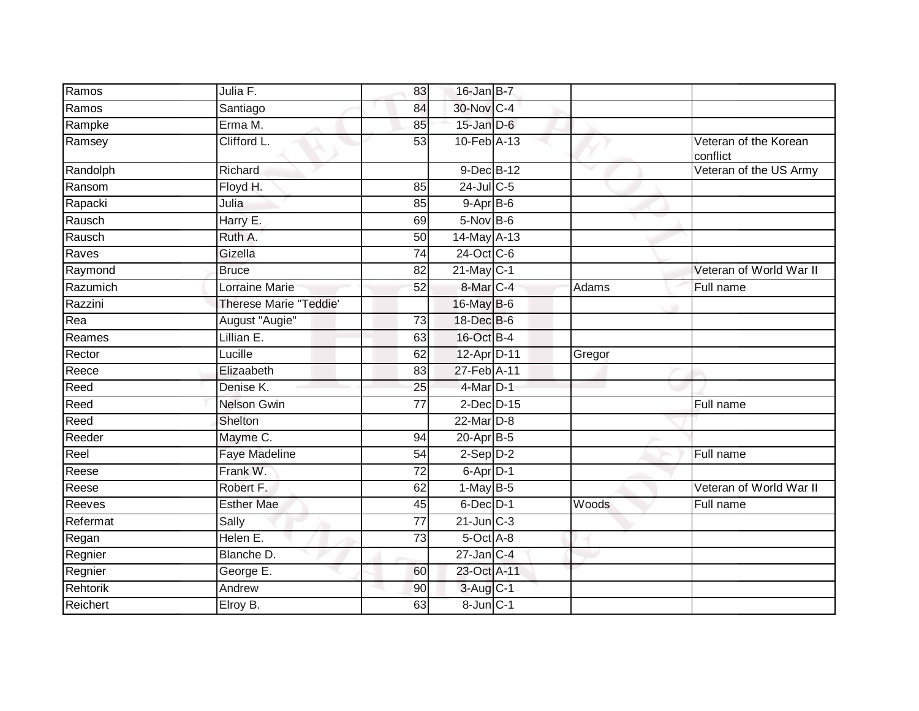| | | | | | | |
|---|---|---|---|---|---|---|
| Ramos | Julia F. | 83 | 16-Jan | B-7 | | |
| Ramos | Santiago | 84 | 30-Nov | C-4 | | |
| Rampke | Erma M. | 85 | 15-Jan | D-6 | | |
| Ramsey | Clifford L. | 53 | 10-Feb | A-13 | | Veteran of the Korean conflict |
| Randolph | Richard | | 9-Dec | B-12 | | Veteran of the US Army |
| Ransom | Floyd H. | 85 | 24-Jul | C-5 | | |
| Rapacki | Julia | 85 | 9-Apr | B-6 | | |
| Rausch | Harry E. | 69 | 5-Nov | B-6 | | |
| Rausch | Ruth A. | 50 | 14-May | A-13 | | |
| Raves | Gizella | 74 | 24-Oct | C-6 | | |
| Raymond | Bruce | 82 | 21-May | C-1 | | Veteran of World War II |
| Razumich | Lorraine Marie | 52 | 8-Mar | C-4 | Adams | Full name |
| Razzini | Therese Marie "Teddie' | | 16-May | B-6 | | |
| Rea | August "Augie" | 73 | 18-Dec | B-6 | | |
| Reames | Lillian E. | 63 | 16-Oct | B-4 | | |
| Rector | Lucille | 62 | 12-Apr | D-11 | Gregor | |
| Reece | Elizaabeth | 83 | 27-Feb | A-11 | | |
| Reed | Denise K. | 25 | 4-Mar | D-1 | | |
| Reed | Nelson Gwin | 77 | 2-Dec | D-15 | | Full name |
| Reed | Shelton | | 22-Mar | D-8 | | |
| Reeder | Mayme C. | 94 | 20-Apr | B-5 | | |
| Reel | Faye Madeline | 54 | 2-Sep | D-2 | | Full name |
| Reese | Frank W. | 72 | 6-Apr | D-1 | | |
| Reese | Robert F. | 62 | 1-May | B-5 | | Veteran of World War II |
| Reeves | Esther Mae | 45 | 6-Dec | D-1 | Woods | Full name |
| Refermat | Sally | 77 | 21-Jun | C-3 | | |
| Regan | Helen E. | 73 | 5-Oct | A-8 | | |
| Regnier | Blanche D. | | 27-Jan | C-4 | | |
| Regnier | George E. | 60 | 23-Oct | A-11 | | |
| Rehtorik | Andrew | 90 | 3-Aug | C-1 | | |
| Reichert | Elroy B. | 63 | 8-Jun | C-1 | | |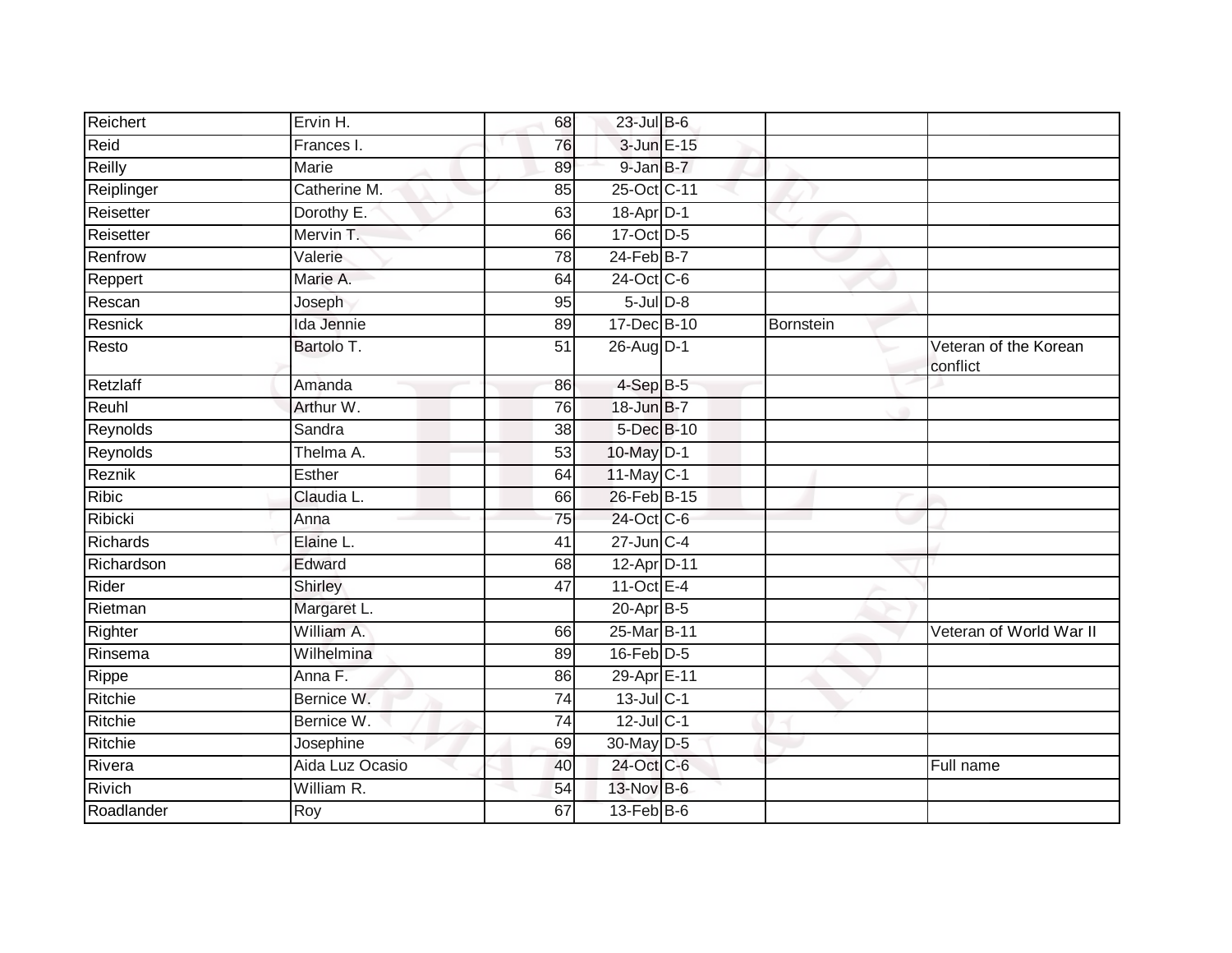| | | | | | | |
|---|---|---|---|---|---|---|
| Reichert | Ervin H. | 68 | 23-Jul | B-6 | | |
| Reid | Frances I. | 76 | 3-Jun | E-15 | | |
| Reilly | Marie | 89 | 9-Jan | B-7 | | |
| Reiplinger | Catherine M. | 85 | 25-Oct | C-11 | | |
| Reisetter | Dorothy E. | 63 | 18-Apr | D-1 | | |
| Reisetter | Mervin T. | 66 | 17-Oct | D-5 | | |
| Renfrow | Valerie | 78 | 24-Feb | B-7 | | |
| Reppert | Marie A. | 64 | 24-Oct | C-6 | | |
| Rescan | Joseph | 95 | 5-Jul | D-8 | | |
| Resnick | Ida Jennie | 89 | 17-Dec | B-10 | Bornstein | |
| Resto | Bartolo T. | 51 | 26-Aug | D-1 | | Veteran of the Korean conflict |
| Retzlaff | Amanda | 86 | 4-Sep | B-5 | | |
| Reuhl | Arthur W. | 76 | 18-Jun | B-7 | | |
| Reynolds | Sandra | 38 | 5-Dec | B-10 | | |
| Reynolds | Thelma A. | 53 | 10-May | D-1 | | |
| Reznik | Esther | 64 | 11-May | C-1 | | |
| Ribic | Claudia L. | 66 | 26-Feb | B-15 | | |
| Ribicki | Anna | 75 | 24-Oct | C-6 | | |
| Richards | Elaine L. | 41 | 27-Jun | C-4 | | |
| Richardson | Edward | 68 | 12-Apr | D-11 | | |
| Rider | Shirley | 47 | 11-Oct | E-4 | | |
| Rietman | Margaret L. | | 20-Apr | B-5 | | |
| Righter | William A. | 66 | 25-Mar | B-11 | | Veteran of World War II |
| Rinsema | Wilhelmina | 89 | 16-Feb | D-5 | | |
| Rippe | Anna F. | 86 | 29-Apr | E-11 | | |
| Ritchie | Bernice W. | 74 | 13-Jul | C-1 | | |
| Ritchie | Bernice W. | 74 | 12-Jul | C-1 | | |
| Ritchie | Josephine | 69 | 30-May | D-5 | | |
| Rivera | Aida Luz Ocasio | 40 | 24-Oct | C-6 | | Full name |
| Rivich | William R. | 54 | 13-Nov | B-6 | | |
| Roadlander | Roy | 67 | 13-Feb | B-6 | | |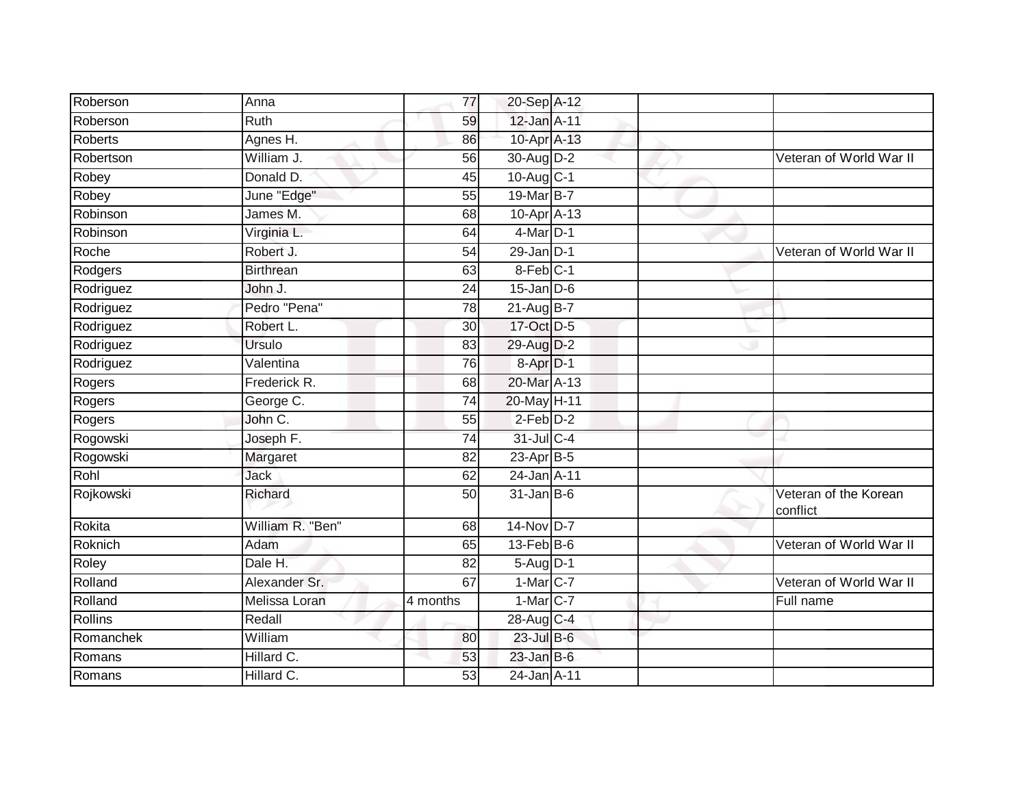| | | | | | | |
|---|---|---|---|---|---|---|
| Roberson | Anna | 77 | 20-Sep | A-12 | | |
| Roberson | Ruth | 59 | 12-Jan | A-11 | | |
| Roberts | Agnes H. | 86 | 10-Apr | A-13 | | |
| Robertson | William J. | 56 | 30-Aug | D-2 | | Veteran of World War II |
| Robey | Donald D. | 45 | 10-Aug | C-1 | | |
| Robey | June "Edge" | 55 | 19-Mar | B-7 | | |
| Robinson | James M. | 68 | 10-Apr | A-13 | | |
| Robinson | Virginia L. | 64 | 4-Mar | D-1 | | |
| Roche | Robert J. | 54 | 29-Jan | D-1 | | Veteran of World War II |
| Rodgers | Birthrean | 63 | 8-Feb | C-1 | | |
| Rodriguez | John J. | 24 | 15-Jan | D-6 | | |
| Rodriguez | Pedro "Pena" | 78 | 21-Aug | B-7 | | |
| Rodriguez | Robert L. | 30 | 17-Oct | D-5 | | |
| Rodriguez | Ursulo | 83 | 29-Aug | D-2 | | |
| Rodriguez | Valentina | 76 | 8-Apr | D-1 | | |
| Rogers | Frederick R. | 68 | 20-Mar | A-13 | | |
| Rogers | George C. | 74 | 20-May | H-11 | | |
| Rogers | John C. | 55 | 2-Feb | D-2 | | |
| Rogowski | Joseph F. | 74 | 31-Jul | C-4 | | |
| Rogowski | Margaret | 82 | 23-Apr | B-5 | | |
| Rohl | Jack | 62 | 24-Jan | A-11 | | |
| Rojkowski | Richard | 50 | 31-Jan | B-6 | | Veteran of the Korean conflict |
| Rokita | William R. "Ben" | 68 | 14-Nov | D-7 | | |
| Roknich | Adam | 65 | 13-Feb | B-6 | | Veteran of World War II |
| Roley | Dale H. | 82 | 5-Aug | D-1 | | |
| Rolland | Alexander Sr. | 67 | 1-Mar | C-7 | | Veteran of World War II |
| Rolland | Melissa Loran | 4 months | 1-Mar | C-7 | | Full name |
| Rollins | Redall | | 28-Aug | C-4 | | |
| Romanchek | William | 80 | 23-Jul | B-6 | | |
| Romans | Hillard C. | 53 | 23-Jan | B-6 | | |
| Romans | Hillard C. | 53 | 24-Jan | A-11 | | |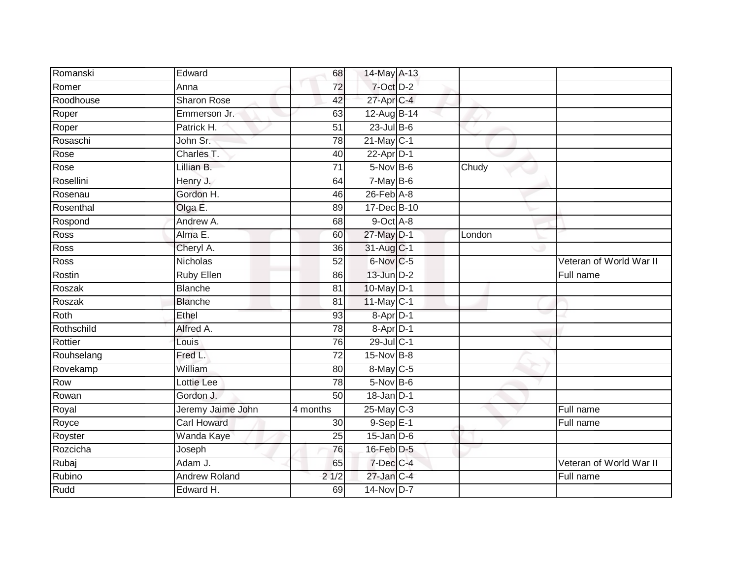| Romanski | Edward | 68 | 14-May | A-13 | | |
|---|---|---|---|---|---|---|
| Romer | Anna | 72 | 7-Oct | D-2 | | |
| Roodhouse | Sharon Rose | 42 | 27-Apr | C-4 | | |
| Roper | Emmerson Jr. | 63 | 12-Aug | B-14 | | |
| Roper | Patrick H. | 51 | 23-Jul | B-6 | | |
| Rosaschi | John Sr. | 78 | 21-May | C-1 | | |
| Rose | Charles T. | 40 | 22-Apr | D-1 | | |
| Rose | Lillian B. | 71 | 5-Nov | B-6 | Chudy | |
| Rosellini | Henry J. | 64 | 7-May | B-6 | | |
| Rosenau | Gordon H. | 46 | 26-Feb | A-8 | | |
| Rosenthal | Olga E. | 89 | 17-Dec | B-10 | | |
| Rospond | Andrew A. | 68 | 9-Oct | A-8 | | |
| Ross | Alma E. | 60 | 27-May | D-1 | London | |
| Ross | Cheryl A. | 36 | 31-Aug | C-1 | | |
| Ross | Nicholas | 52 | 6-Nov | C-5 | | Veteran of World War II |
| Rostin | Ruby Ellen | 86 | 13-Jun | D-2 | | Full name |
| Roszak | Blanche | 81 | 10-May | D-1 | | |
| Roszak | Blanche | 81 | 11-May | C-1 | | |
| Roth | Ethel | 93 | 8-Apr | D-1 | | |
| Rothschild | Alfred A. | 78 | 8-Apr | D-1 | | |
| Rottier | Louis | 76 | 29-Jul | C-1 | | |
| Rouhselang | Fred L. | 72 | 15-Nov | B-8 | | |
| Rovekamp | William | 80 | 8-May | C-5 | | |
| Row | Lottie Lee | 78 | 5-Nov | B-6 | | |
| Rowan | Gordon J. | 50 | 18-Jan | D-1 | | |
| Royal | Jeremy Jaime John | 4 months | 25-May | C-3 | | Full name |
| Royce | Carl Howard | 30 | 9-Sep | E-1 | | Full name |
| Royster | Wanda Kaye | 25 | 15-Jan | D-6 | | |
| Rozcicha | Joseph | 76 | 16-Feb | D-5 | | |
| Rubaj | Adam J. | 65 | 7-Dec | C-4 | | Veteran of World War II |
| Rubino | Andrew Roland | 2 1/2 | 27-Jan | C-4 | | Full name |
| Rudd | Edward H. | 69 | 14-Nov | D-7 | | |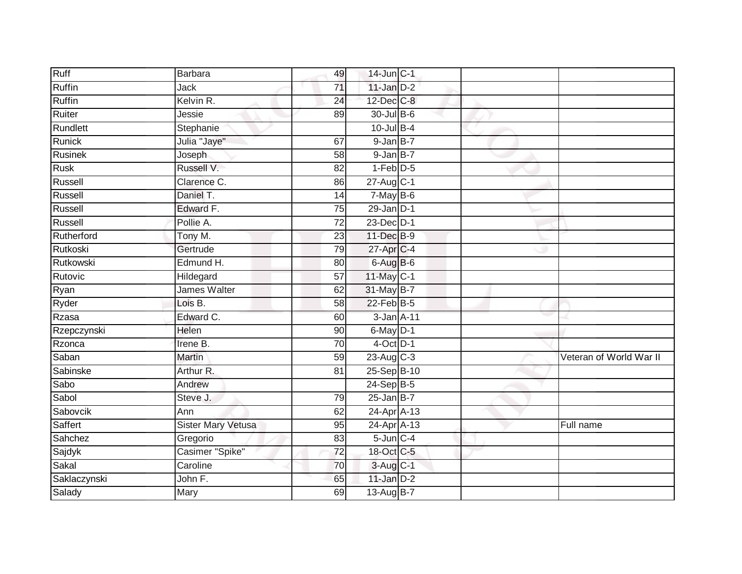| Ruff | Barbara | 49 | 14-Jun | C-1 | | |
|---|---|---|---|---|---|---|
| Ruffin | Jack | 71 | 11-Jan | D-2 | | |
| Ruffin | Kelvin R. | 24 | 12-Dec | C-8 | | |
| Ruiter | Jessie | 89 | 30-Jul | B-6 | | |
| Rundlett | Stephanie | | 10-Jul | B-4 | | |
| Runick | Julia "Jaye" | 67 | 9-Jan | B-7 | | |
| Rusinek | Joseph | 58 | 9-Jan | B-7 | | |
| Rusk | Russell V. | 82 | 1-Feb | D-5 | | |
| Russell | Clarence C. | 86 | 27-Aug | C-1 | | |
| Russell | Daniel T. | 14 | 7-May | B-6 | | |
| Russell | Edward F. | 75 | 29-Jan | D-1 | | |
| Russell | Pollie A. | 72 | 23-Dec | D-1 | | |
| Rutherford | Tony M. | 23 | 11-Dec | B-9 | | |
| Rutkoski | Gertrude | 79 | 27-Apr | C-4 | | |
| Rutkowski | Edmund H. | 80 | 6-Aug | B-6 | | |
| Rutovic | Hildegard | 57 | 11-May | C-1 | | |
| Ryan | James Walter | 62 | 31-May | B-7 | | |
| Ryder | Lois B. | 58 | 22-Feb | B-5 | | |
| Rzasa | Edward C. | 60 | 3-Jan | A-11 | | |
| Rzepczynski | Helen | 90 | 6-May | D-1 | | |
| Rzonca | Irene B. | 70 | 4-Oct | D-1 | | |
| Saban | Martin | 59 | 23-Aug | C-3 | | Veteran of World War II |
| Sabinske | Arthur R. | 81 | 25-Sep | B-10 | | |
| Sabo | Andrew | | 24-Sep | B-5 | | |
| Sabol | Steve J. | 79 | 25-Jan | B-7 | | |
| Sabovcik | Ann | 62 | 24-Apr | A-13 | | |
| Saffert | Sister Mary Vetusa | 95 | 24-Apr | A-13 | | Full name |
| Sahchez | Gregorio | 83 | 5-Jun | C-4 | | |
| Sajdyk | Casimer "Spike" | 72 | 18-Oct | C-5 | | |
| Sakal | Caroline | 70 | 3-Aug | C-1 | | |
| Saklaczynski | John F. | 65 | 11-Jan | D-2 | | |
| Salady | Mary | 69 | 13-Aug | B-7 | | |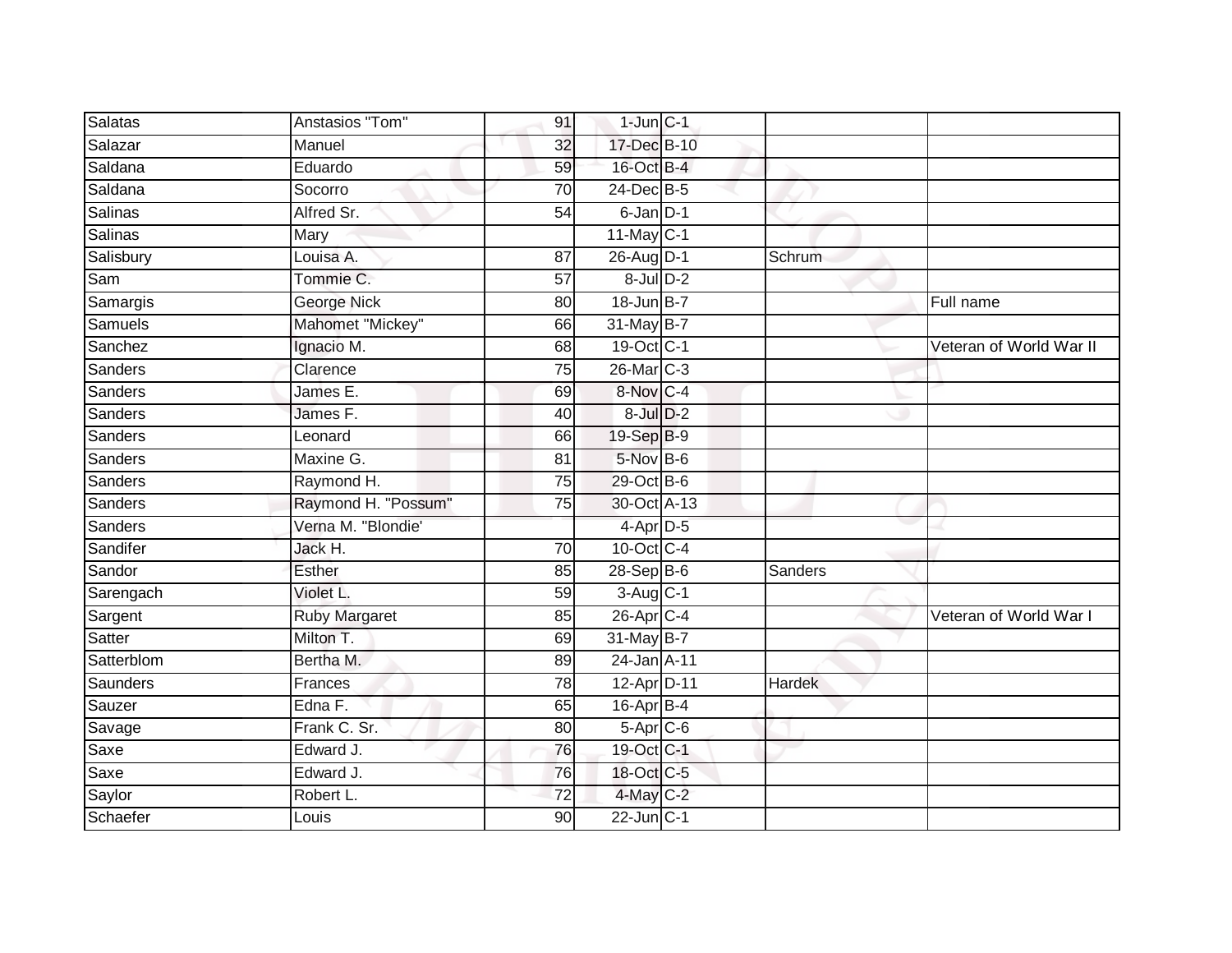| Salatas | Anstasios "Tom" | 91 | 1-Jun | C-1 | | |
|---|---|---|---|---|---|---|
| Salazar | Manuel | 32 | 17-Dec | B-10 | | |
| Saldana | Eduardo | 59 | 16-Oct | B-4 | | |
| Saldana | Socorro | 70 | 24-Dec | B-5 | | |
| Salinas | Alfred Sr. | 54 | 6-Jan | D-1 | | |
| Salinas | Mary | | 11-May | C-1 | | |
| Salisbury | Louisa A. | 87 | 26-Aug | D-1 | Schrum | |
| Sam | Tommie C. | 57 | 8-Jul | D-2 | | |
| Samargis | George Nick | 80 | 18-Jun | B-7 | | Full name |
| Samuels | Mahomet "Mickey" | 66 | 31-May | B-7 | | |
| Sanchez | Ignacio M. | 68 | 19-Oct | C-1 | | Veteran of World War II |
| Sanders | Clarence | 75 | 26-Mar | C-3 | | |
| Sanders | James E. | 69 | 8-Nov | C-4 | | |
| Sanders | James F. | 40 | 8-Jul | D-2 | | |
| Sanders | Leonard | 66 | 19-Sep | B-9 | | |
| Sanders | Maxine G. | 81 | 5-Nov | B-6 | | |
| Sanders | Raymond H. | 75 | 29-Oct | B-6 | | |
| Sanders | Raymond H. "Possum" | 75 | 30-Oct | A-13 | | |
| Sanders | Verna M. "Blondie' | | 4-Apr | D-5 | | |
| Sandifer | Jack H. | 70 | 10-Oct | C-4 | | |
| Sandor | Esther | 85 | 28-Sep | B-6 | Sanders | |
| Sarengach | Violet L. | 59 | 3-Aug | C-1 | | |
| Sargent | Ruby Margaret | 85 | 26-Apr | C-4 | | Veteran of World War I |
| Satter | Milton T. | 69 | 31-May | B-7 | | |
| Satterblom | Bertha M. | 89 | 24-Jan | A-11 | | |
| Saunders | Frances | 78 | 12-Apr | D-11 | Hardek | |
| Sauzer | Edna F. | 65 | 16-Apr | B-4 | | |
| Savage | Frank C. Sr. | 80 | 5-Apr | C-6 | | |
| Saxe | Edward J. | 76 | 19-Oct | C-1 | | |
| Saxe | Edward J. | 76 | 18-Oct | C-5 | | |
| Saylor | Robert L. | 72 | 4-May | C-2 | | |
| Schaefer | Louis | 90 | 22-Jun | C-1 | | |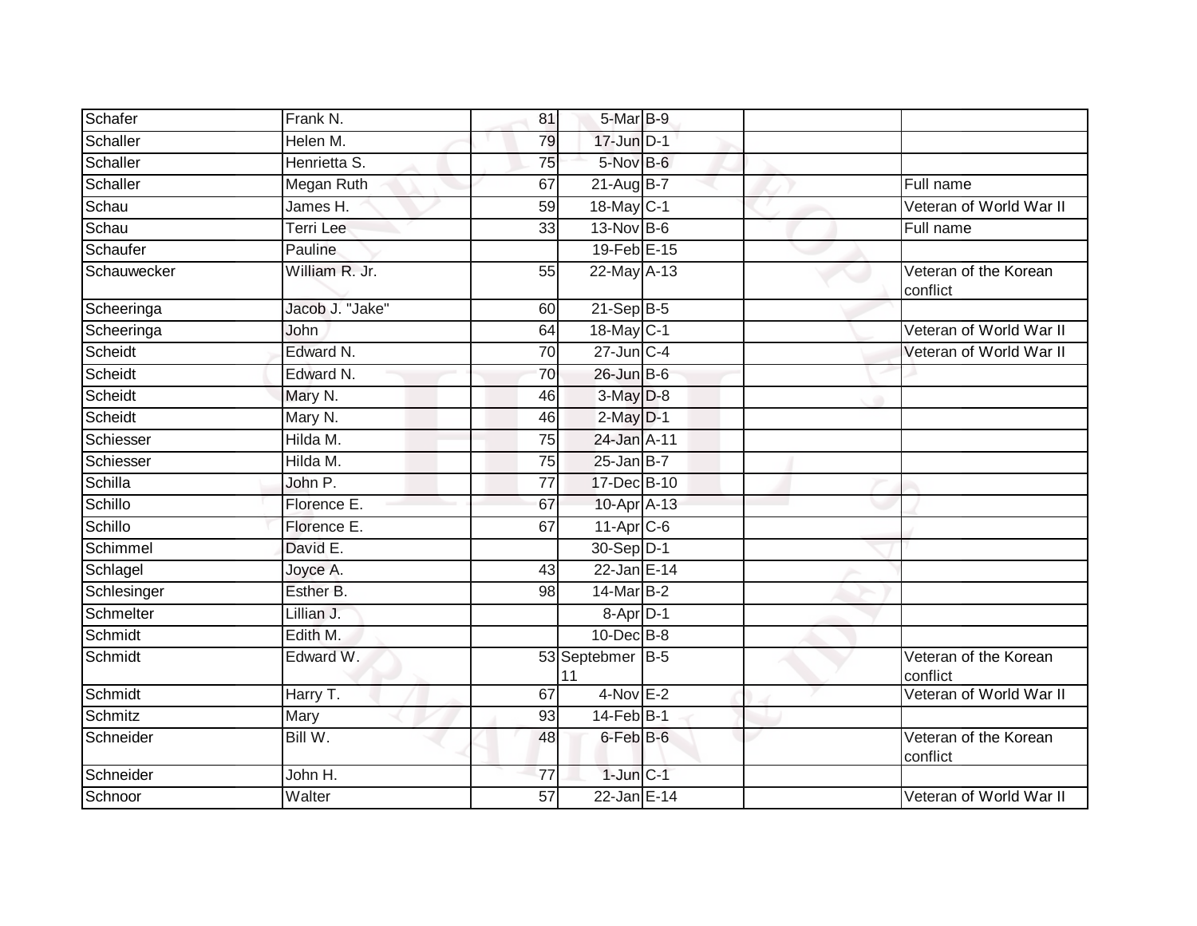| Schafer | Frank N. | 81 | 5-Mar | B-9 | | |
|---|---|---|---|---|---|---|
| Schaller | Helen M. | 79 | 17-Jun | D-1 | | |
| Schaller | Henrietta S. | 75 | 5-Nov | B-6 | | |
| Schaller | Megan Ruth | 67 | 21-Aug | B-7 | | Full name |
| Schau | James H. | 59 | 18-May | C-1 | | Veteran of World War II |
| Schau | Terri Lee | 33 | 13-Nov | B-6 | | Full name |
| Schaufer | Pauline | | 19-Feb | E-15 | | |
| Schauwecker | William R. Jr. | 55 | 22-May | A-13 | | Veteran of the Korean conflict |
| Scheeringa | Jacob J. "Jake" | 60 | 21-Sep | B-5 | | |
| Scheeringa | John | 64 | 18-May | C-1 | | Veteran of World War II |
| Scheidt | Edward N. | 70 | 27-Jun | C-4 | | Veteran of World War II |
| Scheidt | Edward N. | 70 | 26-Jun | B-6 | | |
| Scheidt | Mary N. | 46 | 3-May | D-8 | | |
| Scheidt | Mary N. | 46 | 2-May | D-1 | | |
| Schiesser | Hilda M. | 75 | 24-Jan | A-11 | | |
| Schiesser | Hilda M. | 75 | 25-Jan | B-7 | | |
| Schilla | John P. | 77 | 17-Dec | B-10 | | |
| Schillo | Florence E. | 67 | 10-Apr | A-13 | | |
| Schillo | Florence E. | 67 | 11-Apr | C-6 | | |
| Schimmel | David E. | | 30-Sep | D-1 | | |
| Schlagel | Joyce A. | 43 | 22-Jan | E-14 | | |
| Schlesinger | Esther B. | 98 | 14-Mar | B-2 | | |
| Schmelter | Lillian J. | | 8-Apr | D-1 | | |
| Schmidt | Edith M. | | 10-Dec | B-8 | | |
| Schmidt | Edward W. | 53 | Septebmer 11 | B-5 | | Veteran of the Korean conflict |
| Schmidt | Harry T. | 67 | 4-Nov | E-2 | | Veteran of World War II |
| Schmitz | Mary | 93 | 14-Feb | B-1 | | |
| Schneider | Bill W. | 48 | 6-Feb | B-6 | | Veteran of the Korean conflict |
| Schneider | John H. | 77 | 1-Jun | C-1 | | |
| Schnoor | Walter | 57 | 22-Jan | E-14 | | Veteran of World War II |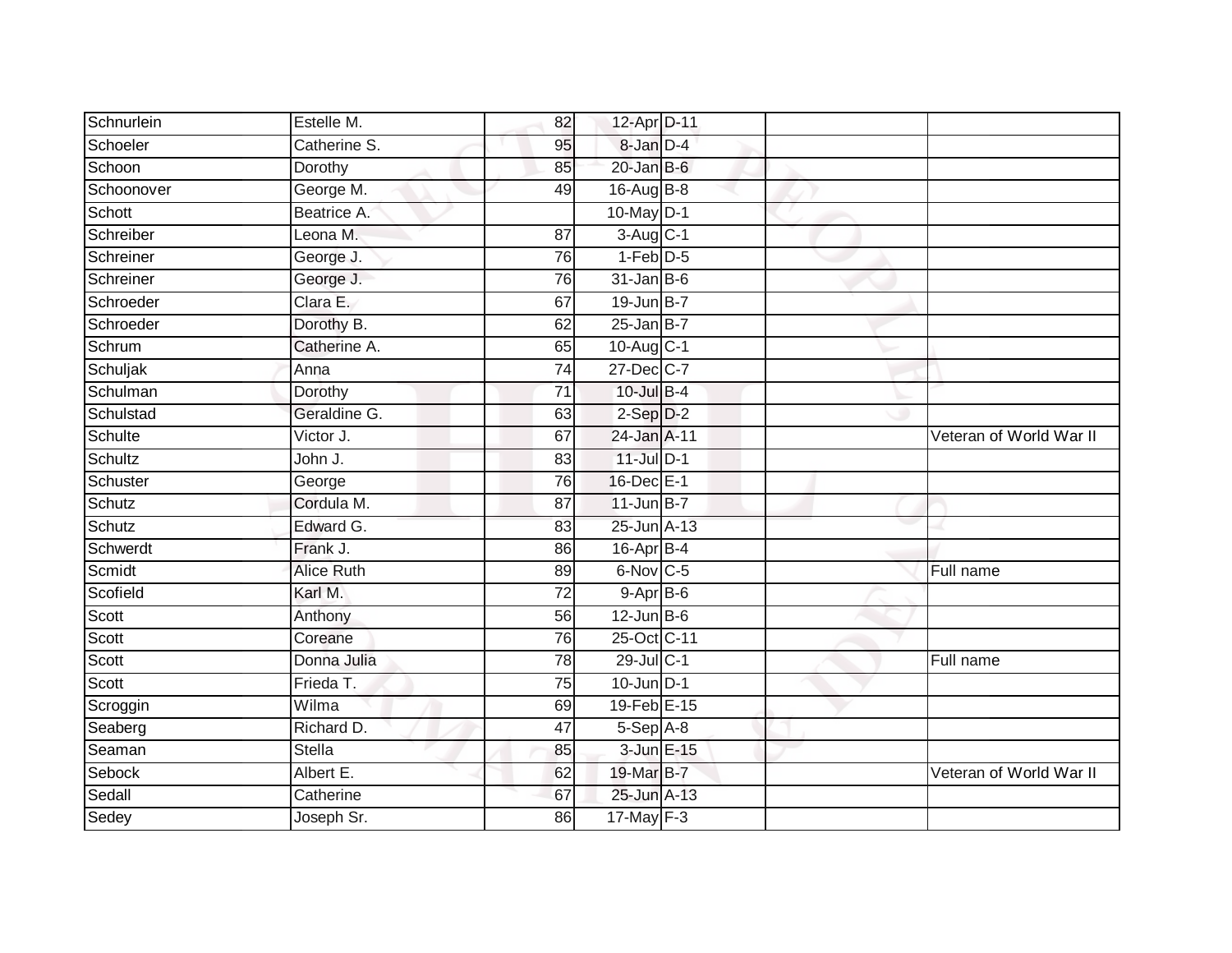| Schnurlein | Estelle M. | 82 | 12-Apr | D-11 | | |
|---|---|---|---|---|---|---|
| Schoeler | Catherine S. | 95 | 8-Jan | D-4 | | |
| Schoon | Dorothy | 85 | 20-Jan | B-6 | | |
| Schoonover | George M. | 49 | 16-Aug | B-8 | | |
| Schott | Beatrice A. | | 10-May | D-1 | | |
| Schreiber | Leona M. | 87 | 3-Aug | C-1 | | |
| Schreiner | George J. | 76 | 1-Feb | D-5 | | |
| Schreiner | George J. | 76 | 31-Jan | B-6 | | |
| Schroeder | Clara E. | 67 | 19-Jun | B-7 | | |
| Schroeder | Dorothy B. | 62 | 25-Jan | B-7 | | |
| Schrum | Catherine A. | 65 | 10-Aug | C-1 | | |
| Schuljak | Anna | 74 | 27-Dec | C-7 | | |
| Schulman | Dorothy | 71 | 10-Jul | B-4 | | |
| Schulstad | Geraldine G. | 63 | 2-Sep | D-2 | | |
| Schulte | Victor J. | 67 | 24-Jan | A-11 | | Veteran of World War II |
| Schultz | John J. | 83 | 11-Jul | D-1 | | |
| Schuster | George | 76 | 16-Dec | E-1 | | |
| Schutz | Cordula M. | 87 | 11-Jun | B-7 | | |
| Schutz | Edward G. | 83 | 25-Jun | A-13 | | |
| Schwerdt | Frank J. | 86 | 16-Apr | B-4 | | |
| Scmidt | Alice Ruth | 89 | 6-Nov | C-5 | | Full name |
| Scofield | Karl M. | 72 | 9-Apr | B-6 | | |
| Scott | Anthony | 56 | 12-Jun | B-6 | | |
| Scott | Coreane | 76 | 25-Oct | C-11 | | |
| Scott | Donna Julia | 78 | 29-Jul | C-1 | | Full name |
| Scott | Frieda T. | 75 | 10-Jun | D-1 | | |
| Scroggin | Wilma | 69 | 19-Feb | E-15 | | |
| Seaberg | Richard D. | 47 | 5-Sep | A-8 | | |
| Seaman | Stella | 85 | 3-Jun | E-15 | | |
| Sebock | Albert E. | 62 | 19-Mar | B-7 | | Veteran of World War II |
| Sedall | Catherine | 67 | 25-Jun | A-13 | | |
| Sedey | Joseph Sr. | 86 | 17-May | F-3 | | |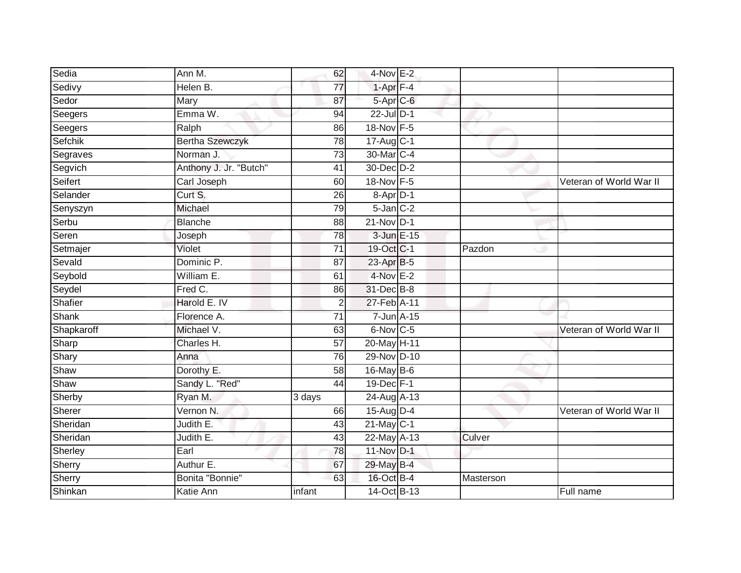| | | | | | | |
|---|---|---|---|---|---|---|
| Sedia | Ann M. | 62 | 4-Nov | E-2 | | |
| Sedivy | Helen B. | 77 | 1-Apr | F-4 | | |
| Sedor | Mary | 87 | 5-Apr | C-6 | | |
| Seegers | Emma W. | 94 | 22-Jul | D-1 | | |
| Seegers | Ralph | 86 | 18-Nov | F-5 | | |
| Sefchik | Bertha Szewczyk | 78 | 17-Aug | C-1 | | |
| Segraves | Norman J. | 73 | 30-Mar | C-4 | | |
| Segvich | Anthony J. Jr. "Butch" | 41 | 30-Dec | D-2 | | |
| Seifert | Carl Joseph | 60 | 18-Nov | F-5 | | Veteran of World War II |
| Selander | Curt S. | 26 | 8-Apr | D-1 | | |
| Senyszyn | Michael | 79 | 5-Jan | C-2 | | |
| Serbu | Blanche | 88 | 21-Nov | D-1 | | |
| Seren | Joseph | 78 | 3-Jun | E-15 | | |
| Setmajer | Violet | 71 | 19-Oct | C-1 | Pazdon | |
| Sevald | Dominic P. | 87 | 23-Apr | B-5 | | |
| Seybold | William E. | 61 | 4-Nov | E-2 | | |
| Seydel | Fred C. | 86 | 31-Dec | B-8 | | |
| Shafier | Harold E. IV | 2 | 27-Feb | A-11 | | |
| Shank | Florence A. | 71 | 7-Jun | A-15 | | |
| Shapkaroff | Michael V. | 63 | 6-Nov | C-5 | | Veteran of World War II |
| Sharp | Charles H. | 57 | 20-May | H-11 | | |
| Shary | Anna | 76 | 29-Nov | D-10 | | |
| Shaw | Dorothy E. | 58 | 16-May | B-6 | | |
| Shaw | Sandy L. "Red" | 44 | 19-Dec | F-1 | | |
| Sherby | Ryan M. | 3 days | 24-Aug | A-13 | | |
| Sherer | Vernon N. | 66 | 15-Aug | D-4 | | Veteran of World War II |
| Sheridan | Judith E. | 43 | 21-May | C-1 | | |
| Sheridan | Judith E. | 43 | 22-May | A-13 | Culver | |
| Sherley | Earl | 78 | 11-Nov | D-1 | | |
| Sherry | Authur E. | 67 | 29-May | B-4 | | |
| Sherry | Bonita "Bonnie" | 63 | 16-Oct | B-4 | Masterson | |
| Shinkan | Katie Ann | infant | 14-Oct | B-13 | | Full name |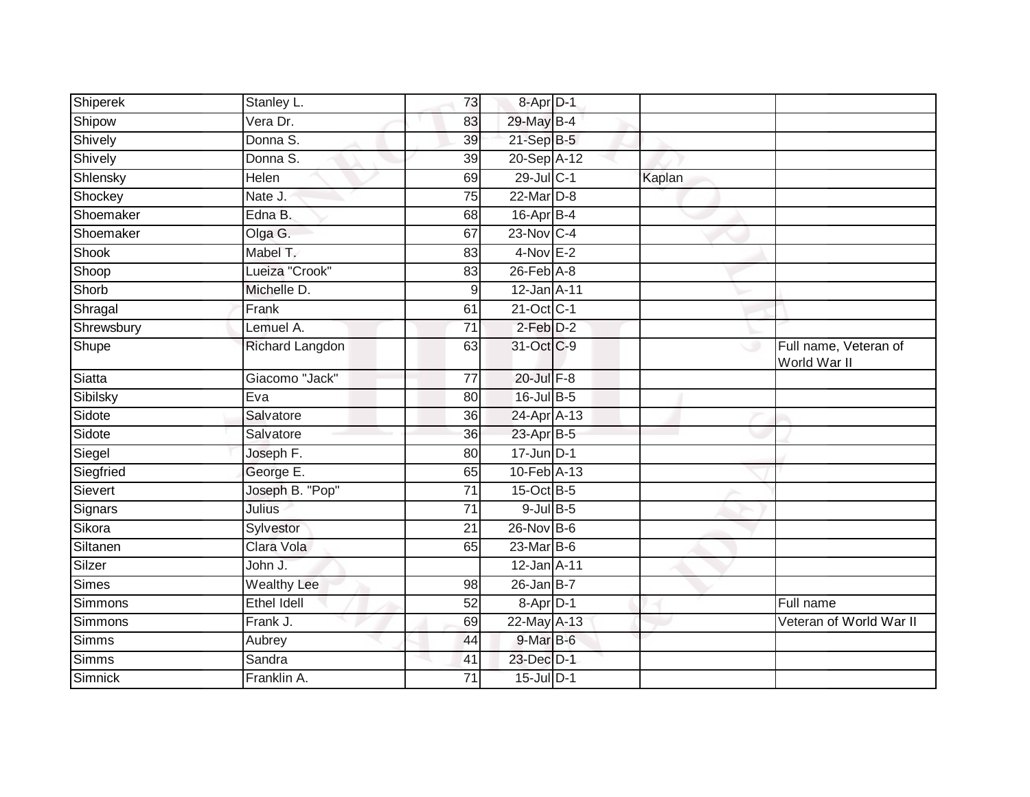| | | | | | | |
|---|---|---|---|---|---|---|
| Shiperek | Stanley L. | 73 | 8-Apr | D-1 | | |
| Shipow | Vera Dr. | 83 | 29-May | B-4 | | |
| Shively | Donna S. | 39 | 21-Sep | B-5 | | |
| Shively | Donna S. | 39 | 20-Sep | A-12 | | |
| Shlensky | Helen | 69 | 29-Jul | C-1 | Kaplan | |
| Shockey | Nate J. | 75 | 22-Mar | D-8 | | |
| Shoemaker | Edna B. | 68 | 16-Apr | B-4 | | |
| Shoemaker | Olga G. | 67 | 23-Nov | C-4 | | |
| Shook | Mabel T. | 83 | 4-Nov | E-2 | | |
| Shoop | Lueiza "Crook" | 83 | 26-Feb | A-8 | | |
| Shorb | Michelle D. | 9 | 12-Jan | A-11 | | |
| Shragal | Frank | 61 | 21-Oct | C-1 | | |
| Shrewsbury | Lemuel A. | 71 | 2-Feb | D-2 | | |
| Shupe | Richard Langdon | 63 | 31-Oct | C-9 | | Full name, Veteran of World War II |
| Siatta | Giacomo "Jack" | 77 | 20-Jul | F-8 | | |
| Sibilsky | Eva | 80 | 16-Jul | B-5 | | |
| Sidote | Salvatore | 36 | 24-Apr | A-13 | | |
| Sidote | Salvatore | 36 | 23-Apr | B-5 | | |
| Siegel | Joseph F. | 80 | 17-Jun | D-1 | | |
| Siegfried | George E. | 65 | 10-Feb | A-13 | | |
| Sievert | Joseph B. "Pop" | 71 | 15-Oct | B-5 | | |
| Signars | Julius | 71 | 9-Jul | B-5 | | |
| Sikora | Sylvestor | 21 | 26-Nov | B-6 | | |
| Siltanen | Clara Vola | 65 | 23-Mar | B-6 | | |
| Silzer | John J. | | 12-Jan | A-11 | | |
| Simes | Wealthy Lee | 98 | 26-Jan | B-7 | | |
| Simmons | Ethel Idell | 52 | 8-Apr | D-1 | | Full name |
| Simmons | Frank J. | 69 | 22-May | A-13 | | Veteran of World War II |
| Simms | Aubrey | 44 | 9-Mar | B-6 | | |
| Simms | Sandra | 41 | 23-Dec | D-1 | | |
| Simnick | Franklin A. | 71 | 15-Jul | D-1 | | |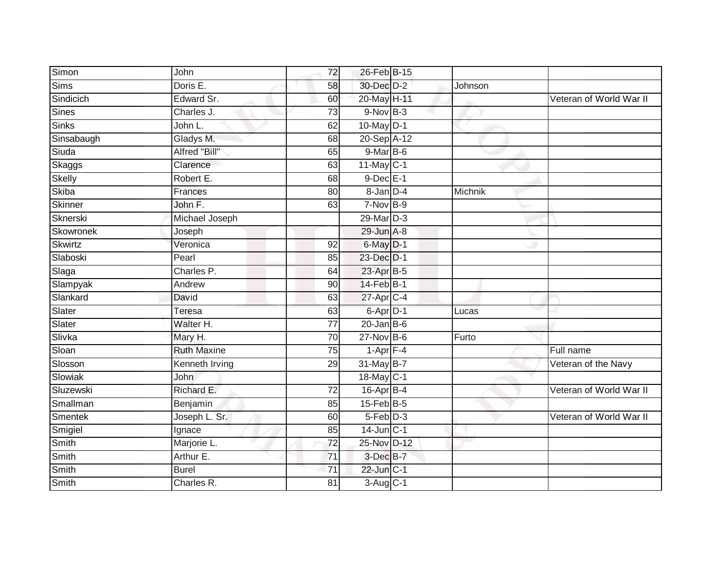| | | | | | | |
|---|---|---|---|---|---|---|
| Simon | John | 72 | 26-Feb | B-15 | | |
| Sims | Doris E. | 58 | 30-Dec | D-2 | Johnson | |
| Sindicich | Edward Sr. | 60 | 20-May | H-11 | | Veteran of World War II |
| Sines | Charles J. | 73 | 9-Nov | B-3 | | |
| Sinks | John L. | 62 | 10-May | D-1 | | |
| Sinsabaugh | Gladys M. | 68 | 20-Sep | A-12 | | |
| Siuda | Alfred "Bill" | 65 | 9-Mar | B-6 | | |
| Skaggs | Clarence | 63 | 11-May | C-1 | | |
| Skelly | Robert E. | 68 | 9-Dec | E-1 | | |
| Skiba | Frances | 80 | 8-Jan | D-4 | Michnik | |
| Skinner | John F. | 63 | 7-Nov | B-9 | | |
| Sknerski | Michael Joseph | | 29-Mar | D-3 | | |
| Skowronek | Joseph | | 29-Jun | A-8 | | |
| Skwirtz | Veronica | 92 | 6-May | D-1 | | |
| Slaboski | Pearl | 85 | 23-Dec | D-1 | | |
| Slaga | Charles P. | 64 | 23-Apr | B-5 | | |
| Slampyak | Andrew | 90 | 14-Feb | B-1 | | |
| Slankard | David | 63 | 27-Apr | C-4 | | |
| Slater | Teresa | 63 | 6-Apr | D-1 | Lucas | |
| Slater | Walter H. | 77 | 20-Jan | B-6 | | |
| Slivka | Mary H. | 70 | 27-Nov | B-6 | Furto | |
| Sloan | Ruth Maxine | 75 | 1-Apr | F-4 | | Full name |
| Slosson | Kenneth Irving | 29 | 31-May | B-7 | | Veteran of the Navy |
| Slowiak | John | | 18-May | C-1 | | |
| Sluzewski | Richard E. | 72 | 16-Apr | B-4 | | Veteran of World War II |
| Smallman | Benjamin | 85 | 15-Feb | B-5 | | |
| Smentek | Joseph L. Sr. | 60 | 5-Feb | D-3 | | Veteran of World War II |
| Smigiel | Ignace | 85 | 14-Jun | C-1 | | |
| Smith | Marjorie L. | 72 | 25-Nov | D-12 | | |
| Smith | Arthur E. | 71 | 3-Dec | B-7 | | |
| Smith | Burel | 71 | 22-Jun | C-1 | | |
| Smith | Charles R. | 81 | 3-Aug | C-1 | | |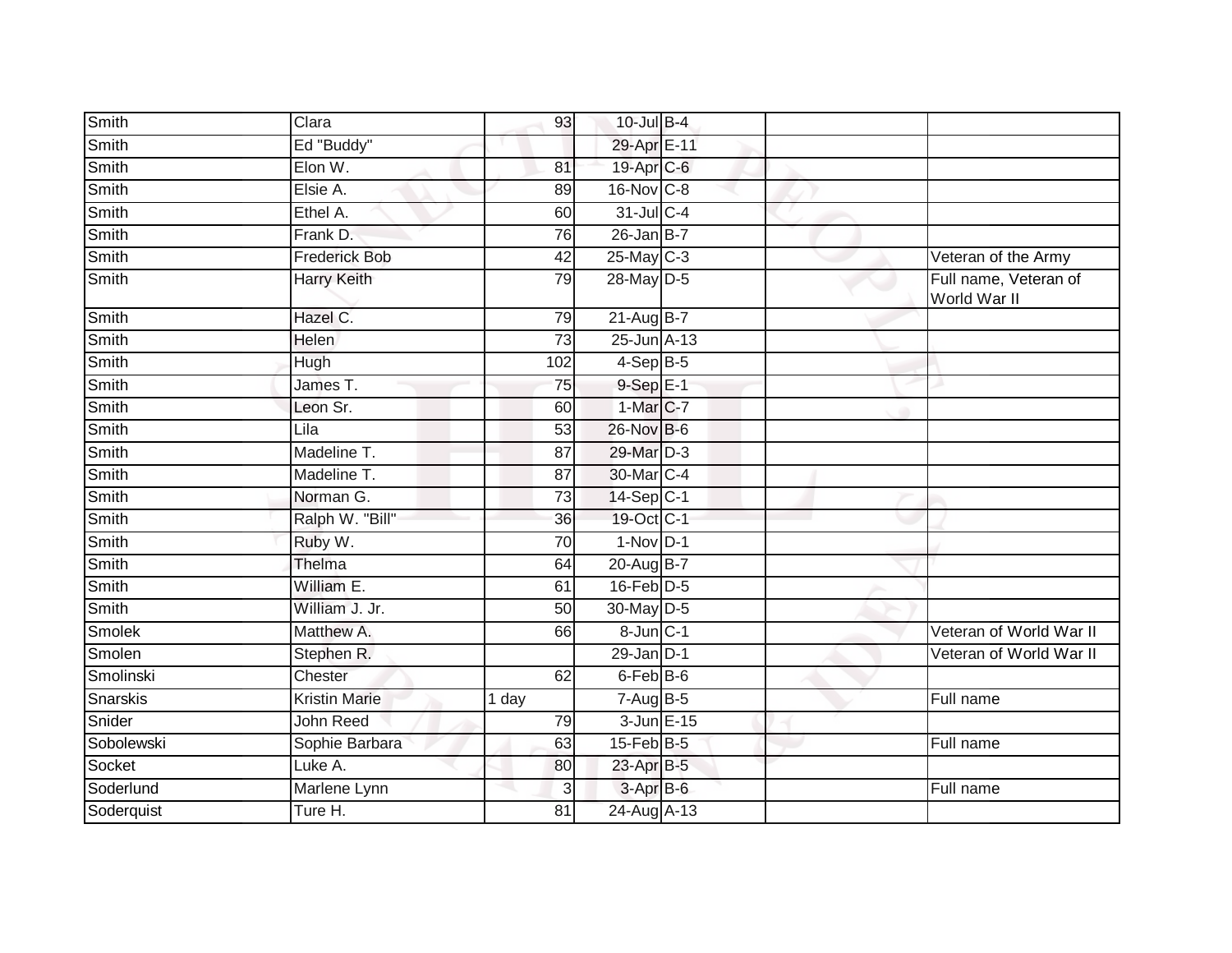| | | | | | | |
|---|---|---|---|---|---|---|
| Smith | Clara | 93 | 10-Jul | B-4 | | |
| Smith | Ed "Buddy" | | 29-Apr | E-11 | | |
| Smith | Elon W. | 81 | 19-Apr | C-6 | | |
| Smith | Elsie A. | 89 | 16-Nov | C-8 | | |
| Smith | Ethel A. | 60 | 31-Jul | C-4 | | |
| Smith | Frank D. | 76 | 26-Jan | B-7 | | |
| Smith | Frederick Bob | 42 | 25-May | C-3 | | Veteran of the Army |
| Smith | Harry Keith | 79 | 28-May | D-5 | | Full name, Veteran of World War II |
| Smith | Hazel C. | 79 | 21-Aug | B-7 | | |
| Smith | Helen | 73 | 25-Jun | A-13 | | |
| Smith | Hugh | 102 | 4-Sep | B-5 | | |
| Smith | James T. | 75 | 9-Sep | E-1 | | |
| Smith | Leon Sr. | 60 | 1-Mar | C-7 | | |
| Smith | Lila | 53 | 26-Nov | B-6 | | |
| Smith | Madeline T. | 87 | 29-Mar | D-3 | | |
| Smith | Madeline T. | 87 | 30-Mar | C-4 | | |
| Smith | Norman G. | 73 | 14-Sep | C-1 | | |
| Smith | Ralph W. "Bill" | 36 | 19-Oct | C-1 | | |
| Smith | Ruby W. | 70 | 1-Nov | D-1 | | |
| Smith | Thelma | 64 | 20-Aug | B-7 | | |
| Smith | William E. | 61 | 16-Feb | D-5 | | |
| Smith | William J. Jr. | 50 | 30-May | D-5 | | |
| Smolek | Matthew A. | 66 | 8-Jun | C-1 | | Veteran of World War II |
| Smolen | Stephen R. | | 29-Jan | D-1 | | Veteran of World War II |
| Smolinski | Chester | 62 | 6-Feb | B-6 | | |
| Snarskis | Kristin Marie | 1 day | 7-Aug | B-5 | | Full name |
| Snider | John Reed | 79 | 3-Jun | E-15 | | |
| Sobolewski | Sophie Barbara | 63 | 15-Feb | B-5 | | Full name |
| Socket | Luke A. | 80 | 23-Apr | B-5 | | |
| Soderlund | Marlene Lynn | 3 | 3-Apr | B-6 | | Full name |
| Soderquist | Ture H. | 81 | 24-Aug | A-13 | | |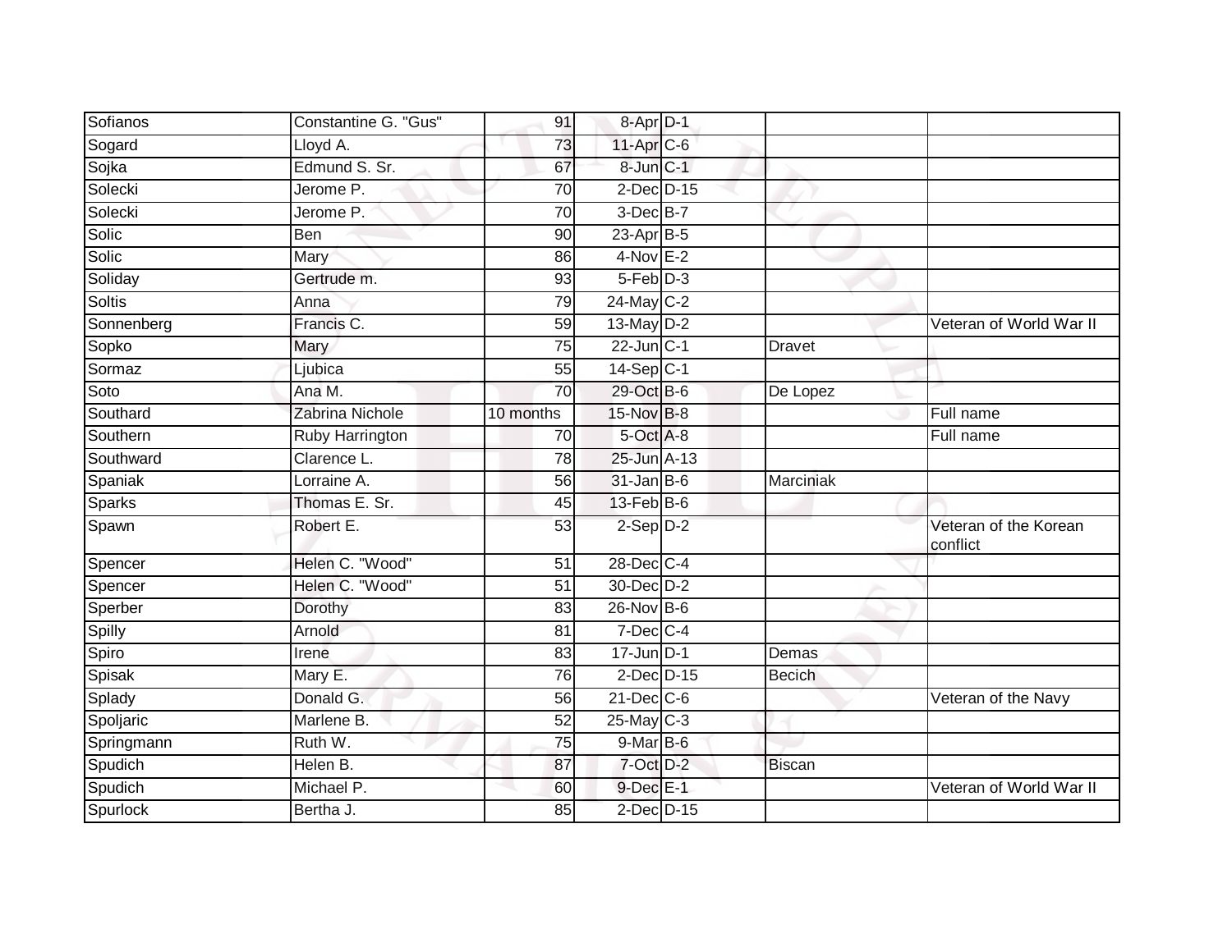| | | | | | | |
|---|---|---|---|---|---|---|
| Sofianos | Constantine G. "Gus" | 91 | 8-Apr | D-1 | | |
| Sogard | Lloyd A. | 73 | 11-Apr | C-6 | | |
| Sojka | Edmund S. Sr. | 67 | 8-Jun | C-1 | | |
| Solecki | Jerome P. | 70 | 2-Dec | D-15 | | |
| Solecki | Jerome P. | 70 | 3-Dec | B-7 | | |
| Solic | Ben | 90 | 23-Apr | B-5 | | |
| Solic | Mary | 86 | 4-Nov | E-2 | | |
| Soliday | Gertrude m. | 93 | 5-Feb | D-3 | | |
| Soltis | Anna | 79 | 24-May | C-2 | | |
| Sonnenberg | Francis C. | 59 | 13-May | D-2 | | Veteran of World War II |
| Sopko | Mary | 75 | 22-Jun | C-1 | Dravet | |
| Sormaz | Ljubica | 55 | 14-Sep | C-1 | | |
| Soto | Ana M. | 70 | 29-Oct | B-6 | De Lopez | |
| Southard | Zabrina Nichole | 10 months | 15-Nov | B-8 | | Full name |
| Southern | Ruby Harrington | 70 | 5-Oct | A-8 | | Full name |
| Southward | Clarence L. | 78 | 25-Jun | A-13 | | |
| Spaniak | Lorraine A. | 56 | 31-Jan | B-6 | Marciniak | |
| Sparks | Thomas E. Sr. | 45 | 13-Feb | B-6 | | |
| Spawn | Robert E. | 53 | 2-Sep | D-2 | | Veteran of the Korean conflict |
| Spencer | Helen C. "Wood" | 51 | 28-Dec | C-4 | | |
| Spencer | Helen C. "Wood" | 51 | 30-Dec | D-2 | | |
| Sperber | Dorothy | 83 | 26-Nov | B-6 | | |
| Spilly | Arnold | 81 | 7-Dec | C-4 | | |
| Spiro | Irene | 83 | 17-Jun | D-1 | Demas | |
| Spisak | Mary E. | 76 | 2-Dec | D-15 | Becich | |
| Splady | Donald G. | 56 | 21-Dec | C-6 | | Veteran of the Navy |
| Spoljaric | Marlene B. | 52 | 25-May | C-3 | | |
| Springmann | Ruth W. | 75 | 9-Mar | B-6 | | |
| Spudich | Helen B. | 87 | 7-Oct | D-2 | Biscan | |
| Spudich | Michael P. | 60 | 9-Dec | E-1 | | Veteran of World War II |
| Spurlock | Bertha J. | 85 | 2-Dec | D-15 | | |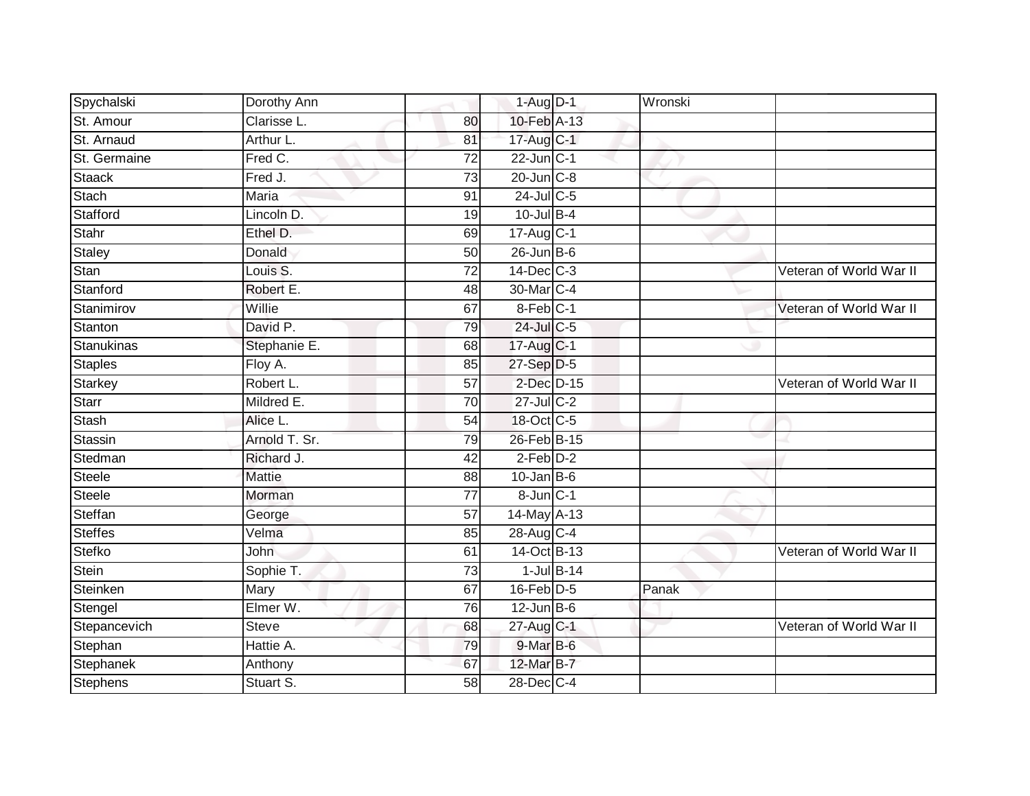| | | | | | | |
|---|---|---|---|---|---|---|
| Spychalski | Dorothy Ann | | 1-Aug | D-1 | Wronski | |
| St. Amour | Clarisse L. | 80 | 10-Feb | A-13 | | |
| St. Arnaud | Arthur L. | 81 | 17-Aug | C-1 | | |
| St. Germaine | Fred C. | 72 | 22-Jun | C-1 | | |
| Staack | Fred J. | 73 | 20-Jun | C-8 | | |
| Stach | Maria | 91 | 24-Jul | C-5 | | |
| Stafford | Lincoln D. | 19 | 10-Jul | B-4 | | |
| Stahr | Ethel D. | 69 | 17-Aug | C-1 | | |
| Staley | Donald | 50 | 26-Jun | B-6 | | |
| Stan | Louis S. | 72 | 14-Dec | C-3 | | Veteran of World War II |
| Stanford | Robert E. | 48 | 30-Mar | C-4 | | |
| Stanimirov | Willie | 67 | 8-Feb | C-1 | | Veteran of World War II |
| Stanton | David P. | 79 | 24-Jul | C-5 | | |
| Stanukinas | Stephanie E. | 68 | 17-Aug | C-1 | | |
| Staples | Floy A. | 85 | 27-Sep | D-5 | | |
| Starkey | Robert L. | 57 | 2-Dec | D-15 | | Veteran of World War II |
| Starr | Mildred E. | 70 | 27-Jul | C-2 | | |
| Stash | Alice L. | 54 | 18-Oct | C-5 | | |
| Stassin | Arnold T. Sr. | 79 | 26-Feb | B-15 | | |
| Stedman | Richard J. | 42 | 2-Feb | D-2 | | |
| Steele | Mattie | 88 | 10-Jan | B-6 | | |
| Steele | Morman | 77 | 8-Jun | C-1 | | |
| Steffan | George | 57 | 14-May | A-13 | | |
| Steffes | Velma | 85 | 28-Aug | C-4 | | |
| Stefko | John | 61 | 14-Oct | B-13 | | Veteran of World War II |
| Stein | Sophie T. | 73 | 1-Jul | B-14 | | |
| Steinken | Mary | 67 | 16-Feb | D-5 | Panak | |
| Stengel | Elmer W. | 76 | 12-Jun | B-6 | | |
| Stepancevich | Steve | 68 | 27-Aug | C-1 | | Veteran of World War II |
| Stephan | Hattie A. | 79 | 9-Mar | B-6 | | |
| Stephanek | Anthony | 67 | 12-Mar | B-7 | | |
| Stephens | Stuart S. | 58 | 28-Dec | C-4 | | |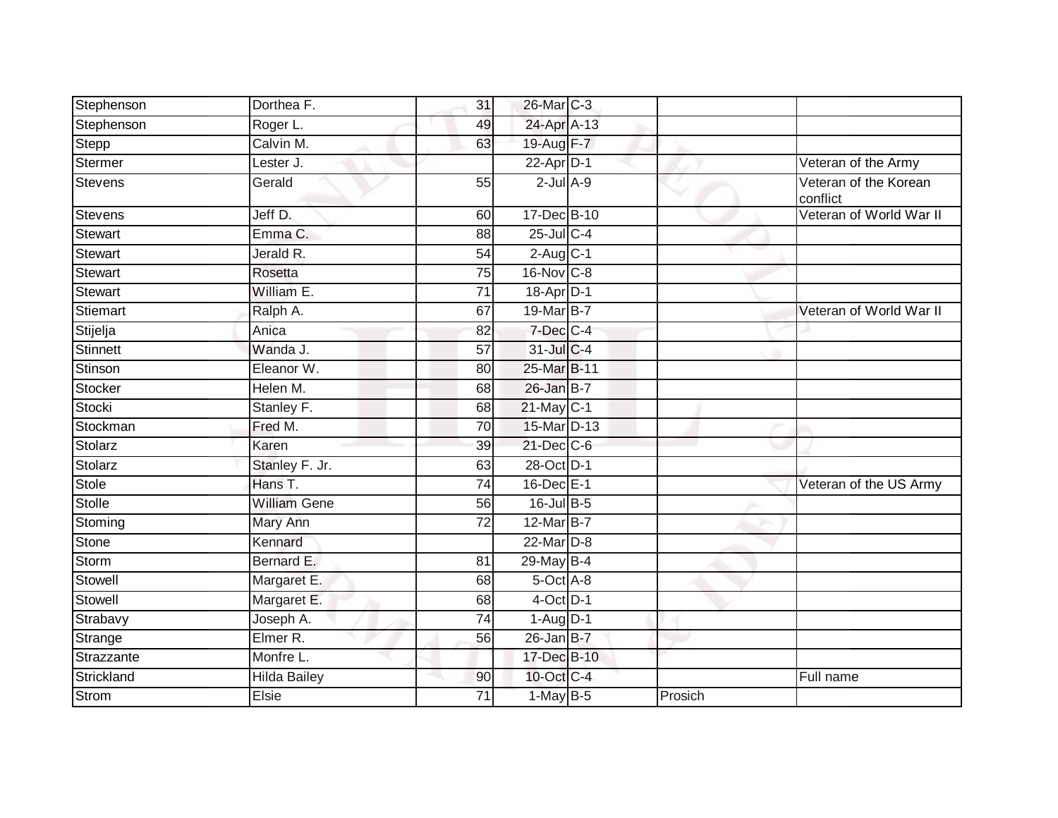| | | | | | | |
|---|---|---|---|---|---|---|
| Stephenson | Dorthea F. | 31 | 26-Mar | C-3 | | |
| Stephenson | Roger L. | 49 | 24-Apr | A-13 | | |
| Stepp | Calvin M. | 63 | 19-Aug | F-7 | | |
| Stermer | Lester J. | | 22-Apr | D-1 | | Veteran of the Army |
| Stevens | Gerald | 55 | 2-Jul | A-9 | | Veteran of the Korean conflict |
| Stevens | Jeff D. | 60 | 17-Dec | B-10 | | Veteran of World War II |
| Stewart | Emma C. | 88 | 25-Jul | C-4 | | |
| Stewart | Jerald R. | 54 | 2-Aug | C-1 | | |
| Stewart | Rosetta | 75 | 16-Nov | C-8 | | |
| Stewart | William E. | 71 | 18-Apr | D-1 | | |
| Stiemart | Ralph A. | 67 | 19-Mar | B-7 | | Veteran of World War II |
| Stijelja | Anica | 82 | 7-Dec | C-4 | | |
| Stinnett | Wanda J. | 57 | 31-Jul | C-4 | | |
| Stinson | Eleanor W. | 80 | 25-Mar | B-11 | | |
| Stocker | Helen M. | 68 | 26-Jan | B-7 | | |
| Stocki | Stanley F. | 68 | 21-May | C-1 | | |
| Stockman | Fred M. | 70 | 15-Mar | D-13 | | |
| Stolarz | Karen | 39 | 21-Dec | C-6 | | |
| Stolarz | Stanley F. Jr. | 63 | 28-Oct | D-1 | | |
| Stole | Hans T. | 74 | 16-Dec | E-1 | | Veteran of the US Army |
| Stolle | William Gene | 56 | 16-Jul | B-5 | | |
| Stoming | Mary Ann | 72 | 12-Mar | B-7 | | |
| Stone | Kennard | | 22-Mar | D-8 | | |
| Storm | Bernard E. | 81 | 29-May | B-4 | | |
| Stowell | Margaret E. | 68 | 5-Oct | A-8 | | |
| Stowell | Margaret E. | 68 | 4-Oct | D-1 | | |
| Strabavy | Joseph A. | 74 | 1-Aug | D-1 | | |
| Strange | Elmer R. | 56 | 26-Jan | B-7 | | |
| Strazzante | Monfre L. | | 17-Dec | B-10 | | |
| Strickland | Hilda Bailey | 90 | 10-Oct | C-4 | | Full name |
| Strom | Elsie | 71 | 1-May | B-5 | Prosich | |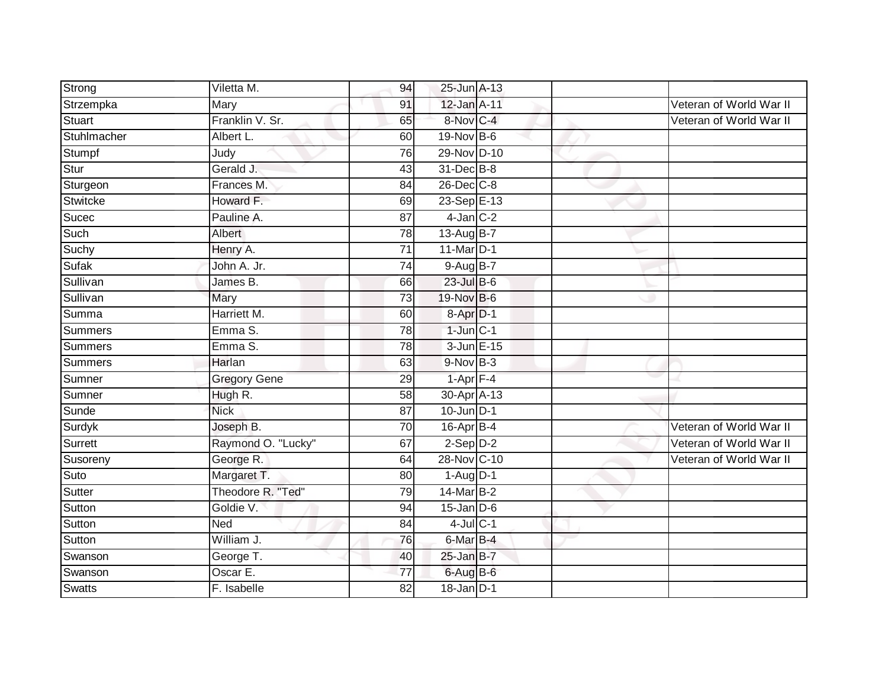| | | | | | | |
|---|---|---|---|---|---|---|
| Strong | Viletta M. | 94 | 25-Jun | A-13 | | |
| Strzempka | Mary | 91 | 12-Jan | A-11 | | Veteran of World War II |
| Stuart | Franklin V. Sr. | 65 | 8-Nov | C-4 | | Veteran of World War II |
| Stuhlmacher | Albert L. | 60 | 19-Nov | B-6 | | |
| Stumpf | Judy | 76 | 29-Nov | D-10 | | |
| Stur | Gerald J. | 43 | 31-Dec | B-8 | | |
| Sturgeon | Frances M. | 84 | 26-Dec | C-8 | | |
| Stwitcke | Howard F. | 69 | 23-Sep | E-13 | | |
| Sucec | Pauline A. | 87 | 4-Jan | C-2 | | |
| Such | Albert | 78 | 13-Aug | B-7 | | |
| Suchy | Henry A. | 71 | 11-Mar | D-1 | | |
| Sufak | John A. Jr. | 74 | 9-Aug | B-7 | | |
| Sullivan | James B. | 66 | 23-Jul | B-6 | | |
| Sullivan | Mary | 73 | 19-Nov | B-6 | | |
| Summa | Harriett M. | 60 | 8-Apr | D-1 | | |
| Summers | Emma S. | 78 | 1-Jun | C-1 | | |
| Summers | Emma S. | 78 | 3-Jun | E-15 | | |
| Summers | Harlan | 63 | 9-Nov | B-3 | | |
| Sumner | Gregory Gene | 29 | 1-Apr | F-4 | | |
| Sumner | Hugh R. | 58 | 30-Apr | A-13 | | |
| Sunde | Nick | 87 | 10-Jun | D-1 | | |
| Surdyk | Joseph B. | 70 | 16-Apr | B-4 | | Veteran of World War II |
| Surrett | Raymond O. "Lucky" | 67 | 2-Sep | D-2 | | Veteran of World War II |
| Susoreny | George R. | 64 | 28-Nov | C-10 | | Veteran of World War II |
| Suto | Margaret T. | 80 | 1-Aug | D-1 | | |
| Sutter | Theodore R. "Ted" | 79 | 14-Mar | B-2 | | |
| Sutton | Goldie V. | 94 | 15-Jan | D-6 | | |
| Sutton | Ned | 84 | 4-Jul | C-1 | | |
| Sutton | William J. | 76 | 6-Mar | B-4 | | |
| Swanson | George T. | 40 | 25-Jan | B-7 | | |
| Swanson | Oscar E. | 77 | 6-Aug | B-6 | | |
| Swatts | F. Isabelle | 82 | 18-Jan | D-1 | | |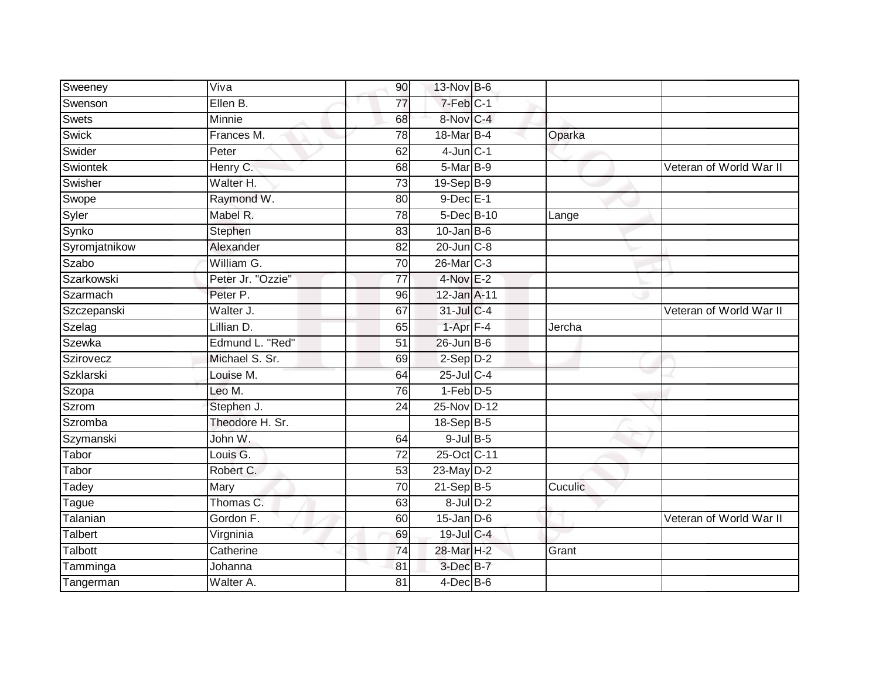| | | | | | | |
|---|---|---|---|---|---|---|
| Sweeney | Viva | 90 | 13-Nov | B-6 | | |
| Swenson | Ellen B. | 77 | 7-Feb | C-1 | | |
| Swets | Minnie | 68 | 8-Nov | C-4 | | |
| Swick | Frances M. | 78 | 18-Mar | B-4 | Oparka | |
| Swider | Peter | 62 | 4-Jun | C-1 | | |
| Swiontek | Henry C. | 68 | 5-Mar | B-9 | | Veteran of World War II |
| Swisher | Walter H. | 73 | 19-Sep | B-9 | | |
| Swope | Raymond W. | 80 | 9-Dec | E-1 | | |
| Syler | Mabel R. | 78 | 5-Dec | B-10 | Lange | |
| Synko | Stephen | 83 | 10-Jan | B-6 | | |
| Syromjatnikow | Alexander | 82 | 20-Jun | C-8 | | |
| Szabo | William G. | 70 | 26-Mar | C-3 | | |
| Szarkowski | Peter Jr. "Ozzie" | 77 | 4-Nov | E-2 | | |
| Szarmach | Peter P. | 96 | 12-Jan | A-11 | | |
| Szczepanski | Walter J. | 67 | 31-Jul | C-4 | | Veteran of World War II |
| Szelag | Lillian D. | 65 | 1-Apr | F-4 | Jercha | |
| Szewka | Edmund L. "Red" | 51 | 26-Jun | B-6 | | |
| Szirovecz | Michael S. Sr. | 69 | 2-Sep | D-2 | | |
| Szklarski | Louise M. | 64 | 25-Jul | C-4 | | |
| Szopa | Leo M. | 76 | 1-Feb | D-5 | | |
| Szrom | Stephen J. | 24 | 25-Nov | D-12 | | |
| Szromba | Theodore H. Sr. | | 18-Sep | B-5 | | |
| Szymanski | John W. | 64 | 9-Jul | B-5 | | |
| Tabor | Louis G. | 72 | 25-Oct | C-11 | | |
| Tabor | Robert C. | 53 | 23-May | D-2 | | |
| Tadey | Mary | 70 | 21-Sep | B-5 | Cuculic | |
| Tague | Thomas C. | 63 | 8-Jul | D-2 | | |
| Talanian | Gordon F. | 60 | 15-Jan | D-6 | | Veteran of World War II |
| Talbert | Virgninia | 69 | 19-Jul | C-4 | | |
| Talbott | Catherine | 74 | 28-Mar | H-2 | Grant | |
| Tamminga | Johanna | 81 | 3-Dec | B-7 | | |
| Tangerman | Walter A. | 81 | 4-Dec | B-6 | | |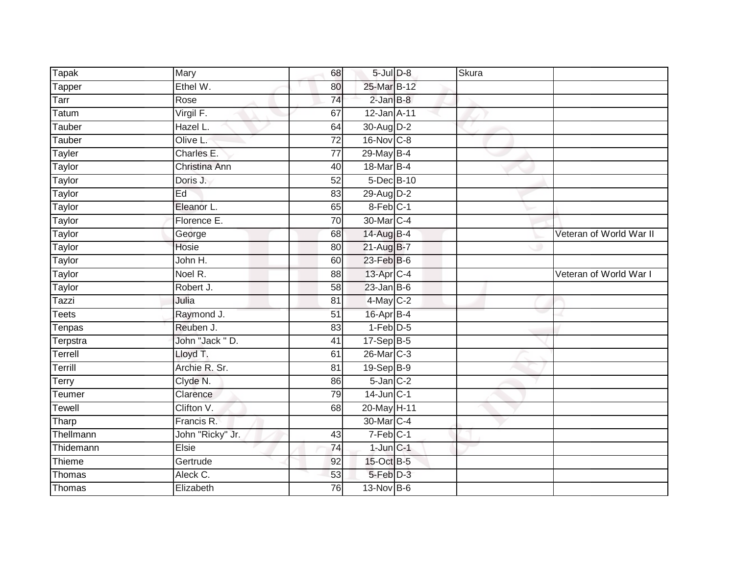| | | | | | | |
|---|---|---|---|---|---|---|
| Tapak | Mary | 68 | 5-Jul | D-8 | Skura | |
| Tapper | Ethel W. | 80 | 25-Mar | B-12 | | |
| Tarr | Rose | 74 | 2-Jan | B-8 | | |
| Tatum | Virgil F. | 67 | 12-Jan | A-11 | | |
| Tauber | Hazel L. | 64 | 30-Aug | D-2 | | |
| Tauber | Olive L. | 72 | 16-Nov | C-8 | | |
| Tayler | Charles E. | 77 | 29-May | B-4 | | |
| Taylor | Christina Ann | 40 | 18-Mar | B-4 | | |
| Taylor | Doris J. | 52 | 5-Dec | B-10 | | |
| Taylor | Ed | 83 | 29-Aug | D-2 | | |
| Taylor | Eleanor L. | 65 | 8-Feb | C-1 | | |
| Taylor | Florence E. | 70 | 30-Mar | C-4 | | |
| Taylor | George | 68 | 14-Aug | B-4 | | Veteran of World War II |
| Taylor | Hosie | 80 | 21-Aug | B-7 | | |
| Taylor | John H. | 60 | 23-Feb | B-6 | | |
| Taylor | Noel R. | 88 | 13-Apr | C-4 | | Veteran of World War I |
| Taylor | Robert J. | 58 | 23-Jan | B-6 | | |
| Tazzi | Julia | 81 | 4-May | C-2 | | |
| Teets | Raymond J. | 51 | 16-Apr | B-4 | | |
| Tenpas | Reuben J. | 83 | 1-Feb | D-5 | | |
| Terpstra | John "Jack " D. | 41 | 17-Sep | B-5 | | |
| Terrell | Lloyd T. | 61 | 26-Mar | C-3 | | |
| Terrill | Archie R. Sr. | 81 | 19-Sep | B-9 | | |
| Terry | Clyde N. | 86 | 5-Jan | C-2 | | |
| Teumer | Clarence | 79 | 14-Jun | C-1 | | |
| Tewell | Clifton V. | 68 | 20-May | H-11 | | |
| Tharp | Francis R. | | 30-Mar | C-4 | | |
| Thellmann | John "Ricky" Jr. | 43 | 7-Feb | C-1 | | |
| Thidemann | Elsie | 74 | 1-Jun | C-1 | | |
| Thieme | Gertrude | 92 | 15-Oct | B-5 | | |
| Thomas | Aleck C. | 53 | 5-Feb | D-3 | | |
| Thomas | Elizabeth | 76 | 13-Nov | B-6 | | |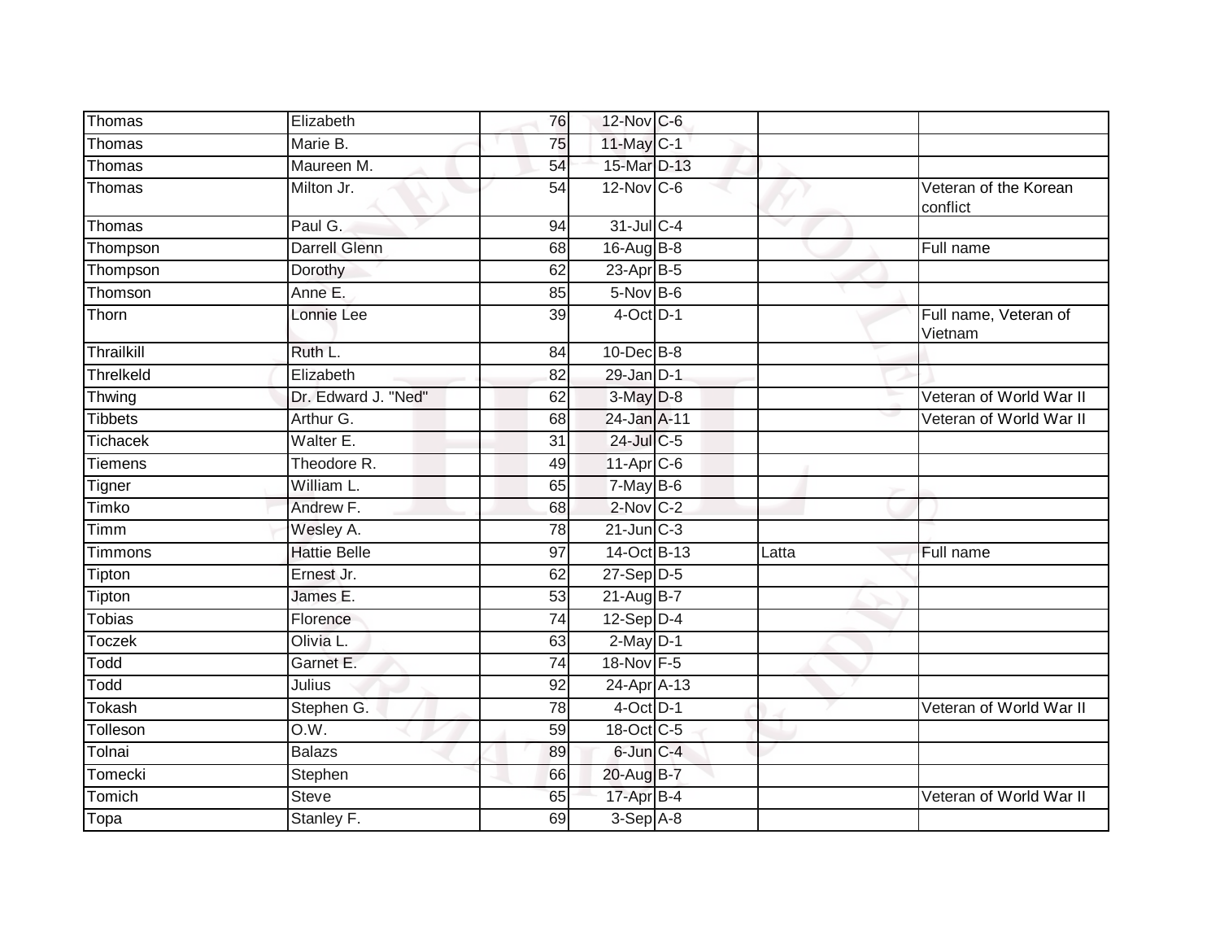| | | | | | | |
|---|---|---|---|---|---|---|
| Thomas | Elizabeth | 76 | 12-Nov | C-6 | | |
| Thomas | Marie B. | 75 | 11-May | C-1 | | |
| Thomas | Maureen M. | 54 | 15-Mar | D-13 | | |
| Thomas | Milton Jr. | 54 | 12-Nov | C-6 | | Veteran of the Korean conflict |
| Thomas | Paul G. | 94 | 31-Jul | C-4 | | |
| Thompson | Darrell Glenn | 68 | 16-Aug | B-8 | | Full name |
| Thompson | Dorothy | 62 | 23-Apr | B-5 | | |
| Thomson | Anne E. | 85 | 5-Nov | B-6 | | |
| Thorn | Lonnie Lee | 39 | 4-Oct | D-1 | | Full name, Veteran of Vietnam |
| Thrailkill | Ruth L. | 84 | 10-Dec | B-8 | | |
| Threlkeld | Elizabeth | 82 | 29-Jan | D-1 | | |
| Thwing | Dr. Edward J. "Ned" | 62 | 3-May | D-8 | | Veteran of World War II |
| Tibbets | Arthur G. | 68 | 24-Jan | A-11 | | Veteran of World War II |
| Tichacek | Walter E. | 31 | 24-Jul | C-5 | | |
| Tiemens | Theodore R. | 49 | 11-Apr | C-6 | | |
| Tigner | William L. | 65 | 7-May | B-6 | | |
| Timko | Andrew F. | 68 | 2-Nov | C-2 | | |
| Timm | Wesley A. | 78 | 21-Jun | C-3 | | |
| Timmons | Hattie Belle | 97 | 14-Oct | B-13 | Latta | Full name |
| Tipton | Ernest Jr. | 62 | 27-Sep | D-5 | | |
| Tipton | James E. | 53 | 21-Aug | B-7 | | |
| Tobias | Florence | 74 | 12-Sep | D-4 | | |
| Toczek | Olivia L. | 63 | 2-May | D-1 | | |
| Todd | Garnet E. | 74 | 18-Nov | F-5 | | |
| Todd | Julius | 92 | 24-Apr | A-13 | | |
| Tokash | Stephen G. | 78 | 4-Oct | D-1 | | Veteran of World War II |
| Tolleson | O.W. | 59 | 18-Oct | C-5 | | |
| Tolnai | Balazs | 89 | 6-Jun | C-4 | | |
| Tomecki | Stephen | 66 | 20-Aug | B-7 | | |
| Tomich | Steve | 65 | 17-Apr | B-4 | | Veteran of World War II |
| Topa | Stanley F. | 69 | 3-Sep | A-8 | | |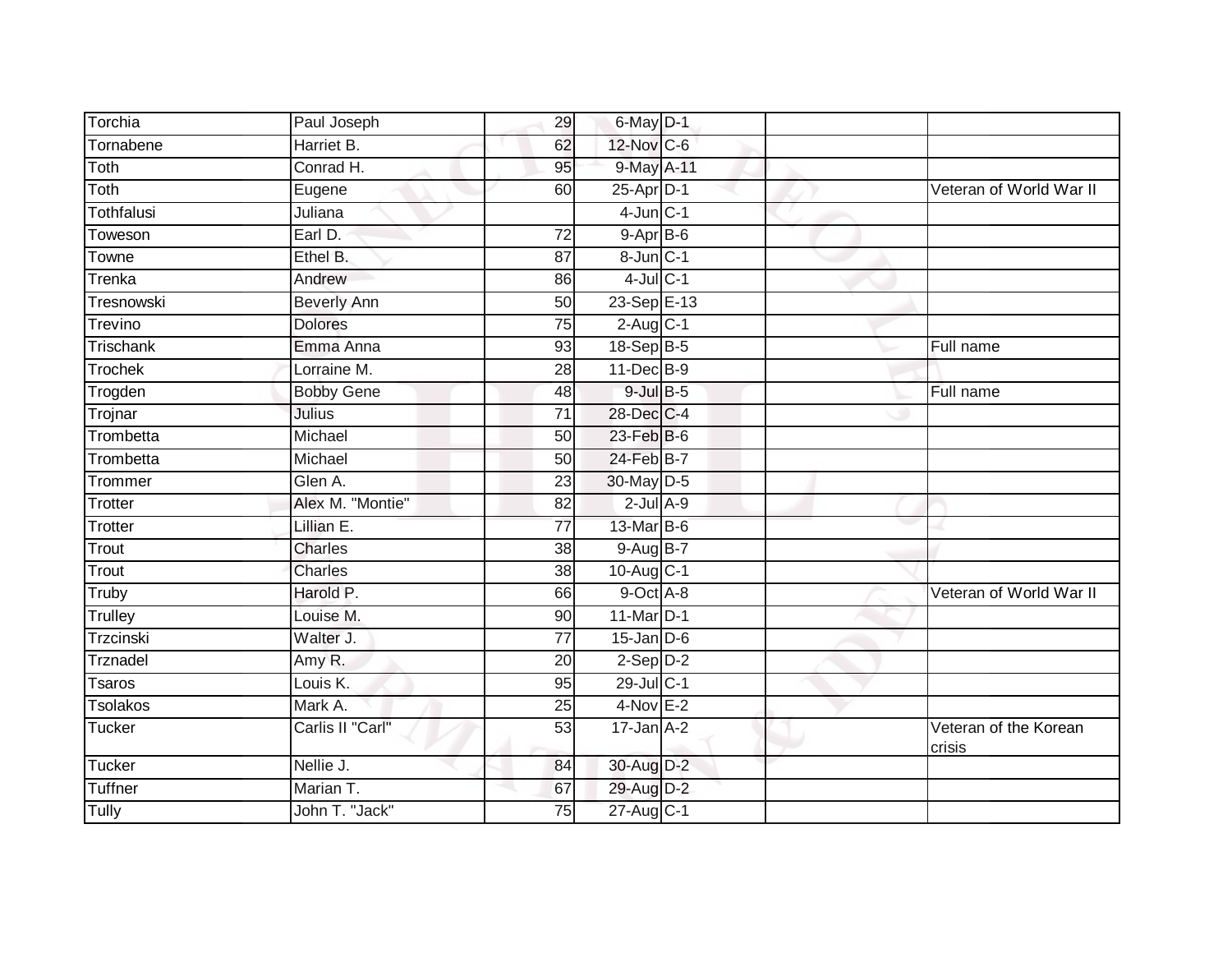| | | | | | | |
|---|---|---|---|---|---|---|
| Torchia | Paul Joseph | 29 | 6-May | D-1 | | |
| Tornabene | Harriet B. | 62 | 12-Nov | C-6 | | |
| Toth | Conrad H. | 95 | 9-May | A-11 | | |
| Toth | Eugene | 60 | 25-Apr | D-1 | | Veteran of World War II |
| Tothfalusi | Juliana | | 4-Jun | C-1 | | |
| Toweson | Earl D. | 72 | 9-Apr | B-6 | | |
| Towne | Ethel B. | 87 | 8-Jun | C-1 | | |
| Trenka | Andrew | 86 | 4-Jul | C-1 | | |
| Tresnowski | Beverly Ann | 50 | 23-Sep | E-13 | | |
| Trevino | Dolores | 75 | 2-Aug | C-1 | | |
| Trischank | Emma Anna | 93 | 18-Sep | B-5 | | Full name |
| Trochek | Lorraine M. | 28 | 11-Dec | B-9 | | |
| Trogden | Bobby Gene | 48 | 9-Jul | B-5 | | Full name |
| Trojnar | Julius | 71 | 28-Dec | C-4 | | |
| Trombetta | Michael | 50 | 23-Feb | B-6 | | |
| Trombetta | Michael | 50 | 24-Feb | B-7 | | |
| Trommer | Glen A. | 23 | 30-May | D-5 | | |
| Trotter | Alex M. "Montie" | 82 | 2-Jul | A-9 | | |
| Trotter | Lillian E. | 77 | 13-Mar | B-6 | | |
| Trout | Charles | 38 | 9-Aug | B-7 | | |
| Trout | Charles | 38 | 10-Aug | C-1 | | |
| Truby | Harold P. | 66 | 9-Oct | A-8 | | Veteran of World War II |
| Trulley | Louise M. | 90 | 11-Mar | D-1 | | |
| Trzcinski | Walter J. | 77 | 15-Jan | D-6 | | |
| Trznadel | Amy R. | 20 | 2-Sep | D-2 | | |
| Tsaros | Louis K. | 95 | 29-Jul | C-1 | | |
| Tsolakos | Mark A. | 25 | 4-Nov | E-2 | | |
| Tucker | Carlis II "Carl" | 53 | 17-Jan | A-2 | | Veteran of the Korean crisis |
| Tucker | Nellie J. | 84 | 30-Aug | D-2 | | |
| Tuffner | Marian T. | 67 | 29-Aug | D-2 | | |
| Tully | John T. "Jack" | 75 | 27-Aug | C-1 | | |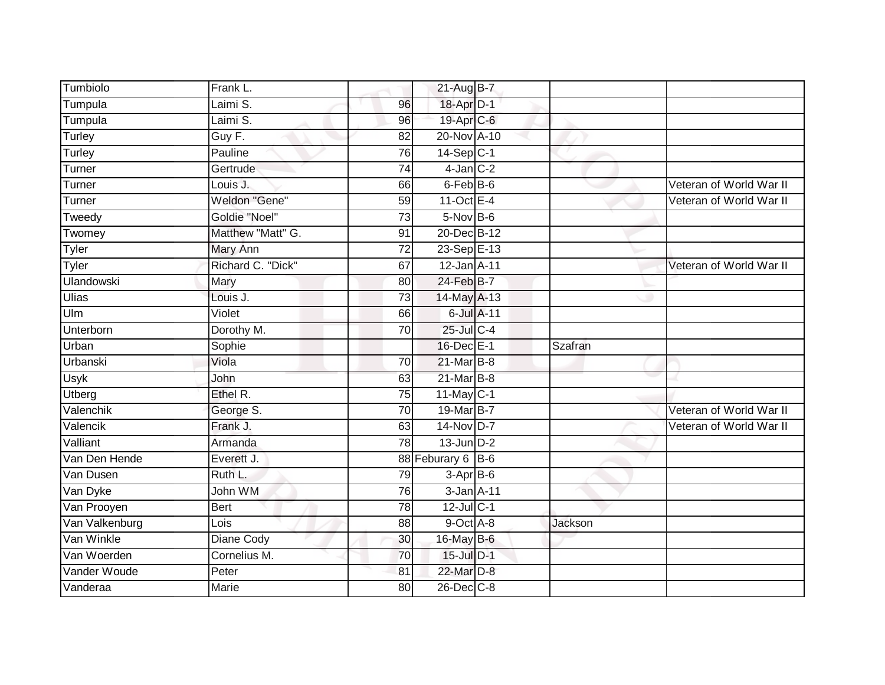| | | | | | | |
|---|---|---|---|---|---|---|
| Tumbiolo | Frank L. | | 21-Aug | B-7 | | |
| Tumpula | Laimi S. | 96 | 18-Apr | D-1 | | |
| Tumpula | Laimi S. | 96 | 19-Apr | C-6 | | |
| Turley | Guy F. | 82 | 20-Nov | A-10 | | |
| Turley | Pauline | 76 | 14-Sep | C-1 | | |
| Turner | Gertrude | 74 | 4-Jan | C-2 | | |
| Turner | Louis J. | 66 | 6-Feb | B-6 | | Veteran of World War II |
| Turner | Weldon "Gene" | 59 | 11-Oct | E-4 | | Veteran of World War II |
| Tweedy | Goldie "Noel" | 73 | 5-Nov | B-6 | | |
| Twomey | Matthew "Matt" G. | 91 | 20-Dec | B-12 | | |
| Tyler | Mary Ann | 72 | 23-Sep | E-13 | | |
| Tyler | Richard C. "Dick" | 67 | 12-Jan | A-11 | | Veteran of World War II |
| Ulandowski | Mary | 80 | 24-Feb | B-7 | | |
| Ulias | Louis J. | 73 | 14-May | A-13 | | |
| Ulm | Violet | 66 | 6-Jul | A-11 | | |
| Unterborn | Dorothy M. | 70 | 25-Jul | C-4 | | |
| Urban | Sophie | | 16-Dec | E-1 | Szafran | |
| Urbanski | Viola | 70 | 21-Mar | B-8 | | |
| Usyk | John | 63 | 21-Mar | B-8 | | |
| Utberg | Ethel R. | 75 | 11-May | C-1 | | |
| Valenchik | George S. | 70 | 19-Mar | B-7 | | Veteran of World War II |
| Valencik | Frank J. | 63 | 14-Nov | D-7 | | Veteran of World War II |
| Valliant | Armanda | 78 | 13-Jun | D-2 | | |
| Van Den Hende | Everett J. | 88 | Feburary 6 | B-6 | | |
| Van Dusen | Ruth L. | 79 | 3-Apr | B-6 | | |
| Van Dyke | John WM | 76 | 3-Jan | A-11 | | |
| Van Prooyen | Bert | 78 | 12-Jul | C-1 | | |
| Van Valkenburg | Lois | 88 | 9-Oct | A-8 | Jackson | |
| Van Winkle | Diane Cody | 30 | 16-May | B-6 | | |
| Van Woerden | Cornelius M. | 70 | 15-Jul | D-1 | | |
| Vander Woude | Peter | 81 | 22-Mar | D-8 | | |
| Vanderaa | Marie | 80 | 26-Dec | C-8 | | |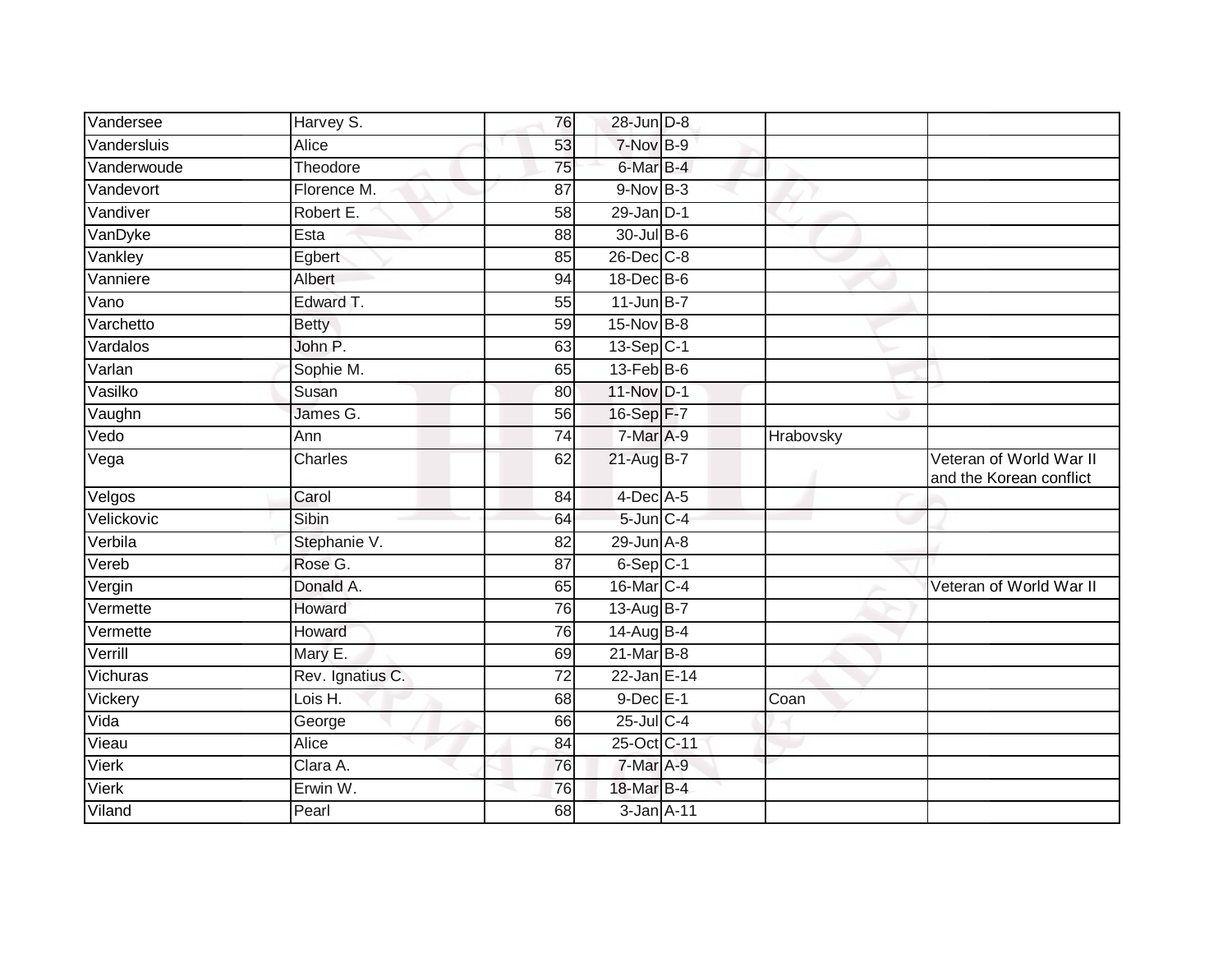| | | | | | | |
|---|---|---|---|---|---|---|
| Vandersee | Harvey S. | 76 | 28-Jun | D-8 | | |
| Vandersluis | Alice | 53 | 7-Nov | B-9 | | |
| Vanderwoude | Theodore | 75 | 6-Mar | B-4 | | |
| Vandevort | Florence M. | 87 | 9-Nov | B-3 | | |
| Vandiver | Robert E. | 58 | 29-Jan | D-1 | | |
| VanDyke | Esta | 88 | 30-Jul | B-6 | | |
| Vankley | Egbert | 85 | 26-Dec | C-8 | | |
| Vanniere | Albert | 94 | 18-Dec | B-6 | | |
| Vano | Edward T. | 55 | 11-Jun | B-7 | | |
| Varchetto | Betty | 59 | 15-Nov | B-8 | | |
| Vardalos | John P. | 63 | 13-Sep | C-1 | | |
| Varlan | Sophie M. | 65 | 13-Feb | B-6 | | |
| Vasilko | Susan | 80 | 11-Nov | D-1 | | |
| Vaughn | James G. | 56 | 16-Sep | F-7 | | |
| Vedo | Ann | 74 | 7-Mar | A-9 | Hrabovsky | |
| Vega | Charles | 62 | 21-Aug | B-7 | | Veteran of World War II and the Korean conflict |
| Velgos | Carol | 84 | 4-Dec | A-5 | | |
| Velickovic | Sibin | 64 | 5-Jun | C-4 | | |
| Verbila | Stephanie V. | 82 | 29-Jun | A-8 | | |
| Vereb | Rose G. | 87 | 6-Sep | C-1 | | |
| Vergin | Donald A. | 65 | 16-Mar | C-4 | | Veteran of World War II |
| Vermette | Howard | 76 | 13-Aug | B-7 | | |
| Vermette | Howard | 76 | 14-Aug | B-4 | | |
| Verrill | Mary E. | 69 | 21-Mar | B-8 | | |
| Vichuras | Rev. Ignatius C. | 72 | 22-Jan | E-14 | | |
| Vickery | Lois H. | 68 | 9-Dec | E-1 | Coan | |
| Vida | George | 66 | 25-Jul | C-4 | | |
| Vieau | Alice | 84 | 25-Oct | C-11 | | |
| Vierk | Clara A. | 76 | 7-Mar | A-9 | | |
| Vierk | Erwin W. | 76 | 18-Mar | B-4 | | |
| Viland | Pearl | 68 | 3-Jan | A-11 | | |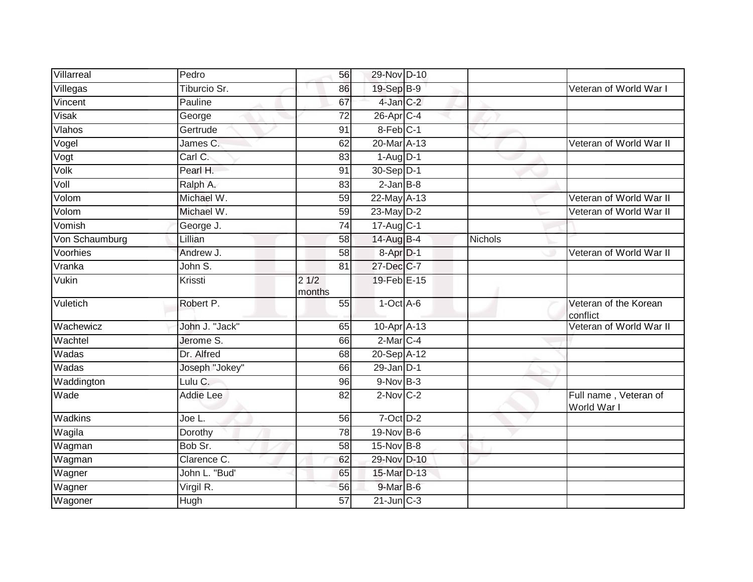| | | | | | | |
|---|---|---|---|---|---|---|
| Villarreal | Pedro | 56 | 29-Nov | D-10 | | |
| Villegas | Tiburcio Sr. | 86 | 19-Sep | B-9 | | Veteran of World War I |
| Vincent | Pauline | 67 | 4-Jan | C-2 | | |
| Visak | George | 72 | 26-Apr | C-4 | | |
| Vlahos | Gertrude | 91 | 8-Feb | C-1 | | |
| Vogel | James C. | 62 | 20-Mar | A-13 | | Veteran of World War II |
| Vogt | Carl C. | 83 | 1-Aug | D-1 | | |
| Volk | Pearl H. | 91 | 30-Sep | D-1 | | |
| Voll | Ralph A. | 83 | 2-Jan | B-8 | | |
| Volom | Michael W. | 59 | 22-May | A-13 | | Veteran of World War II |
| Volom | Michael W. | 59 | 23-May | D-2 | | Veteran of World War II |
| Vomish | George J. | 74 | 17-Aug | C-1 | | |
| Von Schaumburg | Lillian | 58 | 14-Aug | B-4 | Nichols | |
| Voorhies | Andrew J. | 58 | 8-Apr | D-1 | | Veteran of World War II |
| Vranka | John S. | 81 | 27-Dec | C-7 | | |
| Vukin | Krissti | 2 1/2 months | 19-Feb | E-15 | | |
| Vuletich | Robert P. | 55 | 1-Oct | A-6 | | Veteran of the Korean conflict |
| Wachewicz | John J. "Jack" | 65 | 10-Apr | A-13 | | Veteran of World War II |
| Wachtel | Jerome S. | 66 | 2-Mar | C-4 | | |
| Wadas | Dr. Alfred | 68 | 20-Sep | A-12 | | |
| Wadas | Joseph "Jokey" | 66 | 29-Jan | D-1 | | |
| Waddington | Lulu C. | 96 | 9-Nov | B-3 | | |
| Wade | Addie Lee | 82 | 2-Nov | C-2 | | Full name , Veteran of World War I |
| Wadkins | Joe L. | 56 | 7-Oct | D-2 | | |
| Wagila | Dorothy | 78 | 19-Nov | B-6 | | |
| Wagman | Bob Sr. | 58 | 15-Nov | B-8 | | |
| Wagman | Clarence C. | 62 | 29-Nov | D-10 | | |
| Wagner | John L. "Bud' | 65 | 15-Mar | D-13 | | |
| Wagner | Virgil R. | 56 | 9-Mar | B-6 | | |
| Wagoner | Hugh | 57 | 21-Jun | C-3 | | |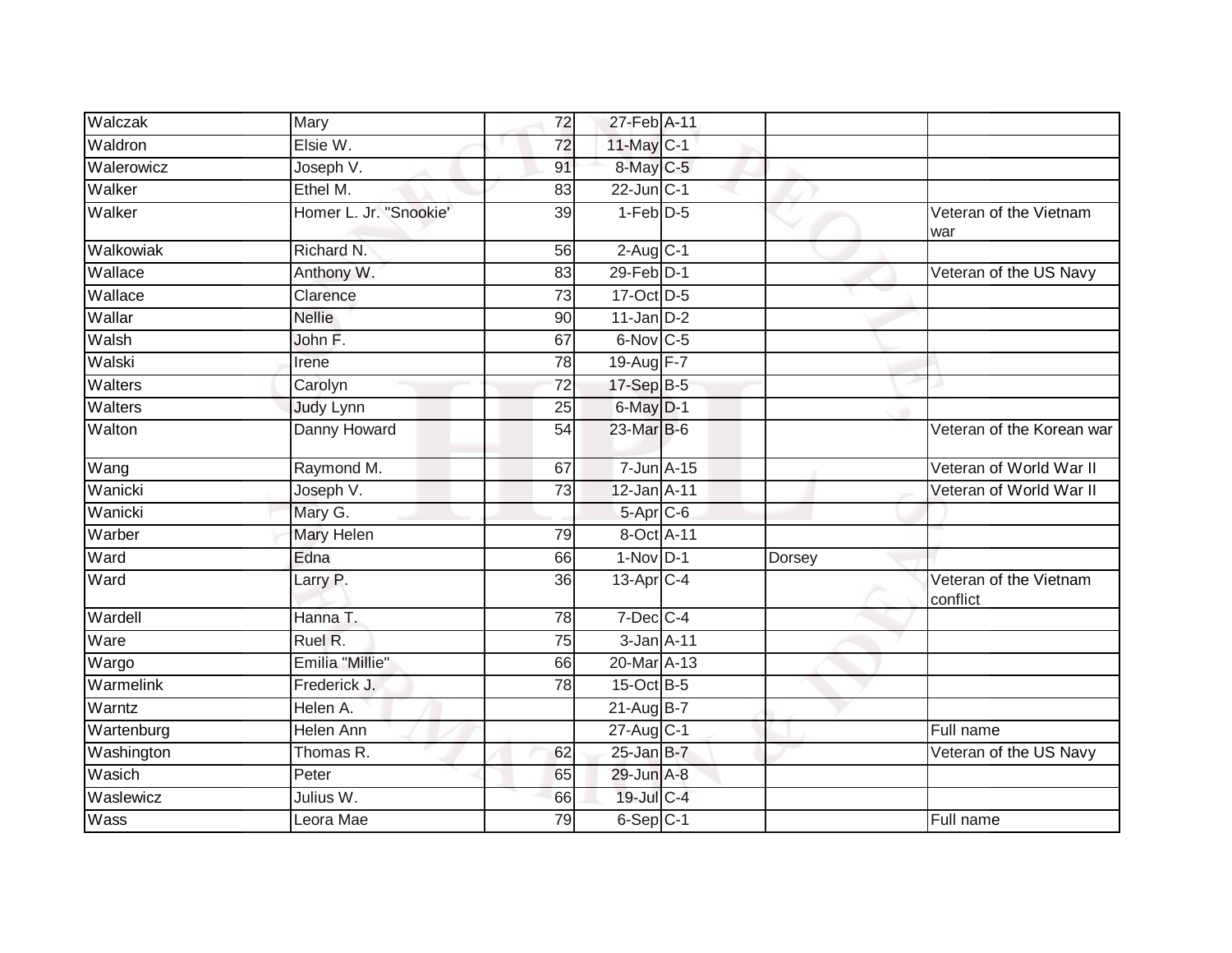| | | | | | | |
|---|---|---|---|---|---|---|
| Walczak | Mary | 72 | 27-Feb | A-11 | | |
| Waldron | Elsie W. | 72 | 11-May | C-1 | | |
| Walerowicz | Joseph V. | 91 | 8-May | C-5 | | |
| Walker | Ethel M. | 83 | 22-Jun | C-1 | | |
| Walker | Homer L. Jr. "Snookie' | 39 | 1-Feb | D-5 | | Veteran of the Vietnam war |
| Walkowiak | Richard N. | 56 | 2-Aug | C-1 | | |
| Wallace | Anthony W. | 83 | 29-Feb | D-1 | | Veteran of the US Navy |
| Wallace | Clarence | 73 | 17-Oct | D-5 | | |
| Wallar | Nellie | 90 | 11-Jan | D-2 | | |
| Walsh | John F. | 67 | 6-Nov | C-5 | | |
| Walski | Irene | 78 | 19-Aug | F-7 | | |
| Walters | Carolyn | 72 | 17-Sep | B-5 | | |
| Walters | Judy Lynn | 25 | 6-May | D-1 | | |
| Walton | Danny Howard | 54 | 23-Mar | B-6 | | Veteran of the Korean war |
| Wang | Raymond M. | 67 | 7-Jun | A-15 | | Veteran of World War II |
| Wanicki | Joseph V. | 73 | 12-Jan | A-11 | | Veteran of World War II |
| Wanicki | Mary G. | | 5-Apr | C-6 | | |
| Warber | Mary Helen | 79 | 8-Oct | A-11 | | |
| Ward | Edna | 66 | 1-Nov | D-1 | Dorsey | |
| Ward | Larry P. | 36 | 13-Apr | C-4 | | Veteran of the Vietnam conflict |
| Wardell | Hanna T. | 78 | 7-Dec | C-4 | | |
| Ware | Ruel R. | 75 | 3-Jan | A-11 | | |
| Wargo | Emilia "Millie" | 66 | 20-Mar | A-13 | | |
| Warmelink | Frederick J. | 78 | 15-Oct | B-5 | | |
| Warntz | Helen A. | | 21-Aug | B-7 | | |
| Wartenburg | Helen Ann | | 27-Aug | C-1 | | Full name |
| Washington | Thomas R. | 62 | 25-Jan | B-7 | | Veteran of the US Navy |
| Wasich | Peter | 65 | 29-Jun | A-8 | | |
| Waslewicz | Julius W. | 66 | 19-Jul | C-4 | | |
| Wass | Leora Mae | 79 | 6-Sep | C-1 | | Full name |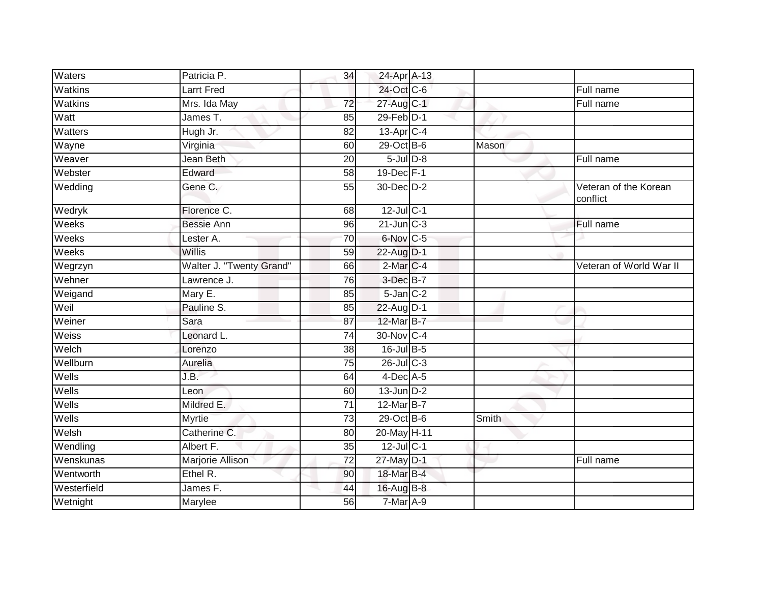| Waters | Patricia P. | 34 | 24-Apr | A-13 | | |
|---|---|---|---|---|---|---|
| Watkins | Larrt Fred | | 24-Oct | C-6 | | Full name |
| Watkins | Mrs. Ida May | 72 | 27-Aug | C-1 | | Full name |
| Watt | James T. | 85 | 29-Feb | D-1 | | |
| Watters | Hugh Jr. | 82 | 13-Apr | C-4 | | |
| Wayne | Virginia | 60 | 29-Oct | B-6 | Mason | |
| Weaver | Jean Beth | 20 | 5-Jul | D-8 | | Full name |
| Webster | Edward | 58 | 19-Dec | F-1 | | |
| Wedding | Gene C. | 55 | 30-Dec | D-2 | | Veteran of the Korean conflict |
| Wedryk | Florence C. | 68 | 12-Jul | C-1 | | |
| Weeks | Bessie Ann | 96 | 21-Jun | C-3 | | Full name |
| Weeks | Lester A. | 70 | 6-Nov | C-5 | | |
| Weeks | Willis | 59 | 22-Aug | D-1 | | |
| Wegrzyn | Walter J. "Twenty Grand" | 66 | 2-Mar | C-4 | | Veteran of World War II |
| Wehner | Lawrence J. | 76 | 3-Dec | B-7 | | |
| Weigand | Mary E. | 85 | 5-Jan | C-2 | | |
| Weil | Pauline S. | 85 | 22-Aug | D-1 | | |
| Weiner | Sara | 87 | 12-Mar | B-7 | | |
| Weiss | Leonard L. | 74 | 30-Nov | C-4 | | |
| Welch | Lorenzo | 38 | 16-Jul | B-5 | | |
| Wellburn | Aurelia | 75 | 26-Jul | C-3 | | |
| Wells | J.B. | 64 | 4-Dec | A-5 | | |
| Wells | Leon | 60 | 13-Jun | D-2 | | |
| Wells | Mildred E. | 71 | 12-Mar | B-7 | | |
| Wells | Myrtie | 73 | 29-Oct | B-6 | Smith | |
| Welsh | Catherine C. | 80 | 20-May | H-11 | | |
| Wendling | Albert F. | 35 | 12-Jul | C-1 | | |
| Wenskunas | Marjorie Allison | 72 | 27-May | D-1 | | Full name |
| Wentworth | Ethel R. | 90 | 18-Mar | B-4 | | |
| Westerfield | James F. | 44 | 16-Aug | B-8 | | |
| Wetnight | Marylee | 56 | 7-Mar | A-9 | | |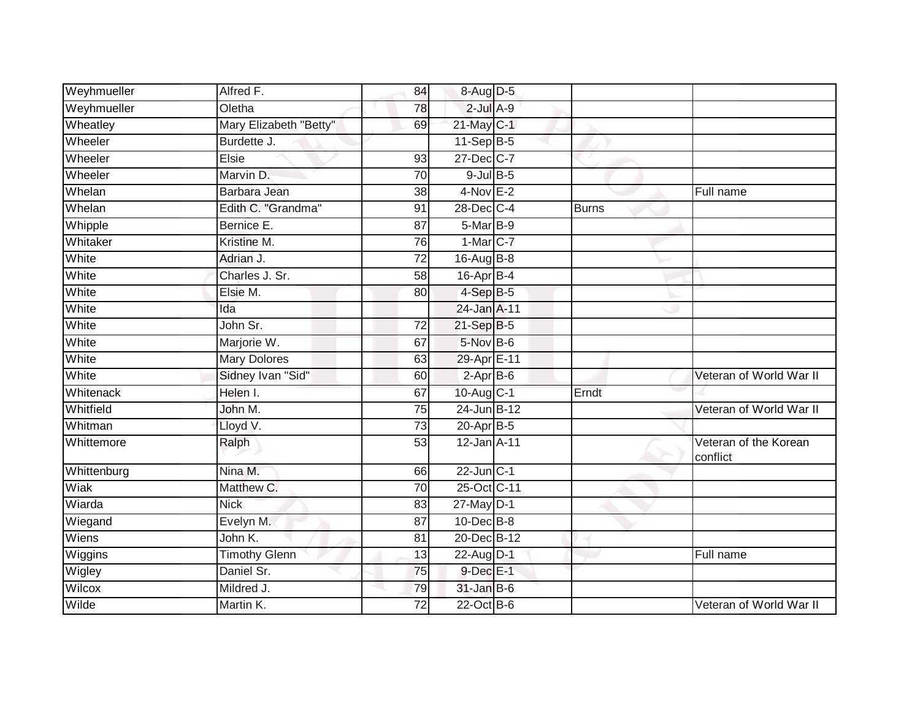| | | | | | | |
|---|---|---|---|---|---|---|
| Weyhmueller | Alfred F. | 84 | 8-Aug | D-5 | | |
| Weyhmueller | Oletha | 78 | 2-Jul | A-9 | | |
| Wheatley | Mary Elizabeth "Betty" | 69 | 21-May | C-1 | | |
| Wheeler | Burdette J. | | 11-Sep | B-5 | | |
| Wheeler | Elsie | 93 | 27-Dec | C-7 | | |
| Wheeler | Marvin D. | 70 | 9-Jul | B-5 | | |
| Whelan | Barbara Jean | 38 | 4-Nov | E-2 | | Full name |
| Whelan | Edith C. "Grandma" | 91 | 28-Dec | C-4 | Burns | |
| Whipple | Bernice E. | 87 | 5-Mar | B-9 | | |
| Whitaker | Kristine M. | 76 | 1-Mar | C-7 | | |
| White | Adrian J. | 72 | 16-Aug | B-8 | | |
| White | Charles J. Sr. | 58 | 16-Apr | B-4 | | |
| White | Elsie M. | 80 | 4-Sep | B-5 | | |
| White | Ida | | 24-Jan | A-11 | | |
| White | John Sr. | 72 | 21-Sep | B-5 | | |
| White | Marjorie W. | 67 | 5-Nov | B-6 | | |
| White | Mary Dolores | 63 | 29-Apr | E-11 | | |
| White | Sidney Ivan "Sid" | 60 | 2-Apr | B-6 | | Veteran of World War II |
| Whitenack | Helen I. | 67 | 10-Aug | C-1 | Erndt | |
| Whitfield | John M. | 75 | 24-Jun | B-12 | | Veteran of World War II |
| Whitman | Lloyd V. | 73 | 20-Apr | B-5 | | |
| Whittemore | Ralph | 53 | 12-Jan | A-11 | | Veteran of the Korean conflict |
| Whittenburg | Nina M. | 66 | 22-Jun | C-1 | | |
| Wiak | Matthew C. | 70 | 25-Oct | C-11 | | |
| Wiarda | Nick | 83 | 27-May | D-1 | | |
| Wiegand | Evelyn M. | 87 | 10-Dec | B-8 | | |
| Wiens | John K. | 81 | 20-Dec | B-12 | | |
| Wiggins | Timothy Glenn | 13 | 22-Aug | D-1 | | Full name |
| Wigley | Daniel Sr. | 75 | 9-Dec | E-1 | | |
| Wilcox | Mildred J. | 79 | 31-Jan | B-6 | | |
| Wilde | Martin K. | 72 | 22-Oct | B-6 | | Veteran of World War II |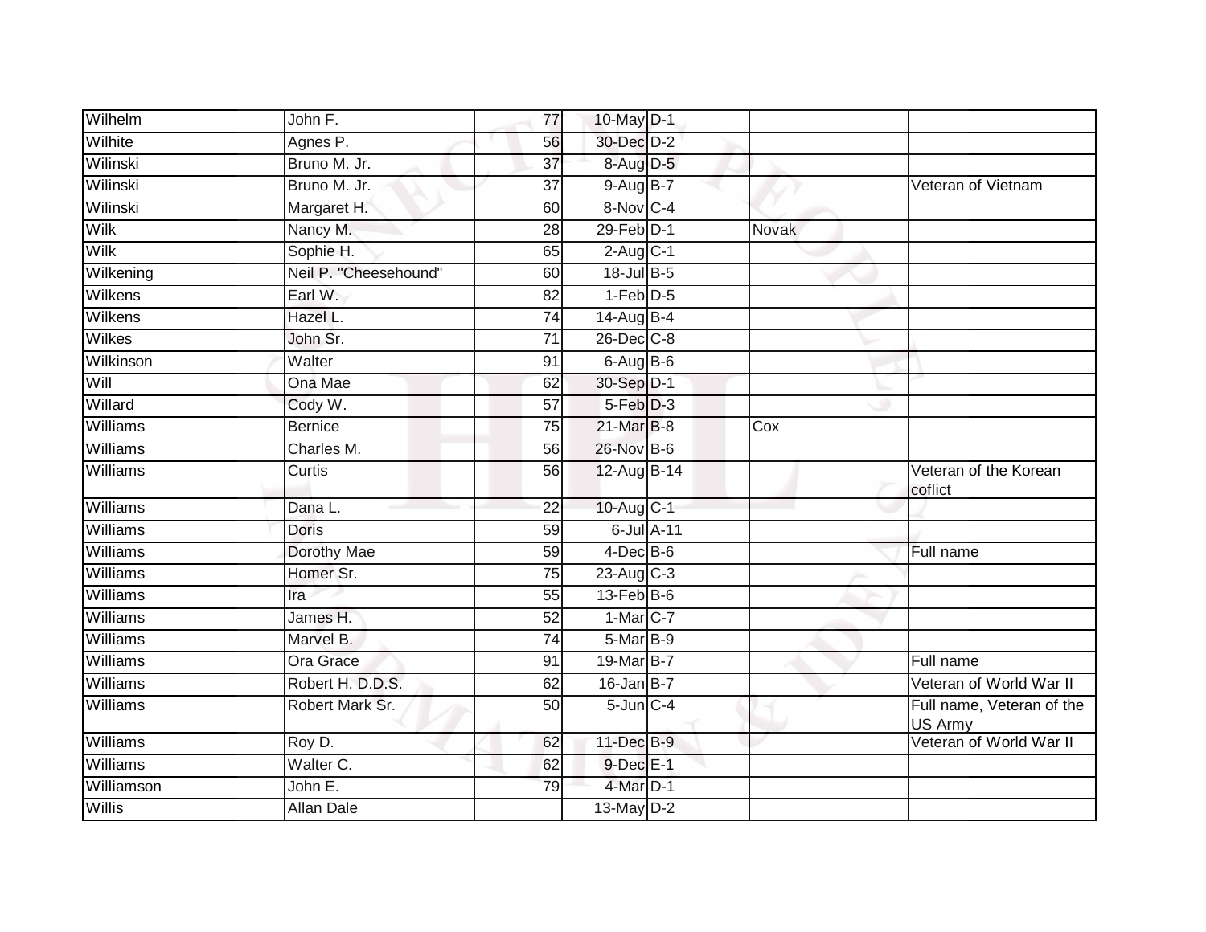| | | | | | | |
|---|---|---|---|---|---|---|
| Wilhelm | John F. | 77 | 10-May | D-1 | | |
| Wilhite | Agnes P. | 56 | 30-Dec | D-2 | | |
| Wilinski | Bruno M. Jr. | 37 | 8-Aug | D-5 | | |
| Wilinski | Bruno M. Jr. | 37 | 9-Aug | B-7 | | Veteran of Vietnam |
| Wilinski | Margaret H. | 60 | 8-Nov | C-4 | | |
| Wilk | Nancy M. | 28 | 29-Feb | D-1 | Novak | |
| Wilk | Sophie H. | 65 | 2-Aug | C-1 | | |
| Wilkening | Neil P. "Cheesehound" | 60 | 18-Jul | B-5 | | |
| Wilkens | Earl W. | 82 | 1-Feb | D-5 | | |
| Wilkens | Hazel L. | 74 | 14-Aug | B-4 | | |
| Wilkes | John Sr. | 71 | 26-Dec | C-8 | | |
| Wilkinson | Walter | 91 | 6-Aug | B-6 | | |
| Will | Ona Mae | 62 | 30-Sep | D-1 | | |
| Willard | Cody W. | 57 | 5-Feb | D-3 | | |
| Williams | Bernice | 75 | 21-Mar | B-8 | Cox | |
| Williams | Charles M. | 56 | 26-Nov | B-6 | | |
| Williams | Curtis | 56 | 12-Aug | B-14 | | Veteran of the Korean coflict |
| Williams | Dana L. | 22 | 10-Aug | C-1 | | |
| Williams | Doris | 59 | 6-Jul | A-11 | | |
| Williams | Dorothy Mae | 59 | 4-Dec | B-6 | | Full name |
| Williams | Homer Sr. | 75 | 23-Aug | C-3 | | |
| Williams | Ira | 55 | 13-Feb | B-6 | | |
| Williams | James H. | 52 | 1-Mar | C-7 | | |
| Williams | Marvel B. | 74 | 5-Mar | B-9 | | |
| Williams | Ora Grace | 91 | 19-Mar | B-7 | | Full name |
| Williams | Robert H. D.D.S. | 62 | 16-Jan | B-7 | | Veteran of World War II |
| Williams | Robert Mark Sr. | 50 | 5-Jun | C-4 | | Full name, Veteran of the US Army |
| Williams | Roy D. | 62 | 11-Dec | B-9 | | Veteran of World War II |
| Williams | Walter C. | 62 | 9-Dec | E-1 | | |
| Williamson | John E. | 79 | 4-Mar | D-1 | | |
| Willis | Allan Dale | | 13-May | D-2 | | |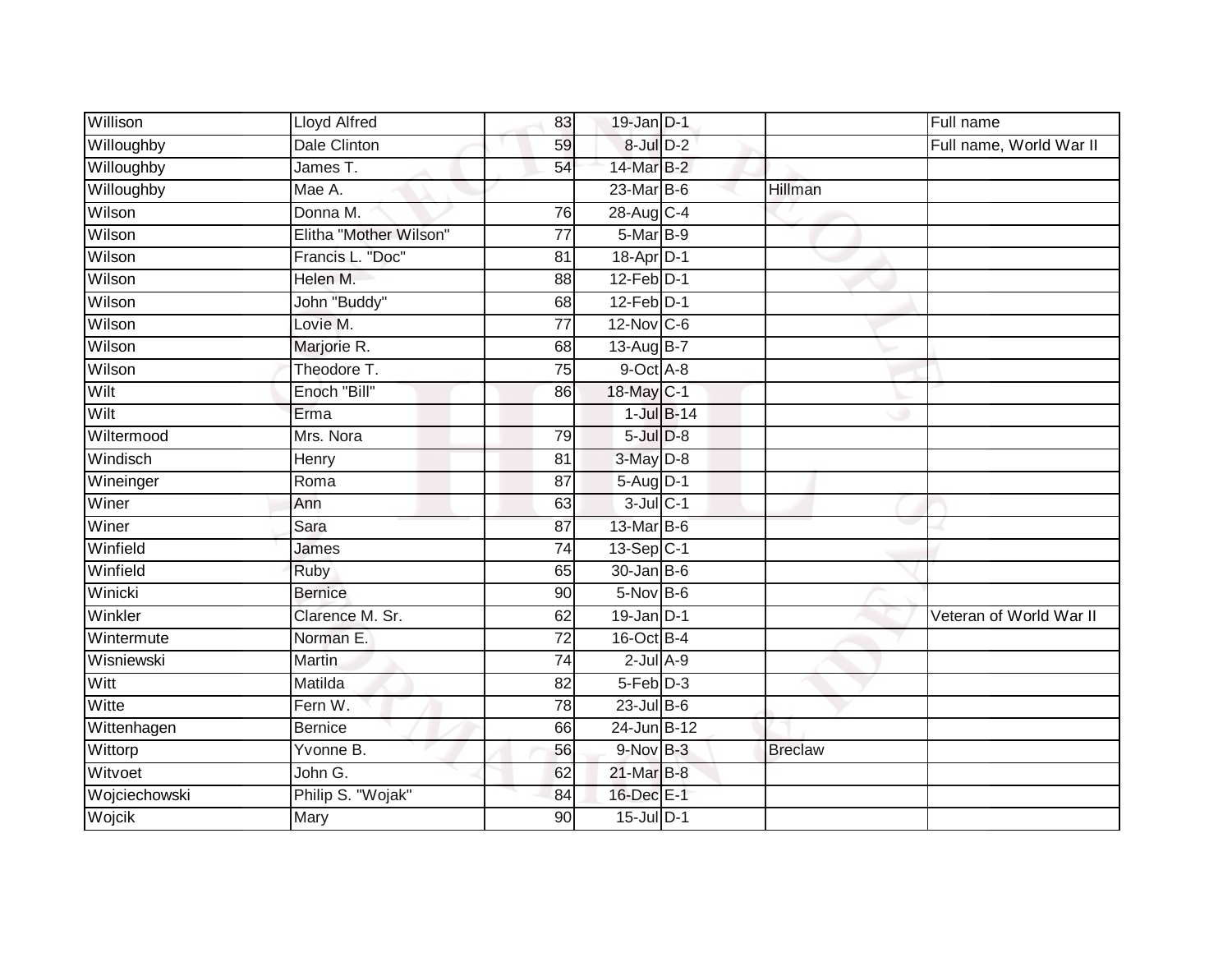| | | | | | | |
|---|---|---|---|---|---|---|
| Willison | Lloyd Alfred | 83 | 19-Jan | D-1 | | Full name |
| Willoughby | Dale Clinton | 59 | 8-Jul | D-2 | | Full name, World War II |
| Willoughby | James T. | 54 | 14-Mar | B-2 | | |
| Willoughby | Mae A. | | 23-Mar | B-6 | Hillman | |
| Wilson | Donna M. | 76 | 28-Aug | C-4 | | |
| Wilson | Elitha "Mother Wilson" | 77 | 5-Mar | B-9 | | |
| Wilson | Francis L. "Doc" | 81 | 18-Apr | D-1 | | |
| Wilson | Helen M. | 88 | 12-Feb | D-1 | | |
| Wilson | John "Buddy" | 68 | 12-Feb | D-1 | | |
| Wilson | Lovie M. | 77 | 12-Nov | C-6 | | |
| Wilson | Marjorie R. | 68 | 13-Aug | B-7 | | |
| Wilson | Theodore T. | 75 | 9-Oct | A-8 | | |
| Wilt | Enoch "Bill" | 86 | 18-May | C-1 | | |
| Wilt | Erma | | 1-Jul | B-14 | | |
| Wiltermood | Mrs. Nora | 79 | 5-Jul | D-8 | | |
| Windisch | Henry | 81 | 3-May | D-8 | | |
| Wineinger | Roma | 87 | 5-Aug | D-1 | | |
| Winer | Ann | 63 | 3-Jul | C-1 | | |
| Winer | Sara | 87 | 13-Mar | B-6 | | |
| Winfield | James | 74 | 13-Sep | C-1 | | |
| Winfield | Ruby | 65 | 30-Jan | B-6 | | |
| Winicki | Bernice | 90 | 5-Nov | B-6 | | |
| Winkler | Clarence M. Sr. | 62 | 19-Jan | D-1 | | Veteran of World War II |
| Wintermute | Norman E. | 72 | 16-Oct | B-4 | | |
| Wisniewski | Martin | 74 | 2-Jul | A-9 | | |
| Witt | Matilda | 82 | 5-Feb | D-3 | | |
| Witte | Fern W. | 78 | 23-Jul | B-6 | | |
| Wittenhagen | Bernice | 66 | 24-Jun | B-12 | | |
| Wittorp | Yvonne B. | 56 | 9-Nov | B-3 | Breclaw | |
| Witvoet | John G. | 62 | 21-Mar | B-8 | | |
| Wojciechowski | Philip S. "Wojak" | 84 | 16-Dec | E-1 | | |
| Wojcik | Mary | 90 | 15-Jul | D-1 | | |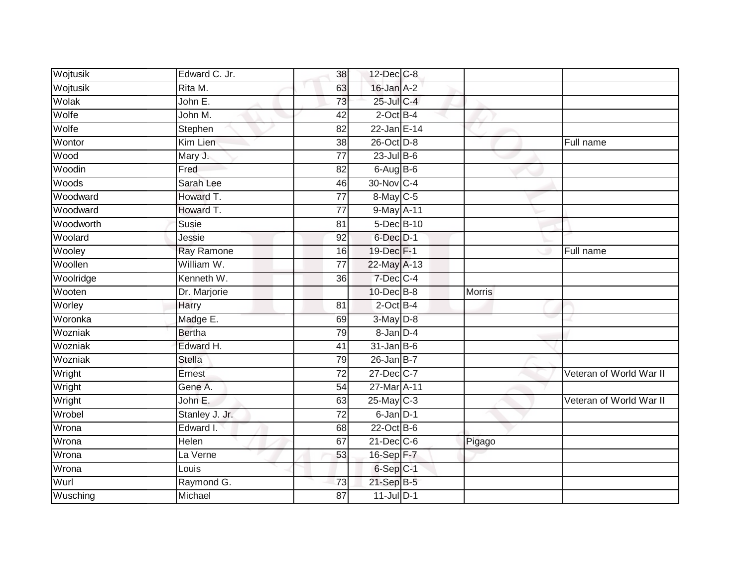| | | | | | | |
|---|---|---|---|---|---|---|
| Wojtusik | Edward C. Jr. | 38 | 12-Dec | C-8 | | |
| Wojtusik | Rita M. | 63 | 16-Jan | A-2 | | |
| Wolak | John E. | 73 | 25-Jul | C-4 | | |
| Wolfe | John M. | 42 | 2-Oct | B-4 | | |
| Wolfe | Stephen | 82 | 22-Jan | E-14 | | |
| Wontor | Kim Lien | 38 | 26-Oct | D-8 | | Full name |
| Wood | Mary J. | 77 | 23-Jul | B-6 | | |
| Woodin | Fred | 82 | 6-Aug | B-6 | | |
| Woods | Sarah Lee | 46 | 30-Nov | C-4 | | |
| Woodward | Howard T. | 77 | 8-May | C-5 | | |
| Woodward | Howard T. | 77 | 9-May | A-11 | | |
| Woodworth | Susie | 81 | 5-Dec | B-10 | | |
| Woolard | Jessie | 92 | 6-Dec | D-1 | | |
| Wooley | Ray Ramone | 16 | 19-Dec | F-1 | | Full name |
| Woollen | William W. | 77 | 22-May | A-13 | | |
| Woolridge | Kenneth W. | 36 | 7-Dec | C-4 | | |
| Wooten | Dr. Marjorie | | 10-Dec | B-8 | Morris | |
| Worley | Harry | 81 | 2-Oct | B-4 | | |
| Woronka | Madge E. | 69 | 3-May | D-8 | | |
| Wozniak | Bertha | 79 | 8-Jan | D-4 | | |
| Wozniak | Edward H. | 41 | 31-Jan | B-6 | | |
| Wozniak | Stella | 79 | 26-Jan | B-7 | | |
| Wright | Ernest | 72 | 27-Dec | C-7 | | Veteran of World War II |
| Wright | Gene A. | 54 | 27-Mar | A-11 | | |
| Wright | John E. | 63 | 25-May | C-3 | | Veteran of World War II |
| Wrobel | Stanley J. Jr. | 72 | 6-Jan | D-1 | | |
| Wrona | Edward I. | 68 | 22-Oct | B-6 | | |
| Wrona | Helen | 67 | 21-Dec | C-6 | Pigago | |
| Wrona | La Verne | 53 | 16-Sep | F-7 | | |
| Wrona | Louis | | 6-Sep | C-1 | | |
| Wurl | Raymond G. | 73 | 21-Sep | B-5 | | |
| Wusching | Michael | 87 | 11-Jul | D-1 | | |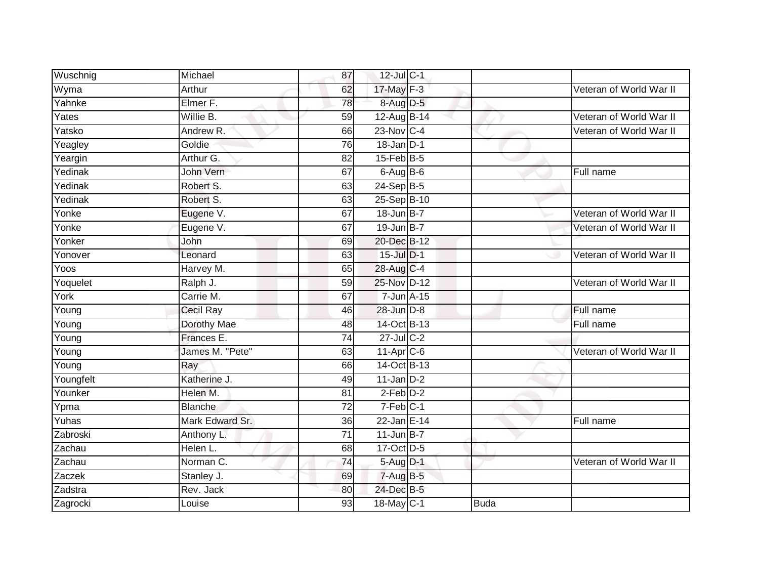| | | | | | | |
|---|---|---|---|---|---|---|
| Wuschnig | Michael | 87 | 12-Jul | C-1 | | |
| Wyma | Arthur | 62 | 17-May | F-3 | | Veteran of World War II |
| Yahnke | Elmer F. | 78 | 8-Aug | D-5 | | |
| Yates | Willie B. | 59 | 12-Aug | B-14 | | Veteran of World War II |
| Yatsko | Andrew R. | 66 | 23-Nov | C-4 | | Veteran of World War II |
| Yeagley | Goldie | 76 | 18-Jan | D-1 | | |
| Yeargin | Arthur G. | 82 | 15-Feb | B-5 | | |
| Yedinak | John Vern | 67 | 6-Aug | B-6 | | Full name |
| Yedinak | Robert S. | 63 | 24-Sep | B-5 | | |
| Yedinak | Robert S. | 63 | 25-Sep | B-10 | | |
| Yonke | Eugene V. | 67 | 18-Jun | B-7 | | Veteran of World War II |
| Yonke | Eugene V. | 67 | 19-Jun | B-7 | | Veteran of World War II |
| Yonker | John | 69 | 20-Dec | B-12 | | |
| Yonover | Leonard | 63 | 15-Jul | D-1 | | Veteran of World War II |
| Yoos | Harvey M. | 65 | 28-Aug | C-4 | | |
| Yoquelet | Ralph J. | 59 | 25-Nov | D-12 | | Veteran of World War II |
| York | Carrie M. | 67 | 7-Jun | A-15 | | |
| Young | Cecil Ray | 46 | 28-Jun | D-8 | | Full name |
| Young | Dorothy Mae | 48 | 14-Oct | B-13 | | Full name |
| Young | Frances E. | 74 | 27-Jul | C-2 | | |
| Young | James M. "Pete" | 63 | 11-Apr | C-6 | | Veteran of World War II |
| Young | Ray | 66 | 14-Oct | B-13 | | |
| Youngfelt | Katherine J. | 49 | 11-Jan | D-2 | | |
| Younker | Helen M. | 81 | 2-Feb | D-2 | | |
| Ypma | Blanche | 72 | 7-Feb | C-1 | | |
| Yuhas | Mark Edward Sr. | 36 | 22-Jan | E-14 | | Full name |
| Zabroski | Anthony L. | 71 | 11-Jun | B-7 | | |
| Zachau | Helen L. | 68 | 17-Oct | D-5 | | |
| Zachau | Norman C. | 74 | 5-Aug | D-1 | | Veteran of World War II |
| Zaczek | Stanley J. | 69 | 7-Aug | B-5 | | |
| Zadstra | Rev. Jack | 80 | 24-Dec | B-5 | | |
| Zagrocki | Louise | 93 | 18-May | C-1 | Buda | |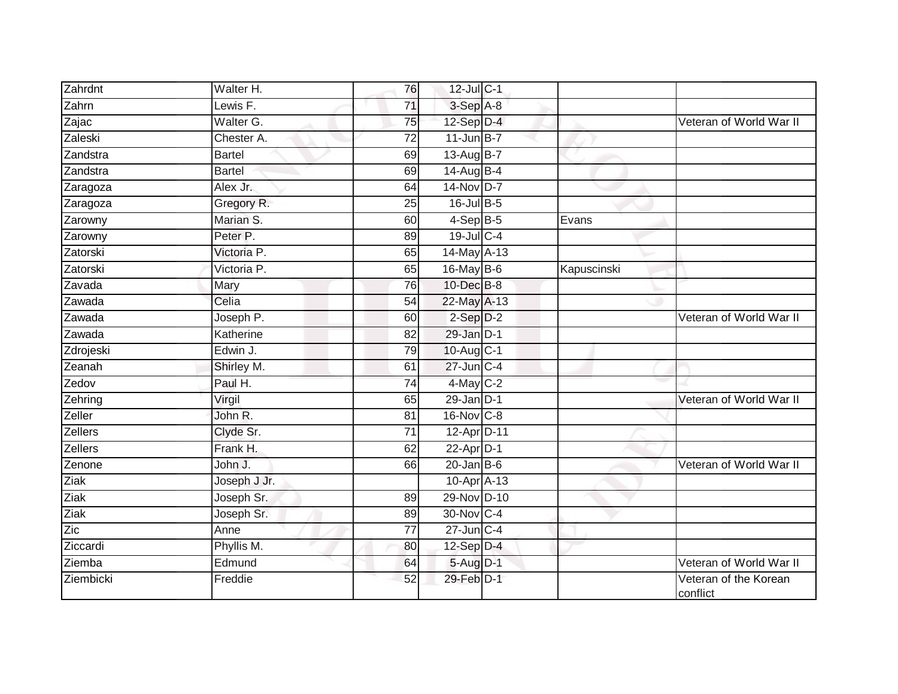| | | | | | | |
|---|---|---|---|---|---|---|
| Zahrdnt | Walter H. | 76 | 12-Jul | C-1 | | |
| Zahrn | Lewis F. | 71 | 3-Sep | A-8 | | |
| Zajac | Walter G. | 75 | 12-Sep | D-4 | | Veteran of World War II |
| Zaleski | Chester A. | 72 | 11-Jun | B-7 | | |
| Zandstra | Bartel | 69 | 13-Aug | B-7 | | |
| Zandstra | Bartel | 69 | 14-Aug | B-4 | | |
| Zaragoza | Alex Jr. | 64 | 14-Nov | D-7 | | |
| Zaragoza | Gregory R. | 25 | 16-Jul | B-5 | | |
| Zarowny | Marian S. | 60 | 4-Sep | B-5 | Evans | |
| Zarowny | Peter P. | 89 | 19-Jul | C-4 | | |
| Zatorski | Victoria P. | 65 | 14-May | A-13 | | |
| Zatorski | Victoria P. | 65 | 16-May | B-6 | Kapuscinski | |
| Zavada | Mary | 76 | 10-Dec | B-8 | | |
| Zawada | Celia | 54 | 22-May | A-13 | | |
| Zawada | Joseph P. | 60 | 2-Sep | D-2 | | Veteran of World War II |
| Zawada | Katherine | 82 | 29-Jan | D-1 | | |
| Zdrojeski | Edwin J. | 79 | 10-Aug | C-1 | | |
| Zeanah | Shirley M. | 61 | 27-Jun | C-4 | | |
| Zedov | Paul H. | 74 | 4-May | C-2 | | |
| Zehring | Virgil | 65 | 29-Jan | D-1 | | Veteran of World War II |
| Zeller | John R. | 81 | 16-Nov | C-8 | | |
| Zellers | Clyde Sr. | 71 | 12-Apr | D-11 | | |
| Zellers | Frank H. | 62 | 22-Apr | D-1 | | |
| Zenone | John J. | 66 | 20-Jan | B-6 | | Veteran of World War II |
| Ziak | Joseph J Jr. | | 10-Apr | A-13 | | |
| Ziak | Joseph Sr. | 89 | 29-Nov | D-10 | | |
| Ziak | Joseph Sr. | 89 | 30-Nov | C-4 | | |
| Zic | Anne | 77 | 27-Jun | C-4 | | |
| Ziccardi | Phyllis M. | 80 | 12-Sep | D-4 | | |
| Ziemba | Edmund | 64 | 5-Aug | D-1 | | Veteran of World War II |
| Ziembicki | Freddie | 52 | 29-Feb | D-1 | | Veteran of the Korean conflict |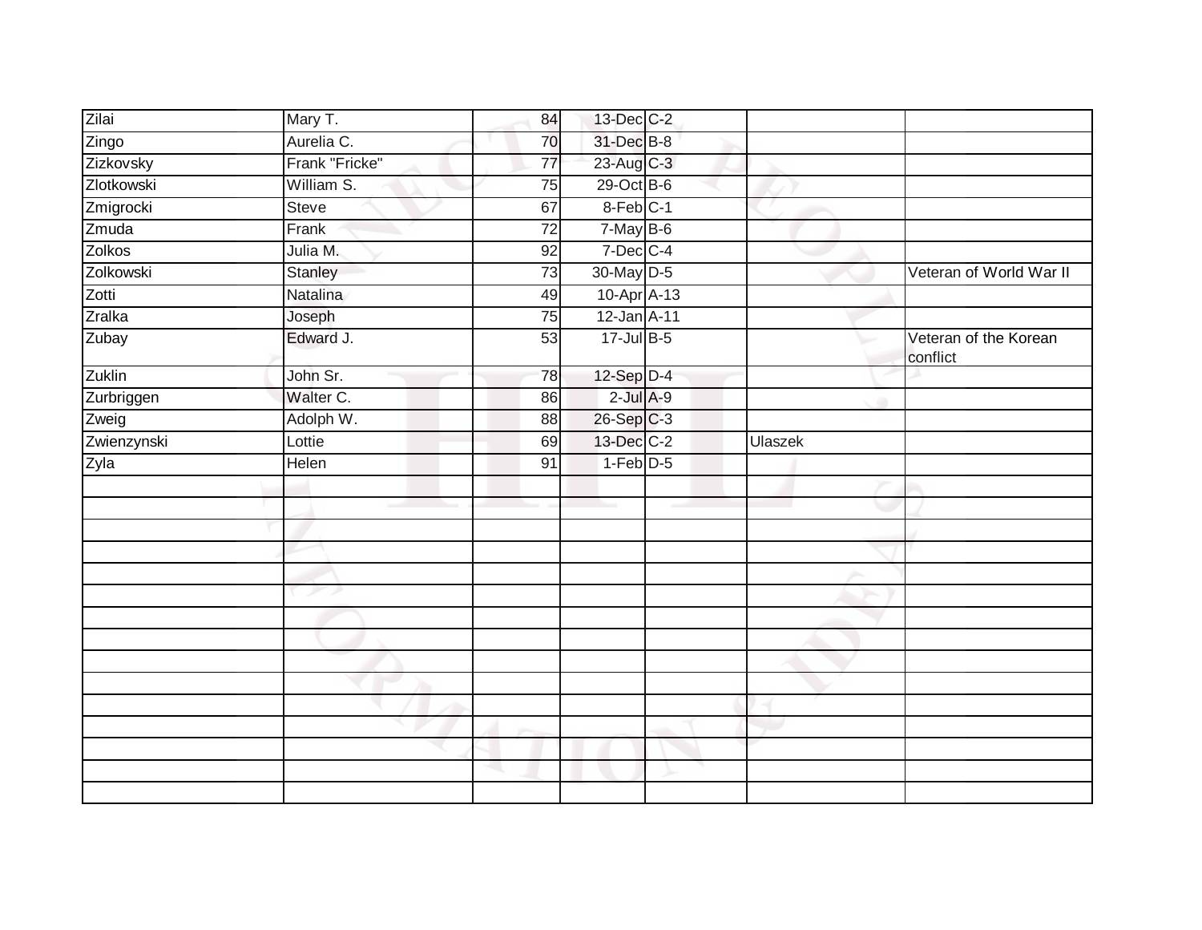| | | | | | | |
|---|---|---|---|---|---|---|
| Zilai | Mary T. | 84 | 13-Dec | C-2 | | |
| Zingo | Aurelia C. | 70 | 31-Dec | B-8 | | |
| Zizkovsky | Frank "Fricke" | 77 | 23-Aug | C-3 | | |
| Zlotkowski | William S. | 75 | 29-Oct | B-6 | | |
| Zmigrocki | Steve | 67 | 8-Feb | C-1 | | |
| Zmuda | Frank | 72 | 7-May | B-6 | | |
| Zolkos | Julia M. | 92 | 7-Dec | C-4 | | |
| Zolkowski | Stanley | 73 | 30-May | D-5 | | Veteran of World War II |
| Zotti | Natalina | 49 | 10-Apr | A-13 | | |
| Zralka | Joseph | 75 | 12-Jan | A-11 | | |
| Zubay | Edward J. | 53 | 17-Jul | B-5 | | Veteran of the Korean conflict |
| Zuklin | John Sr. | 78 | 12-Sep | D-4 | | |
| Zurbriggen | Walter C. | 86 | 2-Jul | A-9 | | |
| Zweig | Adolph W. | 88 | 26-Sep | C-3 | | |
| Zwienzynski | Lottie | 69 | 13-Dec | C-2 | Ulaszek | |
| Zyla | Helen | 91 | 1-Feb | D-5 | | |